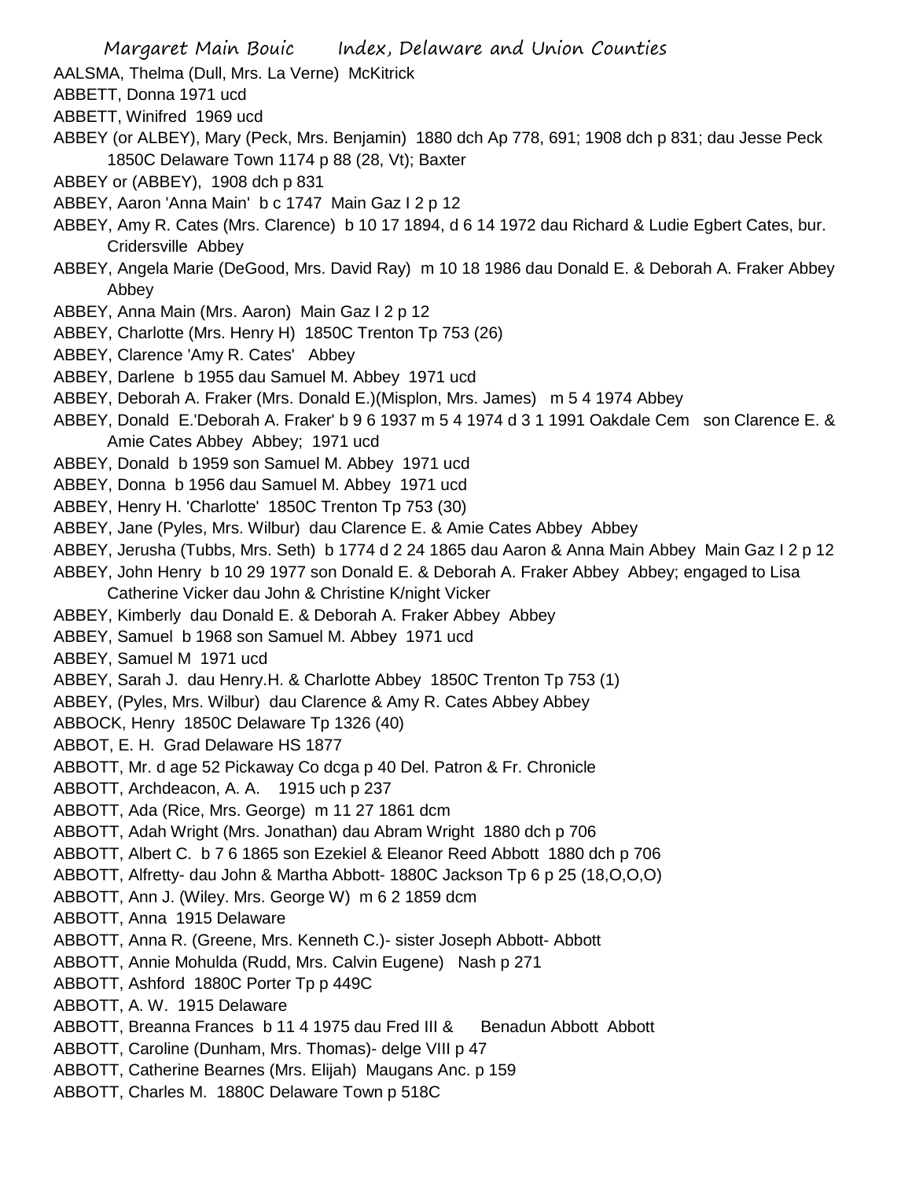AALSMA, Thelma (Dull, Mrs. La Verne) McKitrick

ABBETT, Donna 1971 ucd

ABBETT, Winifred 1969 ucd

ABBEY (or ALBEY), Mary (Peck, Mrs. Benjamin) 1880 dch Ap 778, 691; 1908 dch p 831; dau Jesse Peck 1850C Delaware Town 1174 p 88 (28, Vt); Baxter

ABBEY or (ABBEY), 1908 dch p 831

ABBEY, Aaron 'Anna Main' b c 1747 Main Gaz I 2 p 12

ABBEY, Amy R. Cates (Mrs. Clarence) b 10 17 1894, d 6 14 1972 dau Richard & Ludie Egbert Cates, bur. Cridersville Abbey

ABBEY, Angela Marie (DeGood, Mrs. David Ray) m 10 18 1986 dau Donald E. & Deborah A. Fraker Abbey Abbey

ABBEY, Anna Main (Mrs. Aaron) Main Gaz I 2 p 12

ABBEY, Charlotte (Mrs. Henry H) 1850C Trenton Tp 753 (26)

ABBEY, Clarence 'Amy R. Cates' Abbey

ABBEY, Darlene b 1955 dau Samuel M. Abbey 1971 ucd

ABBEY, Deborah A. Fraker (Mrs. Donald E.)(Misplon, Mrs. James) m 5 4 1974 Abbey

ABBEY, Donald E.'Deborah A. Fraker' b 9 6 1937 m 5 4 1974 d 3 1 1991 Oakdale Cem son Clarence E. & Amie Cates Abbey Abbey; 1971 ucd

ABBEY, Donald b 1959 son Samuel M. Abbey 1971 ucd

ABBEY, Donna b 1956 dau Samuel M. Abbey 1971 ucd

ABBEY, Henry H. 'Charlotte' 1850C Trenton Tp 753 (30)

ABBEY, Jane (Pyles, Mrs. Wilbur) dau Clarence E. & Amie Cates Abbey Abbey

ABBEY, Jerusha (Tubbs, Mrs. Seth) b 1774 d 2 24 1865 dau Aaron & Anna Main Abbey Main Gaz I 2 p 12

ABBEY, John Henry b 10 29 1977 son Donald E. & Deborah A. Fraker Abbey Abbey; engaged to Lisa Catherine Vicker dau John & Christine K/night Vicker

ABBEY, Kimberly dau Donald E. & Deborah A. Fraker Abbey Abbey

ABBEY, Samuel b 1968 son Samuel M. Abbey 1971 ucd

ABBEY, Samuel M 1971 ucd

ABBEY, Sarah J. dau Henry.H. & Charlotte Abbey 1850C Trenton Tp 753 (1)

ABBEY, (Pyles, Mrs. Wilbur) dau Clarence & Amy R. Cates Abbey Abbey

ABBOCK, Henry 1850C Delaware Tp 1326 (40)

ABBOT, E. H. Grad Delaware HS 1877

ABBOTT, Mr. d age 52 Pickaway Co dcga p 40 Del. Patron & Fr. Chronicle

ABBOTT, Archdeacon, A. A. 1915 uch p 237

ABBOTT, Ada (Rice, Mrs. George) m 11 27 1861 dcm

ABBOTT, Adah Wright (Mrs. Jonathan) dau Abram Wright 1880 dch p 706

ABBOTT, Albert C. b 7 6 1865 son Ezekiel & Eleanor Reed Abbott 1880 dch p 706

ABBOTT, Alfretty- dau John & Martha Abbott- 1880C Jackson Tp 6 p 25 (18,O,O,O)

ABBOTT, Ann J. (Wiley. Mrs. George W) m 6 2 1859 dcm

ABBOTT, Anna 1915 Delaware

ABBOTT, Anna R. (Greene, Mrs. Kenneth C.)- sister Joseph Abbott- Abbott

ABBOTT, Annie Mohulda (Rudd, Mrs. Calvin Eugene) Nash p 271

ABBOTT, Ashford 1880C Porter Tp p 449C

ABBOTT, A. W. 1915 Delaware

ABBOTT, Breanna Frances b 11 4 1975 dau Fred III & Benadun Abbott Abbott

ABBOTT, Caroline (Dunham, Mrs. Thomas)- delge VIII p 47

ABBOTT, Catherine Bearnes (Mrs. Elijah) Maugans Anc. p 159

ABBOTT, Charles M. 1880C Delaware Town p 518C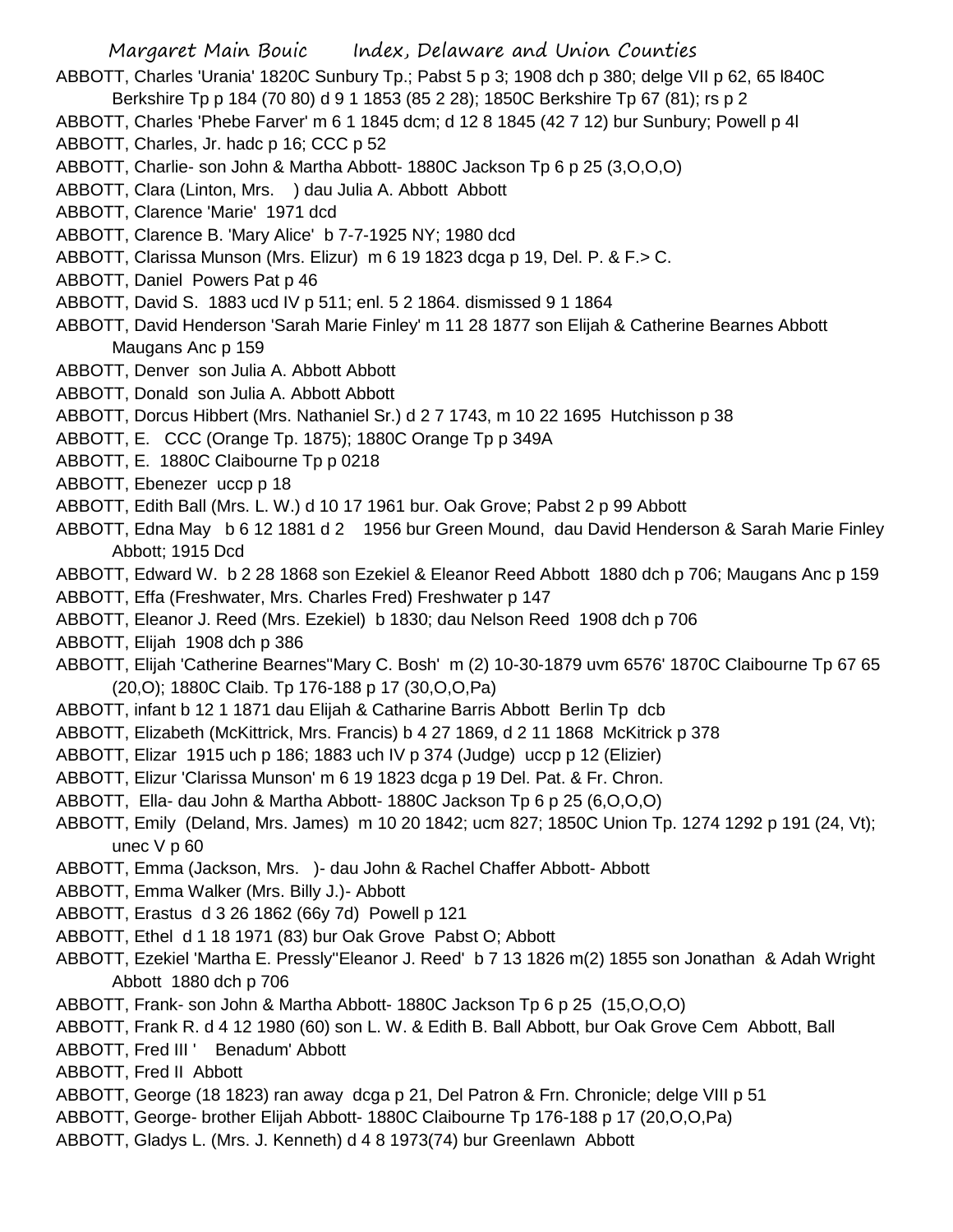ABBOTT, Charles 'Urania' 1820C Sunbury Tp.; Pabst 5 p 3; 1908 dch p 380; delge VII p 62, 65 l840C Berkshire Tp p 184 (70 80) d 9 1 1853 (85 2 28); 1850C Berkshire Tp 67 (81); rs p 2

ABBOTT, Charles 'Phebe Farver' m 6 1 1845 dcm; d 12 8 1845 (42 7 12) bur Sunbury; Powell p 4l

ABBOTT, Charles, Jr. hadc p 16; CCC p 52

ABBOTT, Charlie- son John & Martha Abbott- 1880C Jackson Tp 6 p 25 (3,O,O,O)

ABBOTT, Clara (Linton, Mrs. ) dau Julia A. Abbott Abbott

ABBOTT, Clarence 'Marie' 1971 dcd

ABBOTT, Clarence B. 'Mary Alice' b 7-7-1925 NY; 1980 dcd

ABBOTT, Clarissa Munson (Mrs. Elizur) m 6 19 1823 dcga p 19, Del. P. & F.> C.

ABBOTT, Daniel Powers Pat p 46

ABBOTT, David S. 1883 ucd IV p 511; enl. 5 2 1864. dismissed 9 1 1864

ABBOTT, David Henderson 'Sarah Marie Finley' m 11 28 1877 son Elijah & Catherine Bearnes Abbott Maugans Anc p 159

ABBOTT, Denver son Julia A. Abbott Abbott

ABBOTT, Donald son Julia A. Abbott Abbott

ABBOTT, Dorcus Hibbert (Mrs. Nathaniel Sr.) d 2 7 1743, m 10 22 1695 Hutchisson p 38

ABBOTT, E. CCC (Orange Tp. 1875); 1880C Orange Tp p 349A

ABBOTT, E. 1880C Claibourne Tp p 0218

ABBOTT, Ebenezer uccp p 18

ABBOTT, Edith Ball (Mrs. L. W.) d 10 17 1961 bur. Oak Grove; Pabst 2 p 99 Abbott

ABBOTT, Edna May b 6 12 1881 d 2 1956 bur Green Mound, dau David Henderson & Sarah Marie Finley Abbott; 1915 Dcd

ABBOTT, Edward W. b 2 28 1868 son Ezekiel & Eleanor Reed Abbott 1880 dch p 706; Maugans Anc p 159

ABBOTT, Effa (Freshwater, Mrs. Charles Fred) Freshwater p 147

ABBOTT, Eleanor J. Reed (Mrs. Ezekiel) b 1830; dau Nelson Reed 1908 dch p 706

ABBOTT, Elijah 1908 dch p 386

ABBOTT, Elijah 'Catherine Bearnes''Mary C. Bosh' m (2) 10-30-1879 uvm 6576' 1870C Claibourne Tp 67 65 (20,O); 1880C Claib. Tp 176-188 p 17 (30,O,O,Pa)

ABBOTT, infant b 12 1 1871 dau Elijah & Catharine Barris Abbott Berlin Tp dcb

ABBOTT, Elizabeth (McKittrick, Mrs. Francis) b 4 27 1869, d 2 11 1868 McKitrick p 378

ABBOTT, Elizar 1915 uch p 186; 1883 uch IV p 374 (Judge) uccp p 12 (Elizier)

ABBOTT, Elizur 'Clarissa Munson' m 6 19 1823 dcga p 19 Del. Pat. & Fr. Chron.

ABBOTT, Ella- dau John & Martha Abbott- 1880C Jackson Tp 6 p 25 (6,O,O,O)

ABBOTT, Emily (Deland, Mrs. James) m 10 20 1842; ucm 827; 1850C Union Tp. 1274 1292 p 191 (24, Vt); unec V p 60

ABBOTT, Emma (Jackson, Mrs. )- dau John & Rachel Chaffer Abbott- Abbott

ABBOTT, Emma Walker (Mrs. Billy J.)- Abbott

ABBOTT, Erastus d 3 26 1862 (66y 7d) Powell p 121

ABBOTT, Ethel d 1 18 1971 (83) bur Oak Grove Pabst O; Abbott

ABBOTT, Ezekiel 'Martha E. Pressly''Eleanor J. Reed' b 7 13 1826 m(2) 1855 son Jonathan & Adah Wright Abbott 1880 dch p 706

ABBOTT, Frank- son John & Martha Abbott- 1880C Jackson Tp 6 p 25 (15,O,O,O)

ABBOTT, Frank R. d 4 12 1980 (60) son L. W. & Edith B. Ball Abbott, bur Oak Grove Cem Abbott, Ball

ABBOTT, Fred III ' Benadum' Abbott

ABBOTT, Fred II Abbott

ABBOTT, George (18 1823) ran away dcga p 21, Del Patron & Frn. Chronicle; delge VIII p 51

ABBOTT, George- brother Elijah Abbott- 1880C Claibourne Tp 176-188 p 17 (20,O,O,Pa)

ABBOTT, Gladys L. (Mrs. J. Kenneth) d 4 8 1973(74) bur Greenlawn Abbott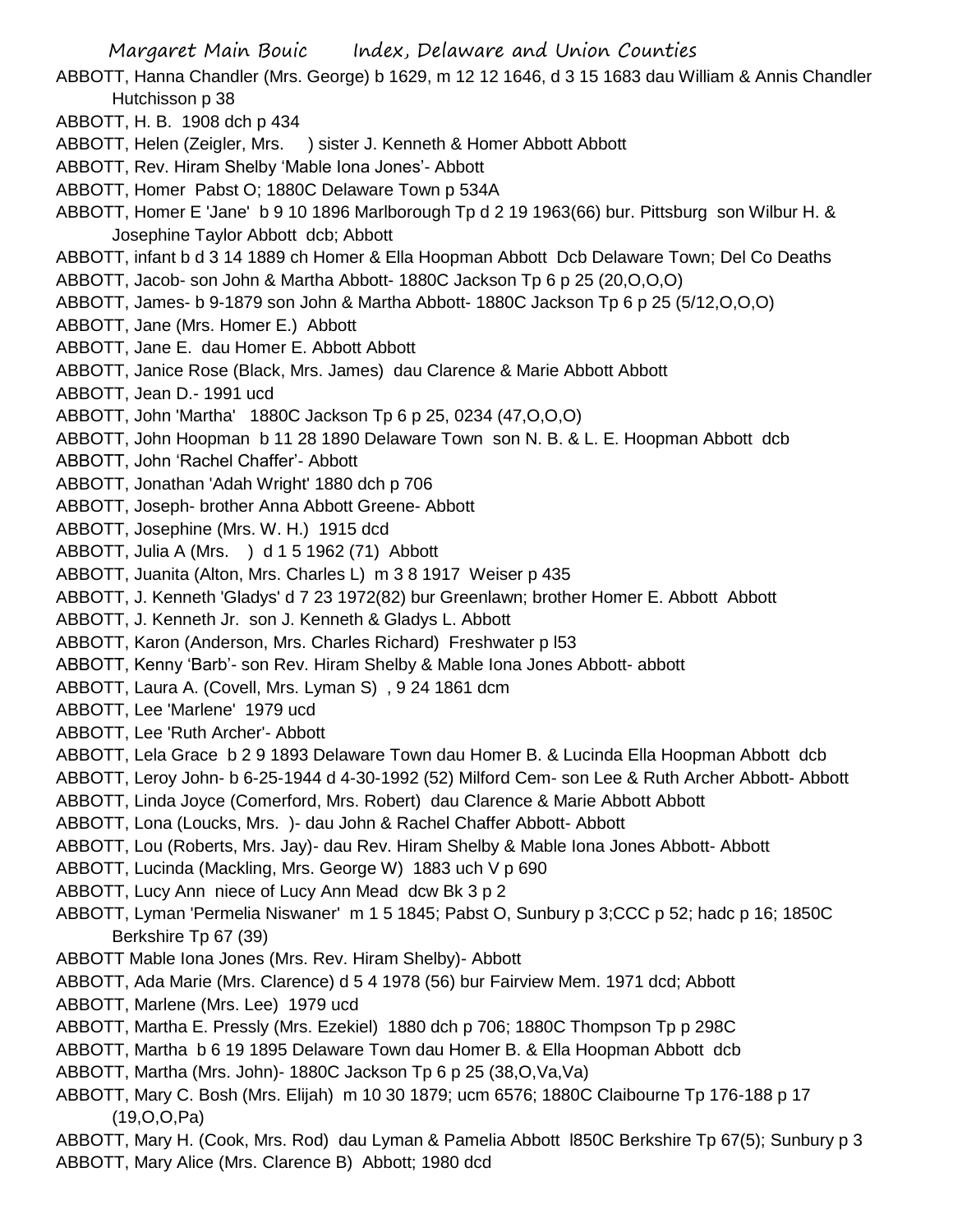ABBOTT, Hanna Chandler (Mrs. George) b 1629, m 12 12 1646, d 3 15 1683 dau William & Annis Chandler Hutchisson p 38

ABBOTT, H. B. 1908 dch p 434

ABBOTT, Helen (Zeigler, Mrs. ) sister J. Kenneth & Homer Abbott Abbott

ABBOTT, Rev. Hiram Shelby 'Mable Iona Jones'- Abbott

ABBOTT, Homer Pabst O; 1880C Delaware Town p 534A

ABBOTT, Homer E 'Jane' b 9 10 1896 Marlborough Tp d 2 19 1963(66) bur. Pittsburg son Wilbur H. & Josephine Taylor Abbott dcb; Abbott

ABBOTT, infant b d 3 14 1889 ch Homer & Ella Hoopman Abbott Dcb Delaware Town; Del Co Deaths

ABBOTT, Jacob- son John & Martha Abbott- 1880C Jackson Tp 6 p 25 (20,O,O,O)

ABBOTT, James- b 9-1879 son John & Martha Abbott- 1880C Jackson Tp 6 p 25 (5/12,O,O,O)

ABBOTT, Jane (Mrs. Homer E.) Abbott

ABBOTT, Jane E. dau Homer E. Abbott Abbott

ABBOTT, Janice Rose (Black, Mrs. James) dau Clarence & Marie Abbott Abbott

ABBOTT, Jean D.- 1991 ucd

ABBOTT, John 'Martha' 1880C Jackson Tp 6 p 25, 0234 (47,O,O,O)

ABBOTT, John Hoopman b 11 28 1890 Delaware Town son N. B. & L. E. Hoopman Abbott dcb

ABBOTT, John 'Rachel Chaffer'- Abbott

ABBOTT, Jonathan 'Adah Wright' 1880 dch p 706

ABBOTT, Joseph- brother Anna Abbott Greene- Abbott

ABBOTT, Josephine (Mrs. W. H.) 1915 dcd

ABBOTT, Julia A (Mrs. ) d 1 5 1962 (71) Abbott

ABBOTT, Juanita (Alton, Mrs. Charles L) m 3 8 1917 Weiser p 435

ABBOTT, J. Kenneth 'Gladys' d 7 23 1972(82) bur Greenlawn; brother Homer E. Abbott Abbott

ABBOTT, J. Kenneth Jr. son J. Kenneth & Gladys L. Abbott

ABBOTT, Karon (Anderson, Mrs. Charles Richard) Freshwater p l53

ABBOTT, Kenny 'Barb'- son Rev. Hiram Shelby & Mable Iona Jones Abbott- abbott

ABBOTT, Laura A. (Covell, Mrs. Lyman S) , 9 24 1861 dcm

ABBOTT, Lee 'Marlene' 1979 ucd

ABBOTT, Lee 'Ruth Archer'- Abbott

ABBOTT, Lela Grace b 2 9 1893 Delaware Town dau Homer B. & Lucinda Ella Hoopman Abbott dcb

ABBOTT, Leroy John- b 6-25-1944 d 4-30-1992 (52) Milford Cem- son Lee & Ruth Archer Abbott- Abbott

ABBOTT, Linda Joyce (Comerford, Mrs. Robert) dau Clarence & Marie Abbott Abbott

ABBOTT, Lona (Loucks, Mrs. )- dau John & Rachel Chaffer Abbott- Abbott

ABBOTT, Lou (Roberts, Mrs. Jay)- dau Rev. Hiram Shelby & Mable Iona Jones Abbott- Abbott

ABBOTT, Lucinda (Mackling, Mrs. George W) 1883 uch V p 690

ABBOTT, Lucy Ann niece of Lucy Ann Mead dcw Bk 3 p 2

ABBOTT, Lyman 'Permelia Niswaner' m 1 5 1845; Pabst O, Sunbury p 3;CCC p 52; hadc p 16; 1850C Berkshire Tp 67 (39)

ABBOTT Mable Iona Jones (Mrs. Rev. Hiram Shelby)- Abbott

ABBOTT, Ada Marie (Mrs. Clarence) d 5 4 1978 (56) bur Fairview Mem. 1971 dcd; Abbott

ABBOTT, Marlene (Mrs. Lee) 1979 ucd

ABBOTT, Martha E. Pressly (Mrs. Ezekiel) 1880 dch p 706; 1880C Thompson Tp p 298C

ABBOTT, Martha b 6 19 1895 Delaware Town dau Homer B. & Ella Hoopman Abbott dcb

ABBOTT, Martha (Mrs. John)- 1880C Jackson Tp 6 p 25 (38,O,Va,Va)

ABBOTT, Mary C. Bosh (Mrs. Elijah) m 10 30 1879; ucm 6576; 1880C Claibourne Tp 176-188 p 17 (19,O,O,Pa)

ABBOTT, Mary H. (Cook, Mrs. Rod) dau Lyman & Pamelia Abbott l850C Berkshire Tp 67(5); Sunbury p 3

ABBOTT, Mary Alice (Mrs. Clarence B) Abbott; 1980 dcd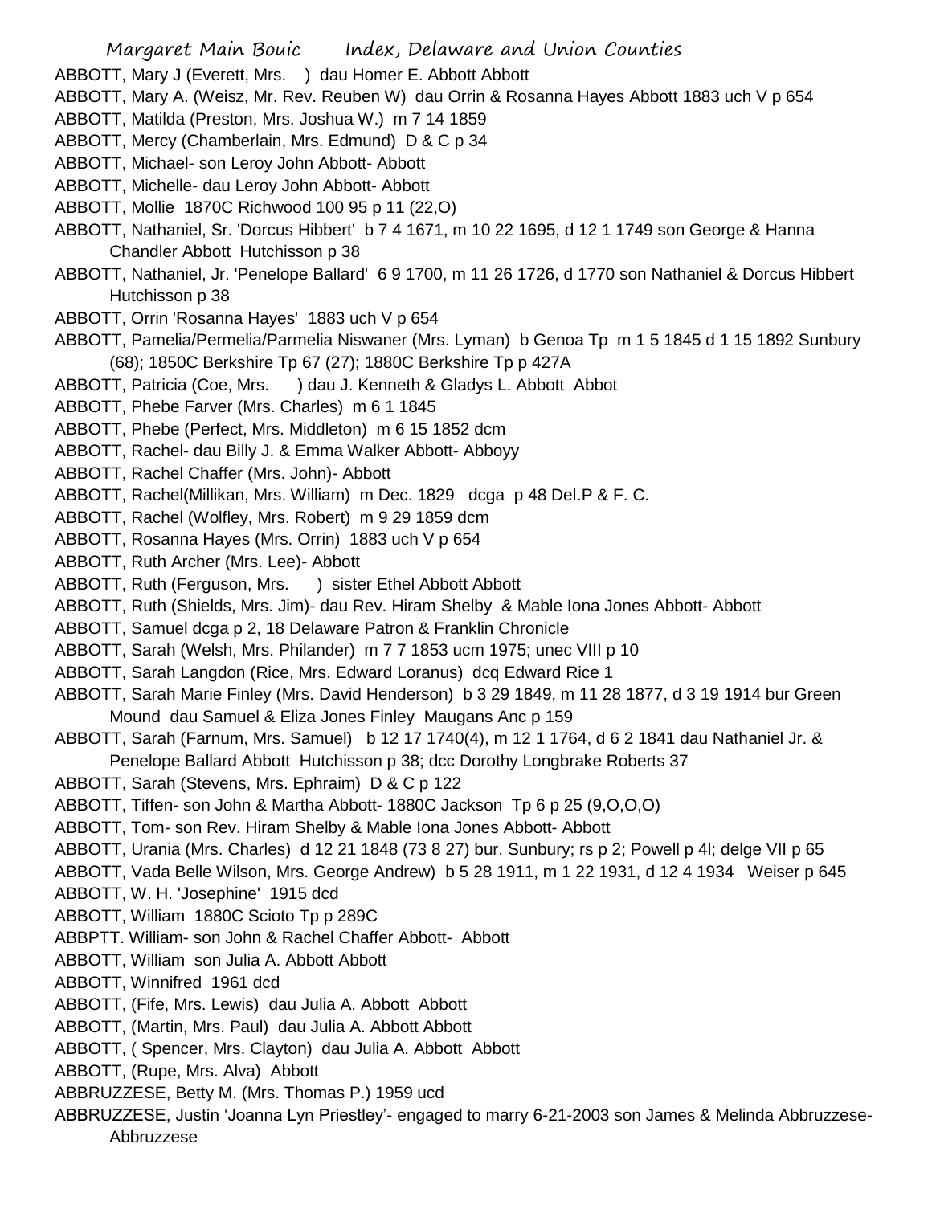ABBOTT, Mary J (Everett, Mrs. ) dau Homer E. Abbott Abbott

ABBOTT, Mary A. (Weisz, Mr. Rev. Reuben W) dau Orrin & Rosanna Hayes Abbott 1883 uch V p 654

ABBOTT, Matilda (Preston, Mrs. Joshua W.) m 7 14 1859

ABBOTT, Mercy (Chamberlain, Mrs. Edmund) D & C p 34

ABBOTT, Michael- son Leroy John Abbott- Abbott

ABBOTT, Michelle- dau Leroy John Abbott- Abbott

ABBOTT, Mollie 1870C Richwood 100 95 p 11 (22,O)

ABBOTT, Nathaniel, Sr. 'Dorcus Hibbert' b 7 4 1671, m 10 22 1695, d 12 1 1749 son George & Hanna Chandler Abbott Hutchisson p 38

ABBOTT, Nathaniel, Jr. 'Penelope Ballard' 6 9 1700, m 11 26 1726, d 1770 son Nathaniel & Dorcus Hibbert Hutchisson p 38

ABBOTT, Orrin 'Rosanna Hayes' 1883 uch V p 654

ABBOTT, Pamelia/Permelia/Parmelia Niswaner (Mrs. Lyman) b Genoa Tp m 1 5 1845 d 1 15 1892 Sunbury (68); 1850C Berkshire Tp 67 (27); 1880C Berkshire Tp p 427A

ABBOTT, Patricia (Coe, Mrs. ) dau J. Kenneth & Gladys L. Abbott Abbot

ABBOTT, Phebe Farver (Mrs. Charles) m 6 1 1845

ABBOTT, Phebe (Perfect, Mrs. Middleton) m 6 15 1852 dcm

ABBOTT, Rachel- dau Billy J. & Emma Walker Abbott- Abboyy

ABBOTT, Rachel Chaffer (Mrs. John)- Abbott

ABBOTT, Rachel(Millikan, Mrs. William) m Dec. 1829 dcga p 48 Del.P & F. C.

ABBOTT, Rachel (Wolfley, Mrs. Robert) m 9 29 1859 dcm

ABBOTT, Rosanna Hayes (Mrs. Orrin) 1883 uch V p 654

ABBOTT, Ruth Archer (Mrs. Lee)- Abbott

ABBOTT, Ruth (Ferguson, Mrs. ) sister Ethel Abbott Abbott

ABBOTT, Ruth (Shields, Mrs. Jim)- dau Rev. Hiram Shelby & Mable Iona Jones Abbott- Abbott

ABBOTT, Samuel dcga p 2, 18 Delaware Patron & Franklin Chronicle

ABBOTT, Sarah (Welsh, Mrs. Philander) m 7 7 1853 ucm 1975; unec VIII p 10

ABBOTT, Sarah Langdon (Rice, Mrs. Edward Loranus) dcq Edward Rice 1

ABBOTT, Sarah Marie Finley (Mrs. David Henderson) b 3 29 1849, m 11 28 1877, d 3 19 1914 bur Green Mound dau Samuel & Eliza Jones Finley Maugans Anc p 159

ABBOTT, Sarah (Farnum, Mrs. Samuel) b 12 17 1740(4), m 12 1 1764, d 6 2 1841 dau Nathaniel Jr. & Penelope Ballard Abbott Hutchisson p 38; dcc Dorothy Longbrake Roberts 37

ABBOTT, Sarah (Stevens, Mrs. Ephraim) D & C p 122

ABBOTT, Tiffen- son John & Martha Abbott- 1880C Jackson Tp 6 p 25 (9,O,O,O)

ABBOTT, Tom- son Rev. Hiram Shelby & Mable Iona Jones Abbott- Abbott

ABBOTT, Urania (Mrs. Charles) d 12 21 1848 (73 8 27) bur. Sunbury; rs p 2; Powell p 4l; delge VII p 65

ABBOTT, Vada Belle Wilson, Mrs. George Andrew) b 5 28 1911, m 1 22 1931, d 12 4 1934 Weiser p 645

ABBOTT, W. H. 'Josephine' 1915 dcd

ABBOTT, William 1880C Scioto Tp p 289C

ABBPTT. William- son John & Rachel Chaffer Abbott- Abbott

ABBOTT, William son Julia A. Abbott Abbott

ABBOTT, Winnifred 1961 dcd

ABBOTT, (Fife, Mrs. Lewis) dau Julia A. Abbott Abbott

ABBOTT, (Martin, Mrs. Paul) dau Julia A. Abbott Abbott

ABBOTT, ( Spencer, Mrs. Clayton) dau Julia A. Abbott Abbott

ABBOTT, (Rupe, Mrs. Alva) Abbott

ABBRUZZESE, Betty M. (Mrs. Thomas P.) 1959 ucd

ABBRUZZESE, Justin 'Joanna Lyn Priestley'- engaged to marry 6-21-2003 son James & Melinda Abbruzzese- Abbruzzese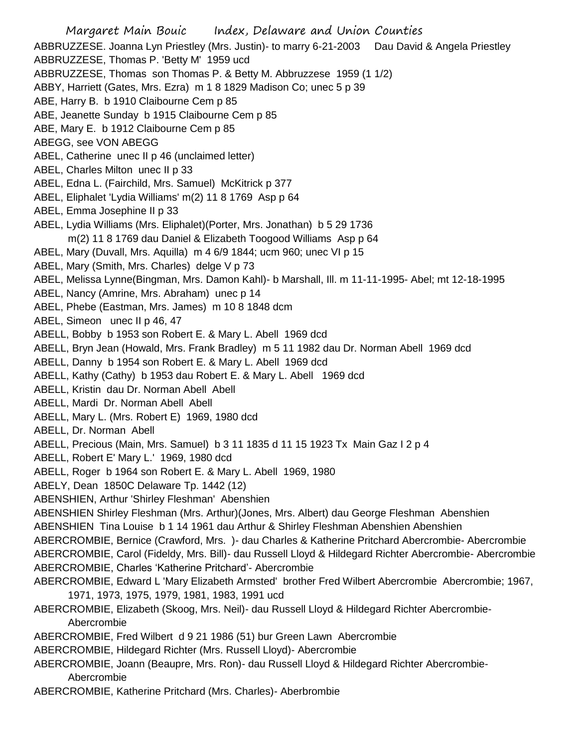ABBRUZZESE. Joanna Lyn Priestley (Mrs. Justin)- to marry 6-21-2003 Dau David & Angela Priestley

ABBRUZZESE, Thomas P. 'Betty M' 1959 ucd

ABBRUZZESE, Thomas son Thomas P. & Betty M. Abbruzzese 1959 (1 1/2)

ABBY, Harriett (Gates, Mrs. Ezra) m 1 8 1829 Madison Co; unec 5 p 39

ABE, Harry B. b 1910 Claibourne Cem p 85

ABE, Jeanette Sunday b 1915 Claibourne Cem p 85

ABE, Mary E. b 1912 Claibourne Cem p 85

ABEGG, see VON ABEGG

ABEL, Catherine unec II p 46 (unclaimed letter)

ABEL, Charles Milton unec II p 33

ABEL, Edna L. (Fairchild, Mrs. Samuel) McKitrick p 377

ABEL, Eliphalet 'Lydia Williams' m(2) 11 8 1769 Asp p 64

ABEL, Emma Josephine II p 33

ABEL, Lydia Williams (Mrs. Eliphalet)(Porter, Mrs. Jonathan) b 5 29 1736
m(2) 11 8 1769 dau Daniel & Elizabeth Toogood Williams Asp p 64

ABEL, Mary (Duvall, Mrs. Aquilla) m 4 6/9 1844; ucm 960; unec VI p 15

ABEL, Mary (Smith, Mrs. Charles) delge V p 73

ABEL, Melissa Lynne(Bingman, Mrs. Damon Kahl)- b Marshall, Ill. m 11-11-1995- Abel; mt 12-18-1995

ABEL, Nancy (Amrine, Mrs. Abraham) unec p 14

ABEL, Phebe (Eastman, Mrs. James) m 10 8 1848 dcm

ABEL, Simeon unec II p 46, 47

ABELL, Bobby b 1953 son Robert E. & Mary L. Abell 1969 dcd

ABELL, Bryn Jean (Howald, Mrs. Frank Bradley) m 5 11 1982 dau Dr. Norman Abell 1969 dcd

ABELL, Danny b 1954 son Robert E. & Mary L. Abell 1969 dcd

ABELL, Kathy (Cathy) b 1953 dau Robert E. & Mary L. Abell 1969 dcd

ABELL, Kristin dau Dr. Norman Abell Abell

ABELL, Mardi Dr. Norman Abell Abell

ABELL, Mary L. (Mrs. Robert E) 1969, 1980 dcd

ABELL, Dr. Norman Abell

ABELL, Precious (Main, Mrs. Samuel) b 3 11 1835 d 11 15 1923 Tx Main Gaz I 2 p 4

ABELL, Robert E' Mary L.' 1969, 1980 dcd

ABELL, Roger b 1964 son Robert E. & Mary L. Abell 1969, 1980

ABELY, Dean 1850C Delaware Tp. 1442 (12)

ABENSHIEN, Arthur 'Shirley Fleshman' Abenshien

ABENSHIEN Shirley Fleshman (Mrs. Arthur)(Jones, Mrs. Albert) dau George Fleshman Abenshien

ABENSHIEN Tina Louise b 1 14 1961 dau Arthur & Shirley Fleshman Abenshien Abenshien

ABERCROMBIE, Bernice (Crawford, Mrs. )- dau Charles & Katherine Pritchard Abercrombie- Abercrombie

ABERCROMBIE, Carol (Fideldy, Mrs. Bill)- dau Russell Lloyd & Hildegard Richter Abercrombie- Abercrombie

ABERCROMBIE, Charles 'Katherine Pritchard'- Abercrombie

ABERCROMBIE, Edward L 'Mary Elizabeth Armsted' brother Fred Wilbert Abercrombie Abercrombie; 1967, 1971, 1973, 1975, 1979, 1981, 1983, 1991 ucd

ABERCROMBIE, Elizabeth (Skoog, Mrs. Neil)- dau Russell Lloyd & Hildegard Richter Abercrombie- Abercrombie

ABERCROMBIE, Fred Wilbert d 9 21 1986 (51) bur Green Lawn Abercrombie

ABERCROMBIE, Hildegard Richter (Mrs. Russell Lloyd)- Abercrombie

ABERCROMBIE, Joann (Beaupre, Mrs. Ron)- dau Russell Lloyd & Hildegard Richter Abercrombie- Abercrombie

ABERCROMBIE, Katherine Pritchard (Mrs. Charles)- Aberbrombie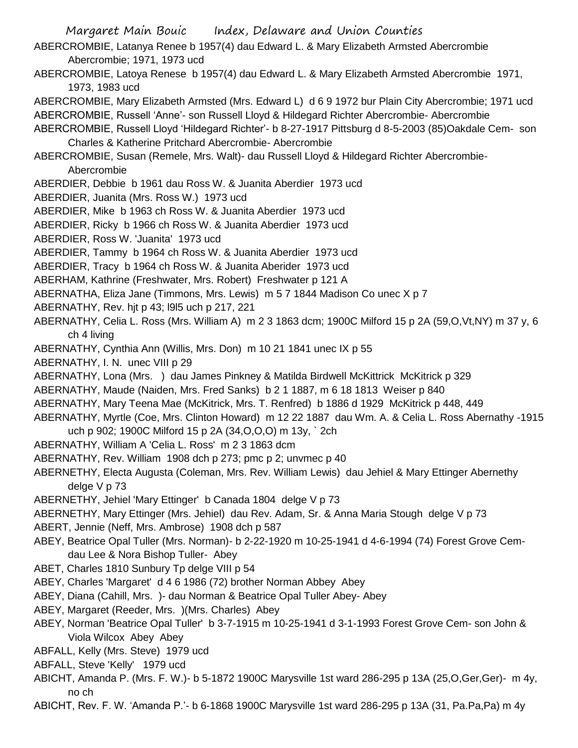ABERCROMBIE, Latanya Renee b 1957(4) dau Edward L. & Mary Elizabeth Armsted Abercrombie Abercrombie; 1971, 1973 ucd

ABERCROMBIE, Latoya Renese b 1957(4) dau Edward L. & Mary Elizabeth Armsted Abercrombie 1971, 1973, 1983 ucd

ABERCROMBIE, Mary Elizabeth Armsted (Mrs. Edward L) d 6 9 1972 bur Plain City Abercrombie; 1971 ucd

ABERCROMBIE, Russell 'Anne'- son Russell Lloyd & Hildegard Richter Abercrombie- Abercrombie

ABERCROMBIE, Russell Lloyd 'Hildegard Richter'- b 8-27-1917 Pittsburg d 8-5-2003 (85)Oakdale Cem- son Charles & Katherine Pritchard Abercrombie- Abercrombie

ABERCROMBIE, Susan (Remele, Mrs. Walt)- dau Russell Lloyd & Hildegard Richter Abercrombie- Abercrombie

ABERDIER, Debbie b 1961 dau Ross W. & Juanita Aberdier 1973 ucd

ABERDIER, Juanita (Mrs. Ross W.) 1973 ucd

ABERDIER, Mike b 1963 ch Ross W. & Juanita Aberdier 1973 ucd

ABERDIER, Ricky b 1966 ch Ross W. & Juanita Aberdier 1973 ucd

ABERDIER, Ross W. 'Juanita' 1973 ucd

ABERDIER, Tammy b 1964 ch Ross W. & Juanita Aberdier 1973 ucd

ABERDIER, Tracy b 1964 ch Ross W. & Juanita Aberider 1973 ucd

ABERHAM, Kathrine (Freshwater, Mrs. Robert) Freshwater p 121 A

ABERNATHA, Eliza Jane (Timmons, Mrs. Lewis) m 5 7 1844 Madison Co unec X p 7

ABERNATHY, Rev. hjt p 43; l9l5 uch p 217, 221

ABERNATHY, Celia L. Ross (Mrs. William A) m 2 3 1863 dcm; 1900C Milford 15 p 2A (59,O,Vt,NY) m 37 y, 6 ch 4 living

ABERNATHY, Cynthia Ann (Willis, Mrs. Don) m 10 21 1841 unec IX p 55

ABERNATHY, I. N. unec VIII p 29

ABERNATHY, Lona (Mrs. ) dau James Pinkney & Matilda Birdwell McKittrick McKitrick p 329

ABERNATHY, Maude (Naiden, Mrs. Fred Sanks) b 2 1 1887, m 6 18 1813 Weiser p 840

ABERNATHY, Mary Teena Mae (McKitrick, Mrs. T. Renfred) b 1886 d 1929 McKitrick p 448, 449

ABERNATHY, Myrtle (Coe, Mrs. Clinton Howard) m 12 22 1887 dau Wm. A. & Celia L. Ross Abernathy -1915 uch p 902; 1900C Milford 15 p 2A (34,O,O,O) m 13y, ` 2ch

ABERNATHY, William A 'Celia L. Ross' m 2 3 1863 dcm

ABERNATHY, Rev. William 1908 dch p 273; pmc p 2; unvmec p 40

ABERNETHY, Electa Augusta (Coleman, Mrs. Rev. William Lewis) dau Jehiel & Mary Ettinger Abernethy delge V p 73

ABERNETHY, Jehiel 'Mary Ettinger' b Canada 1804 delge V p 73

ABERNETHY, Mary Ettinger (Mrs. Jehiel) dau Rev. Adam, Sr. & Anna Maria Stough delge V p 73

ABERT, Jennie (Neff, Mrs. Ambrose) 1908 dch p 587

ABEY, Beatrice Opal Tuller (Mrs. Norman)- b 2-22-1920 m 10-25-1941 d 4-6-1994 (74) Forest Grove Cem- dau Lee & Nora Bishop Tuller- Abey

ABET, Charles 1810 Sunbury Tp delge VIII p 54

ABEY, Charles 'Margaret' d 4 6 1986 (72) brother Norman Abbey Abey

ABEY, Diana (Cahill, Mrs. )- dau Norman & Beatrice Opal Tuller Abey- Abey

ABEY, Margaret (Reeder, Mrs. )(Mrs. Charles) Abey

ABEY, Norman 'Beatrice Opal Tuller' b 3-7-1915 m 10-25-1941 d 3-1-1993 Forest Grove Cem- son John & Viola Wilcox Abey Abey

ABFALL, Kelly (Mrs. Steve) 1979 ucd

ABFALL, Steve 'Kelly' 1979 ucd

ABICHT, Amanda P. (Mrs. F. W.)- b 5-1872 1900C Marysville 1st ward 286-295 p 13A (25,O,Ger,Ger)- m 4y, no ch

ABICHT, Rev. F. W. 'Amanda P.'- b 6-1868 1900C Marysville 1st ward 286-295 p 13A (31, Pa.Pa,Pa) m 4y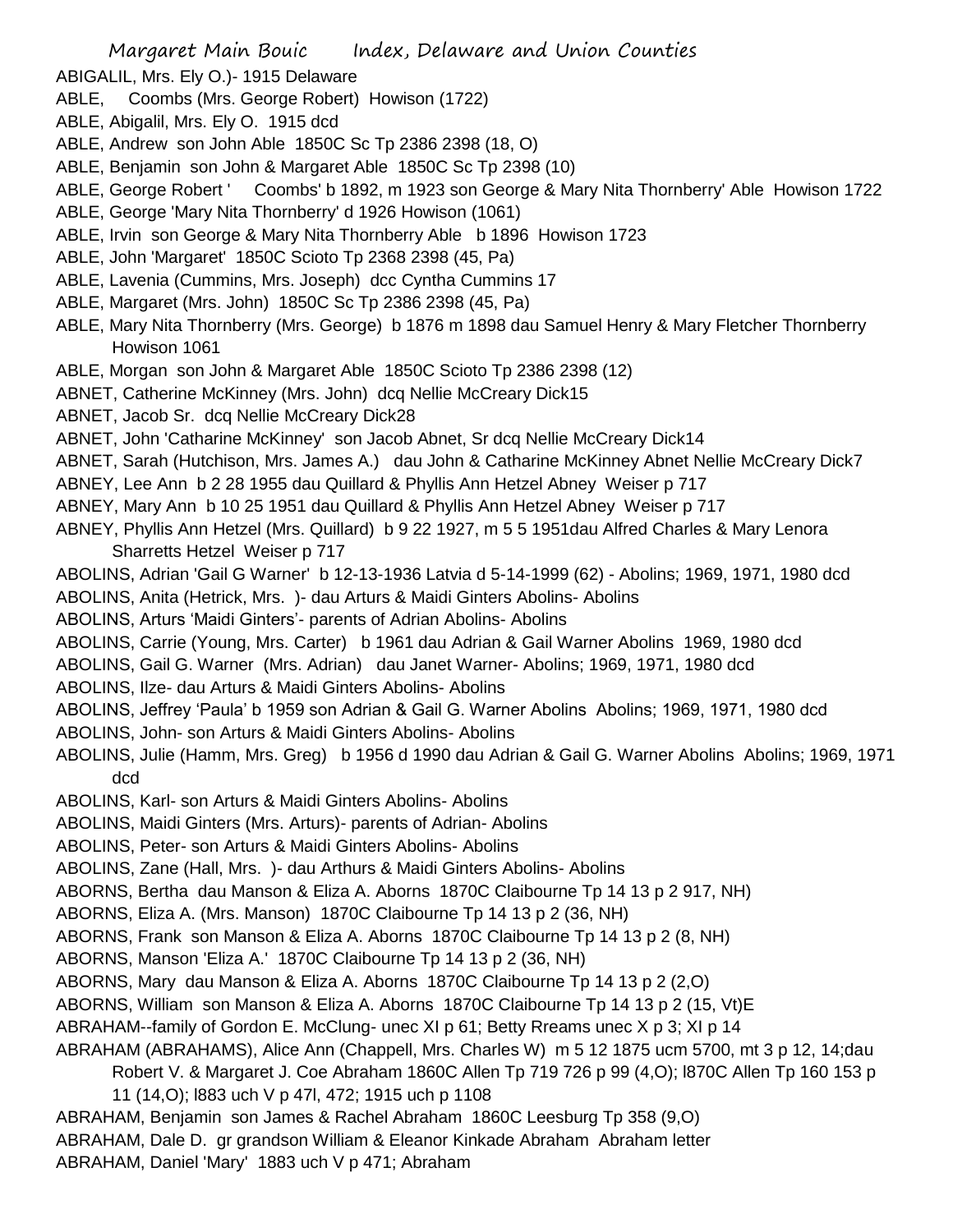ABIGALIL, Mrs. Ely O.)- 1915 Delaware

ABLE, Coombs (Mrs. George Robert) Howison (1722)

ABLE, Abigalil, Mrs. Ely O. 1915 dcd

ABLE, Andrew son John Able 1850C Sc Tp 2386 2398 (18, O)

ABLE, Benjamin son John & Margaret Able 1850C Sc Tp 2398 (10)

ABLE, George Robert ' Coombs' b 1892, m 1923 son George & Mary Nita Thornberry' Able Howison 1722

ABLE, George 'Mary Nita Thornberry' d 1926 Howison (1061)

ABLE, Irvin son George & Mary Nita Thornberry Able b 1896 Howison 1723

ABLE, John 'Margaret' 1850C Scioto Tp 2368 2398 (45, Pa)

ABLE, Lavenia (Cummins, Mrs. Joseph) dcc Cyntha Cummins 17

ABLE, Margaret (Mrs. John) 1850C Sc Tp 2386 2398 (45, Pa)

ABLE, Mary Nita Thornberry (Mrs. George) b 1876 m 1898 dau Samuel Henry & Mary Fletcher Thornberry Howison 1061

ABLE, Morgan son John & Margaret Able 1850C Scioto Tp 2386 2398 (12)

ABNET, Catherine McKinney (Mrs. John) dcq Nellie McCreary Dick15

ABNET, Jacob Sr. dcq Nellie McCreary Dick28

ABNET, John 'Catharine McKinney' son Jacob Abnet, Sr dcq Nellie McCreary Dick14

ABNET, Sarah (Hutchison, Mrs. James A.) dau John & Catharine McKinney Abnet Nellie McCreary Dick7

ABNEY, Lee Ann b 2 28 1955 dau Quillard & Phyllis Ann Hetzel Abney Weiser p 717

ABNEY, Mary Ann b 10 25 1951 dau Quillard & Phyllis Ann Hetzel Abney Weiser p 717

ABNEY, Phyllis Ann Hetzel (Mrs. Quillard) b 9 22 1927, m 5 5 1951dau Alfred Charles & Mary Lenora Sharretts Hetzel Weiser p 717

ABOLINS, Adrian 'Gail G Warner' b 12-13-1936 Latvia d 5-14-1999 (62) - Abolins; 1969, 1971, 1980 dcd

ABOLINS, Anita (Hetrick, Mrs. )- dau Arturs & Maidi Ginters Abolins- Abolins

ABOLINS, Arturs 'Maidi Ginters'- parents of Adrian Abolins- Abolins

ABOLINS, Carrie (Young, Mrs. Carter) b 1961 dau Adrian & Gail Warner Abolins 1969, 1980 dcd

ABOLINS, Gail G. Warner (Mrs. Adrian) dau Janet Warner- Abolins; 1969, 1971, 1980 dcd

ABOLINS, Ilze- dau Arturs & Maidi Ginters Abolins- Abolins

ABOLINS, Jeffrey 'Paula' b 1959 son Adrian & Gail G. Warner Abolins Abolins; 1969, 1971, 1980 dcd

ABOLINS, John- son Arturs & Maidi Ginters Abolins- Abolins

ABOLINS, Julie (Hamm, Mrs. Greg) b 1956 d 1990 dau Adrian & Gail G. Warner Abolins Abolins; 1969, 1971 dcd

ABOLINS, Karl- son Arturs & Maidi Ginters Abolins- Abolins

ABOLINS, Maidi Ginters (Mrs. Arturs)- parents of Adrian- Abolins

ABOLINS, Peter- son Arturs & Maidi Ginters Abolins- Abolins

ABOLINS, Zane (Hall, Mrs. )- dau Arthurs & Maidi Ginters Abolins- Abolins

ABORNS, Bertha dau Manson & Eliza A. Aborns 1870C Claibourne Tp 14 13 p 2 917, NH)

ABORNS, Eliza A. (Mrs. Manson) 1870C Claibourne Tp 14 13 p 2 (36, NH)

ABORNS, Frank son Manson & Eliza A. Aborns 1870C Claibourne Tp 14 13 p 2 (8, NH)

ABORNS, Manson 'Eliza A.' 1870C Claibourne Tp 14 13 p 2 (36, NH)

ABORNS, Mary dau Manson & Eliza A. Aborns 1870C Claibourne Tp 14 13 p 2 (2,O)

ABORNS, William son Manson & Eliza A. Aborns 1870C Claibourne Tp 14 13 p 2 (15, Vt)E

ABRAHAM--family of Gordon E. McClung- unec XI p 61; Betty Rreams unec X p 3; XI p 14

ABRAHAM (ABRAHAMS), Alice Ann (Chappell, Mrs. Charles W) m 5 12 1875 ucm 5700, mt 3 p 12, 14;dau Robert V. & Margaret J. Coe Abraham 1860C Allen Tp 719 726 p 99 (4,O); l870C Allen Tp 160 153 p 11 (14,O); l883 uch V p 47l, 472; 1915 uch p 1108

ABRAHAM, Benjamin son James & Rachel Abraham 1860C Leesburg Tp 358 (9,O)

ABRAHAM, Dale D. gr grandson William & Eleanor Kinkade Abraham Abraham letter

ABRAHAM, Daniel 'Mary' 1883 uch V p 471; Abraham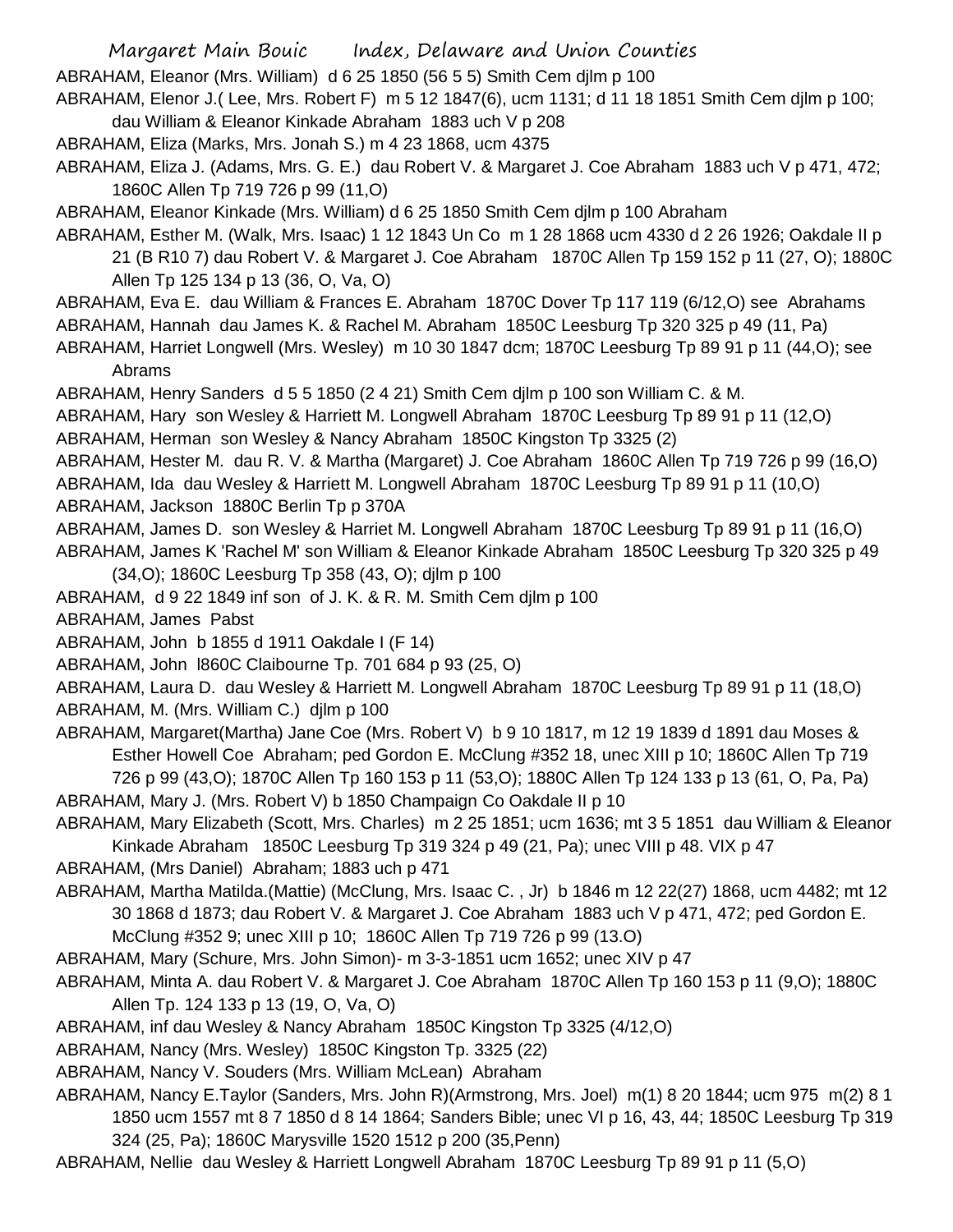ABRAHAM, Eleanor (Mrs. William) d 6 25 1850 (56 5 5) Smith Cem djlm p 100

ABRAHAM, Elenor J.( Lee, Mrs. Robert F) m 5 12 1847(6), ucm 1131; d 11 18 1851 Smith Cem djlm p 100; dau William & Eleanor Kinkade Abraham 1883 uch V p 208

ABRAHAM, Eliza (Marks, Mrs. Jonah S.) m 4 23 1868, ucm 4375

ABRAHAM, Eliza J. (Adams, Mrs. G. E.) dau Robert V. & Margaret J. Coe Abraham 1883 uch V p 471, 472; 1860C Allen Tp 719 726 p 99 (11,O)

ABRAHAM, Eleanor Kinkade (Mrs. William) d 6 25 1850 Smith Cem djlm p 100 Abraham

ABRAHAM, Esther M. (Walk, Mrs. Isaac) 1 12 1843 Un Co m 1 28 1868 ucm 4330 d 2 26 1926; Oakdale II p 21 (B R10 7) dau Robert V. & Margaret J. Coe Abraham 1870C Allen Tp 159 152 p 11 (27, O); 1880C Allen Tp 125 134 p 13 (36, O, Va, O)

ABRAHAM, Eva E. dau William & Frances E. Abraham 1870C Dover Tp 117 119 (6/12,O) see Abrahams

ABRAHAM, Hannah dau James K. & Rachel M. Abraham 1850C Leesburg Tp 320 325 p 49 (11, Pa)

ABRAHAM, Harriet Longwell (Mrs. Wesley) m 10 30 1847 dcm; 1870C Leesburg Tp 89 91 p 11 (44,O); see Abrams

ABRAHAM, Henry Sanders d 5 5 1850 (2 4 21) Smith Cem djlm p 100 son William C. & M.

ABRAHAM, Hary son Wesley & Harriett M. Longwell Abraham 1870C Leesburg Tp 89 91 p 11 (12,O)

ABRAHAM, Herman son Wesley & Nancy Abraham 1850C Kingston Tp 3325 (2)

ABRAHAM, Hester M. dau R. V. & Martha (Margaret) J. Coe Abraham 1860C Allen Tp 719 726 p 99 (16,O)

ABRAHAM, Ida dau Wesley & Harriett M. Longwell Abraham 1870C Leesburg Tp 89 91 p 11 (10,O)

ABRAHAM, Jackson 1880C Berlin Tp p 370A

ABRAHAM, James D. son Wesley & Harriet M. Longwell Abraham 1870C Leesburg Tp 89 91 p 11 (16,O)

ABRAHAM, James K 'Rachel M' son William & Eleanor Kinkade Abraham 1850C Leesburg Tp 320 325 p 49 (34,O); 1860C Leesburg Tp 358 (43, O); djlm p 100

ABRAHAM, d 9 22 1849 inf son of J. K. & R. M. Smith Cem djlm p 100

ABRAHAM, James Pabst

ABRAHAM, John b 1855 d 1911 Oakdale I (F 14)

ABRAHAM, John l860C Claibourne Tp. 701 684 p 93 (25, O)

ABRAHAM, Laura D. dau Wesley & Harriett M. Longwell Abraham 1870C Leesburg Tp 89 91 p 11 (18,O)

ABRAHAM, M. (Mrs. William C.) djlm p 100

ABRAHAM, Margaret(Martha) Jane Coe (Mrs. Robert V) b 9 10 1817, m 12 19 1839 d 1891 dau Moses & Esther Howell Coe Abraham; ped Gordon E. McClung #352 18, unec XIII p 10; 1860C Allen Tp 719 726 p 99 (43,O); 1870C Allen Tp 160 153 p 11 (53,O); 1880C Allen Tp 124 133 p 13 (61, O, Pa, Pa)

ABRAHAM, Mary J. (Mrs. Robert V) b 1850 Champaign Co Oakdale II p 10

ABRAHAM, Mary Elizabeth (Scott, Mrs. Charles) m 2 25 1851; ucm 1636; mt 3 5 1851 dau William & Eleanor Kinkade Abraham 1850C Leesburg Tp 319 324 p 49 (21, Pa); unec VIII p 48. VIX p 47

ABRAHAM, (Mrs Daniel) Abraham; 1883 uch p 471

ABRAHAM, Martha Matilda.(Mattie) (McClung, Mrs. Isaac C. , Jr) b 1846 m 12 22(27) 1868, ucm 4482; mt 12 30 1868 d 1873; dau Robert V. & Margaret J. Coe Abraham 1883 uch V p 471, 472; ped Gordon E. McClung #352 9; unec XIII p 10; 1860C Allen Tp 719 726 p 99 (13.O)

ABRAHAM, Mary (Schure, Mrs. John Simon)- m 3-3-1851 ucm 1652; unec XIV p 47

ABRAHAM, Minta A. dau Robert V. & Margaret J. Coe Abraham 1870C Allen Tp 160 153 p 11 (9,O); 1880C Allen Tp. 124 133 p 13 (19, O, Va, O)

ABRAHAM, inf dau Wesley & Nancy Abraham 1850C Kingston Tp 3325 (4/12,O)

ABRAHAM, Nancy (Mrs. Wesley) 1850C Kingston Tp. 3325 (22)

ABRAHAM, Nancy V. Souders (Mrs. William McLean) Abraham

ABRAHAM, Nancy E.Taylor (Sanders, Mrs. John R)(Armstrong, Mrs. Joel) m(1) 8 20 1844; ucm 975 m(2) 8 1 1850 ucm 1557 mt 8 7 1850 d 8 14 1864; Sanders Bible; unec VI p 16, 43, 44; 1850C Leesburg Tp 319 324 (25, Pa); 1860C Marysville 1520 1512 p 200 (35,Penn)

ABRAHAM, Nellie dau Wesley & Harriett Longwell Abraham 1870C Leesburg Tp 89 91 p 11 (5,O)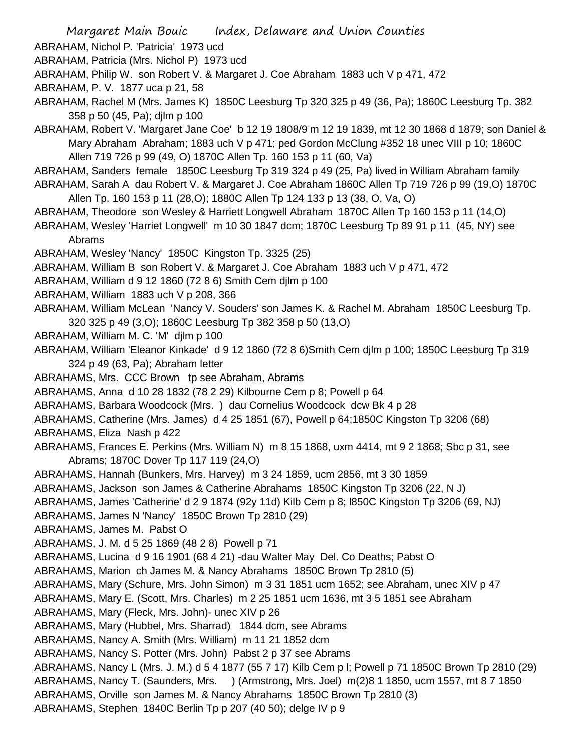ABRAHAM, Nichol P. 'Patricia' 1973 ucd

ABRAHAM, Patricia (Mrs. Nichol P) 1973 ucd

ABRAHAM, Philip W. son Robert V. & Margaret J. Coe Abraham 1883 uch V p 471, 472

ABRAHAM, P. V. 1877 uca p 21, 58

ABRAHAM, Rachel M (Mrs. James K) 1850C Leesburg Tp 320 325 p 49 (36, Pa); 1860C Leesburg Tp. 382 358 p 50 (45, Pa); djlm p 100

ABRAHAM, Robert V. 'Margaret Jane Coe' b 12 19 1808/9 m 12 19 1839, mt 12 30 1868 d 1879; son Daniel & Mary Abraham Abraham; 1883 uch V p 471; ped Gordon McClung #352 18 unec VIII p 10; 1860C Allen 719 726 p 99 (49, O) 1870C Allen Tp. 160 153 p 11 (60, Va)

ABRAHAM, Sanders female 1850C Leesburg Tp 319 324 p 49 (25, Pa) lived in William Abraham family

ABRAHAM, Sarah A dau Robert V. & Margaret J. Coe Abraham 1860C Allen Tp 719 726 p 99 (19,O) 1870C Allen Tp. 160 153 p 11 (28,O); 1880C Allen Tp 124 133 p 13 (38, O, Va, O)

ABRAHAM, Theodore son Wesley & Harriett Longwell Abraham 1870C Allen Tp 160 153 p 11 (14,O)

ABRAHAM, Wesley 'Harriet Longwell' m 10 30 1847 dcm; 1870C Leesburg Tp 89 91 p 11 (45, NY) see Abrams

ABRAHAM, Wesley 'Nancy' 1850C Kingston Tp. 3325 (25)

ABRAHAM, William B son Robert V. & Margaret J. Coe Abraham 1883 uch V p 471, 472

ABRAHAM, William d 9 12 1860 (72 8 6) Smith Cem djlm p 100

ABRAHAM, William 1883 uch V p 208, 366

ABRAHAM, William McLean 'Nancy V. Souders' son James K. & Rachel M. Abraham 1850C Leesburg Tp. 320 325 p 49 (3,O); 1860C Leesburg Tp 382 358 p 50 (13,O)

ABRAHAM, William M. C. 'M' djlm p 100

ABRAHAM, William 'Eleanor Kinkade' d 9 12 1860 (72 8 6)Smith Cem djlm p 100; 1850C Leesburg Tp 319 324 p 49 (63, Pa); Abraham letter

ABRAHAMS, Mrs. CCC Brown tp see Abraham, Abrams

ABRAHAMS, Anna d 10 28 1832 (78 2 29) Kilbourne Cem p 8; Powell p 64

ABRAHAMS, Barbara Woodcock (Mrs. ) dau Cornelius Woodcock dcw Bk 4 p 28

ABRAHAMS, Catherine (Mrs. James) d 4 25 1851 (67), Powell p 64;1850C Kingston Tp 3206 (68)

ABRAHAMS, Eliza Nash p 422

ABRAHAMS, Frances E. Perkins (Mrs. William N) m 8 15 1868, uxm 4414, mt 9 2 1868; Sbc p 31, see Abrams; 1870C Dover Tp 117 119 (24,O)

ABRAHAMS, Hannah (Bunkers, Mrs. Harvey) m 3 24 1859, ucm 2856, mt 3 30 1859

ABRAHAMS, Jackson son James & Catherine Abrahams 1850C Kingston Tp 3206 (22, N J)

ABRAHAMS, James 'Catherine' d 2 9 1874 (92y 11d) Kilb Cem p 8; l850C Kingston Tp 3206 (69, NJ)

ABRAHAMS, James N 'Nancy' 1850C Brown Tp 2810 (29)

ABRAHAMS, James M. Pabst O

ABRAHAMS, J. M. d 5 25 1869 (48 2 8) Powell p 71

ABRAHAMS, Lucina d 9 16 1901 (68 4 21) -dau Walter May Del. Co Deaths; Pabst O

ABRAHAMS, Marion ch James M. & Nancy Abrahams 1850C Brown Tp 2810 (5)

ABRAHAMS, Mary (Schure, Mrs. John Simon) m 3 31 1851 ucm 1652; see Abraham, unec XIV p 47

ABRAHAMS, Mary E. (Scott, Mrs. Charles) m 2 25 1851 ucm 1636, mt 3 5 1851 see Abraham

ABRAHAMS, Mary (Fleck, Mrs. John)- unec XIV p 26

ABRAHAMS, Mary (Hubbel, Mrs. Sharrad) 1844 dcm, see Abrams

ABRAHAMS, Nancy A. Smith (Mrs. William) m 11 21 1852 dcm

ABRAHAMS, Nancy S. Potter (Mrs. John) Pabst 2 p 37 see Abrams

ABRAHAMS, Nancy L (Mrs. J. M.) d 5 4 1877 (55 7 17) Kilb Cem p l; Powell p 71 1850C Brown Tp 2810 (29)

ABRAHAMS, Nancy T. (Saunders, Mrs. ) (Armstrong, Mrs. Joel) m(2)8 1 1850, ucm 1557, mt 8 7 1850

ABRAHAMS, Orville son James M. & Nancy Abrahams 1850C Brown Tp 2810 (3)

ABRAHAMS, Stephen 1840C Berlin Tp p 207 (40 50); delge IV p 9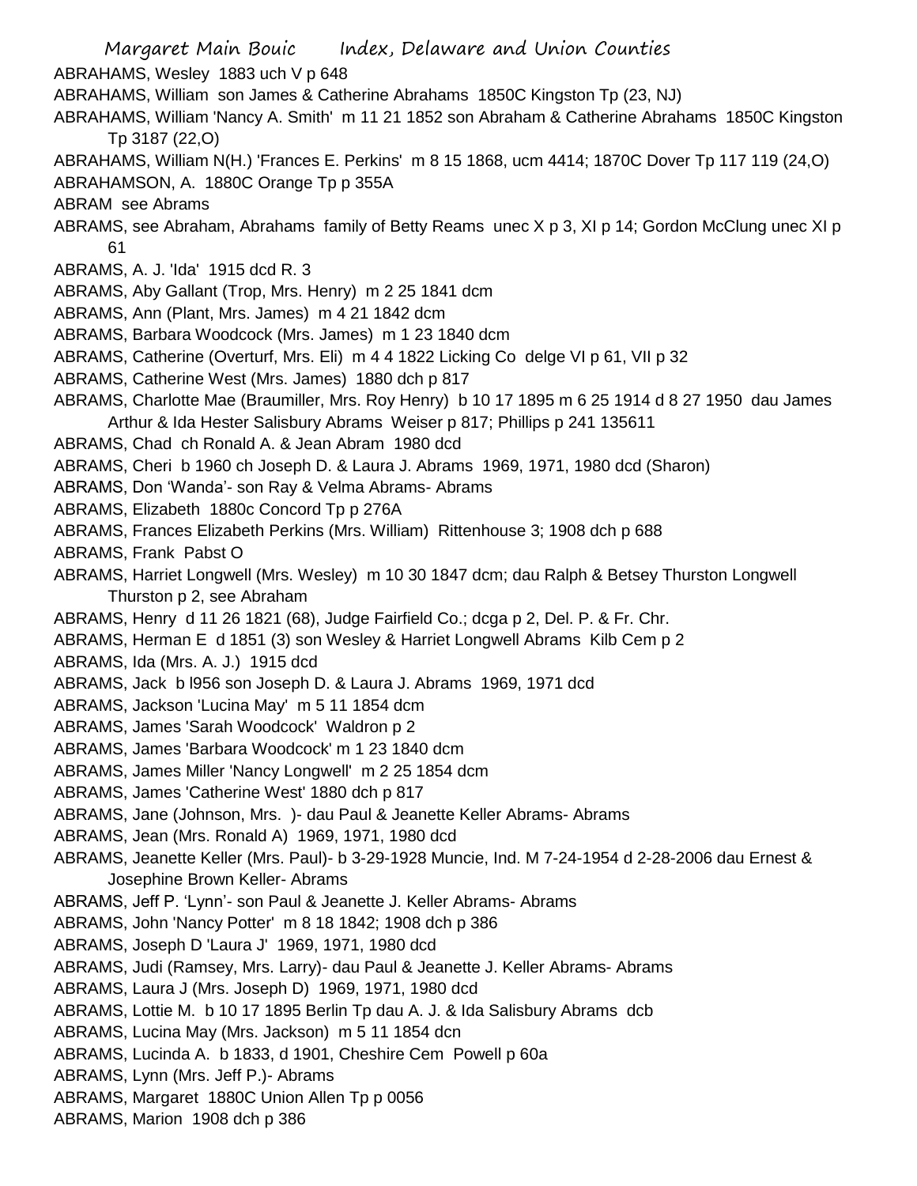ABRAHAMS, Wesley 1883 uch V p 648

ABRAHAMS, William son James & Catherine Abrahams 1850C Kingston Tp (23, NJ)

ABRAHAMS, William 'Nancy A. Smith' m 11 21 1852 son Abraham & Catherine Abrahams 1850C Kingston Tp 3187 (22,O)

ABRAHAMS, William N(H.) 'Frances E. Perkins' m 8 15 1868, ucm 4414; 1870C Dover Tp 117 119 (24,O)

ABRAHAMSON, A. 1880C Orange Tp p 355A

ABRAM see Abrams

ABRAMS, see Abraham, Abrahams family of Betty Reams unec X p 3, XI p 14; Gordon McClung unec XI p 61

ABRAMS, A. J. 'Ida' 1915 dcd R. 3

ABRAMS, Aby Gallant (Trop, Mrs. Henry) m 2 25 1841 dcm

ABRAMS, Ann (Plant, Mrs. James) m 4 21 1842 dcm

ABRAMS, Barbara Woodcock (Mrs. James) m 1 23 1840 dcm

ABRAMS, Catherine (Overturf, Mrs. Eli) m 4 4 1822 Licking Co delge VI p 61, VII p 32

ABRAMS, Catherine West (Mrs. James) 1880 dch p 817

ABRAMS, Charlotte Mae (Braumiller, Mrs. Roy Henry) b 10 17 1895 m 6 25 1914 d 8 27 1950 dau James Arthur & Ida Hester Salisbury Abrams Weiser p 817; Phillips p 241 135611

ABRAMS, Chad ch Ronald A. & Jean Abram 1980 dcd

ABRAMS, Cheri b 1960 ch Joseph D. & Laura J. Abrams 1969, 1971, 1980 dcd (Sharon)

ABRAMS, Don 'Wanda'- son Ray & Velma Abrams- Abrams

ABRAMS, Elizabeth 1880c Concord Tp p 276A

ABRAMS, Frances Elizabeth Perkins (Mrs. William) Rittenhouse 3; 1908 dch p 688

ABRAMS, Frank Pabst O

ABRAMS, Harriet Longwell (Mrs. Wesley) m 10 30 1847 dcm; dau Ralph & Betsey Thurston Longwell Thurston p 2, see Abraham

ABRAMS, Henry d 11 26 1821 (68), Judge Fairfield Co.; dcga p 2, Del. P. & Fr. Chr.

ABRAMS, Herman E d 1851 (3) son Wesley & Harriet Longwell Abrams Kilb Cem p 2

ABRAMS, Ida (Mrs. A. J.) 1915 dcd

ABRAMS, Jack b l956 son Joseph D. & Laura J. Abrams 1969, 1971 dcd

ABRAMS, Jackson 'Lucina May' m 5 11 1854 dcm

ABRAMS, James 'Sarah Woodcock' Waldron p 2

ABRAMS, James 'Barbara Woodcock' m 1 23 1840 dcm

ABRAMS, James Miller 'Nancy Longwell' m 2 25 1854 dcm

ABRAMS, James 'Catherine West' 1880 dch p 817

ABRAMS, Jane (Johnson, Mrs. )- dau Paul & Jeanette Keller Abrams- Abrams

ABRAMS, Jean (Mrs. Ronald A) 1969, 1971, 1980 dcd

ABRAMS, Jeanette Keller (Mrs. Paul)- b 3-29-1928 Muncie, Ind. M 7-24-1954 d 2-28-2006 dau Ernest & Josephine Brown Keller- Abrams

ABRAMS, Jeff P. 'Lynn'- son Paul & Jeanette J. Keller Abrams- Abrams

ABRAMS, John 'Nancy Potter' m 8 18 1842; 1908 dch p 386

ABRAMS, Joseph D 'Laura J' 1969, 1971, 1980 dcd

ABRAMS, Judi (Ramsey, Mrs. Larry)- dau Paul & Jeanette J. Keller Abrams- Abrams

ABRAMS, Laura J (Mrs. Joseph D) 1969, 1971, 1980 dcd

ABRAMS, Lottie M. b 10 17 1895 Berlin Tp dau A. J. & Ida Salisbury Abrams dcb

ABRAMS, Lucina May (Mrs. Jackson) m 5 11 1854 dcn

ABRAMS, Lucinda A. b 1833, d 1901, Cheshire Cem Powell p 60a

ABRAMS, Lynn (Mrs. Jeff P.)- Abrams

ABRAMS, Margaret 1880C Union Allen Tp p 0056

ABRAMS, Marion 1908 dch p 386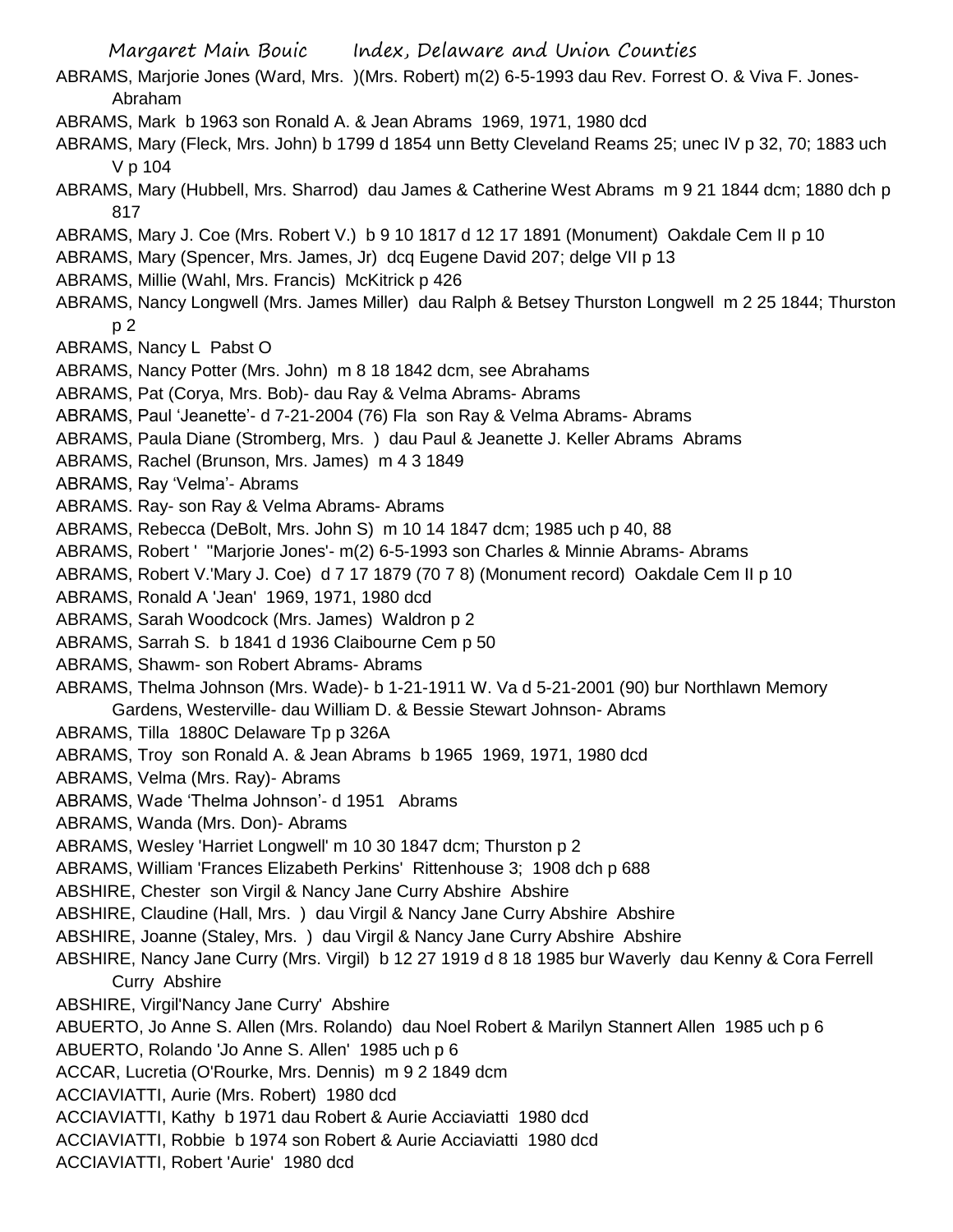ABRAMS, Marjorie Jones (Ward, Mrs. )(Mrs. Robert) m(2) 6-5-1993 dau Rev. Forrest O. & Viva F. Jones- Abraham

ABRAMS, Mark b 1963 son Ronald A. & Jean Abrams 1969, 1971, 1980 dcd

ABRAMS, Mary (Fleck, Mrs. John) b 1799 d 1854 unn Betty Cleveland Reams 25; unec IV p 32, 70; 1883 uch V p 104

ABRAMS, Mary (Hubbell, Mrs. Sharrod) dau James & Catherine West Abrams m 9 21 1844 dcm; 1880 dch p 817

ABRAMS, Mary J. Coe (Mrs. Robert V.) b 9 10 1817 d 12 17 1891 (Monument) Oakdale Cem II p 10

ABRAMS, Mary (Spencer, Mrs. James, Jr) dcq Eugene David 207; delge VII p 13

ABRAMS, Millie (Wahl, Mrs. Francis) McKitrick p 426

ABRAMS, Nancy Longwell (Mrs. James Miller) dau Ralph & Betsey Thurston Longwell m 2 25 1844; Thurston p 2

ABRAMS, Nancy L Pabst O

ABRAMS, Nancy Potter (Mrs. John) m 8 18 1842 dcm, see Abrahams

ABRAMS, Pat (Corya, Mrs. Bob)- dau Ray & Velma Abrams- Abrams

ABRAMS, Paul 'Jeanette'- d 7-21-2004 (76) Fla son Ray & Velma Abrams- Abrams

ABRAMS, Paula Diane (Stromberg, Mrs. ) dau Paul & Jeanette J. Keller Abrams Abrams

ABRAMS, Rachel (Brunson, Mrs. James) m 4 3 1849

ABRAMS, Ray 'Velma'- Abrams

ABRAMS. Ray- son Ray & Velma Abrams- Abrams

ABRAMS, Rebecca (DeBolt, Mrs. John S) m 10 14 1847 dcm; 1985 uch p 40, 88

ABRAMS, Robert ' "Marjorie Jones'- m(2) 6-5-1993 son Charles & Minnie Abrams- Abrams

ABRAMS, Robert V.'Mary J. Coe) d 7 17 1879 (70 7 8) (Monument record) Oakdale Cem II p 10

ABRAMS, Ronald A 'Jean' 1969, 1971, 1980 dcd

ABRAMS, Sarah Woodcock (Mrs. James) Waldron p 2

ABRAMS, Sarrah S. b 1841 d 1936 Claibourne Cem p 50

ABRAMS, Shawm- son Robert Abrams- Abrams

ABRAMS, Thelma Johnson (Mrs. Wade)- b 1-21-1911 W. Va d 5-21-2001 (90) bur Northlawn Memory Gardens, Westerville- dau William D. & Bessie Stewart Johnson- Abrams

ABRAMS, Tilla 1880C Delaware Tp p 326A

ABRAMS, Troy son Ronald A. & Jean Abrams b 1965 1969, 1971, 1980 dcd

ABRAMS, Velma (Mrs. Ray)- Abrams

ABRAMS, Wade 'Thelma Johnson'- d 1951 Abrams

ABRAMS, Wanda (Mrs. Don)- Abrams

ABRAMS, Wesley 'Harriet Longwell' m 10 30 1847 dcm; Thurston p 2

ABRAMS, William 'Frances Elizabeth Perkins' Rittenhouse 3; 1908 dch p 688

ABSHIRE, Chester son Virgil & Nancy Jane Curry Abshire Abshire

ABSHIRE, Claudine (Hall, Mrs. ) dau Virgil & Nancy Jane Curry Abshire Abshire

ABSHIRE, Joanne (Staley, Mrs. ) dau Virgil & Nancy Jane Curry Abshire Abshire

ABSHIRE, Nancy Jane Curry (Mrs. Virgil) b 12 27 1919 d 8 18 1985 bur Waverly dau Kenny & Cora Ferrell Curry Abshire

ABSHIRE, Virgil'Nancy Jane Curry' Abshire

ABUERTO, Jo Anne S. Allen (Mrs. Rolando) dau Noel Robert & Marilyn Stannert Allen 1985 uch p 6

ABUERTO, Rolando 'Jo Anne S. Allen' 1985 uch p 6

ACCAR, Lucretia (O'Rourke, Mrs. Dennis) m 9 2 1849 dcm

ACCIAVIATTI, Aurie (Mrs. Robert) 1980 dcd

ACCIAVIATTI, Kathy b 1971 dau Robert & Aurie Acciaviatti 1980 dcd

ACCIAVIATTI, Robbie b 1974 son Robert & Aurie Acciaviatti 1980 dcd

ACCIAVIATTI, Robert 'Aurie' 1980 dcd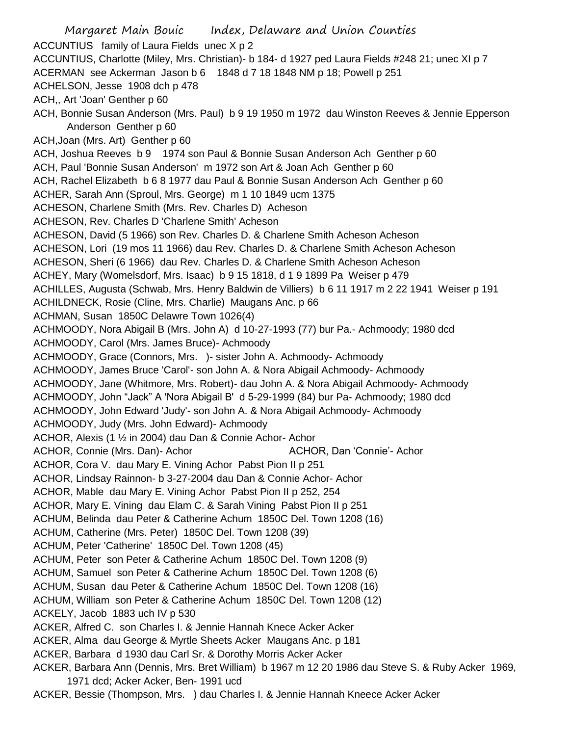ACCUNTIUS family of Laura Fields unec X p 2

ACCUNTIUS, Charlotte (Miley, Mrs. Christian)- b 184- d 1927 ped Laura Fields #248 21; unec XI p 7

ACERMAN see Ackerman Jason b 6 1848 d 7 18 1848 NM p 18; Powell p 251

ACHELSON, Jesse 1908 dch p 478

ACH,, Art 'Joan' Genther p 60

ACH, Bonnie Susan Anderson (Mrs. Paul) b 9 19 1950 m 1972 dau Winston Reeves & Jennie Epperson Anderson Genther p 60

ACH,Joan (Mrs. Art) Genther p 60

ACH, Joshua Reeves b 9 1974 son Paul & Bonnie Susan Anderson Ach Genther p 60

ACH, Paul 'Bonnie Susan Anderson' m 1972 son Art & Joan Ach Genther p 60

ACH, Rachel Elizabeth b 6 8 1977 dau Paul & Bonnie Susan Anderson Ach Genther p 60

ACHER, Sarah Ann (Sproul, Mrs. George) m 1 10 1849 ucm 1375

ACHESON, Charlene Smith (Mrs. Rev. Charles D) Acheson

ACHESON, Rev. Charles D 'Charlene Smith' Acheson

ACHESON, David (5 1966) son Rev. Charles D. & Charlene Smith Acheson Acheson

ACHESON, Lori (19 mos 11 1966) dau Rev. Charles D. & Charlene Smith Acheson Acheson

ACHESON, Sheri (6 1966) dau Rev. Charles D. & Charlene Smith Acheson Acheson

ACHEY, Mary (Womelsdorf, Mrs. Isaac) b 9 15 1818, d 1 9 1899 Pa Weiser p 479

ACHILLES, Augusta (Schwab, Mrs. Henry Baldwin de Villiers) b 6 11 1917 m 2 22 1941 Weiser p 191

ACHILDNECK, Rosie (Cline, Mrs. Charlie) Maugans Anc. p 66

ACHMAN, Susan 1850C Delawre Town 1026(4)

ACHMOODY, Nora Abigail B (Mrs. John A) d 10-27-1993 (77) bur Pa.- Achmoody; 1980 dcd

ACHMOODY, Carol (Mrs. James Bruce)- Achmoody

ACHMOODY, Grace (Connors, Mrs. )- sister John A. Achmoody- Achmoody

ACHMOODY, James Bruce 'Carol'- son John A. & Nora Abigail Achmoody- Achmoody

ACHMOODY, Jane (Whitmore, Mrs. Robert)- dau John A. & Nora Abigail Achmoody- Achmoody

ACHMOODY, John "Jack" A 'Nora Abigail B' d 5-29-1999 (84) bur Pa- Achmoody; 1980 dcd

ACHMOODY, John Edward 'Judy'- son John A. & Nora Abigail Achmoody- Achmoody

ACHMOODY, Judy (Mrs. John Edward)- Achmoody

ACHOR, Alexis (1 ½ in 2004) dau Dan & Connie Achor- Achor

ACHOR, Connie (Mrs. Dan)- Achor

ACHOR, Dan 'Connie'- Achor

ACHOR, Cora V. dau Mary E. Vining Achor Pabst Pion II p 251

ACHOR, Lindsay Rainnon- b 3-27-2004 dau Dan & Connie Achor- Achor

ACHOR, Mable dau Mary E. Vining Achor Pabst Pion II p 252, 254

ACHOR, Mary E. Vining dau Elam C. & Sarah Vining Pabst Pion II p 251

ACHUM, Belinda dau Peter & Catherine Achum 1850C Del. Town 1208 (16)

ACHUM, Catherine (Mrs. Peter) 1850C Del. Town 1208 (39)

ACHUM, Peter 'Catherine' 1850C Del. Town 1208 (45)

ACHUM, Peter son Peter & Catherine Achum 1850C Del. Town 1208 (9)

ACHUM, Samuel son Peter & Catherine Achum 1850C Del. Town 1208 (6)

ACHUM, Susan dau Peter & Catherine Achum 1850C Del. Town 1208 (16)

ACHUM, William son Peter & Catherine Achum 1850C Del. Town 1208 (12)

ACKELY, Jacob 1883 uch IV p 530

ACKER, Alfred C. son Charles I. & Jennie Hannah Knece Acker Acker

ACKER, Alma dau George & Myrtle Sheets Acker Maugans Anc. p 181

ACKER, Barbara d 1930 dau Carl Sr. & Dorothy Morris Acker Acker

ACKER, Barbara Ann (Dennis, Mrs. Bret William) b 1967 m 12 20 1986 dau Steve S. & Ruby Acker 1969, 1971 dcd; Acker Acker, Ben- 1991 ucd

ACKER, Bessie (Thompson, Mrs. ) dau Charles I. & Jennie Hannah Kneece Acker Acker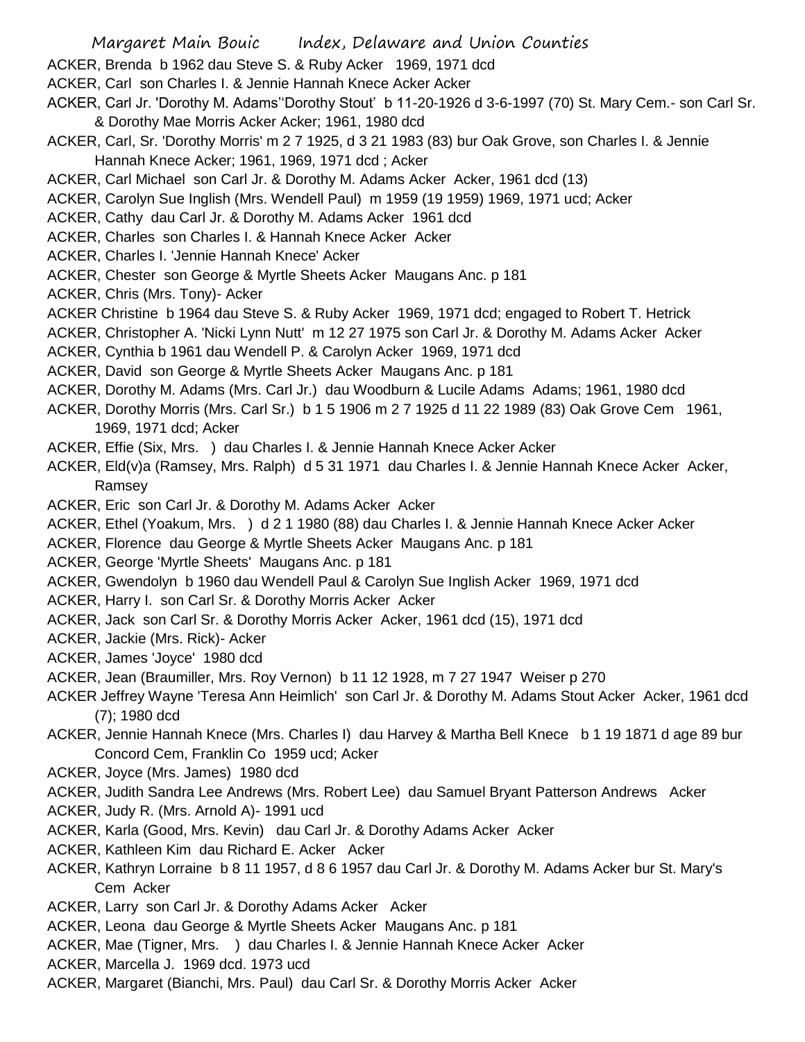ACKER, Brenda b 1962 dau Steve S. & Ruby Acker 1969, 1971 dcd

ACKER, Carl son Charles I. & Jennie Hannah Knece Acker Acker

ACKER, Carl Jr. 'Dorothy M. Adams''Dorothy Stout' b 11-20-1926 d 3-6-1997 (70) St. Mary Cem.- son Carl Sr. & Dorothy Mae Morris Acker Acker; 1961, 1980 dcd

ACKER, Carl, Sr. 'Dorothy Morris' m 2 7 1925, d 3 21 1983 (83) bur Oak Grove, son Charles I. & Jennie Hannah Knece Acker; 1961, 1969, 1971 dcd ; Acker

ACKER, Carl Michael son Carl Jr. & Dorothy M. Adams Acker Acker, 1961 dcd (13)

ACKER, Carolyn Sue Inglish (Mrs. Wendell Paul) m 1959 (19 1959) 1969, 1971 ucd; Acker

ACKER, Cathy dau Carl Jr. & Dorothy M. Adams Acker 1961 dcd

ACKER, Charles son Charles I. & Hannah Knece Acker Acker

ACKER, Charles I. 'Jennie Hannah Knece' Acker

ACKER, Chester son George & Myrtle Sheets Acker Maugans Anc. p 181

ACKER, Chris (Mrs. Tony)- Acker

ACKER Christine b 1964 dau Steve S. & Ruby Acker 1969, 1971 dcd; engaged to Robert T. Hetrick

ACKER, Christopher A. 'Nicki Lynn Nutt' m 12 27 1975 son Carl Jr. & Dorothy M. Adams Acker Acker

ACKER, Cynthia b 1961 dau Wendell P. & Carolyn Acker 1969, 1971 dcd

ACKER, David son George & Myrtle Sheets Acker Maugans Anc. p 181

ACKER, Dorothy M. Adams (Mrs. Carl Jr.) dau Woodburn & Lucile Adams Adams; 1961, 1980 dcd

ACKER, Dorothy Morris (Mrs. Carl Sr.) b 1 5 1906 m 2 7 1925 d 11 22 1989 (83) Oak Grove Cem 1961, 1969, 1971 dcd; Acker

ACKER, Effie (Six, Mrs. ) dau Charles I. & Jennie Hannah Knece Acker Acker

ACKER, Eld(v)a (Ramsey, Mrs. Ralph) d 5 31 1971 dau Charles I. & Jennie Hannah Knece Acker Acker, Ramsey

ACKER, Eric son Carl Jr. & Dorothy M. Adams Acker Acker

ACKER, Ethel (Yoakum, Mrs. ) d 2 1 1980 (88) dau Charles I. & Jennie Hannah Knece Acker Acker

ACKER, Florence dau George & Myrtle Sheets Acker Maugans Anc. p 181

ACKER, George 'Myrtle Sheets' Maugans Anc. p 181

ACKER, Gwendolyn b 1960 dau Wendell Paul & Carolyn Sue Inglish Acker 1969, 1971 dcd

ACKER, Harry I. son Carl Sr. & Dorothy Morris Acker Acker

ACKER, Jack son Carl Sr. & Dorothy Morris Acker Acker, 1961 dcd (15), 1971 dcd

ACKER, Jackie (Mrs. Rick)- Acker

ACKER, James 'Joyce' 1980 dcd

ACKER, Jean (Braumiller, Mrs. Roy Vernon) b 11 12 1928, m 7 27 1947 Weiser p 270

ACKER Jeffrey Wayne 'Teresa Ann Heimlich' son Carl Jr. & Dorothy M. Adams Stout Acker Acker, 1961 dcd (7); 1980 dcd

ACKER, Jennie Hannah Knece (Mrs. Charles I) dau Harvey & Martha Bell Knece b 1 19 1871 d age 89 bur Concord Cem, Franklin Co 1959 ucd; Acker

ACKER, Joyce (Mrs. James) 1980 dcd

ACKER, Judith Sandra Lee Andrews (Mrs. Robert Lee) dau Samuel Bryant Patterson Andrews Acker

ACKER, Judy R. (Mrs. Arnold A)- 1991 ucd

ACKER, Karla (Good, Mrs. Kevin) dau Carl Jr. & Dorothy Adams Acker Acker

ACKER, Kathleen Kim dau Richard E. Acker Acker

ACKER, Kathryn Lorraine b 8 11 1957, d 8 6 1957 dau Carl Jr. & Dorothy M. Adams Acker bur St. Mary's Cem Acker

ACKER, Larry son Carl Jr. & Dorothy Adams Acker Acker

ACKER, Leona dau George & Myrtle Sheets Acker Maugans Anc. p 181

ACKER, Mae (Tigner, Mrs. ) dau Charles I. & Jennie Hannah Knece Acker Acker

ACKER, Marcella J. 1969 dcd. 1973 ucd

ACKER, Margaret (Bianchi, Mrs. Paul) dau Carl Sr. & Dorothy Morris Acker Acker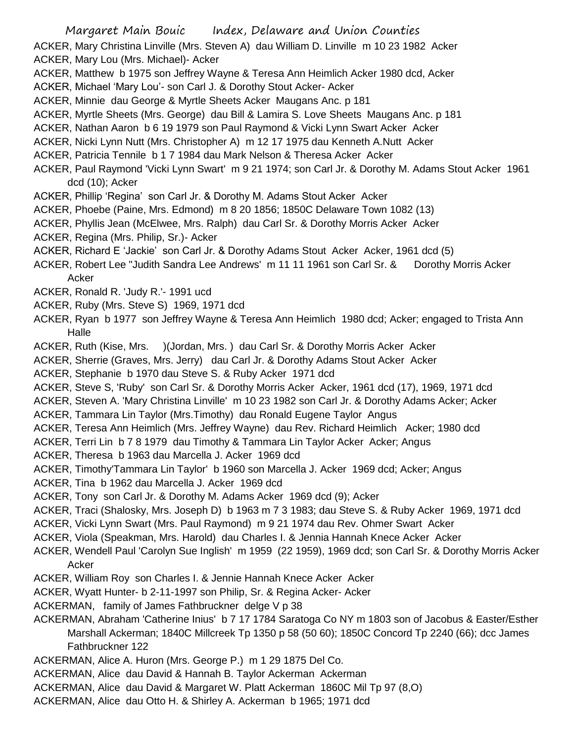ACKER, Mary Christina Linville (Mrs. Steven A) dau William D. Linville m 10 23 1982 Acker

ACKER, Mary Lou (Mrs. Michael)- Acker

ACKER, Matthew b 1975 son Jeffrey Wayne & Teresa Ann Heimlich Acker 1980 dcd, Acker

ACKER, Michael 'Mary Lou'- son Carl J. & Dorothy Stout Acker- Acker

ACKER, Minnie dau George & Myrtle Sheets Acker Maugans Anc. p 181

ACKER, Myrtle Sheets (Mrs. George) dau Bill & Lamira S. Love Sheets Maugans Anc. p 181

ACKER, Nathan Aaron b 6 19 1979 son Paul Raymond & Vicki Lynn Swart Acker Acker

ACKER, Nicki Lynn Nutt (Mrs. Christopher A) m 12 17 1975 dau Kenneth A.Nutt Acker

ACKER, Patricia Tennile b 1 7 1984 dau Mark Nelson & Theresa Acker Acker

ACKER, Paul Raymond 'Vicki Lynn Swart' m 9 21 1974; son Carl Jr. & Dorothy M. Adams Stout Acker 1961 dcd (10); Acker

ACKER, Phillip 'Regina' son Carl Jr. & Dorothy M. Adams Stout Acker Acker

ACKER, Phoebe (Paine, Mrs. Edmond) m 8 20 1856; 1850C Delaware Town 1082 (13)

ACKER, Phyllis Jean (McElwee, Mrs. Ralph) dau Carl Sr. & Dorothy Morris Acker Acker

ACKER, Regina (Mrs. Philip, Sr.)- Acker

ACKER, Richard E 'Jackie' son Carl Jr. & Dorothy Adams Stout Acker Acker, 1961 dcd (5)

ACKER, Robert Lee "Judith Sandra Lee Andrews' m 11 11 1961 son Carl Sr. & Dorothy Morris Acker Acker

ACKER, Ronald R. 'Judy R.'- 1991 ucd

ACKER, Ruby (Mrs. Steve S) 1969, 1971 dcd

ACKER, Ryan b 1977 son Jeffrey Wayne & Teresa Ann Heimlich 1980 dcd; Acker; engaged to Trista Ann Halle

ACKER, Ruth (Kise, Mrs. )(Jordan, Mrs. ) dau Carl Sr. & Dorothy Morris Acker Acker

ACKER, Sherrie (Graves, Mrs. Jerry) dau Carl Jr. & Dorothy Adams Stout Acker Acker

ACKER, Stephanie b 1970 dau Steve S. & Ruby Acker 1971 dcd

ACKER, Steve S, 'Ruby' son Carl Sr. & Dorothy Morris Acker Acker, 1961 dcd (17), 1969, 1971 dcd

ACKER, Steven A. 'Mary Christina Linville' m 10 23 1982 son Carl Jr. & Dorothy Adams Acker; Acker

ACKER, Tammara Lin Taylor (Mrs.Timothy) dau Ronald Eugene Taylor Angus

ACKER, Teresa Ann Heimlich (Mrs. Jeffrey Wayne) dau Rev. Richard Heimlich Acker; 1980 dcd

ACKER, Terri Lin b 7 8 1979 dau Timothy & Tammara Lin Taylor Acker Acker; Angus

ACKER, Theresa b 1963 dau Marcella J. Acker 1969 dcd

ACKER, Timothy'Tammara Lin Taylor' b 1960 son Marcella J. Acker 1969 dcd; Acker; Angus

ACKER, Tina b 1962 dau Marcella J. Acker 1969 dcd

ACKER, Tony son Carl Jr. & Dorothy M. Adams Acker 1969 dcd (9); Acker

ACKER, Traci (Shalosky, Mrs. Joseph D) b 1963 m 7 3 1983; dau Steve S. & Ruby Acker 1969, 1971 dcd

ACKER, Vicki Lynn Swart (Mrs. Paul Raymond) m 9 21 1974 dau Rev. Ohmer Swart Acker

ACKER, Viola (Speakman, Mrs. Harold) dau Charles I. & Jennia Hannah Knece Acker Acker

ACKER, Wendell Paul 'Carolyn Sue Inglish' m 1959 (22 1959), 1969 dcd; son Carl Sr. & Dorothy Morris Acker Acker

ACKER, William Roy son Charles I. & Jennie Hannah Knece Acker Acker

ACKER, Wyatt Hunter- b 2-11-1997 son Philip, Sr. & Regina Acker- Acker

ACKERMAN, family of James Fathbruckner delge V p 38

ACKERMAN, Abraham 'Catherine Inius' b 7 17 1784 Saratoga Co NY m 1803 son of Jacobus & Easter/Esther Marshall Ackerman; 1840C Millcreek Tp 1350 p 58 (50 60); 1850C Concord Tp 2240 (66); dcc James Fathbruckner 122

ACKERMAN, Alice A. Huron (Mrs. George P.) m 1 29 1875 Del Co.

ACKERMAN, Alice dau David & Hannah B. Taylor Ackerman Ackerman

ACKERMAN, Alice dau David & Margaret W. Platt Ackerman 1860C Mil Tp 97 (8,O)

ACKERMAN, Alice dau Otto H. & Shirley A. Ackerman b 1965; 1971 dcd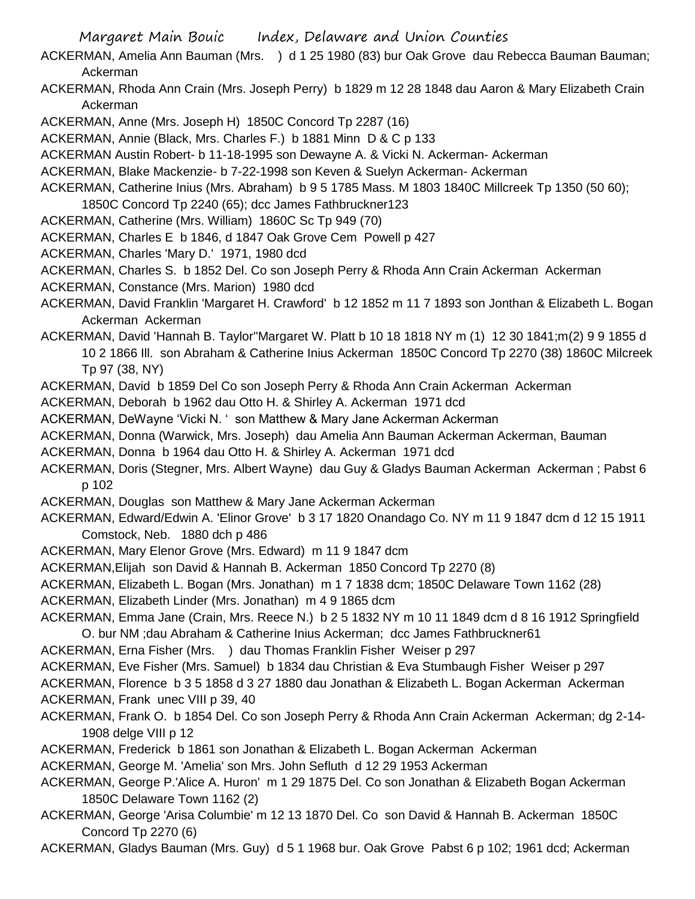ACKERMAN, Amelia Ann Bauman (Mrs. ) d 1 25 1980 (83) bur Oak Grove dau Rebecca Bauman Bauman; Ackerman

ACKERMAN, Rhoda Ann Crain (Mrs. Joseph Perry) b 1829 m 12 28 1848 dau Aaron & Mary Elizabeth Crain Ackerman

ACKERMAN, Anne (Mrs. Joseph H) 1850C Concord Tp 2287 (16)

ACKERMAN, Annie (Black, Mrs. Charles F.) b 1881 Minn D & C p 133

ACKERMAN Austin Robert- b 11-18-1995 son Dewayne A. & Vicki N. Ackerman- Ackerman

ACKERMAN, Blake Mackenzie- b 7-22-1998 son Keven & Suelyn Ackerman- Ackerman

ACKERMAN, Catherine Inius (Mrs. Abraham) b 9 5 1785 Mass. M 1803 1840C Millcreek Tp 1350 (50 60); 1850C Concord Tp 2240 (65); dcc James Fathbruckner123

ACKERMAN, Catherine (Mrs. William) 1860C Sc Tp 949 (70)

ACKERMAN, Charles E b 1846, d 1847 Oak Grove Cem Powell p 427

ACKERMAN, Charles 'Mary D.' 1971, 1980 dcd

ACKERMAN, Charles S. b 1852 Del. Co son Joseph Perry & Rhoda Ann Crain Ackerman Ackerman

ACKERMAN, Constance (Mrs. Marion) 1980 dcd

ACKERMAN, David Franklin 'Margaret H. Crawford' b 12 1852 m 11 7 1893 son Jonthan & Elizabeth L. Bogan Ackerman Ackerman

ACKERMAN, David 'Hannah B. Taylor''Margaret W. Platt b 10 18 1818 NY m (1) 12 30 1841;m(2) 9 9 1855 d 10 2 1866 Ill. son Abraham & Catherine Inius Ackerman 1850C Concord Tp 2270 (38) 1860C Milcreek Tp 97 (38, NY)

ACKERMAN, David b 1859 Del Co son Joseph Perry & Rhoda Ann Crain Ackerman Ackerman

ACKERMAN, Deborah b 1962 dau Otto H. & Shirley A. Ackerman 1971 dcd

ACKERMAN, DeWayne 'Vicki N. ' son Matthew & Mary Jane Ackerman Ackerman

ACKERMAN, Donna (Warwick, Mrs. Joseph) dau Amelia Ann Bauman Ackerman Ackerman, Bauman

ACKERMAN, Donna b 1964 dau Otto H. & Shirley A. Ackerman 1971 dcd

ACKERMAN, Doris (Stegner, Mrs. Albert Wayne) dau Guy & Gladys Bauman Ackerman Ackerman ; Pabst 6 p 102

ACKERMAN, Douglas son Matthew & Mary Jane Ackerman Ackerman

ACKERMAN, Edward/Edwin A. 'Elinor Grove' b 3 17 1820 Onandago Co. NY m 11 9 1847 dcm d 12 15 1911 Comstock, Neb. 1880 dch p 486

ACKERMAN, Mary Elenor Grove (Mrs. Edward) m 11 9 1847 dcm

ACKERMAN,Elijah son David & Hannah B. Ackerman 1850 Concord Tp 2270 (8)

ACKERMAN, Elizabeth L. Bogan (Mrs. Jonathan) m 1 7 1838 dcm; 1850C Delaware Town 1162 (28)

ACKERMAN, Elizabeth Linder (Mrs. Jonathan) m 4 9 1865 dcm

ACKERMAN, Emma Jane (Crain, Mrs. Reece N.) b 2 5 1832 NY m 10 11 1849 dcm d 8 16 1912 Springfield O. bur NM ;dau Abraham & Catherine Inius Ackerman; dcc James Fathbruckner61

ACKERMAN, Erna Fisher (Mrs. ) dau Thomas Franklin Fisher Weiser p 297

ACKERMAN, Eve Fisher (Mrs. Samuel) b 1834 dau Christian & Eva Stumbaugh Fisher Weiser p 297

ACKERMAN, Florence b 3 5 1858 d 3 27 1880 dau Jonathan & Elizabeth L. Bogan Ackerman Ackerman

ACKERMAN, Frank unec VIII p 39, 40

ACKERMAN, Frank O. b 1854 Del. Co son Joseph Perry & Rhoda Ann Crain Ackerman Ackerman; dg 2-14-1908 delge VIII p 12

ACKERMAN, Frederick b 1861 son Jonathan & Elizabeth L. Bogan Ackerman Ackerman

ACKERMAN, George M. 'Amelia' son Mrs. John Sefluth d 12 29 1953 Ackerman

ACKERMAN, George P.'Alice A. Huron' m 1 29 1875 Del. Co son Jonathan & Elizabeth Bogan Ackerman 1850C Delaware Town 1162 (2)

ACKERMAN, George 'Arisa Columbie' m 12 13 1870 Del. Co son David & Hannah B. Ackerman 1850C Concord Tp 2270 (6)

ACKERMAN, Gladys Bauman (Mrs. Guy) d 5 1 1968 bur. Oak Grove Pabst 6 p 102; 1961 dcd; Ackerman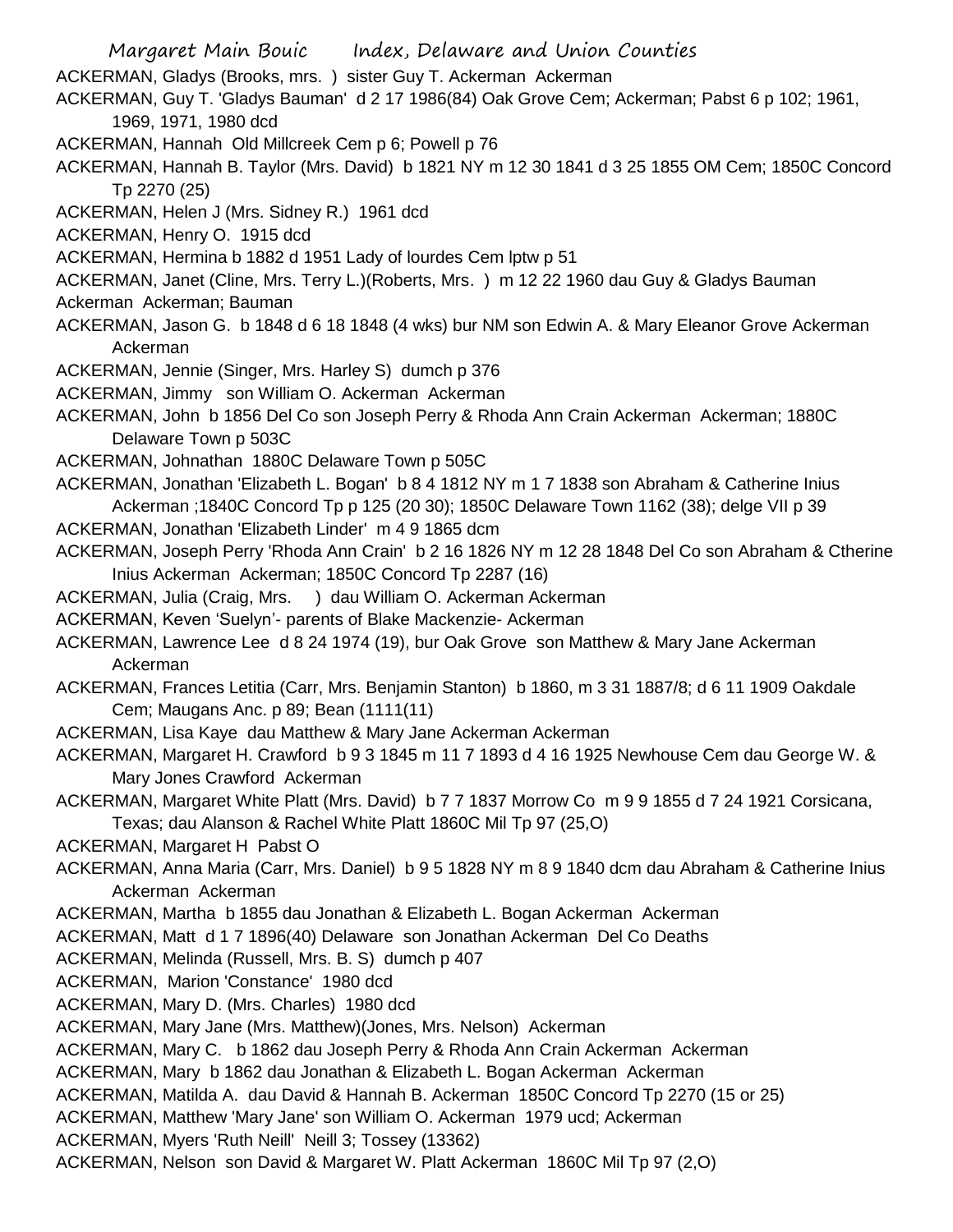ACKERMAN, Gladys (Brooks, mrs. ) sister Guy T. Ackerman Ackerman

ACKERMAN, Guy T. 'Gladys Bauman' d 2 17 1986(84) Oak Grove Cem; Ackerman; Pabst 6 p 102; 1961, 1969, 1971, 1980 dcd

ACKERMAN, Hannah Old Millcreek Cem p 6; Powell p 76

ACKERMAN, Hannah B. Taylor (Mrs. David) b 1821 NY m 12 30 1841 d 3 25 1855 OM Cem; 1850C Concord Tp 2270 (25)

ACKERMAN, Helen J (Mrs. Sidney R.) 1961 dcd

ACKERMAN, Henry O. 1915 dcd

ACKERMAN, Hermina b 1882 d 1951 Lady of lourdes Cem lptw p 51

ACKERMAN, Janet (Cline, Mrs. Terry L.)(Roberts, Mrs. ) m 12 22 1960 dau Guy & Gladys Bauman Ackerman Ackerman; Bauman

ACKERMAN, Jason G. b 1848 d 6 18 1848 (4 wks) bur NM son Edwin A. & Mary Eleanor Grove Ackerman Ackerman

ACKERMAN, Jennie (Singer, Mrs. Harley S) dumch p 376

ACKERMAN, Jimmy son William O. Ackerman Ackerman

ACKERMAN, John b 1856 Del Co son Joseph Perry & Rhoda Ann Crain Ackerman Ackerman; 1880C Delaware Town p 503C

ACKERMAN, Johnathan 1880C Delaware Town p 505C

ACKERMAN, Jonathan 'Elizabeth L. Bogan' b 8 4 1812 NY m 1 7 1838 son Abraham & Catherine Inius Ackerman ;1840C Concord Tp p 125 (20 30); 1850C Delaware Town 1162 (38); delge VII p 39

ACKERMAN, Jonathan 'Elizabeth Linder' m 4 9 1865 dcm

ACKERMAN, Joseph Perry 'Rhoda Ann Crain' b 2 16 1826 NY m 12 28 1848 Del Co son Abraham & Ctherine Inius Ackerman Ackerman; 1850C Concord Tp 2287 (16)

ACKERMAN, Julia (Craig, Mrs. ) dau William O. Ackerman Ackerman

ACKERMAN, Keven 'Suelyn'- parents of Blake Mackenzie- Ackerman

ACKERMAN, Lawrence Lee d 8 24 1974 (19), bur Oak Grove son Matthew & Mary Jane Ackerman Ackerman

ACKERMAN, Frances Letitia (Carr, Mrs. Benjamin Stanton) b 1860, m 3 31 1887/8; d 6 11 1909 Oakdale Cem; Maugans Anc. p 89; Bean (1111(11)

ACKERMAN, Lisa Kaye dau Matthew & Mary Jane Ackerman Ackerman

ACKERMAN, Margaret H. Crawford b 9 3 1845 m 11 7 1893 d 4 16 1925 Newhouse Cem dau George W. & Mary Jones Crawford Ackerman

ACKERMAN, Margaret White Platt (Mrs. David) b 7 7 1837 Morrow Co m 9 9 1855 d 7 24 1921 Corsicana, Texas; dau Alanson & Rachel White Platt 1860C Mil Tp 97 (25,O)

ACKERMAN, Margaret H Pabst O

ACKERMAN, Anna Maria (Carr, Mrs. Daniel) b 9 5 1828 NY m 8 9 1840 dcm dau Abraham & Catherine Inius Ackerman Ackerman

ACKERMAN, Martha b 1855 dau Jonathan & Elizabeth L. Bogan Ackerman Ackerman

ACKERMAN, Matt d 1 7 1896(40) Delaware son Jonathan Ackerman Del Co Deaths

ACKERMAN, Melinda (Russell, Mrs. B. S) dumch p 407

ACKERMAN, Marion 'Constance' 1980 dcd

ACKERMAN, Mary D. (Mrs. Charles) 1980 dcd

ACKERMAN, Mary Jane (Mrs. Matthew)(Jones, Mrs. Nelson) Ackerman

ACKERMAN, Mary C. b 1862 dau Joseph Perry & Rhoda Ann Crain Ackerman Ackerman

ACKERMAN, Mary b 1862 dau Jonathan & Elizabeth L. Bogan Ackerman Ackerman

ACKERMAN, Matilda A. dau David & Hannah B. Ackerman 1850C Concord Tp 2270 (15 or 25)

ACKERMAN, Matthew 'Mary Jane' son William O. Ackerman 1979 ucd; Ackerman

ACKERMAN, Myers 'Ruth Neill' Neill 3; Tossey (13362)

ACKERMAN, Nelson son David & Margaret W. Platt Ackerman 1860C Mil Tp 97 (2,O)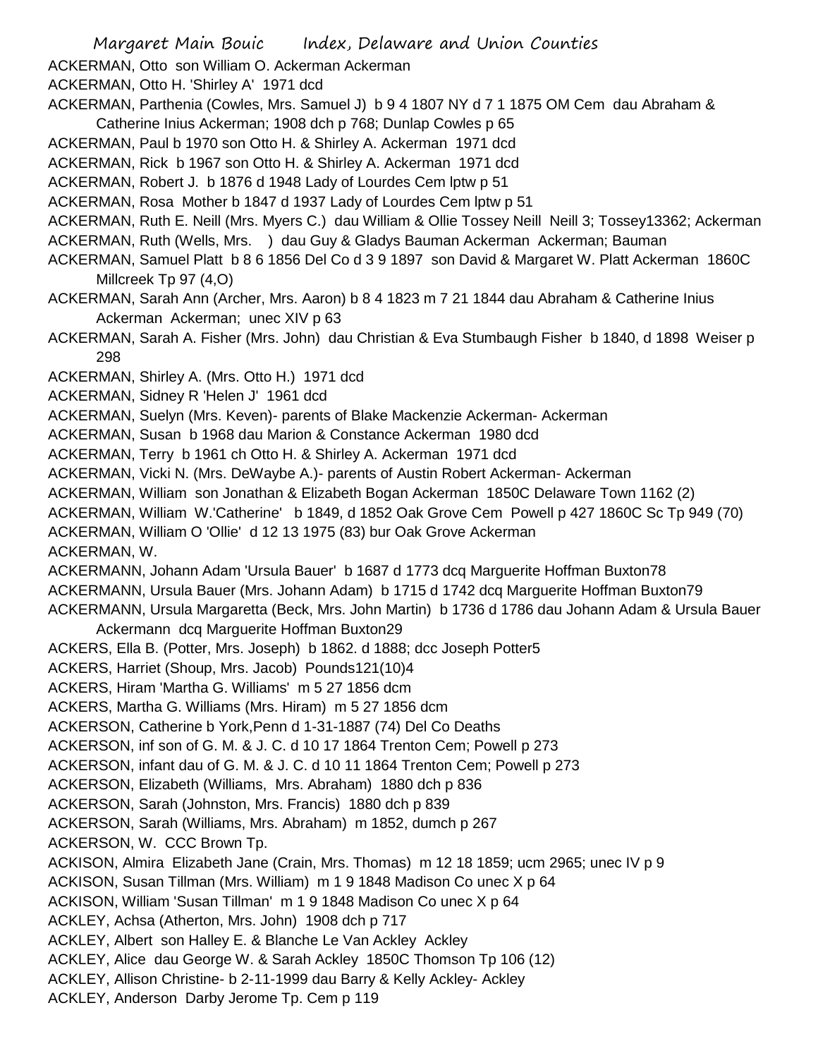ACKERMAN, Otto son William O. Ackerman Ackerman
ACKERMAN, Otto H. 'Shirley A' 1971 dcd
ACKERMAN, Parthenia (Cowles, Mrs. Samuel J) b 9 4 1807 NY d 7 1 1875 OM Cem dau Abraham & Catherine Inius Ackerman; 1908 dch p 768; Dunlap Cowles p 65
ACKERMAN, Paul b 1970 son Otto H. & Shirley A. Ackerman 1971 dcd
ACKERMAN, Rick b 1967 son Otto H. & Shirley A. Ackerman 1971 dcd
ACKERMAN, Robert J. b 1876 d 1948 Lady of Lourdes Cem lptw p 51
ACKERMAN, Rosa Mother b 1847 d 1937 Lady of Lourdes Cem lptw p 51
ACKERMAN, Ruth E. Neill (Mrs. Myers C.) dau William & Ollie Tossey Neill Neill 3; Tossey13362; Ackerman
ACKERMAN, Ruth (Wells, Mrs. ) dau Guy & Gladys Bauman Ackerman Ackerman; Bauman
ACKERMAN, Samuel Platt b 8 6 1856 Del Co d 3 9 1897 son David & Margaret W. Platt Ackerman 1860C Millcreek Tp 97 (4,O)
ACKERMAN, Sarah Ann (Archer, Mrs. Aaron) b 8 4 1823 m 7 21 1844 dau Abraham & Catherine Inius Ackerman Ackerman; unec XIV p 63
ACKERMAN, Sarah A. Fisher (Mrs. John) dau Christian & Eva Stumbaugh Fisher b 1840, d 1898 Weiser p 298
ACKERMAN, Shirley A. (Mrs. Otto H.) 1971 dcd
ACKERMAN, Sidney R 'Helen J' 1961 dcd
ACKERMAN, Suelyn (Mrs. Keven)- parents of Blake Mackenzie Ackerman- Ackerman
ACKERMAN, Susan b 1968 dau Marion & Constance Ackerman 1980 dcd
ACKERMAN, Terry b 1961 ch Otto H. & Shirley A. Ackerman 1971 dcd
ACKERMAN, Vicki N. (Mrs. DeWaybe A.)- parents of Austin Robert Ackerman- Ackerman
ACKERMAN, William son Jonathan & Elizabeth Bogan Ackerman 1850C Delaware Town 1162 (2)
ACKERMAN, William W.'Catherine' b 1849, d 1852 Oak Grove Cem Powell p 427 1860C Sc Tp 949 (70)
ACKERMAN, William O 'Ollie' d 12 13 1975 (83) bur Oak Grove Ackerman
ACKERMAN, W.
ACKERMANN, Johann Adam 'Ursula Bauer' b 1687 d 1773 dcq Marguerite Hoffman Buxton78
ACKERMANN, Ursula Bauer (Mrs. Johann Adam) b 1715 d 1742 dcq Marguerite Hoffman Buxton79
ACKERMANN, Ursula Margaretta (Beck, Mrs. John Martin) b 1736 d 1786 dau Johann Adam & Ursula Bauer Ackermann dcq Marguerite Hoffman Buxton29
ACKERS, Ella B. (Potter, Mrs. Joseph) b 1862. d 1888; dcc Joseph Potter5
ACKERS, Harriet (Shoup, Mrs. Jacob) Pounds121(10)4
ACKERS, Hiram 'Martha G. Williams' m 5 27 1856 dcm
ACKERS, Martha G. Williams (Mrs. Hiram) m 5 27 1856 dcm
ACKERSON, Catherine b York,Penn d 1-31-1887 (74) Del Co Deaths
ACKERSON, inf son of G. M. & J. C. d 10 17 1864 Trenton Cem; Powell p 273
ACKERSON, infant dau of G. M. & J. C. d 10 11 1864 Trenton Cem; Powell p 273
ACKERSON, Elizabeth (Williams, Mrs. Abraham) 1880 dch p 836
ACKERSON, Sarah (Johnston, Mrs. Francis) 1880 dch p 839
ACKERSON, Sarah (Williams, Mrs. Abraham) m 1852, dumch p 267
ACKERSON, W. CCC Brown Tp.
ACKISON, Almira Elizabeth Jane (Crain, Mrs. Thomas) m 12 18 1859; ucm 2965; unec IV p 9
ACKISON, Susan Tillman (Mrs. William) m 1 9 1848 Madison Co unec X p 64
ACKISON, William 'Susan Tillman' m 1 9 1848 Madison Co unec X p 64
ACKLEY, Achsa (Atherton, Mrs. John) 1908 dch p 717
ACKLEY, Albert son Halley E. & Blanche Le Van Ackley Ackley
ACKLEY, Alice dau George W. & Sarah Ackley 1850C Thomson Tp 106 (12)
ACKLEY, Allison Christine- b 2-11-1999 dau Barry & Kelly Ackley- Ackley
ACKLEY, Anderson Darby Jerome Tp. Cem p 119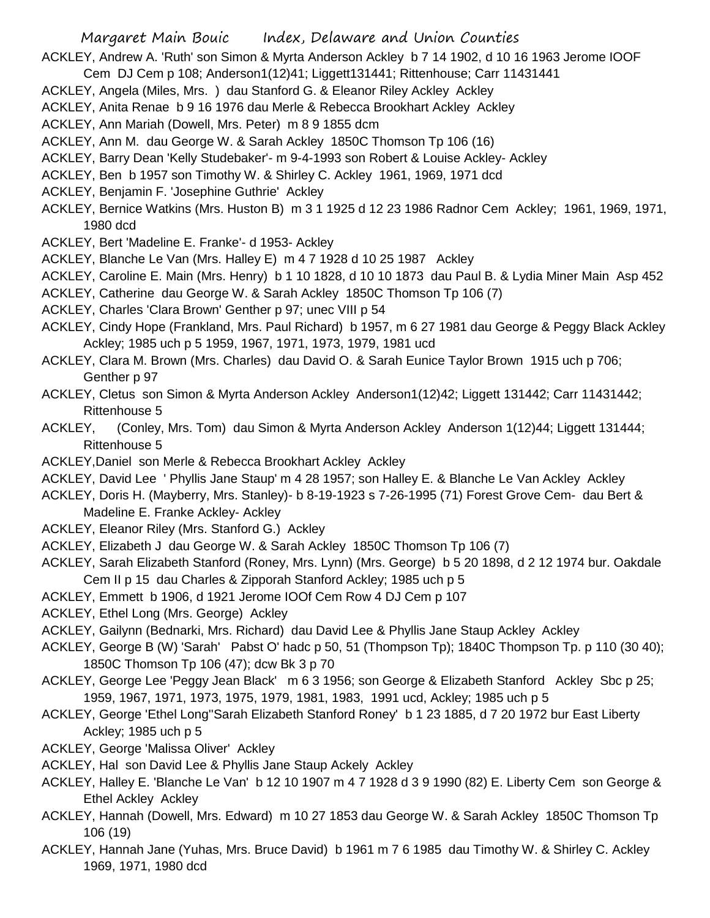ACKLEY, Andrew A. 'Ruth' son Simon & Myrta Anderson Ackley b 7 14 1902, d 10 16 1963 Jerome IOOF Cem DJ Cem p 108; Anderson1(12)41; Liggett131441; Rittenhouse; Carr 11431441

ACKLEY, Angela (Miles, Mrs. ) dau Stanford G. & Eleanor Riley Ackley Ackley

ACKLEY, Anita Renae b 9 16 1976 dau Merle & Rebecca Brookhart Ackley Ackley

ACKLEY, Ann Mariah (Dowell, Mrs. Peter) m 8 9 1855 dcm

ACKLEY, Ann M. dau George W. & Sarah Ackley 1850C Thomson Tp 106 (16)

ACKLEY, Barry Dean 'Kelly Studebaker'- m 9-4-1993 son Robert & Louise Ackley- Ackley

ACKLEY, Ben b 1957 son Timothy W. & Shirley C. Ackley 1961, 1969, 1971 dcd

ACKLEY, Benjamin F. 'Josephine Guthrie' Ackley

ACKLEY, Bernice Watkins (Mrs. Huston B) m 3 1 1925 d 12 23 1986 Radnor Cem Ackley; 1961, 1969, 1971, 1980 dcd

ACKLEY, Bert 'Madeline E. Franke'- d 1953- Ackley

ACKLEY, Blanche Le Van (Mrs. Halley E) m 4 7 1928 d 10 25 1987 Ackley

ACKLEY, Caroline E. Main (Mrs. Henry) b 1 10 1828, d 10 10 1873 dau Paul B. & Lydia Miner Main Asp 452

ACKLEY, Catherine dau George W. & Sarah Ackley 1850C Thomson Tp 106 (7)

ACKLEY, Charles 'Clara Brown' Genther p 97; unec VIII p 54

ACKLEY, Cindy Hope (Frankland, Mrs. Paul Richard) b 1957, m 6 27 1981 dau George & Peggy Black Ackley Ackley; 1985 uch p 5 1959, 1967, 1971, 1973, 1979, 1981 ucd

ACKLEY, Clara M. Brown (Mrs. Charles) dau David O. & Sarah Eunice Taylor Brown 1915 uch p 706; Genther p 97

ACKLEY, Cletus son Simon & Myrta Anderson Ackley Anderson1(12)42; Liggett 131442; Carr 11431442; Rittenhouse 5

ACKLEY, (Conley, Mrs. Tom) dau Simon & Myrta Anderson Ackley Anderson 1(12)44; Liggett 131444; Rittenhouse 5

ACKLEY,Daniel son Merle & Rebecca Brookhart Ackley Ackley

ACKLEY, David Lee ' Phyllis Jane Staup' m 4 28 1957; son Halley E. & Blanche Le Van Ackley Ackley

ACKLEY, Doris H. (Mayberry, Mrs. Stanley)- b 8-19-1923 s 7-26-1995 (71) Forest Grove Cem- dau Bert & Madeline E. Franke Ackley- Ackley

ACKLEY, Eleanor Riley (Mrs. Stanford G.) Ackley

ACKLEY, Elizabeth J dau George W. & Sarah Ackley 1850C Thomson Tp 106 (7)

ACKLEY, Sarah Elizabeth Stanford (Roney, Mrs. Lynn) (Mrs. George) b 5 20 1898, d 2 12 1974 bur. Oakdale Cem II p 15 dau Charles & Zipporah Stanford Ackley; 1985 uch p 5

ACKLEY, Emmett b 1906, d 1921 Jerome IOOf Cem Row 4 DJ Cem p 107

ACKLEY, Ethel Long (Mrs. George) Ackley

ACKLEY, Gailynn (Bednarki, Mrs. Richard) dau David Lee & Phyllis Jane Staup Ackley Ackley

ACKLEY, George B (W) 'Sarah' Pabst O' hadc p 50, 51 (Thompson Tp); 1840C Thompson Tp. p 110 (30 40); 1850C Thomson Tp 106 (47); dcw Bk 3 p 70

ACKLEY, George Lee 'Peggy Jean Black' m 6 3 1956; son George & Elizabeth Stanford Ackley Sbc p 25; 1959, 1967, 1971, 1973, 1975, 1979, 1981, 1983, 1991 ucd, Ackley; 1985 uch p 5

ACKLEY, George 'Ethel Long''Sarah Elizabeth Stanford Roney' b 1 23 1885, d 7 20 1972 bur East Liberty Ackley; 1985 uch p 5

ACKLEY, George 'Malissa Oliver' Ackley

ACKLEY, Hal son David Lee & Phyllis Jane Staup Ackely Ackley

ACKLEY, Halley E. 'Blanche Le Van' b 12 10 1907 m 4 7 1928 d 3 9 1990 (82) E. Liberty Cem son George & Ethel Ackley Ackley

ACKLEY, Hannah (Dowell, Mrs. Edward) m 10 27 1853 dau George W. & Sarah Ackley 1850C Thomson Tp 106 (19)

ACKLEY, Hannah Jane (Yuhas, Mrs. Bruce David) b 1961 m 7 6 1985 dau Timothy W. & Shirley C. Ackley 1969, 1971, 1980 dcd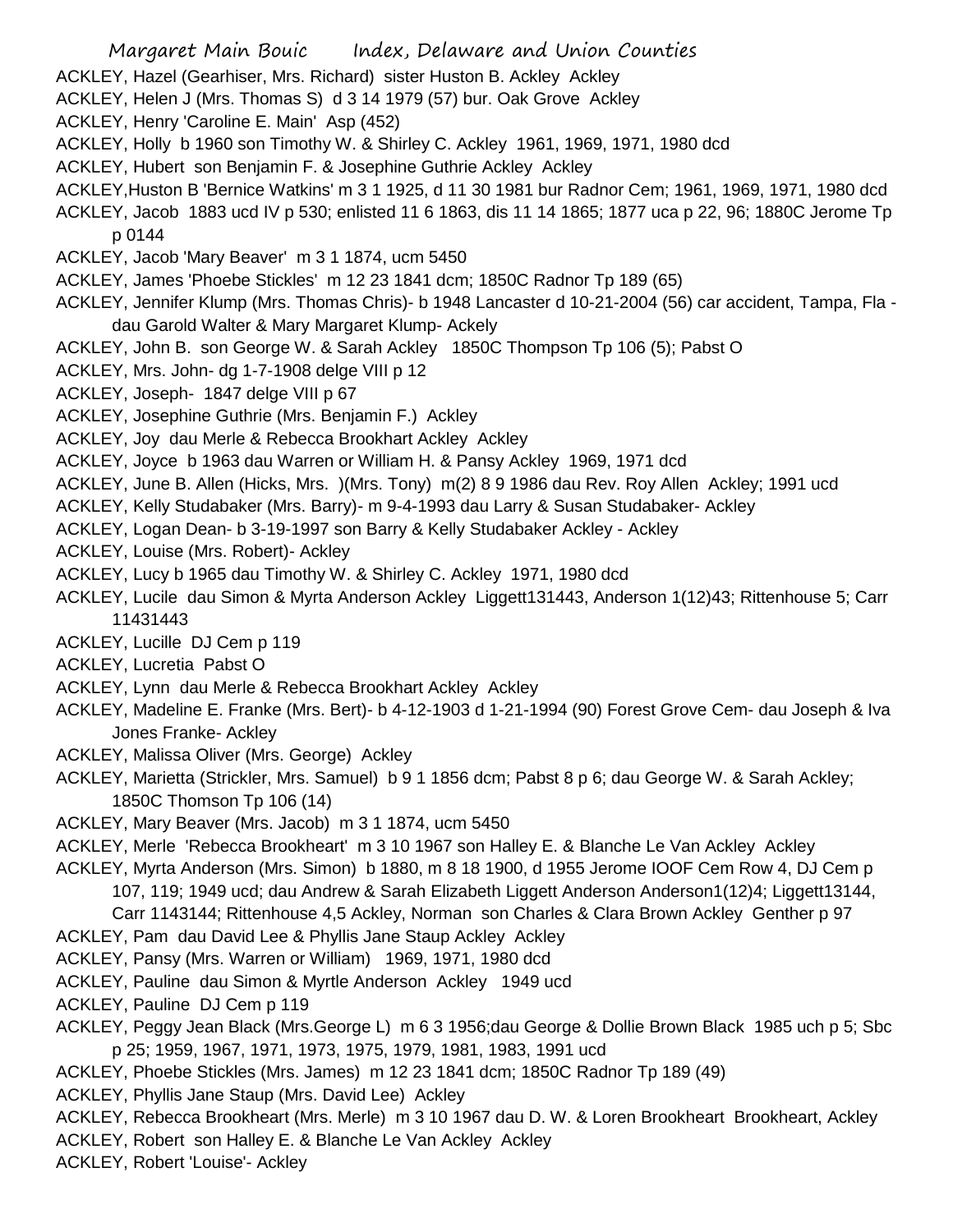ACKLEY, Hazel (Gearhiser, Mrs. Richard) sister Huston B. Ackley Ackley

ACKLEY, Helen J (Mrs. Thomas S) d 3 14 1979 (57) bur. Oak Grove Ackley

ACKLEY, Henry 'Caroline E. Main' Asp (452)

ACKLEY, Holly b 1960 son Timothy W. & Shirley C. Ackley 1961, 1969, 1971, 1980 dcd

ACKLEY, Hubert son Benjamin F. & Josephine Guthrie Ackley Ackley

ACKLEY,Huston B 'Bernice Watkins' m 3 1 1925, d 11 30 1981 bur Radnor Cem; 1961, 1969, 1971, 1980 dcd

ACKLEY, Jacob 1883 ucd IV p 530; enlisted 11 6 1863, dis 11 14 1865; 1877 uca p 22, 96; 1880C Jerome Tp p 0144

ACKLEY, Jacob 'Mary Beaver' m 3 1 1874, ucm 5450

ACKLEY, James 'Phoebe Stickles' m 12 23 1841 dcm; 1850C Radnor Tp 189 (65)

ACKLEY, Jennifer Klump (Mrs. Thomas Chris)- b 1948 Lancaster d 10-21-2004 (56) car accident, Tampa, Fla - dau Garold Walter & Mary Margaret Klump- Ackely

ACKLEY, John B. son George W. & Sarah Ackley 1850C Thompson Tp 106 (5); Pabst O

ACKLEY, Mrs. John- dg 1-7-1908 delge VIII p 12

ACKLEY, Joseph- 1847 delge VIII p 67

ACKLEY, Josephine Guthrie (Mrs. Benjamin F.) Ackley

ACKLEY, Joy dau Merle & Rebecca Brookhart Ackley Ackley

ACKLEY, Joyce b 1963 dau Warren or William H. & Pansy Ackley 1969, 1971 dcd

ACKLEY, June B. Allen (Hicks, Mrs. )(Mrs. Tony) m(2) 8 9 1986 dau Rev. Roy Allen Ackley; 1991 ucd

ACKLEY, Kelly Studabaker (Mrs. Barry)- m 9-4-1993 dau Larry & Susan Studabaker- Ackley

ACKLEY, Logan Dean- b 3-19-1997 son Barry & Kelly Studabaker Ackley - Ackley

ACKLEY, Louise (Mrs. Robert)- Ackley

ACKLEY, Lucy b 1965 dau Timothy W. & Shirley C. Ackley 1971, 1980 dcd

ACKLEY, Lucile dau Simon & Myrta Anderson Ackley Liggett131443, Anderson 1(12)43; Rittenhouse 5; Carr 11431443

ACKLEY, Lucille DJ Cem p 119

ACKLEY, Lucretia Pabst O

ACKLEY, Lynn dau Merle & Rebecca Brookhart Ackley Ackley

ACKLEY, Madeline E. Franke (Mrs. Bert)- b 4-12-1903 d 1-21-1994 (90) Forest Grove Cem- dau Joseph & Iva Jones Franke- Ackley

ACKLEY, Malissa Oliver (Mrs. George) Ackley

ACKLEY, Marietta (Strickler, Mrs. Samuel) b 9 1 1856 dcm; Pabst 8 p 6; dau George W. & Sarah Ackley; 1850C Thomson Tp 106 (14)

ACKLEY, Mary Beaver (Mrs. Jacob) m 3 1 1874, ucm 5450

ACKLEY, Merle 'Rebecca Brookheart' m 3 10 1967 son Halley E. & Blanche Le Van Ackley Ackley

ACKLEY, Myrta Anderson (Mrs. Simon) b 1880, m 8 18 1900, d 1955 Jerome IOOF Cem Row 4, DJ Cem p 107, 119; 1949 ucd; dau Andrew & Sarah Elizabeth Liggett Anderson Anderson1(12)4; Liggett13144, Carr 1143144; Rittenhouse 4,5 Ackley, Norman son Charles & Clara Brown Ackley Genther p 97

ACKLEY, Pam dau David Lee & Phyllis Jane Staup Ackley Ackley

ACKLEY, Pansy (Mrs. Warren or William) 1969, 1971, 1980 dcd

ACKLEY, Pauline dau Simon & Myrtle Anderson Ackley 1949 ucd

ACKLEY, Pauline DJ Cem p 119

ACKLEY, Peggy Jean Black (Mrs.George L) m 6 3 1956;dau George & Dollie Brown Black 1985 uch p 5; Sbc p 25; 1959, 1967, 1971, 1973, 1975, 1979, 1981, 1983, 1991 ucd

ACKLEY, Phoebe Stickles (Mrs. James) m 12 23 1841 dcm; 1850C Radnor Tp 189 (49)

ACKLEY, Phyllis Jane Staup (Mrs. David Lee) Ackley

ACKLEY, Rebecca Brookheart (Mrs. Merle) m 3 10 1967 dau D. W. & Loren Brookheart Brookheart, Ackley

ACKLEY, Robert son Halley E. & Blanche Le Van Ackley Ackley

ACKLEY, Robert 'Louise'- Ackley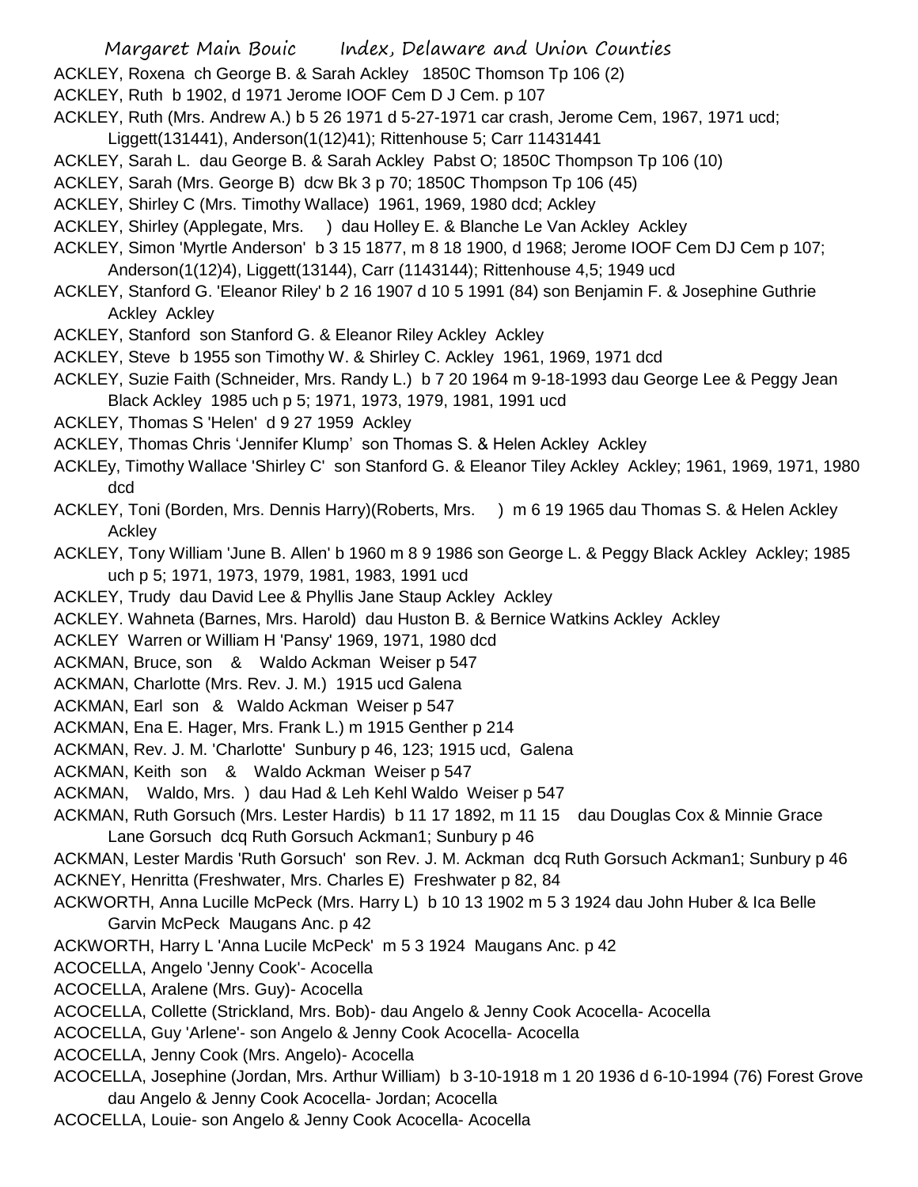ACKLEY, Roxena ch George B. & Sarah Ackley 1850C Thomson Tp 106 (2)

ACKLEY, Ruth b 1902, d 1971 Jerome IOOF Cem D J Cem. p 107

ACKLEY, Ruth (Mrs. Andrew A.) b 5 26 1971 d 5-27-1971 car crash, Jerome Cem, 1967, 1971 ucd; Liggett(131441), Anderson(1(12)41); Rittenhouse 5; Carr 11431441

ACKLEY, Sarah L. dau George B. & Sarah Ackley Pabst O; 1850C Thompson Tp 106 (10)

ACKLEY, Sarah (Mrs. George B) dcw Bk 3 p 70; 1850C Thompson Tp 106 (45)

ACKLEY, Shirley C (Mrs. Timothy Wallace) 1961, 1969, 1980 dcd; Ackley

ACKLEY, Shirley (Applegate, Mrs. ) dau Holley E. & Blanche Le Van Ackley Ackley

ACKLEY, Simon 'Myrtle Anderson' b 3 15 1877, m 8 18 1900, d 1968; Jerome IOOF Cem DJ Cem p 107; Anderson(1(12)4), Liggett(13144), Carr (1143144); Rittenhouse 4,5; 1949 ucd

ACKLEY, Stanford G. 'Eleanor Riley' b 2 16 1907 d 10 5 1991 (84) son Benjamin F. & Josephine Guthrie Ackley Ackley

ACKLEY, Stanford son Stanford G. & Eleanor Riley Ackley Ackley

ACKLEY, Steve b 1955 son Timothy W. & Shirley C. Ackley 1961, 1969, 1971 dcd

ACKLEY, Suzie Faith (Schneider, Mrs. Randy L.) b 7 20 1964 m 9-18-1993 dau George Lee & Peggy Jean Black Ackley 1985 uch p 5; 1971, 1973, 1979, 1981, 1991 ucd

ACKLEY, Thomas S 'Helen' d 9 27 1959 Ackley

ACKLEY, Thomas Chris 'Jennifer Klump' son Thomas S. & Helen Ackley Ackley

ACKLEy, Timothy Wallace 'Shirley C' son Stanford G. & Eleanor Tiley Ackley Ackley; 1961, 1969, 1971, 1980 dcd

ACKLEY, Toni (Borden, Mrs. Dennis Harry)(Roberts, Mrs. ) m 6 19 1965 dau Thomas S. & Helen Ackley Ackley

ACKLEY, Tony William 'June B. Allen' b 1960 m 8 9 1986 son George L. & Peggy Black Ackley Ackley; 1985 uch p 5; 1971, 1973, 1979, 1981, 1983, 1991 ucd

ACKLEY, Trudy dau David Lee & Phyllis Jane Staup Ackley Ackley

ACKLEY. Wahneta (Barnes, Mrs. Harold) dau Huston B. & Bernice Watkins Ackley Ackley

ACKLEY Warren or William H 'Pansy' 1969, 1971, 1980 dcd

ACKMAN, Bruce, son & Waldo Ackman Weiser p 547

ACKMAN, Charlotte (Mrs. Rev. J. M.) 1915 ucd Galena

ACKMAN, Earl son & Waldo Ackman Weiser p 547

ACKMAN, Ena E. Hager, Mrs. Frank L.) m 1915 Genther p 214

ACKMAN, Rev. J. M. 'Charlotte' Sunbury p 46, 123; 1915 ucd, Galena

ACKMAN, Keith son & Waldo Ackman Weiser p 547

ACKMAN, Waldo, Mrs. ) dau Had & Leh Kehl Waldo Weiser p 547

ACKMAN, Ruth Gorsuch (Mrs. Lester Hardis) b 11 17 1892, m 11 15 dau Douglas Cox & Minnie Grace Lane Gorsuch dcq Ruth Gorsuch Ackman1; Sunbury p 46

ACKMAN, Lester Mardis 'Ruth Gorsuch' son Rev. J. M. Ackman dcq Ruth Gorsuch Ackman1; Sunbury p 46

ACKNEY, Henritta (Freshwater, Mrs. Charles E) Freshwater p 82, 84

ACKWORTH, Anna Lucille McPeck (Mrs. Harry L) b 10 13 1902 m 5 3 1924 dau John Huber & Ica Belle Garvin McPeck Maugans Anc. p 42

ACKWORTH, Harry L 'Anna Lucile McPeck' m 5 3 1924 Maugans Anc. p 42

ACOCELLA, Angelo 'Jenny Cook'- Acocella

ACOCELLA, Aralene (Mrs. Guy)- Acocella

ACOCELLA, Collette (Strickland, Mrs. Bob)- dau Angelo & Jenny Cook Acocella- Acocella

ACOCELLA, Guy 'Arlene'- son Angelo & Jenny Cook Acocella- Acocella

ACOCELLA, Jenny Cook (Mrs. Angelo)- Acocella

ACOCELLA, Josephine (Jordan, Mrs. Arthur William) b 3-10-1918 m 1 20 1936 d 6-10-1994 (76) Forest Grove dau Angelo & Jenny Cook Acocella- Jordan; Acocella

ACOCELLA, Louie- son Angelo & Jenny Cook Acocella- Acocella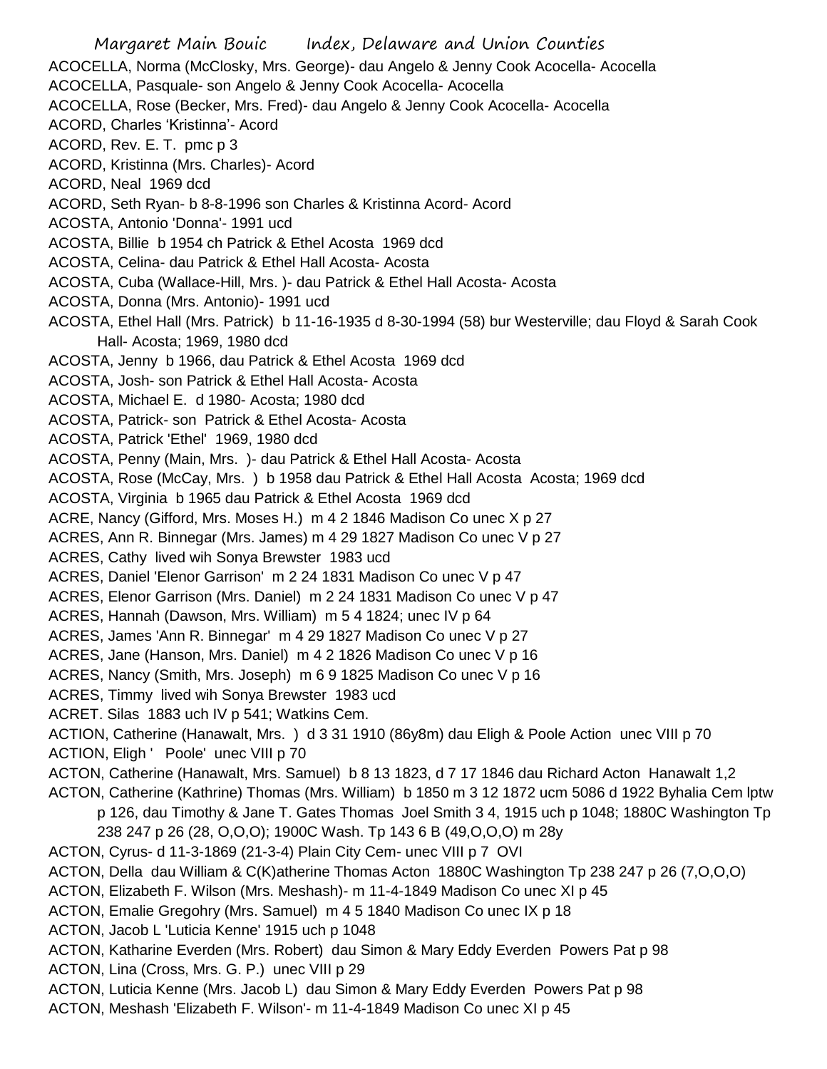ACOCELLA, Norma (McClosky, Mrs. George)- dau Angelo & Jenny Cook Acocella- Acocella
ACOCELLA, Pasquale- son Angelo & Jenny Cook Acocella- Acocella
ACOCELLA, Rose (Becker, Mrs. Fred)- dau Angelo & Jenny Cook Acocella- Acocella
ACORD, Charles 'Kristinna'- Acord
ACORD, Rev. E. T. pmc p 3
ACORD, Kristinna (Mrs. Charles)- Acord
ACORD, Neal 1969 dcd
ACORD, Seth Ryan- b 8-8-1996 son Charles & Kristinna Acord- Acord
ACOSTA, Antonio 'Donna'- 1991 ucd
ACOSTA, Billie b 1954 ch Patrick & Ethel Acosta 1969 dcd
ACOSTA, Celina- dau Patrick & Ethel Hall Acosta- Acosta
ACOSTA, Cuba (Wallace-Hill, Mrs. )- dau Patrick & Ethel Hall Acosta- Acosta
ACOSTA, Donna (Mrs. Antonio)- 1991 ucd
ACOSTA, Ethel Hall (Mrs. Patrick) b 11-16-1935 d 8-30-1994 (58) bur Westerville; dau Floyd & Sarah Cook Hall- Acosta; 1969, 1980 dcd
ACOSTA, Jenny b 1966, dau Patrick & Ethel Acosta 1969 dcd
ACOSTA, Josh- son Patrick & Ethel Hall Acosta- Acosta
ACOSTA, Michael E. d 1980- Acosta; 1980 dcd
ACOSTA, Patrick- son Patrick & Ethel Acosta- Acosta
ACOSTA, Patrick 'Ethel' 1969, 1980 dcd
ACOSTA, Penny (Main, Mrs. )- dau Patrick & Ethel Hall Acosta- Acosta
ACOSTA, Rose (McCay, Mrs. ) b 1958 dau Patrick & Ethel Hall Acosta Acosta; 1969 dcd
ACOSTA, Virginia b 1965 dau Patrick & Ethel Acosta 1969 dcd
ACRE, Nancy (Gifford, Mrs. Moses H.) m 4 2 1846 Madison Co unec X p 27
ACRES, Ann R. Binnegar (Mrs. James) m 4 29 1827 Madison Co unec V p 27
ACRES, Cathy lived wih Sonya Brewster 1983 ucd
ACRES, Daniel 'Elenor Garrison' m 2 24 1831 Madison Co unec V p 47
ACRES, Elenor Garrison (Mrs. Daniel) m 2 24 1831 Madison Co unec V p 47
ACRES, Hannah (Dawson, Mrs. William) m 5 4 1824; unec IV p 64
ACRES, James 'Ann R. Binnegar' m 4 29 1827 Madison Co unec V p 27
ACRES, Jane (Hanson, Mrs. Daniel) m 4 2 1826 Madison Co unec V p 16
ACRES, Nancy (Smith, Mrs. Joseph) m 6 9 1825 Madison Co unec V p 16
ACRES, Timmy lived wih Sonya Brewster 1983 ucd
ACRET. Silas 1883 uch IV p 541; Watkins Cem.
ACTION, Catherine (Hanawalt, Mrs. ) d 3 31 1910 (86y8m) dau Eligh & Poole Action unec VIII p 70
ACTION, Eligh ' Poole' unec VIII p 70
ACTON, Catherine (Hanawalt, Mrs. Samuel) b 8 13 1823, d 7 17 1846 dau Richard Acton Hanawalt 1,2
ACTON, Catherine (Kathrine) Thomas (Mrs. William) b 1850 m 3 12 1872 ucm 5086 d 1922 Byhalia Cem lptw p 126, dau Timothy & Jane T. Gates Thomas Joel Smith 3 4, 1915 uch p 1048; 1880C Washington Tp 238 247 p 26 (28, O,O,O); 1900C Wash. Tp 143 6 B (49,O,O,O) m 28y
ACTON, Cyrus- d 11-3-1869 (21-3-4) Plain City Cem- unec VIII p 7 OVI
ACTON, Della dau William & C(K)atherine Thomas Acton 1880C Washington Tp 238 247 p 26 (7,O,O,O)
ACTON, Elizabeth F. Wilson (Mrs. Meshash)- m 11-4-1849 Madison Co unec XI p 45
ACTON, Emalie Gregohry (Mrs. Samuel) m 4 5 1840 Madison Co unec IX p 18
ACTON, Jacob L 'Luticia Kenne' 1915 uch p 1048
ACTON, Katharine Everden (Mrs. Robert) dau Simon & Mary Eddy Everden Powers Pat p 98
ACTON, Lina (Cross, Mrs. G. P.) unec VIII p 29
ACTON, Luticia Kenne (Mrs. Jacob L) dau Simon & Mary Eddy Everden Powers Pat p 98
ACTON, Meshash 'Elizabeth F. Wilson'- m 11-4-1849 Madison Co unec XI p 45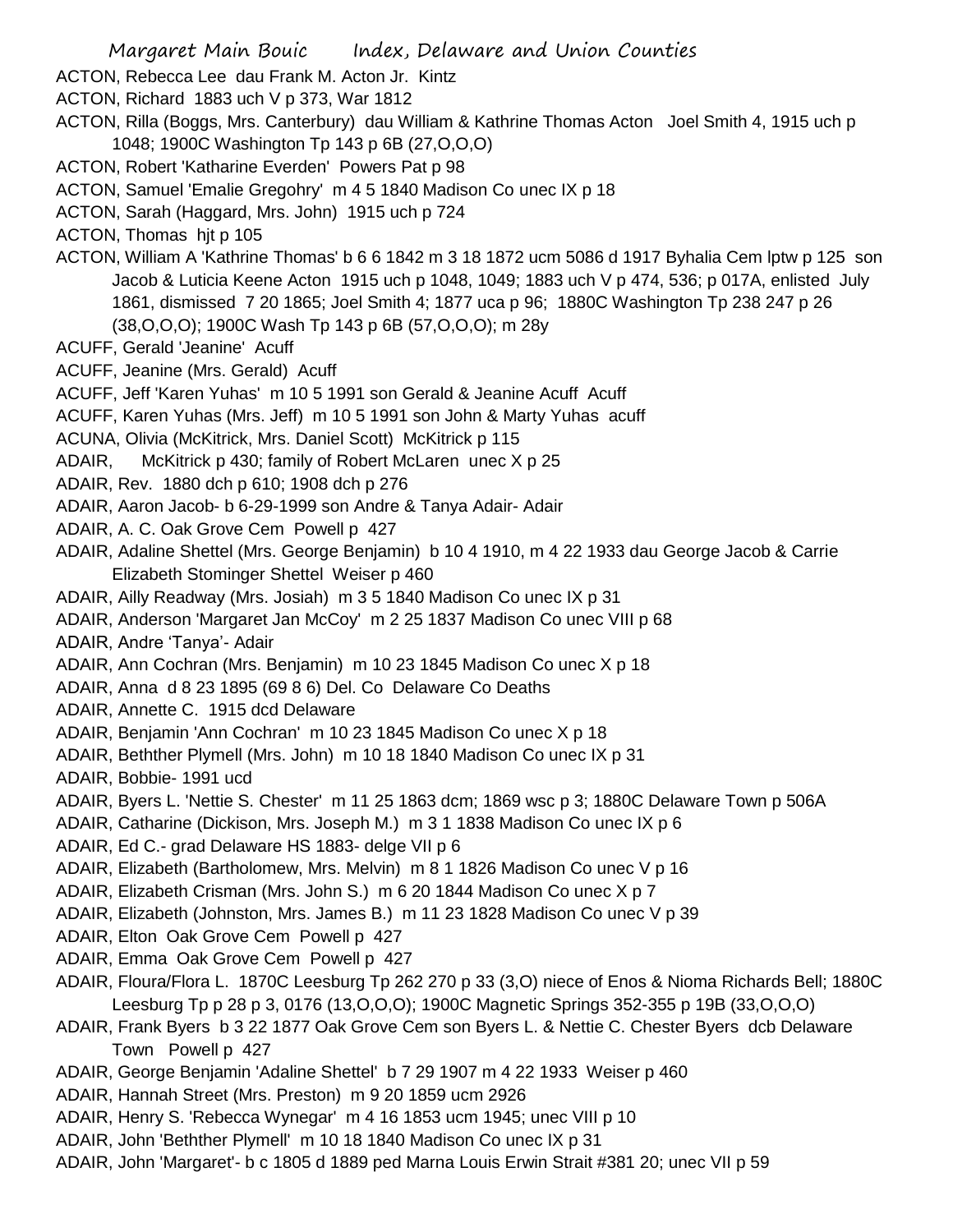ACTON, Rebecca Lee dau Frank M. Acton Jr. Kintz

ACTON, Richard 1883 uch V p 373, War 1812

ACTON, Rilla (Boggs, Mrs. Canterbury) dau William & Kathrine Thomas Acton Joel Smith 4, 1915 uch p 1048; 1900C Washington Tp 143 p 6B (27,O,O,O)

ACTON, Robert 'Katharine Everden' Powers Pat p 98

ACTON, Samuel 'Emalie Gregohry' m 4 5 1840 Madison Co unec IX p 18

ACTON, Sarah (Haggard, Mrs. John) 1915 uch p 724

ACTON, Thomas hjt p 105

ACTON, William A 'Kathrine Thomas' b 6 6 1842 m 3 18 1872 ucm 5086 d 1917 Byhalia Cem lptw p 125 son Jacob & Luticia Keene Acton 1915 uch p 1048, 1049; 1883 uch V p 474, 536; p 017A, enlisted July 1861, dismissed 7 20 1865; Joel Smith 4; 1877 uca p 96; 1880C Washington Tp 238 247 p 26 (38,O,O,O); 1900C Wash Tp 143 p 6B (57,O,O,O); m 28y

ACUFF, Gerald 'Jeanine' Acuff

ACUFF, Jeanine (Mrs. Gerald) Acuff

ACUFF, Jeff 'Karen Yuhas' m 10 5 1991 son Gerald & Jeanine Acuff Acuff

ACUFF, Karen Yuhas (Mrs. Jeff) m 10 5 1991 son John & Marty Yuhas acuff

ACUNA, Olivia (McKitrick, Mrs. Daniel Scott) McKitrick p 115

ADAIR, McKitrick p 430; family of Robert McLaren unec X p 25

ADAIR, Rev. 1880 dch p 610; 1908 dch p 276

ADAIR, Aaron Jacob- b 6-29-1999 son Andre & Tanya Adair- Adair

ADAIR, A. C. Oak Grove Cem Powell p 427

ADAIR, Adaline Shettel (Mrs. George Benjamin) b 10 4 1910, m 4 22 1933 dau George Jacob & Carrie Elizabeth Stominger Shettel Weiser p 460

ADAIR, Ailly Readway (Mrs. Josiah) m 3 5 1840 Madison Co unec IX p 31

ADAIR, Anderson 'Margaret Jan McCoy' m 2 25 1837 Madison Co unec VIII p 68

ADAIR, Andre 'Tanya'- Adair

ADAIR, Ann Cochran (Mrs. Benjamin) m 10 23 1845 Madison Co unec X p 18

ADAIR, Anna d 8 23 1895 (69 8 6) Del. Co Delaware Co Deaths

ADAIR, Annette C. 1915 dcd Delaware

ADAIR, Benjamin 'Ann Cochran' m 10 23 1845 Madison Co unec X p 18

ADAIR, Bethther Plymell (Mrs. John) m 10 18 1840 Madison Co unec IX p 31

ADAIR, Bobbie- 1991 ucd

ADAIR, Byers L. 'Nettie S. Chester' m 11 25 1863 dcm; 1869 wsc p 3; 1880C Delaware Town p 506A

ADAIR, Catharine (Dickison, Mrs. Joseph M.) m 3 1 1838 Madison Co unec IX p 6

ADAIR, Ed C.- grad Delaware HS 1883- delge VII p 6

ADAIR, Elizabeth (Bartholomew, Mrs. Melvin) m 8 1 1826 Madison Co unec V p 16

ADAIR, Elizabeth Crisman (Mrs. John S.) m 6 20 1844 Madison Co unec X p 7

ADAIR, Elizabeth (Johnston, Mrs. James B.) m 11 23 1828 Madison Co unec V p 39

ADAIR, Elton Oak Grove Cem Powell p 427

ADAIR, Emma Oak Grove Cem Powell p 427

ADAIR, Floura/Flora L. 1870C Leesburg Tp 262 270 p 33 (3,O) niece of Enos & Nioma Richards Bell; 1880C Leesburg Tp p 28 p 3, 0176 (13,O,O,O); 1900C Magnetic Springs 352-355 p 19B (33,O,O,O)

ADAIR, Frank Byers b 3 22 1877 Oak Grove Cem son Byers L. & Nettie C. Chester Byers dcb Delaware Town Powell p 427

ADAIR, George Benjamin 'Adaline Shettel' b 7 29 1907 m 4 22 1933 Weiser p 460

ADAIR, Hannah Street (Mrs. Preston) m 9 20 1859 ucm 2926

ADAIR, Henry S. 'Rebecca Wynegar' m 4 16 1853 ucm 1945; unec VIII p 10

ADAIR, John 'Bethther Plymell' m 10 18 1840 Madison Co unec IX p 31

ADAIR, John 'Margaret'- b c 1805 d 1889 ped Marna Louis Erwin Strait #381 20; unec VII p 59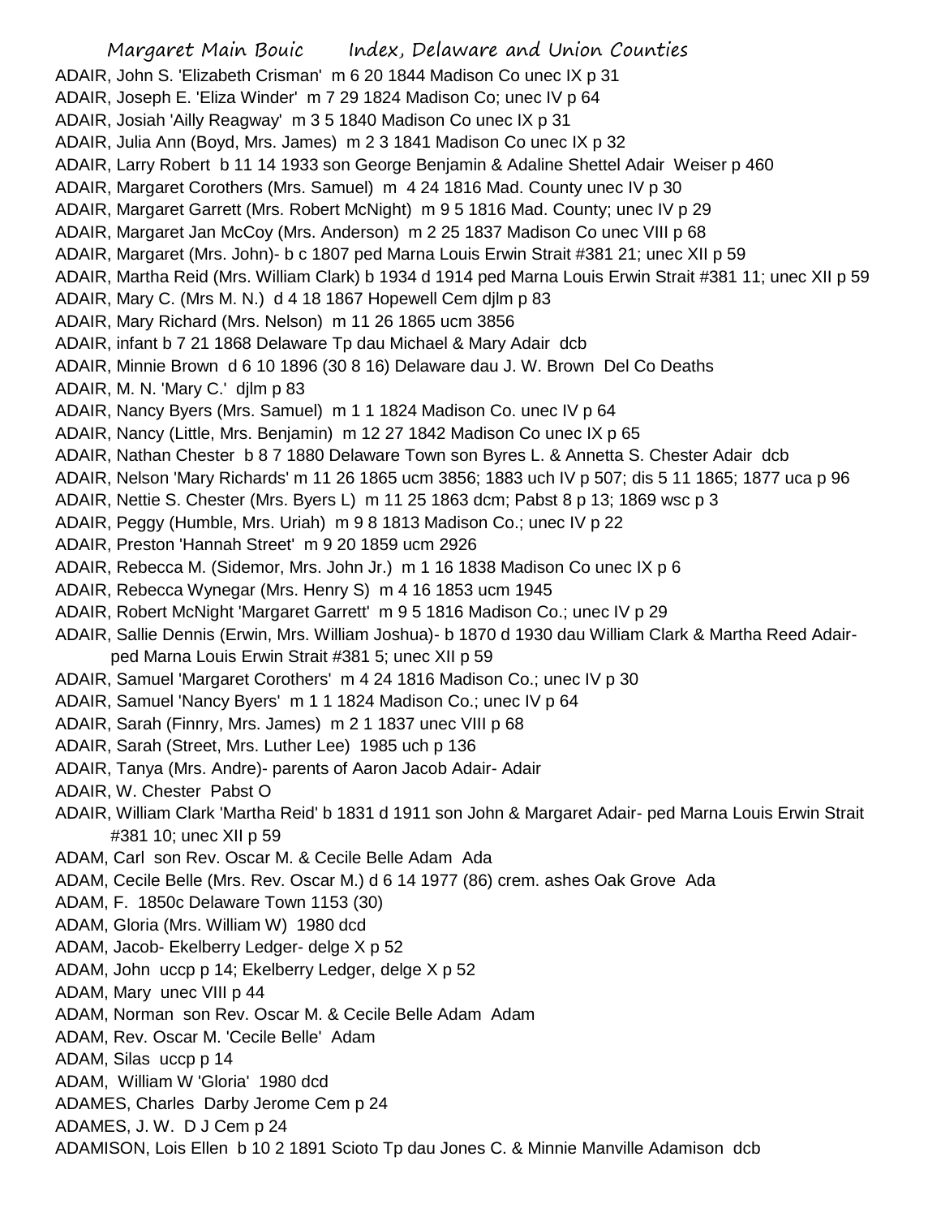ADAIR, John S. 'Elizabeth Crisman' m 6 20 1844 Madison Co unec IX p 31

ADAIR, Joseph E. 'Eliza Winder' m 7 29 1824 Madison Co; unec IV p 64

ADAIR, Josiah 'Ailly Reagway' m 3 5 1840 Madison Co unec IX p 31

ADAIR, Julia Ann (Boyd, Mrs. James) m 2 3 1841 Madison Co unec IX p 32

ADAIR, Larry Robert b 11 14 1933 son George Benjamin & Adaline Shettel Adair Weiser p 460

ADAIR, Margaret Corothers (Mrs. Samuel) m 4 24 1816 Mad. County unec IV p 30

ADAIR, Margaret Garrett (Mrs. Robert McNight) m 9 5 1816 Mad. County; unec IV p 29

ADAIR, Margaret Jan McCoy (Mrs. Anderson) m 2 25 1837 Madison Co unec VIII p 68

ADAIR, Margaret (Mrs. John)- b c 1807 ped Marna Louis Erwin Strait #381 21; unec XII p 59

ADAIR, Martha Reid (Mrs. William Clark) b 1934 d 1914 ped Marna Louis Erwin Strait #381 11; unec XII p 59

ADAIR, Mary C. (Mrs M. N.) d 4 18 1867 Hopewell Cem djlm p 83

ADAIR, Mary Richard (Mrs. Nelson) m 11 26 1865 ucm 3856

ADAIR, infant b 7 21 1868 Delaware Tp dau Michael & Mary Adair dcb

ADAIR, Minnie Brown d 6 10 1896 (30 8 16) Delaware dau J. W. Brown Del Co Deaths

ADAIR, M. N. 'Mary C.' djlm p 83

ADAIR, Nancy Byers (Mrs. Samuel) m 1 1 1824 Madison Co. unec IV p 64

ADAIR, Nancy (Little, Mrs. Benjamin) m 12 27 1842 Madison Co unec IX p 65

ADAIR, Nathan Chester b 8 7 1880 Delaware Town son Byres L. & Annetta S. Chester Adair dcb

ADAIR, Nelson 'Mary Richards' m 11 26 1865 ucm 3856; 1883 uch IV p 507; dis 5 11 1865; 1877 uca p 96

ADAIR, Nettie S. Chester (Mrs. Byers L) m 11 25 1863 dcm; Pabst 8 p 13; 1869 wsc p 3

ADAIR, Peggy (Humble, Mrs. Uriah) m 9 8 1813 Madison Co.; unec IV p 22

ADAIR, Preston 'Hannah Street' m 9 20 1859 ucm 2926

ADAIR, Rebecca M. (Sidemor, Mrs. John Jr.) m 1 16 1838 Madison Co unec IX p 6

ADAIR, Rebecca Wynegar (Mrs. Henry S) m 4 16 1853 ucm 1945

ADAIR, Robert McNight 'Margaret Garrett' m 9 5 1816 Madison Co.; unec IV p 29

ADAIR, Sallie Dennis (Erwin, Mrs. William Joshua)- b 1870 d 1930 dau William Clark & Martha Reed Adair- ped Marna Louis Erwin Strait #381 5; unec XII p 59

ADAIR, Samuel 'Margaret Corothers' m 4 24 1816 Madison Co.; unec IV p 30

ADAIR, Samuel 'Nancy Byers' m 1 1 1824 Madison Co.; unec IV p 64

ADAIR, Sarah (Finnry, Mrs. James) m 2 1 1837 unec VIII p 68

ADAIR, Sarah (Street, Mrs. Luther Lee) 1985 uch p 136

ADAIR, Tanya (Mrs. Andre)- parents of Aaron Jacob Adair- Adair

ADAIR, W. Chester Pabst O

ADAIR, William Clark 'Martha Reid' b 1831 d 1911 son John & Margaret Adair- ped Marna Louis Erwin Strait #381 10; unec XII p 59

ADAM, Carl son Rev. Oscar M. & Cecile Belle Adam Ada

ADAM, Cecile Belle (Mrs. Rev. Oscar M.) d 6 14 1977 (86) crem. ashes Oak Grove Ada

ADAM, F. 1850c Delaware Town 1153 (30)

ADAM, Gloria (Mrs. William W) 1980 dcd

ADAM, Jacob- Ekelberry Ledger- delge X p 52

ADAM, John uccp p 14; Ekelberry Ledger, delge X p 52

ADAM, Mary unec VIII p 44

ADAM, Norman son Rev. Oscar M. & Cecile Belle Adam Adam

ADAM, Rev. Oscar M. 'Cecile Belle' Adam

ADAM, Silas uccp p 14

ADAM, William W 'Gloria' 1980 dcd

ADAMES, Charles Darby Jerome Cem p 24

ADAMES, J. W. D J Cem p 24

ADAMISON, Lois Ellen b 10 2 1891 Scioto Tp dau Jones C. & Minnie Manville Adamison dcb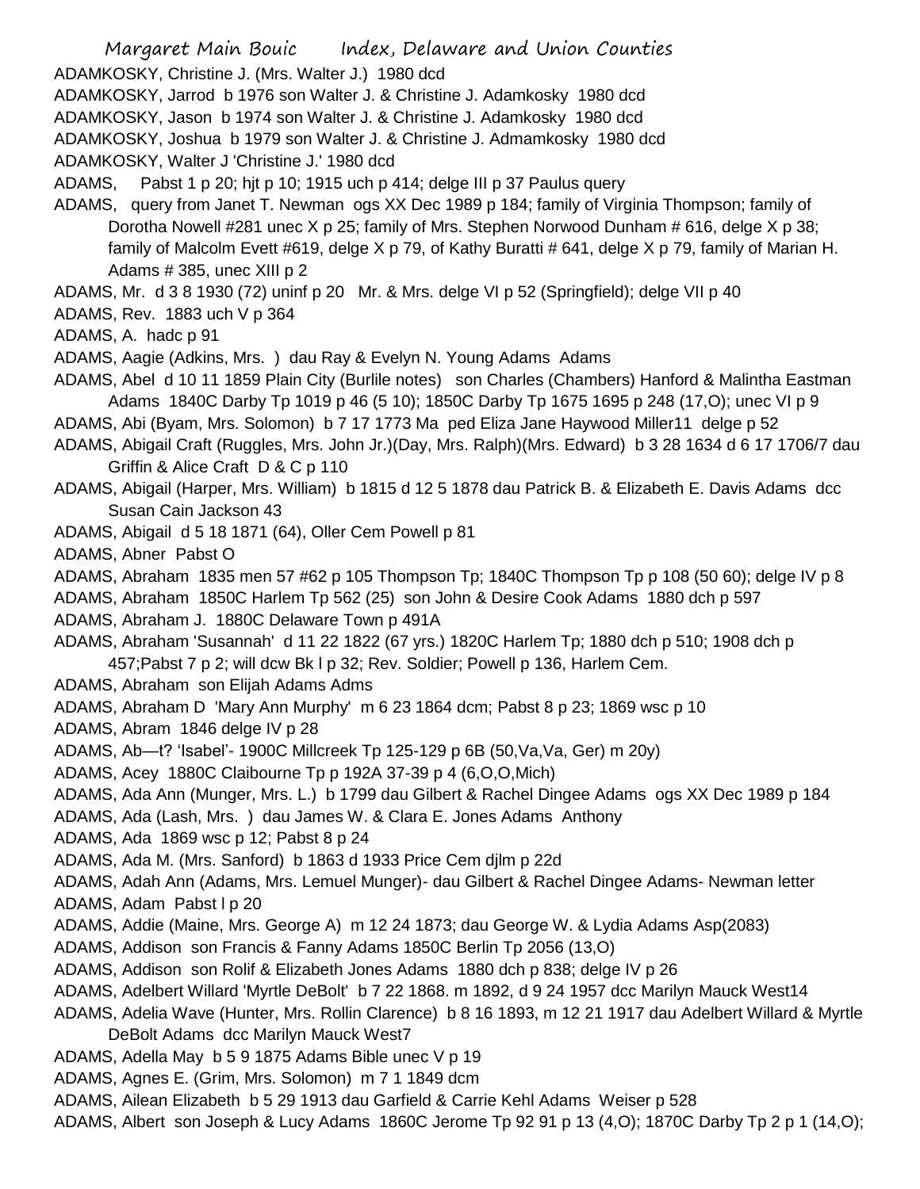ADAMKOSKY, Christine J. (Mrs. Walter J.) 1980 dcd

ADAMKOSKY, Jarrod b 1976 son Walter J. & Christine J. Adamkosky 1980 dcd

ADAMKOSKY, Jason b 1974 son Walter J. & Christine J. Adamkosky 1980 dcd

ADAMKOSKY, Joshua b 1979 son Walter J. & Christine J. Admamkosky 1980 dcd

ADAMKOSKY, Walter J 'Christine J.' 1980 dcd

ADAMS, Pabst 1 p 20; hjt p 10; 1915 uch p 414; delge III p 37 Paulus query

ADAMS, query from Janet T. Newman ogs XX Dec 1989 p 184; family of Virginia Thompson; family of Dorotha Nowell #281 unec X p 25; family of Mrs. Stephen Norwood Dunham # 616, delge X p 38; family of Malcolm Evett #619, delge X p 79, of Kathy Buratti # 641, delge X p 79, family of Marian H. Adams # 385, unec XIII p 2

ADAMS, Mr. d 3 8 1930 (72) uninf p 20 Mr. & Mrs. delge VI p 52 (Springfield); delge VII p 40

ADAMS, Rev. 1883 uch V p 364

ADAMS, A. hadc p 91

ADAMS, Aagie (Adkins, Mrs. ) dau Ray & Evelyn N. Young Adams Adams

ADAMS, Abel d 10 11 1859 Plain City (Burlile notes) son Charles (Chambers) Hanford & Malintha Eastman Adams 1840C Darby Tp 1019 p 46 (5 10); 1850C Darby Tp 1675 1695 p 248 (17,O); unec VI p 9

ADAMS, Abi (Byam, Mrs. Solomon) b 7 17 1773 Ma ped Eliza Jane Haywood Miller11 delge p 52

ADAMS, Abigail Craft (Ruggles, Mrs. John Jr.)(Day, Mrs. Ralph)(Mrs. Edward) b 3 28 1634 d 6 17 1706/7 dau Griffin & Alice Craft D & C p 110

ADAMS, Abigail (Harper, Mrs. William) b 1815 d 12 5 1878 dau Patrick B. & Elizabeth E. Davis Adams dcc Susan Cain Jackson 43

ADAMS, Abigail d 5 18 1871 (64), Oller Cem Powell p 81

ADAMS, Abner Pabst O

ADAMS, Abraham 1835 men 57 #62 p 105 Thompson Tp; 1840C Thompson Tp p 108 (50 60); delge IV p 8

ADAMS, Abraham 1850C Harlem Tp 562 (25) son John & Desire Cook Adams 1880 dch p 597

ADAMS, Abraham J. 1880C Delaware Town p 491A

ADAMS, Abraham 'Susannah' d 11 22 1822 (67 yrs.) 1820C Harlem Tp; 1880 dch p 510; 1908 dch p 457;Pabst 7 p 2; will dcw Bk l p 32; Rev. Soldier; Powell p 136, Harlem Cem.

ADAMS, Abraham son Elijah Adams Adms

ADAMS, Abraham D 'Mary Ann Murphy' m 6 23 1864 dcm; Pabst 8 p 23; 1869 wsc p 10

ADAMS, Abram 1846 delge IV p 28

ADAMS, Ab—t? 'Isabel'- 1900C Millcreek Tp 125-129 p 6B (50,Va,Va, Ger) m 20y)

ADAMS, Acey 1880C Claibourne Tp p 192A 37-39 p 4 (6,O,O,Mich)

ADAMS, Ada Ann (Munger, Mrs. L.) b 1799 dau Gilbert & Rachel Dingee Adams ogs XX Dec 1989 p 184

ADAMS, Ada (Lash, Mrs. ) dau James W. & Clara E. Jones Adams Anthony

ADAMS, Ada 1869 wsc p 12; Pabst 8 p 24

ADAMS, Ada M. (Mrs. Sanford) b 1863 d 1933 Price Cem djlm p 22d

ADAMS, Adah Ann (Adams, Mrs. Lemuel Munger)- dau Gilbert & Rachel Dingee Adams- Newman letter

ADAMS, Adam Pabst l p 20

ADAMS, Addie (Maine, Mrs. George A) m 12 24 1873; dau George W. & Lydia Adams Asp(2083)

ADAMS, Addison son Francis & Fanny Adams 1850C Berlin Tp 2056 (13,O)

ADAMS, Addison son Rolif & Elizabeth Jones Adams 1880 dch p 838; delge IV p 26

ADAMS, Adelbert Willard 'Myrtle DeBolt' b 7 22 1868. m 1892, d 9 24 1957 dcc Marilyn Mauck West14

ADAMS, Adelia Wave (Hunter, Mrs. Rollin Clarence) b 8 16 1893, m 12 21 1917 dau Adelbert Willard & Myrtle DeBolt Adams dcc Marilyn Mauck West7

ADAMS, Adella May b 5 9 1875 Adams Bible unec V p 19

ADAMS, Agnes E. (Grim, Mrs. Solomon) m 7 1 1849 dcm

ADAMS, Ailean Elizabeth b 5 29 1913 dau Garfield & Carrie Kehl Adams Weiser p 528

ADAMS, Albert son Joseph & Lucy Adams 1860C Jerome Tp 92 91 p 13 (4,O); 1870C Darby Tp 2 p 1 (14,O);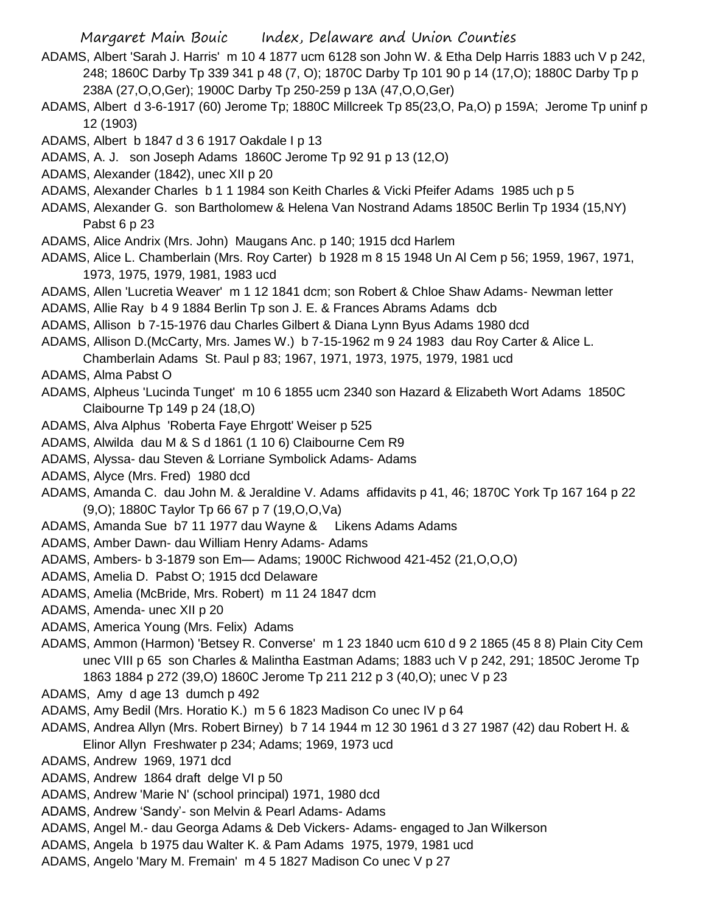ADAMS, Albert 'Sarah J. Harris' m 10 4 1877 ucm 6128 son John W. & Etha Delp Harris 1883 uch V p 242, 248; 1860C Darby Tp 339 341 p 48 (7, O); 1870C Darby Tp 101 90 p 14 (17,O); 1880C Darby Tp p 238A (27,O,O,Ger); 1900C Darby Tp 250-259 p 13A (47,O,O,Ger)

ADAMS, Albert d 3-6-1917 (60) Jerome Tp; 1880C Millcreek Tp 85(23,O, Pa,O) p 159A; Jerome Tp uninf p 12 (1903)

ADAMS, Albert b 1847 d 3 6 1917 Oakdale I p 13

ADAMS, A. J. son Joseph Adams 1860C Jerome Tp 92 91 p 13 (12,O)

ADAMS, Alexander (1842), unec XII p 20

ADAMS, Alexander Charles b 1 1 1984 son Keith Charles & Vicki Pfeifer Adams 1985 uch p 5

ADAMS, Alexander G. son Bartholomew & Helena Van Nostrand Adams 1850C Berlin Tp 1934 (15,NY) Pabst 6 p 23

ADAMS, Alice Andrix (Mrs. John) Maugans Anc. p 140; 1915 dcd Harlem

ADAMS, Alice L. Chamberlain (Mrs. Roy Carter) b 1928 m 8 15 1948 Un Al Cem p 56; 1959, 1967, 1971, 1973, 1975, 1979, 1981, 1983 ucd

ADAMS, Allen 'Lucretia Weaver' m 1 12 1841 dcm; son Robert & Chloe Shaw Adams- Newman letter

ADAMS, Allie Ray b 4 9 1884 Berlin Tp son J. E. & Frances Abrams Adams dcb

ADAMS, Allison b 7-15-1976 dau Charles Gilbert & Diana Lynn Byus Adams 1980 dcd

ADAMS, Allison D.(McCarty, Mrs. James W.) b 7-15-1962 m 9 24 1983 dau Roy Carter & Alice L. Chamberlain Adams St. Paul p 83; 1967, 1971, 1973, 1975, 1979, 1981 ucd

ADAMS, Alma Pabst O

ADAMS, Alpheus 'Lucinda Tunget' m 10 6 1855 ucm 2340 son Hazard & Elizabeth Wort Adams 1850C Claibourne Tp 149 p 24 (18,O)

ADAMS, Alva Alphus 'Roberta Faye Ehrgott' Weiser p 525

ADAMS, Alwilda dau M & S d 1861 (1 10 6) Claibourne Cem R9

ADAMS, Alyssa- dau Steven & Lorriane Symbolick Adams- Adams

ADAMS, Alyce (Mrs. Fred) 1980 dcd

ADAMS, Amanda C. dau John M. & Jeraldine V. Adams affidavits p 41, 46; 1870C York Tp 167 164 p 22 (9,O); 1880C Taylor Tp 66 67 p 7 (19,O,O,Va)

ADAMS, Amanda Sue b7 11 1977 dau Wayne & Likens Adams Adams

ADAMS, Amber Dawn- dau William Henry Adams- Adams

ADAMS, Ambers- b 3-1879 son Em— Adams; 1900C Richwood 421-452 (21,O,O,O)

ADAMS, Amelia D. Pabst O; 1915 dcd Delaware

ADAMS, Amelia (McBride, Mrs. Robert) m 11 24 1847 dcm

ADAMS, Amenda- unec XII p 20

ADAMS, America Young (Mrs. Felix) Adams

ADAMS, Ammon (Harmon) 'Betsey R. Converse' m 1 23 1840 ucm 610 d 9 2 1865 (45 8 8) Plain City Cem unec VIII p 65 son Charles & Malintha Eastman Adams; 1883 uch V p 242, 291; 1850C Jerome Tp 1863 1884 p 272 (39,O) 1860C Jerome Tp 211 212 p 3 (40,O); unec V p 23

ADAMS, Amy d age 13 dumch p 492

ADAMS, Amy Bedil (Mrs. Horatio K.) m 5 6 1823 Madison Co unec IV p 64

ADAMS, Andrea Allyn (Mrs. Robert Birney) b 7 14 1944 m 12 30 1961 d 3 27 1987 (42) dau Robert H. & Elinor Allyn Freshwater p 234; Adams; 1969, 1973 ucd

ADAMS, Andrew 1969, 1971 dcd

ADAMS, Andrew 1864 draft delge VI p 50

ADAMS, Andrew 'Marie N' (school principal) 1971, 1980 dcd

ADAMS, Andrew 'Sandy'- son Melvin & Pearl Adams- Adams

ADAMS, Angel M.- dau Georga Adams & Deb Vickers- Adams- engaged to Jan Wilkerson

ADAMS, Angela b 1975 dau Walter K. & Pam Adams 1975, 1979, 1981 ucd

ADAMS, Angelo 'Mary M. Fremain' m 4 5 1827 Madison Co unec V p 27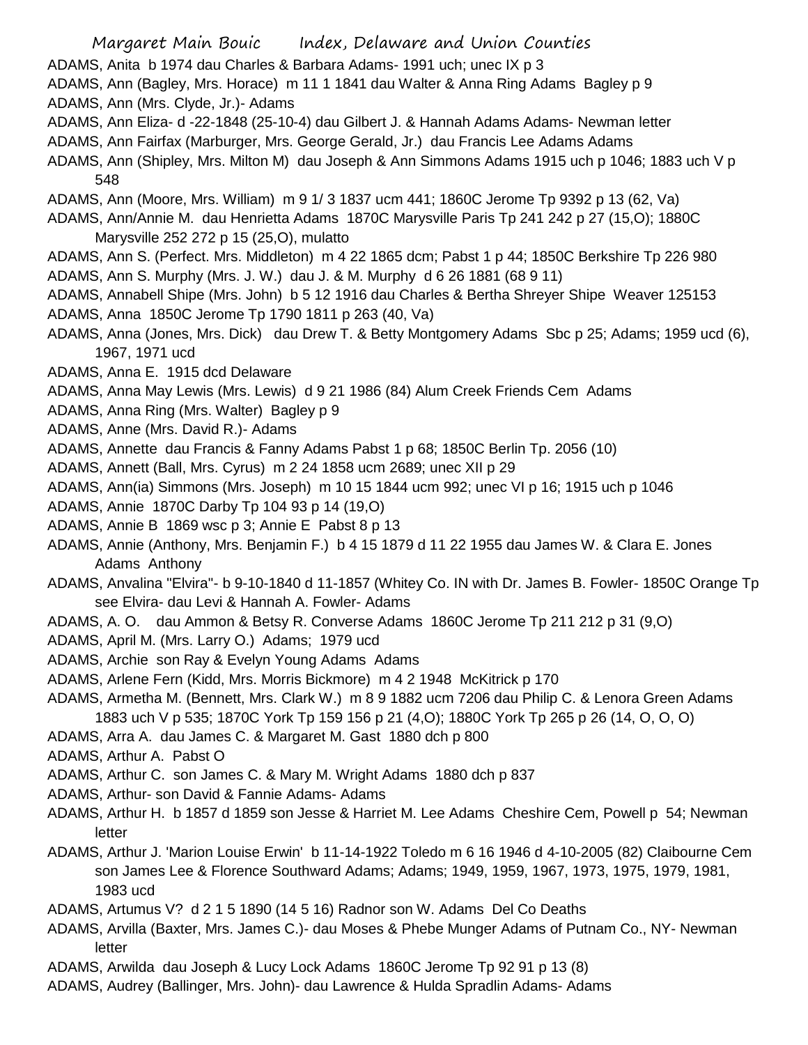ADAMS, Anita b 1974 dau Charles & Barbara Adams- 1991 uch; unec IX p 3

ADAMS, Ann (Bagley, Mrs. Horace) m 11 1 1841 dau Walter & Anna Ring Adams Bagley p 9

ADAMS, Ann (Mrs. Clyde, Jr.)- Adams

ADAMS, Ann Eliza- d -22-1848 (25-10-4) dau Gilbert J. & Hannah Adams Adams- Newman letter

ADAMS, Ann Fairfax (Marburger, Mrs. George Gerald, Jr.) dau Francis Lee Adams Adams

ADAMS, Ann (Shipley, Mrs. Milton M) dau Joseph & Ann Simmons Adams 1915 uch p 1046; 1883 uch V p 548

ADAMS, Ann (Moore, Mrs. William) m 9 1/ 3 1837 ucm 441; 1860C Jerome Tp 9392 p 13 (62, Va)

ADAMS, Ann/Annie M. dau Henrietta Adams 1870C Marysville Paris Tp 241 242 p 27 (15,O); 1880C Marysville 252 272 p 15 (25,O), mulatto

ADAMS, Ann S. (Perfect. Mrs. Middleton) m 4 22 1865 dcm; Pabst 1 p 44; 1850C Berkshire Tp 226 980

ADAMS, Ann S. Murphy (Mrs. J. W.) dau J. & M. Murphy d 6 26 1881 (68 9 11)

ADAMS, Annabell Shipe (Mrs. John) b 5 12 1916 dau Charles & Bertha Shreyer Shipe Weaver 125153

ADAMS, Anna 1850C Jerome Tp 1790 1811 p 263 (40, Va)

ADAMS, Anna (Jones, Mrs. Dick) dau Drew T. & Betty Montgomery Adams Sbc p 25; Adams; 1959 ucd (6), 1967, 1971 ucd

ADAMS, Anna E. 1915 dcd Delaware

ADAMS, Anna May Lewis (Mrs. Lewis) d 9 21 1986 (84) Alum Creek Friends Cem Adams

ADAMS, Anna Ring (Mrs. Walter) Bagley p 9

ADAMS, Anne (Mrs. David R.)- Adams

ADAMS, Annette dau Francis & Fanny Adams Pabst 1 p 68; 1850C Berlin Tp. 2056 (10)

ADAMS, Annett (Ball, Mrs. Cyrus) m 2 24 1858 ucm 2689; unec XII p 29

ADAMS, Ann(ia) Simmons (Mrs. Joseph) m 10 15 1844 ucm 992; unec VI p 16; 1915 uch p 1046

ADAMS, Annie 1870C Darby Tp 104 93 p 14 (19,O)

ADAMS, Annie B 1869 wsc p 3; Annie E Pabst 8 p 13

ADAMS, Annie (Anthony, Mrs. Benjamin F.) b 4 15 1879 d 11 22 1955 dau James W. & Clara E. Jones Adams Anthony

ADAMS, Anvalina "Elvira"- b 9-10-1840 d 11-1857 (Whitey Co. IN with Dr. James B. Fowler- 1850C Orange Tp see Elvira- dau Levi & Hannah A. Fowler- Adams

ADAMS, A. O. dau Ammon & Betsy R. Converse Adams 1860C Jerome Tp 211 212 p 31 (9,O)

ADAMS, April M. (Mrs. Larry O.) Adams; 1979 ucd

ADAMS, Archie son Ray & Evelyn Young Adams Adams

ADAMS, Arlene Fern (Kidd, Mrs. Morris Bickmore) m 4 2 1948 McKitrick p 170

ADAMS, Armetha M. (Bennett, Mrs. Clark W.) m 8 9 1882 ucm 7206 dau Philip C. & Lenora Green Adams 1883 uch V p 535; 1870C York Tp 159 156 p 21 (4,O); 1880C York Tp 265 p 26 (14, O, O, O)

ADAMS, Arra A. dau James C. & Margaret M. Gast 1880 dch p 800

ADAMS, Arthur A. Pabst O

ADAMS, Arthur C. son James C. & Mary M. Wright Adams 1880 dch p 837

ADAMS, Arthur- son David & Fannie Adams- Adams

ADAMS, Arthur H. b 1857 d 1859 son Jesse & Harriet M. Lee Adams Cheshire Cem, Powell p 54; Newman letter

ADAMS, Arthur J. 'Marion Louise Erwin' b 11-14-1922 Toledo m 6 16 1946 d 4-10-2005 (82) Claibourne Cem son James Lee & Florence Southward Adams; Adams; 1949, 1959, 1967, 1973, 1975, 1979, 1981, 1983 ucd

ADAMS, Artumus V? d 2 1 5 1890 (14 5 16) Radnor son W. Adams Del Co Deaths

ADAMS, Arvilla (Baxter, Mrs. James C.)- dau Moses & Phebe Munger Adams of Putnam Co., NY- Newman letter

ADAMS, Arwilda dau Joseph & Lucy Lock Adams 1860C Jerome Tp 92 91 p 13 (8)

ADAMS, Audrey (Ballinger, Mrs. John)- dau Lawrence & Hulda Spradlin Adams- Adams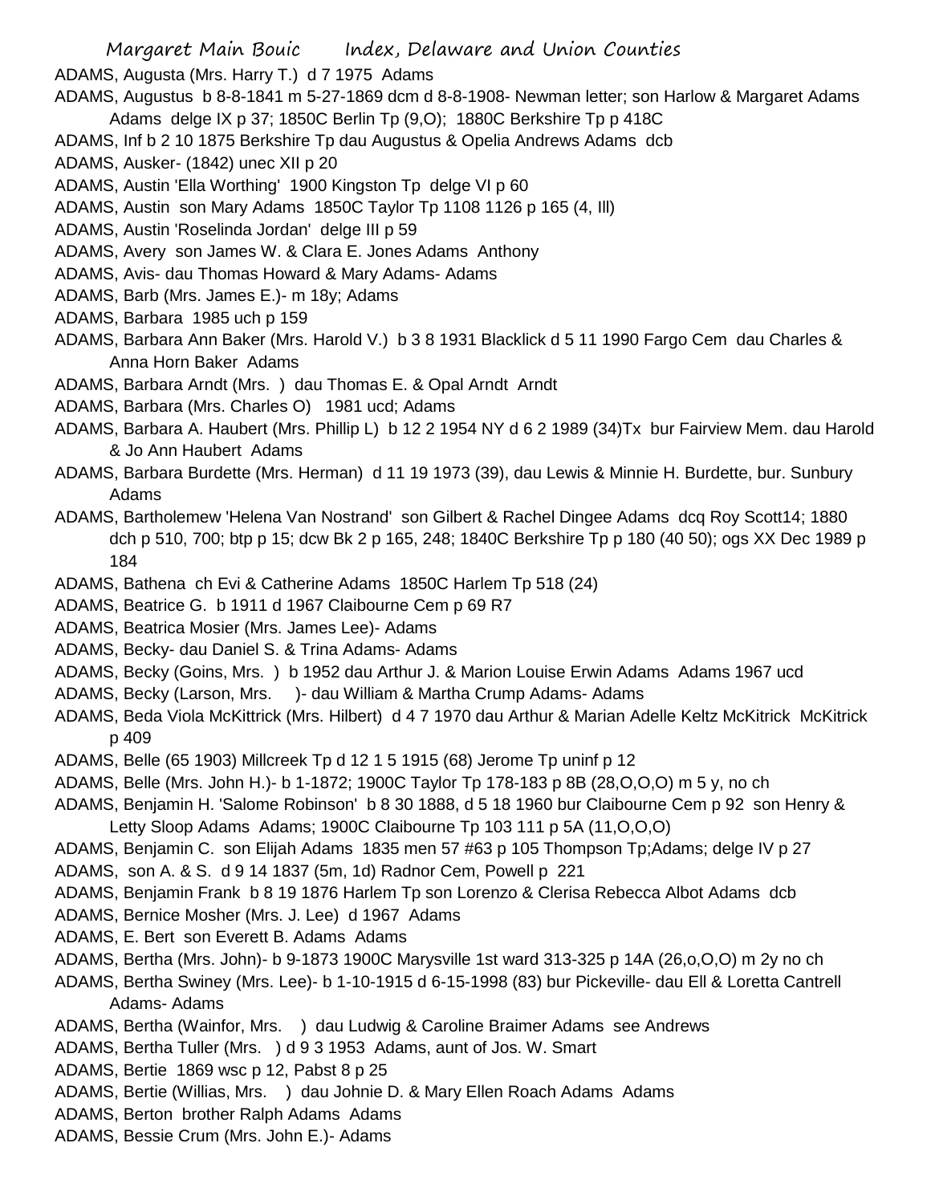ADAMS, Augusta (Mrs. Harry T.) d 7 1975 Adams

ADAMS, Augustus b 8-8-1841 m 5-27-1869 dcm d 8-8-1908- Newman letter; son Harlow & Margaret Adams Adams delge IX p 37; 1850C Berlin Tp (9,O); 1880C Berkshire Tp p 418C

ADAMS, Inf b 2 10 1875 Berkshire Tp dau Augustus & Opelia Andrews Adams dcb

ADAMS, Ausker- (1842) unec XII p 20

ADAMS, Austin 'Ella Worthing' 1900 Kingston Tp delge VI p 60

ADAMS, Austin son Mary Adams 1850C Taylor Tp 1108 1126 p 165 (4, Ill)

ADAMS, Austin 'Roselinda Jordan' delge III p 59

ADAMS, Avery son James W. & Clara E. Jones Adams Anthony

ADAMS, Avis- dau Thomas Howard & Mary Adams- Adams

ADAMS, Barb (Mrs. James E.)- m 18y; Adams

ADAMS, Barbara 1985 uch p 159

ADAMS, Barbara Ann Baker (Mrs. Harold V.) b 3 8 1931 Blacklick d 5 11 1990 Fargo Cem dau Charles & Anna Horn Baker Adams

ADAMS, Barbara Arndt (Mrs. ) dau Thomas E. & Opal Arndt Arndt

ADAMS, Barbara (Mrs. Charles O) 1981 ucd; Adams

ADAMS, Barbara A. Haubert (Mrs. Phillip L) b 12 2 1954 NY d 6 2 1989 (34)Tx bur Fairview Mem. dau Harold & Jo Ann Haubert Adams

ADAMS, Barbara Burdette (Mrs. Herman) d 11 19 1973 (39), dau Lewis & Minnie H. Burdette, bur. Sunbury Adams

ADAMS, Bartholemew 'Helena Van Nostrand' son Gilbert & Rachel Dingee Adams dcq Roy Scott14; 1880 dch p 510, 700; btp p 15; dcw Bk 2 p 165, 248; 1840C Berkshire Tp p 180 (40 50); ogs XX Dec 1989 p 184

ADAMS, Bathena ch Evi & Catherine Adams 1850C Harlem Tp 518 (24)

ADAMS, Beatrice G. b 1911 d 1967 Claibourne Cem p 69 R7

ADAMS, Beatrica Mosier (Mrs. James Lee)- Adams

ADAMS, Becky- dau Daniel S. & Trina Adams- Adams

ADAMS, Becky (Goins, Mrs. ) b 1952 dau Arthur J. & Marion Louise Erwin Adams Adams 1967 ucd

ADAMS, Becky (Larson, Mrs. )- dau William & Martha Crump Adams- Adams

ADAMS, Beda Viola McKittrick (Mrs. Hilbert) d 4 7 1970 dau Arthur & Marian Adelle Keltz McKitrick McKitrick p 409

ADAMS, Belle (65 1903) Millcreek Tp d 12 1 5 1915 (68) Jerome Tp uninf p 12

ADAMS, Belle (Mrs. John H.)- b 1-1872; 1900C Taylor Tp 178-183 p 8B (28,O,O,O) m 5 y, no ch

ADAMS, Benjamin H. 'Salome Robinson' b 8 30 1888, d 5 18 1960 bur Claibourne Cem p 92 son Henry & Letty Sloop Adams Adams; 1900C Claibourne Tp 103 111 p 5A (11,O,O,O)

ADAMS, Benjamin C. son Elijah Adams 1835 men 57 #63 p 105 Thompson Tp;Adams; delge IV p 27

ADAMS, son A. & S. d 9 14 1837 (5m, 1d) Radnor Cem, Powell p 221

ADAMS, Benjamin Frank b 8 19 1876 Harlem Tp son Lorenzo & Clerisa Rebecca Albot Adams dcb

ADAMS, Bernice Mosher (Mrs. J. Lee) d 1967 Adams

ADAMS, E. Bert son Everett B. Adams Adams

ADAMS, Bertha (Mrs. John)- b 9-1873 1900C Marysville 1st ward 313-325 p 14A (26,o,O,O) m 2y no ch

ADAMS, Bertha Swiney (Mrs. Lee)- b 1-10-1915 d 6-15-1998 (83) bur Pickeville- dau Ell & Loretta Cantrell Adams- Adams

ADAMS, Bertha (Wainfor, Mrs. ) dau Ludwig & Caroline Braimer Adams see Andrews

ADAMS, Bertha Tuller (Mrs. ) d 9 3 1953 Adams, aunt of Jos. W. Smart

ADAMS, Bertie 1869 wsc p 12, Pabst 8 p 25

ADAMS, Bertie (Willias, Mrs. ) dau Johnie D. & Mary Ellen Roach Adams Adams

ADAMS, Berton brother Ralph Adams Adams

ADAMS, Bessie Crum (Mrs. John E.)- Adams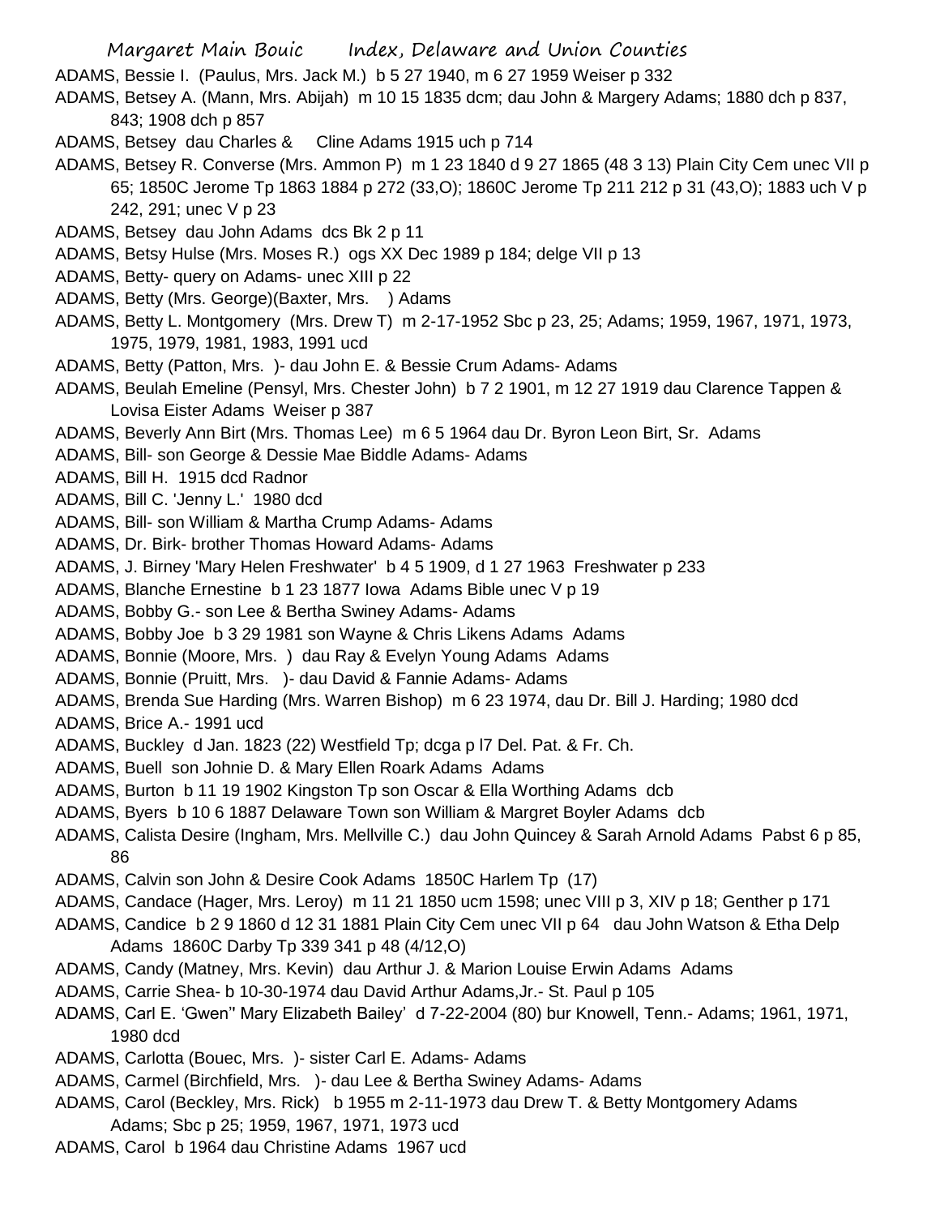ADAMS, Bessie I. (Paulus, Mrs. Jack M.) b 5 27 1940, m 6 27 1959 Weiser p 332

ADAMS, Betsey A. (Mann, Mrs. Abijah) m 10 15 1835 dcm; dau John & Margery Adams; 1880 dch p 837, 843; 1908 dch p 857

ADAMS, Betsey dau Charles & Cline Adams 1915 uch p 714

ADAMS, Betsey R. Converse (Mrs. Ammon P) m 1 23 1840 d 9 27 1865 (48 3 13) Plain City Cem unec VII p 65; 1850C Jerome Tp 1863 1884 p 272 (33,O); 1860C Jerome Tp 211 212 p 31 (43,O); 1883 uch V p 242, 291; unec V p 23

ADAMS, Betsey dau John Adams dcs Bk 2 p 11

ADAMS, Betsy Hulse (Mrs. Moses R.) ogs XX Dec 1989 p 184; delge VII p 13

ADAMS, Betty- query on Adams- unec XIII p 22

ADAMS, Betty (Mrs. George)(Baxter, Mrs. ) Adams

ADAMS, Betty L. Montgomery (Mrs. Drew T) m 2-17-1952 Sbc p 23, 25; Adams; 1959, 1967, 1971, 1973, 1975, 1979, 1981, 1983, 1991 ucd

ADAMS, Betty (Patton, Mrs. )- dau John E. & Bessie Crum Adams- Adams

ADAMS, Beulah Emeline (Pensyl, Mrs. Chester John) b 7 2 1901, m 12 27 1919 dau Clarence Tappen & Lovisa Eister Adams Weiser p 387

ADAMS, Beverly Ann Birt (Mrs. Thomas Lee) m 6 5 1964 dau Dr. Byron Leon Birt, Sr. Adams

ADAMS, Bill- son George & Dessie Mae Biddle Adams- Adams

ADAMS, Bill H. 1915 dcd Radnor

ADAMS, Bill C. 'Jenny L.' 1980 dcd

ADAMS, Bill- son William & Martha Crump Adams- Adams

ADAMS, Dr. Birk- brother Thomas Howard Adams- Adams

ADAMS, J. Birney 'Mary Helen Freshwater' b 4 5 1909, d 1 27 1963 Freshwater p 233

ADAMS, Blanche Ernestine b 1 23 1877 Iowa Adams Bible unec V p 19

ADAMS, Bobby G.- son Lee & Bertha Swiney Adams- Adams

ADAMS, Bobby Joe b 3 29 1981 son Wayne & Chris Likens Adams Adams

ADAMS, Bonnie (Moore, Mrs. ) dau Ray & Evelyn Young Adams Adams

ADAMS, Bonnie (Pruitt, Mrs. )- dau David & Fannie Adams- Adams

ADAMS, Brenda Sue Harding (Mrs. Warren Bishop) m 6 23 1974, dau Dr. Bill J. Harding; 1980 dcd

ADAMS, Brice A.- 1991 ucd

ADAMS, Buckley d Jan. 1823 (22) Westfield Tp; dcga p l7 Del. Pat. & Fr. Ch.

ADAMS, Buell son Johnie D. & Mary Ellen Roark Adams Adams

ADAMS, Burton b 11 19 1902 Kingston Tp son Oscar & Ella Worthing Adams dcb

ADAMS, Byers b 10 6 1887 Delaware Town son William & Margret Boyler Adams dcb

ADAMS, Calista Desire (Ingham, Mrs. Mellville C.) dau John Quincey & Sarah Arnold Adams Pabst 6 p 85, 86

ADAMS, Calvin son John & Desire Cook Adams 1850C Harlem Tp (17)

ADAMS, Candace (Hager, Mrs. Leroy) m 11 21 1850 ucm 1598; unec VIII p 3, XIV p 18; Genther p 171

ADAMS, Candice b 2 9 1860 d 12 31 1881 Plain City Cem unec VII p 64 dau John Watson & Etha Delp Adams 1860C Darby Tp 339 341 p 48 (4/12,O)

ADAMS, Candy (Matney, Mrs. Kevin) dau Arthur J. & Marion Louise Erwin Adams Adams

ADAMS, Carrie Shea- b 10-30-1974 dau David Arthur Adams,Jr.- St. Paul p 105

ADAMS, Carl E. 'Gwen'' Mary Elizabeth Bailey' d 7-22-2004 (80) bur Knowell, Tenn.- Adams; 1961, 1971, 1980 dcd

ADAMS, Carlotta (Bouec, Mrs. )- sister Carl E. Adams- Adams

ADAMS, Carmel (Birchfield, Mrs. )- dau Lee & Bertha Swiney Adams- Adams

ADAMS, Carol (Beckley, Mrs. Rick) b 1955 m 2-11-1973 dau Drew T. & Betty Montgomery Adams Adams; Sbc p 25; 1959, 1967, 1971, 1973 ucd

ADAMS, Carol b 1964 dau Christine Adams 1967 ucd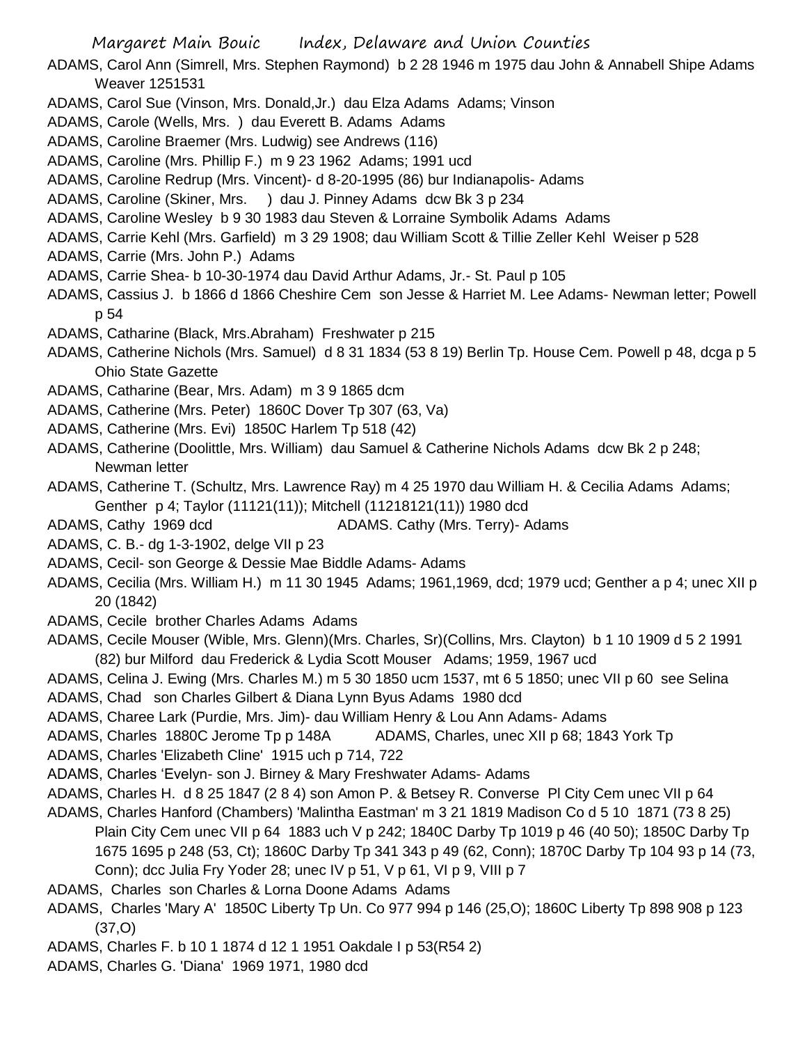ADAMS, Carol Ann (Simrell, Mrs. Stephen Raymond) b 2 28 1946 m 1975 dau John & Annabell Shipe Adams Weaver 1251531

ADAMS, Carol Sue (Vinson, Mrs. Donald,Jr.) dau Elza Adams Adams; Vinson

ADAMS, Carole (Wells, Mrs. ) dau Everett B. Adams Adams

ADAMS, Caroline Braemer (Mrs. Ludwig) see Andrews (116)

ADAMS, Caroline (Mrs. Phillip F.) m 9 23 1962 Adams; 1991 ucd

ADAMS, Caroline Redrup (Mrs. Vincent)- d 8-20-1995 (86) bur Indianapolis- Adams

ADAMS, Caroline (Skiner, Mrs. ) dau J. Pinney Adams dcw Bk 3 p 234

ADAMS, Caroline Wesley b 9 30 1983 dau Steven & Lorraine Symbolik Adams Adams

ADAMS, Carrie Kehl (Mrs. Garfield) m 3 29 1908; dau William Scott & Tillie Zeller Kehl Weiser p 528

ADAMS, Carrie (Mrs. John P.) Adams

ADAMS, Carrie Shea- b 10-30-1974 dau David Arthur Adams, Jr.- St. Paul p 105

ADAMS, Cassius J. b 1866 d 1866 Cheshire Cem son Jesse & Harriet M. Lee Adams- Newman letter; Powell p 54

ADAMS, Catharine (Black, Mrs.Abraham) Freshwater p 215

ADAMS, Catherine Nichols (Mrs. Samuel) d 8 31 1834 (53 8 19) Berlin Tp. House Cem. Powell p 48, dcga p 5 Ohio State Gazette

ADAMS, Catharine (Bear, Mrs. Adam) m 3 9 1865 dcm

ADAMS, Catherine (Mrs. Peter) 1860C Dover Tp 307 (63, Va)

ADAMS, Catherine (Mrs. Evi) 1850C Harlem Tp 518 (42)

ADAMS, Catherine (Doolittle, Mrs. William) dau Samuel & Catherine Nichols Adams dcw Bk 2 p 248; Newman letter

ADAMS, Catherine T. (Schultz, Mrs. Lawrence Ray) m 4 25 1970 dau William H. & Cecilia Adams Adams; Genther p 4; Taylor (11121(11)); Mitchell (11218121(11)) 1980 dcd

ADAMS, Cathy 1969 dcd ADAMS. Cathy (Mrs. Terry)- Adams

ADAMS, C. B.- dg 1-3-1902, delge VII p 23

ADAMS, Cecil- son George & Dessie Mae Biddle Adams- Adams

ADAMS, Cecilia (Mrs. William H.) m 11 30 1945 Adams; 1961,1969, dcd; 1979 ucd; Genther a p 4; unec XII p 20 (1842)

ADAMS, Cecile brother Charles Adams Adams

ADAMS, Cecile Mouser (Wible, Mrs. Glenn)(Mrs. Charles, Sr)(Collins, Mrs. Clayton) b 1 10 1909 d 5 2 1991 (82) bur Milford dau Frederick & Lydia Scott Mouser Adams; 1959, 1967 ucd

ADAMS, Celina J. Ewing (Mrs. Charles M.) m 5 30 1850 ucm 1537, mt 6 5 1850; unec VII p 60 see Selina

ADAMS, Chad son Charles Gilbert & Diana Lynn Byus Adams 1980 dcd

ADAMS, Charee Lark (Purdie, Mrs. Jim)- dau William Henry & Lou Ann Adams- Adams

ADAMS, Charles 1880C Jerome Tp p 148A ADAMS, Charles, unec XII p 68; 1843 York Tp

ADAMS, Charles 'Elizabeth Cline' 1915 uch p 714, 722

ADAMS, Charles 'Evelyn- son J. Birney & Mary Freshwater Adams- Adams

ADAMS, Charles H. d 8 25 1847 (2 8 4) son Amon P. & Betsey R. Converse Pl City Cem unec VII p 64

ADAMS, Charles Hanford (Chambers) 'Malintha Eastman' m 3 21 1819 Madison Co d 5 10 1871 (73 8 25) Plain City Cem unec VII p 64 1883 uch V p 242; 1840C Darby Tp 1019 p 46 (40 50); 1850C Darby Tp 1675 1695 p 248 (53, Ct); 1860C Darby Tp 341 343 p 49 (62, Conn); 1870C Darby Tp 104 93 p 14 (73, Conn); dcc Julia Fry Yoder 28; unec IV p 51, V p 61, VI p 9, VIII p 7

ADAMS, Charles son Charles & Lorna Doone Adams Adams

ADAMS, Charles 'Mary A' 1850C Liberty Tp Un. Co 977 994 p 146 (25,O); 1860C Liberty Tp 898 908 p 123 (37,O)

ADAMS, Charles F. b 10 1 1874 d 12 1 1951 Oakdale I p 53(R54 2)

ADAMS, Charles G. 'Diana' 1969 1971, 1980 dcd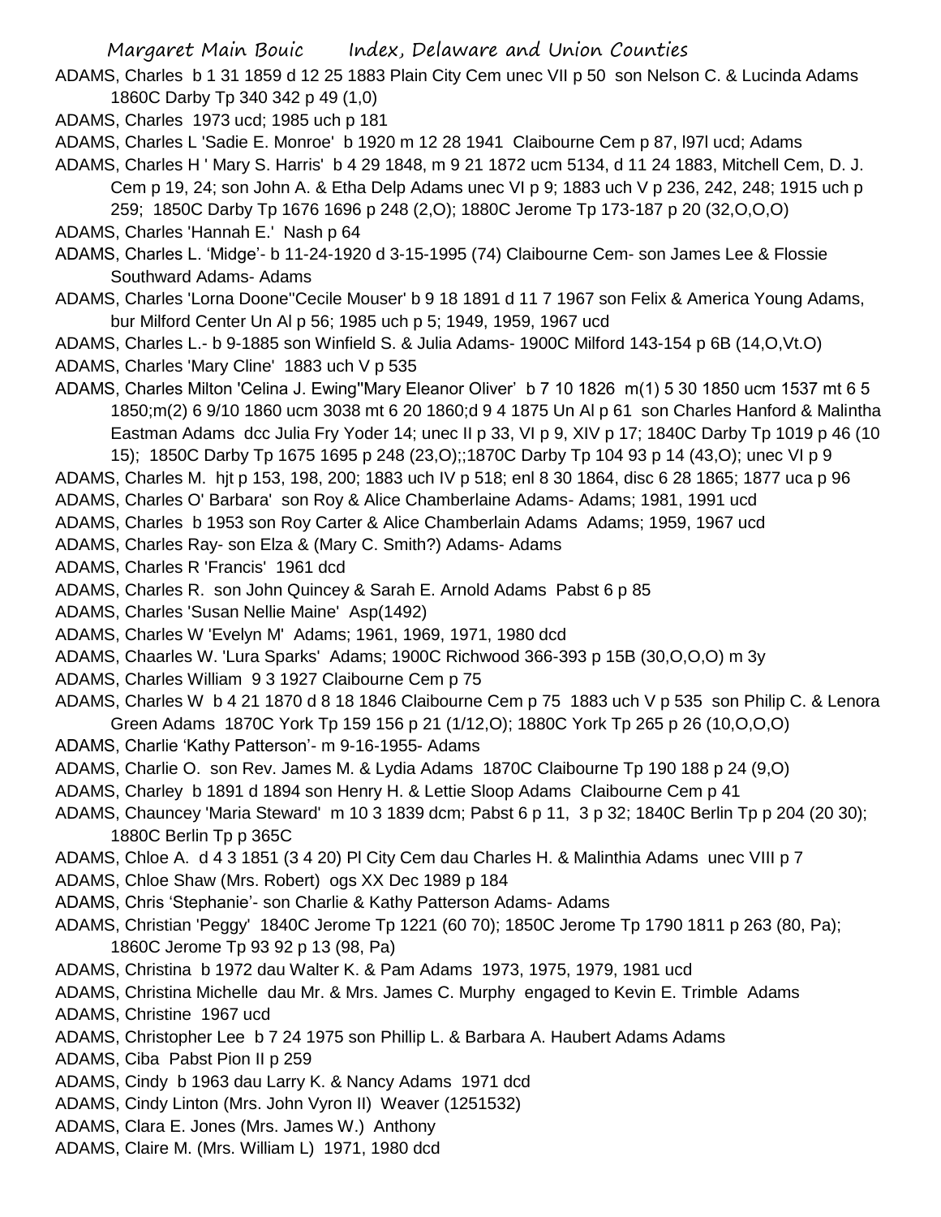ADAMS, Charles b 1 31 1859 d 12 25 1883 Plain City Cem unec VII p 50 son Nelson C. & Lucinda Adams 1860C Darby Tp 340 342 p 49 (1,0)

ADAMS, Charles 1973 ucd; 1985 uch p 181

ADAMS, Charles L 'Sadie E. Monroe' b 1920 m 12 28 1941 Claibourne Cem p 87, l97l ucd; Adams

ADAMS, Charles H ' Mary S. Harris' b 4 29 1848, m 9 21 1872 ucm 5134, d 11 24 1883, Mitchell Cem, D. J. Cem p 19, 24; son John A. & Etha Delp Adams unec VI p 9; 1883 uch V p 236, 242, 248; 1915 uch p 259; 1850C Darby Tp 1676 1696 p 248 (2,O); 1880C Jerome Tp 173-187 p 20 (32,O,O,O)

ADAMS, Charles 'Hannah E.' Nash p 64

ADAMS, Charles L. 'Midge'- b 11-24-1920 d 3-15-1995 (74) Claibourne Cem- son James Lee & Flossie Southward Adams- Adams

ADAMS, Charles 'Lorna Doone''Cecile Mouser' b 9 18 1891 d 11 7 1967 son Felix & America Young Adams, bur Milford Center Un Al p 56; 1985 uch p 5; 1949, 1959, 1967 ucd

ADAMS, Charles L.- b 9-1885 son Winfield S. & Julia Adams- 1900C Milford 143-154 p 6B (14,O,Vt.O)

ADAMS, Charles 'Mary Cline' 1883 uch V p 535

ADAMS, Charles Milton 'Celina J. Ewing''Mary Eleanor Oliver' b 7 10 1826 m(1) 5 30 1850 ucm 1537 mt 6 5 1850;m(2) 6 9/10 1860 ucm 3038 mt 6 20 1860;d 9 4 1875 Un Al p 61 son Charles Hanford & Malintha Eastman Adams dcc Julia Fry Yoder 14; unec II p 33, VI p 9, XIV p 17; 1840C Darby Tp 1019 p 46 (10 15); 1850C Darby Tp 1675 1695 p 248 (23,O);;1870C Darby Tp 104 93 p 14 (43,O); unec VI p 9

ADAMS, Charles M. hjt p 153, 198, 200; 1883 uch IV p 518; enl 8 30 1864, disc 6 28 1865; 1877 uca p 96

ADAMS, Charles O' Barbara' son Roy & Alice Chamberlaine Adams- Adams; 1981, 1991 ucd

ADAMS, Charles b 1953 son Roy Carter & Alice Chamberlain Adams Adams; 1959, 1967 ucd

ADAMS, Charles Ray- son Elza & (Mary C. Smith?) Adams- Adams

ADAMS, Charles R 'Francis' 1961 dcd

ADAMS, Charles R. son John Quincey & Sarah E. Arnold Adams Pabst 6 p 85

ADAMS, Charles 'Susan Nellie Maine' Asp(1492)

ADAMS, Charles W 'Evelyn M' Adams; 1961, 1969, 1971, 1980 dcd

ADAMS, Chaarles W. 'Lura Sparks' Adams; 1900C Richwood 366-393 p 15B (30,O,O,O) m 3y

ADAMS, Charles William 9 3 1927 Claibourne Cem p 75

ADAMS, Charles W b 4 21 1870 d 8 18 1846 Claibourne Cem p 75 1883 uch V p 535 son Philip C. & Lenora Green Adams 1870C York Tp 159 156 p 21 (1/12,O); 1880C York Tp 265 p 26 (10,O,O,O)

ADAMS, Charlie 'Kathy Patterson'- m 9-16-1955- Adams

ADAMS, Charlie O. son Rev. James M. & Lydia Adams 1870C Claibourne Tp 190 188 p 24 (9,O)

ADAMS, Charley b 1891 d 1894 son Henry H. & Lettie Sloop Adams Claibourne Cem p 41

ADAMS, Chauncey 'Maria Steward' m 10 3 1839 dcm; Pabst 6 p 11, 3 p 32; 1840C Berlin Tp p 204 (20 30); 1880C Berlin Tp p 365C

ADAMS, Chloe A. d 4 3 1851 (3 4 20) Pl City Cem dau Charles H. & Malinthia Adams unec VIII p 7

ADAMS, Chloe Shaw (Mrs. Robert) ogs XX Dec 1989 p 184

ADAMS, Chris 'Stephanie'- son Charlie & Kathy Patterson Adams- Adams

ADAMS, Christian 'Peggy' 1840C Jerome Tp 1221 (60 70); 1850C Jerome Tp 1790 1811 p 263 (80, Pa); 1860C Jerome Tp 93 92 p 13 (98, Pa)

ADAMS, Christina b 1972 dau Walter K. & Pam Adams 1973, 1975, 1979, 1981 ucd

ADAMS, Christina Michelle dau Mr. & Mrs. James C. Murphy engaged to Kevin E. Trimble Adams

ADAMS, Christine 1967 ucd

ADAMS, Christopher Lee b 7 24 1975 son Phillip L. & Barbara A. Haubert Adams Adams

ADAMS, Ciba Pabst Pion II p 259

ADAMS, Cindy b 1963 dau Larry K. & Nancy Adams 1971 dcd

ADAMS, Cindy Linton (Mrs. John Vyron II) Weaver (1251532)

ADAMS, Clara E. Jones (Mrs. James W.) Anthony

ADAMS, Claire M. (Mrs. William L) 1971, 1980 dcd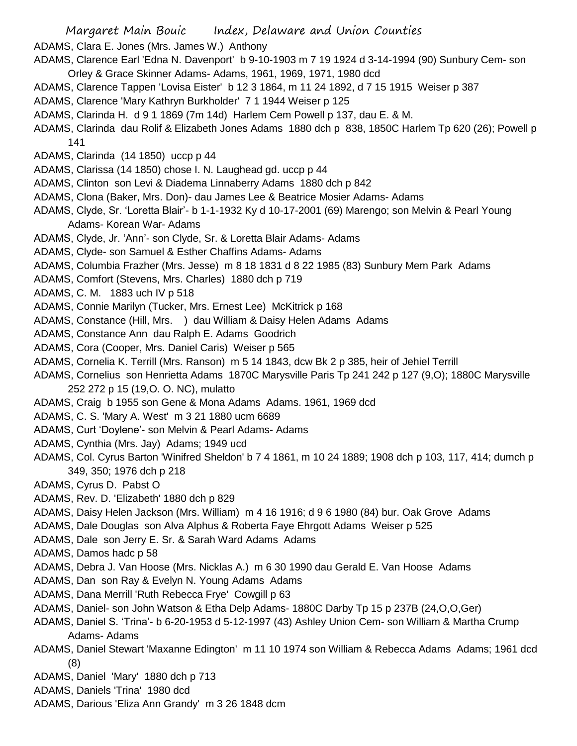ADAMS, Clara E. Jones (Mrs. James W.) Anthony

ADAMS, Clarence Earl 'Edna N. Davenport' b 9-10-1903 m 7 19 1924 d 3-14-1994 (90) Sunbury Cem- son Orley & Grace Skinner Adams- Adams, 1961, 1969, 1971, 1980 dcd

ADAMS, Clarence Tappen 'Lovisa Eister' b 12 3 1864, m 11 24 1892, d 7 15 1915 Weiser p 387

ADAMS, Clarence 'Mary Kathryn Burkholder' 7 1 1944 Weiser p 125

ADAMS, Clarinda H. d 9 1 1869 (7m 14d) Harlem Cem Powell p 137, dau E. & M.

ADAMS, Clarinda dau Rolif & Elizabeth Jones Adams 1880 dch p 838, 1850C Harlem Tp 620 (26); Powell p 141

ADAMS, Clarinda (14 1850) uccp p 44

ADAMS, Clarissa (14 1850) chose I. N. Laughead gd. uccp p 44

ADAMS, Clinton son Levi & Diadema Linnaberry Adams 1880 dch p 842

ADAMS, Clona (Baker, Mrs. Don)- dau James Lee & Beatrice Mosier Adams- Adams

ADAMS, Clyde, Sr. 'Loretta Blair'- b 1-1-1932 Ky d 10-17-2001 (69) Marengo; son Melvin & Pearl Young Adams- Korean War- Adams

ADAMS, Clyde, Jr. 'Ann'- son Clyde, Sr. & Loretta Blair Adams- Adams

ADAMS, Clyde- son Samuel & Esther Chaffins Adams- Adams

ADAMS, Columbia Frazher (Mrs. Jesse) m 8 18 1831 d 8 22 1985 (83) Sunbury Mem Park Adams

ADAMS, Comfort (Stevens, Mrs. Charles) 1880 dch p 719

ADAMS, C. M. 1883 uch IV p 518

ADAMS, Connie Marilyn (Tucker, Mrs. Ernest Lee) McKitrick p 168

ADAMS, Constance (Hill, Mrs. ) dau William & Daisy Helen Adams Adams

ADAMS, Constance Ann dau Ralph E. Adams Goodrich

ADAMS, Cora (Cooper, Mrs. Daniel Caris) Weiser p 565

ADAMS, Cornelia K. Terrill (Mrs. Ranson) m 5 14 1843, dcw Bk 2 p 385, heir of Jehiel Terrill

ADAMS, Cornelius son Henrietta Adams 1870C Marysville Paris Tp 241 242 p 127 (9,O); 1880C Marysville 252 272 p 15 (19,O. O. NC), mulatto

ADAMS, Craig b 1955 son Gene & Mona Adams Adams. 1961, 1969 dcd

ADAMS, C. S. 'Mary A. West' m 3 21 1880 ucm 6689

ADAMS, Curt 'Doylene'- son Melvin & Pearl Adams- Adams

ADAMS, Cynthia (Mrs. Jay) Adams; 1949 ucd

ADAMS, Col. Cyrus Barton 'Winifred Sheldon' b 7 4 1861, m 10 24 1889; 1908 dch p 103, 117, 414; dumch p 349, 350; 1976 dch p 218

ADAMS, Cyrus D. Pabst O

ADAMS, Rev. D. 'Elizabeth' 1880 dch p 829

ADAMS, Daisy Helen Jackson (Mrs. William) m 4 16 1916; d 9 6 1980 (84) bur. Oak Grove Adams

ADAMS, Dale Douglas son Alva Alphus & Roberta Faye Ehrgott Adams Weiser p 525

ADAMS, Dale son Jerry E. Sr. & Sarah Ward Adams Adams

ADAMS, Damos hadc p 58

ADAMS, Debra J. Van Hoose (Mrs. Nicklas A.) m 6 30 1990 dau Gerald E. Van Hoose Adams

ADAMS, Dan son Ray & Evelyn N. Young Adams Adams

ADAMS, Dana Merrill 'Ruth Rebecca Frye' Cowgill p 63

ADAMS, Daniel- son John Watson & Etha Delp Adams- 1880C Darby Tp 15 p 237B (24,O,O,Ger)

ADAMS, Daniel S. 'Trina'- b 6-20-1953 d 5-12-1997 (43) Ashley Union Cem- son William & Martha Crump Adams- Adams

ADAMS, Daniel Stewart 'Maxanne Edington' m 11 10 1974 son William & Rebecca Adams Adams; 1961 dcd (8)

ADAMS, Daniel 'Mary' 1880 dch p 713

ADAMS, Daniels 'Trina' 1980 dcd

ADAMS, Darious 'Eliza Ann Grandy' m 3 26 1848 dcm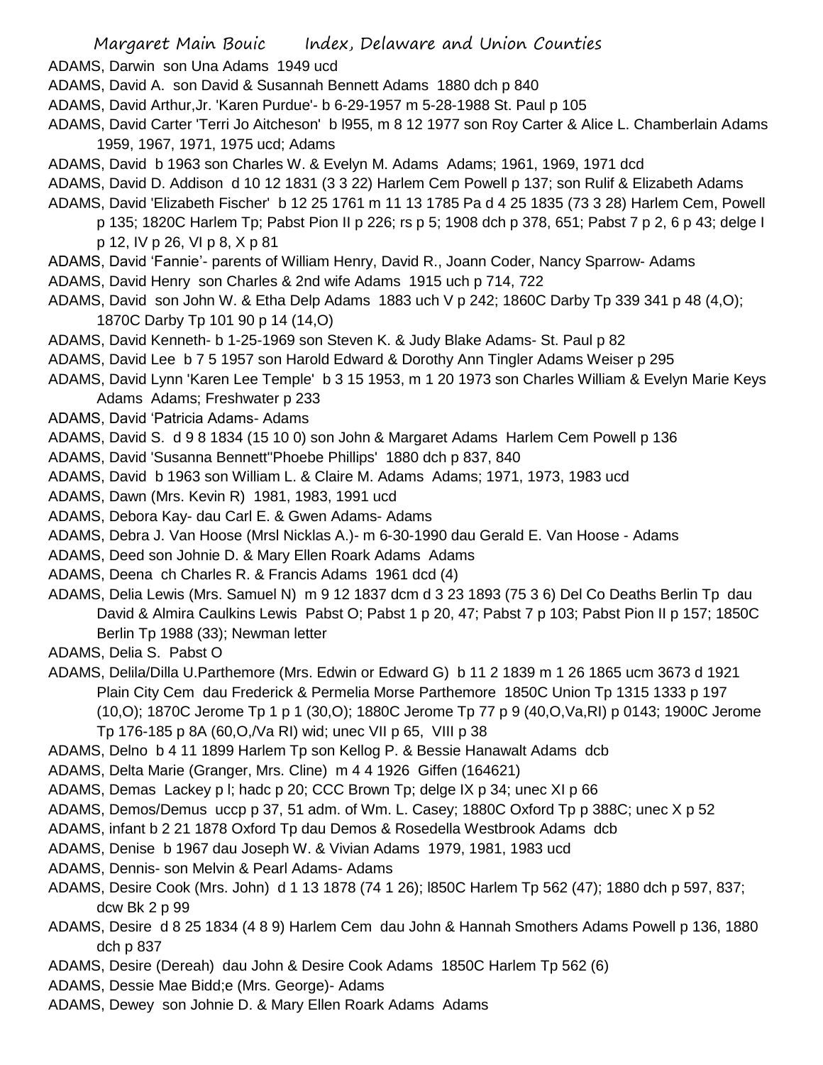ADAMS, Darwin son Una Adams 1949 ucd

ADAMS, David A. son David & Susannah Bennett Adams 1880 dch p 840

ADAMS, David Arthur,Jr. 'Karen Purdue'- b 6-29-1957 m 5-28-1988 St. Paul p 105

ADAMS, David Carter 'Terri Jo Aitcheson' b l955, m 8 12 1977 son Roy Carter & Alice L. Chamberlain Adams 1959, 1967, 1971, 1975 ucd; Adams

ADAMS, David b 1963 son Charles W. & Evelyn M. Adams Adams; 1961, 1969, 1971 dcd

ADAMS, David D. Addison d 10 12 1831 (3 3 22) Harlem Cem Powell p 137; son Rulif & Elizabeth Adams

ADAMS, David 'Elizabeth Fischer' b 12 25 1761 m 11 13 1785 Pa d 4 25 1835 (73 3 28) Harlem Cem, Powell p 135; 1820C Harlem Tp; Pabst Pion II p 226; rs p 5; 1908 dch p 378, 651; Pabst 7 p 2, 6 p 43; delge I p 12, IV p 26, VI p 8, X p 81

ADAMS, David 'Fannie'- parents of William Henry, David R., Joann Coder, Nancy Sparrow- Adams

ADAMS, David Henry son Charles & 2nd wife Adams 1915 uch p 714, 722

ADAMS, David son John W. & Etha Delp Adams 1883 uch V p 242; 1860C Darby Tp 339 341 p 48 (4,O); 1870C Darby Tp 101 90 p 14 (14,O)

ADAMS, David Kenneth- b 1-25-1969 son Steven K. & Judy Blake Adams- St. Paul p 82

ADAMS, David Lee b 7 5 1957 son Harold Edward & Dorothy Ann Tingler Adams Weiser p 295

ADAMS, David Lynn 'Karen Lee Temple' b 3 15 1953, m 1 20 1973 son Charles William & Evelyn Marie Keys Adams Adams; Freshwater p 233

ADAMS, David 'Patricia Adams- Adams

ADAMS, David S. d 9 8 1834 (15 10 0) son John & Margaret Adams Harlem Cem Powell p 136

ADAMS, David 'Susanna Bennett''Phoebe Phillips' 1880 dch p 837, 840

ADAMS, David b 1963 son William L. & Claire M. Adams Adams; 1971, 1973, 1983 ucd

ADAMS, Dawn (Mrs. Kevin R) 1981, 1983, 1991 ucd

ADAMS, Debora Kay- dau Carl E. & Gwen Adams- Adams

ADAMS, Debra J. Van Hoose (Mrsl Nicklas A.)- m 6-30-1990 dau Gerald E. Van Hoose - Adams

ADAMS, Deed son Johnie D. & Mary Ellen Roark Adams Adams

ADAMS, Deena ch Charles R. & Francis Adams 1961 dcd (4)

ADAMS, Delia Lewis (Mrs. Samuel N) m 9 12 1837 dcm d 3 23 1893 (75 3 6) Del Co Deaths Berlin Tp dau David & Almira Caulkins Lewis Pabst O; Pabst 1 p 20, 47; Pabst 7 p 103; Pabst Pion II p 157; 1850C Berlin Tp 1988 (33); Newman letter

ADAMS, Delia S. Pabst O

ADAMS, Delila/Dilla U.Parthemore (Mrs. Edwin or Edward G) b 11 2 1839 m 1 26 1865 ucm 3673 d 1921 Plain City Cem dau Frederick & Permelia Morse Parthemore 1850C Union Tp 1315 1333 p 197 (10,O); 1870C Jerome Tp 1 p 1 (30,O); 1880C Jerome Tp 77 p 9 (40,O,Va,RI) p 0143; 1900C Jerome Tp 176-185 p 8A (60,O,/Va RI) wid; unec VII p 65, VIII p 38

ADAMS, Delno b 4 11 1899 Harlem Tp son Kellog P. & Bessie Hanawalt Adams dcb

ADAMS, Delta Marie (Granger, Mrs. Cline) m 4 4 1926 Giffen (164621)

ADAMS, Demas Lackey p l; hadc p 20; CCC Brown Tp; delge IX p 34; unec XI p 66

ADAMS, Demos/Demus uccp p 37, 51 adm. of Wm. L. Casey; 1880C Oxford Tp p 388C; unec X p 52

ADAMS, infant b 2 21 1878 Oxford Tp dau Demos & Rosedella Westbrook Adams dcb

ADAMS, Denise b 1967 dau Joseph W. & Vivian Adams 1979, 1981, 1983 ucd

ADAMS, Dennis- son Melvin & Pearl Adams- Adams

ADAMS, Desire Cook (Mrs. John) d 1 13 1878 (74 1 26); l850C Harlem Tp 562 (47); 1880 dch p 597, 837; dcw Bk 2 p 99

ADAMS, Desire d 8 25 1834 (4 8 9) Harlem Cem dau John & Hannah Smothers Adams Powell p 136, 1880 dch p 837

ADAMS, Desire (Dereah) dau John & Desire Cook Adams 1850C Harlem Tp 562 (6)

ADAMS, Dessie Mae Bidd;e (Mrs. George)- Adams

ADAMS, Dewey son Johnie D. & Mary Ellen Roark Adams Adams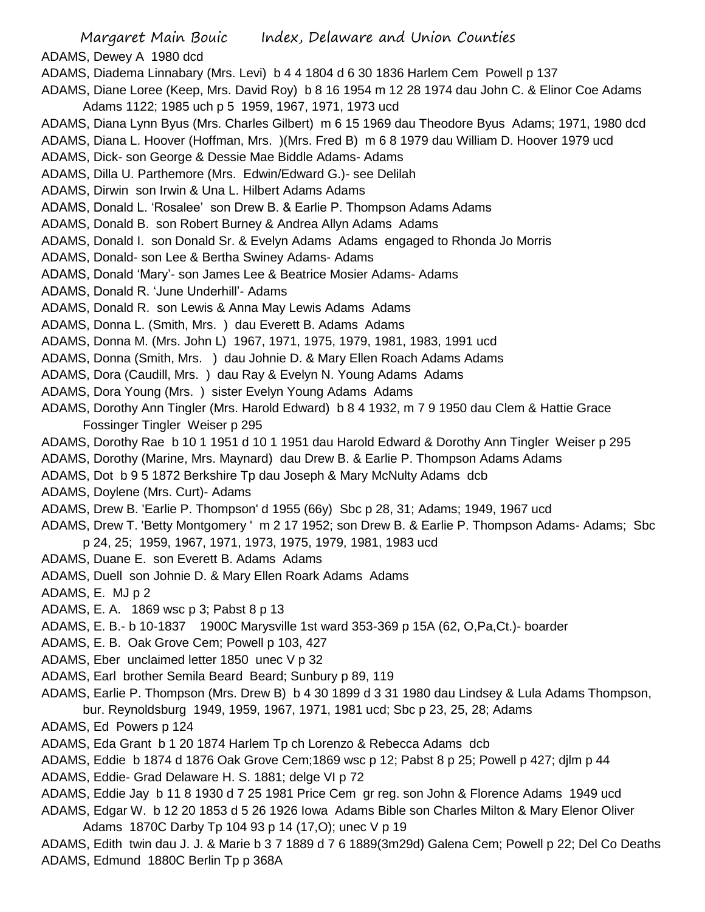ADAMS, Dewey A 1980 dcd

ADAMS, Diadema Linnabary (Mrs. Levi) b 4 4 1804 d 6 30 1836 Harlem Cem Powell p 137

ADAMS, Diane Loree (Keep, Mrs. David Roy) b 8 16 1954 m 12 28 1974 dau John C. & Elinor Coe Adams Adams 1122; 1985 uch p 5 1959, 1967, 1971, 1973 ucd

ADAMS, Diana Lynn Byus (Mrs. Charles Gilbert) m 6 15 1969 dau Theodore Byus Adams; 1971, 1980 dcd

ADAMS, Diana L. Hoover (Hoffman, Mrs. )(Mrs. Fred B) m 6 8 1979 dau William D. Hoover 1979 ucd

ADAMS, Dick- son George & Dessie Mae Biddle Adams- Adams

ADAMS, Dilla U. Parthemore (Mrs. Edwin/Edward G.)- see Delilah

ADAMS, Dirwin son Irwin & Una L. Hilbert Adams Adams

ADAMS, Donald L. 'Rosalee' son Drew B. & Earlie P. Thompson Adams Adams

ADAMS, Donald B. son Robert Burney & Andrea Allyn Adams Adams

ADAMS, Donald I. son Donald Sr. & Evelyn Adams Adams engaged to Rhonda Jo Morris

ADAMS, Donald- son Lee & Bertha Swiney Adams- Adams

ADAMS, Donald 'Mary'- son James Lee & Beatrice Mosier Adams- Adams

ADAMS, Donald R. 'June Underhill'- Adams

ADAMS, Donald R. son Lewis & Anna May Lewis Adams Adams

ADAMS, Donna L. (Smith, Mrs. ) dau Everett B. Adams Adams

ADAMS, Donna M. (Mrs. John L) 1967, 1971, 1975, 1979, 1981, 1983, 1991 ucd

ADAMS, Donna (Smith, Mrs. ) dau Johnie D. & Mary Ellen Roach Adams Adams

ADAMS, Dora (Caudill, Mrs. ) dau Ray & Evelyn N. Young Adams Adams

ADAMS, Dora Young (Mrs. ) sister Evelyn Young Adams Adams

ADAMS, Dorothy Ann Tingler (Mrs. Harold Edward) b 8 4 1932, m 7 9 1950 dau Clem & Hattie Grace Fossinger Tingler Weiser p 295

ADAMS, Dorothy Rae b 10 1 1951 d 10 1 1951 dau Harold Edward & Dorothy Ann Tingler Weiser p 295

ADAMS, Dorothy (Marine, Mrs. Maynard) dau Drew B. & Earlie P. Thompson Adams Adams

ADAMS, Dot b 9 5 1872 Berkshire Tp dau Joseph & Mary McNulty Adams dcb

ADAMS, Doylene (Mrs. Curt)- Adams

ADAMS, Drew B. 'Earlie P. Thompson' d 1955 (66y) Sbc p 28, 31; Adams; 1949, 1967 ucd

ADAMS, Drew T. 'Betty Montgomery ' m 2 17 1952; son Drew B. & Earlie P. Thompson Adams- Adams; Sbc p 24, 25; 1959, 1967, 1971, 1973, 1975, 1979, 1981, 1983 ucd

ADAMS, Duane E. son Everett B. Adams Adams

ADAMS, Duell son Johnie D. & Mary Ellen Roark Adams Adams

ADAMS, E. MJ p 2

ADAMS, E. A. 1869 wsc p 3; Pabst 8 p 13

ADAMS, E. B.- b 10-1837 1900C Marysville 1st ward 353-369 p 15A (62, O,Pa,Ct.)- boarder

ADAMS, E. B. Oak Grove Cem; Powell p 103, 427

ADAMS, Eber unclaimed letter 1850 unec V p 32

ADAMS, Earl brother Semila Beard Beard; Sunbury p 89, 119

ADAMS, Earlie P. Thompson (Mrs. Drew B) b 4 30 1899 d 3 31 1980 dau Lindsey & Lula Adams Thompson, bur. Reynoldsburg 1949, 1959, 1967, 1971, 1981 ucd; Sbc p 23, 25, 28; Adams

ADAMS, Ed Powers p 124

ADAMS, Eda Grant b 1 20 1874 Harlem Tp ch Lorenzo & Rebecca Adams dcb

ADAMS, Eddie b 1874 d 1876 Oak Grove Cem;1869 wsc p 12; Pabst 8 p 25; Powell p 427; djlm p 44

ADAMS, Eddie- Grad Delaware H. S. 1881; delge VI p 72

ADAMS, Eddie Jay b 11 8 1930 d 7 25 1981 Price Cem gr reg. son John & Florence Adams 1949 ucd

ADAMS, Edgar W. b 12 20 1853 d 5 26 1926 Iowa Adams Bible son Charles Milton & Mary Elenor Oliver Adams 1870C Darby Tp 104 93 p 14 (17,O); unec V p 19

ADAMS, Edith twin dau J. J. & Marie b 3 7 1889 d 7 6 1889(3m29d) Galena Cem; Powell p 22; Del Co Deaths

ADAMS, Edmund 1880C Berlin Tp p 368A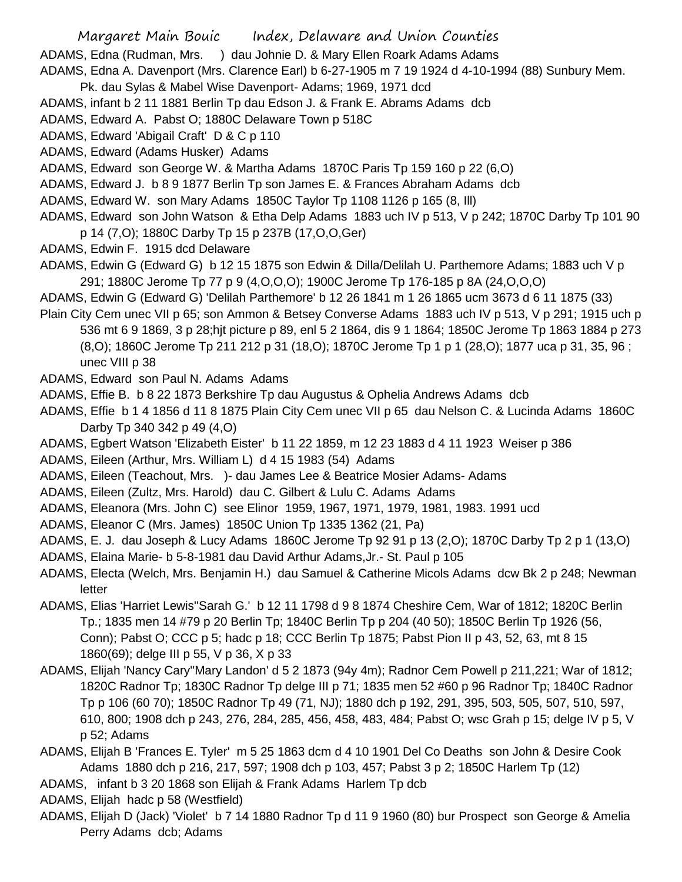ADAMS, Edna (Rudman, Mrs. ) dau Johnie D. & Mary Ellen Roark Adams Adams

ADAMS, Edna A. Davenport (Mrs. Clarence Earl) b 6-27-1905 m 7 19 1924 d 4-10-1994 (88) Sunbury Mem. Pk. dau Sylas & Mabel Wise Davenport- Adams; 1969, 1971 dcd

ADAMS, infant b 2 11 1881 Berlin Tp dau Edson J. & Frank E. Abrams Adams dcb

ADAMS, Edward A. Pabst O; 1880C Delaware Town p 518C

ADAMS, Edward 'Abigail Craft' D & C p 110

ADAMS, Edward (Adams Husker) Adams

ADAMS, Edward son George W. & Martha Adams 1870C Paris Tp 159 160 p 22 (6,O)

ADAMS, Edward J. b 8 9 1877 Berlin Tp son James E. & Frances Abraham Adams dcb

ADAMS, Edward W. son Mary Adams 1850C Taylor Tp 1108 1126 p 165 (8, Ill)

ADAMS, Edward son John Watson & Etha Delp Adams 1883 uch IV p 513, V p 242; 1870C Darby Tp 101 90 p 14 (7,O); 1880C Darby Tp 15 p 237B (17,O,O,Ger)

ADAMS, Edwin F. 1915 dcd Delaware

ADAMS, Edwin G (Edward G) b 12 15 1875 son Edwin & Dilla/Delilah U. Parthemore Adams; 1883 uch V p 291; 1880C Jerome Tp 77 p 9 (4,O,O,O); 1900C Jerome Tp 176-185 p 8A (24,O,O,O)

ADAMS, Edwin G (Edward G) 'Delilah Parthemore' b 12 26 1841 m 1 26 1865 ucm 3673 d 6 11 1875 (33) Plain City Cem unec VII p 65; son Ammon & Betsey Converse Adams 1883 uch IV p 513, V p 291; 1915 uch p 536 mt 6 9 1869, 3 p 28;hjt picture p 89, enl 5 2 1864, dis 9 1 1864; 1850C Jerome Tp 1863 1884 p 273 (8,O); 1860C Jerome Tp 211 212 p 31 (18,O); 1870C Jerome Tp 1 p 1 (28,O); 1877 uca p 31, 35, 96 ; unec VIII p 38

ADAMS, Edward son Paul N. Adams Adams

ADAMS, Effie B. b 8 22 1873 Berkshire Tp dau Augustus & Ophelia Andrews Adams dcb

ADAMS, Effie b 1 4 1856 d 11 8 1875 Plain City Cem unec VII p 65 dau Nelson C. & Lucinda Adams 1860C Darby Tp 340 342 p 49 (4,O)

ADAMS, Egbert Watson 'Elizabeth Eister' b 11 22 1859, m 12 23 1883 d 4 11 1923 Weiser p 386

ADAMS, Eileen (Arthur, Mrs. William L) d 4 15 1983 (54) Adams

ADAMS, Eileen (Teachout, Mrs. )- dau James Lee & Beatrice Mosier Adams- Adams

ADAMS, Eileen (Zultz, Mrs. Harold) dau C. Gilbert & Lulu C. Adams Adams

ADAMS, Eleanora (Mrs. John C) see Elinor 1959, 1967, 1971, 1979, 1981, 1983. 1991 ucd

ADAMS, Eleanor C (Mrs. James) 1850C Union Tp 1335 1362 (21, Pa)

ADAMS, E. J. dau Joseph & Lucy Adams 1860C Jerome Tp 92 91 p 13 (2,O); 1870C Darby Tp 2 p 1 (13,O)

ADAMS, Elaina Marie- b 5-8-1981 dau David Arthur Adams,Jr.- St. Paul p 105

ADAMS, Electa (Welch, Mrs. Benjamin H.) dau Samuel & Catherine Micols Adams dcw Bk 2 p 248; Newman letter

ADAMS, Elias 'Harriet Lewis''Sarah G.' b 12 11 1798 d 9 8 1874 Cheshire Cem, War of 1812; 1820C Berlin Tp.; 1835 men 14 #79 p 20 Berlin Tp; 1840C Berlin Tp p 204 (40 50); 1850C Berlin Tp 1926 (56, Conn); Pabst O; CCC p 5; hadc p 18; CCC Berlin Tp 1875; Pabst Pion II p 43, 52, 63, mt 8 15 1860(69); delge III p 55, V p 36, X p 33

ADAMS, Elijah 'Nancy Cary''Mary Landon' d 5 2 1873 (94y 4m); Radnor Cem Powell p 211,221; War of 1812; 1820C Radnor Tp; 1830C Radnor Tp delge III p 71; 1835 men 52 #60 p 96 Radnor Tp; 1840C Radnor Tp p 106 (60 70); 1850C Radnor Tp 49 (71, NJ); 1880 dch p 192, 291, 395, 503, 505, 507, 510, 597, 610, 800; 1908 dch p 243, 276, 284, 285, 456, 458, 483, 484; Pabst O; wsc Grah p 15; delge IV p 5, V p 52; Adams

ADAMS, Elijah B 'Frances E. Tyler' m 5 25 1863 dcm d 4 10 1901 Del Co Deaths son John & Desire Cook Adams 1880 dch p 216, 217, 597; 1908 dch p 103, 457; Pabst 3 p 2; 1850C Harlem Tp (12)

ADAMS, infant b 3 20 1868 son Elijah & Frank Adams Harlem Tp dcb

ADAMS, Elijah hadc p 58 (Westfield)

ADAMS, Elijah D (Jack) 'Violet' b 7 14 1880 Radnor Tp d 11 9 1960 (80) bur Prospect son George & Amelia Perry Adams dcb; Adams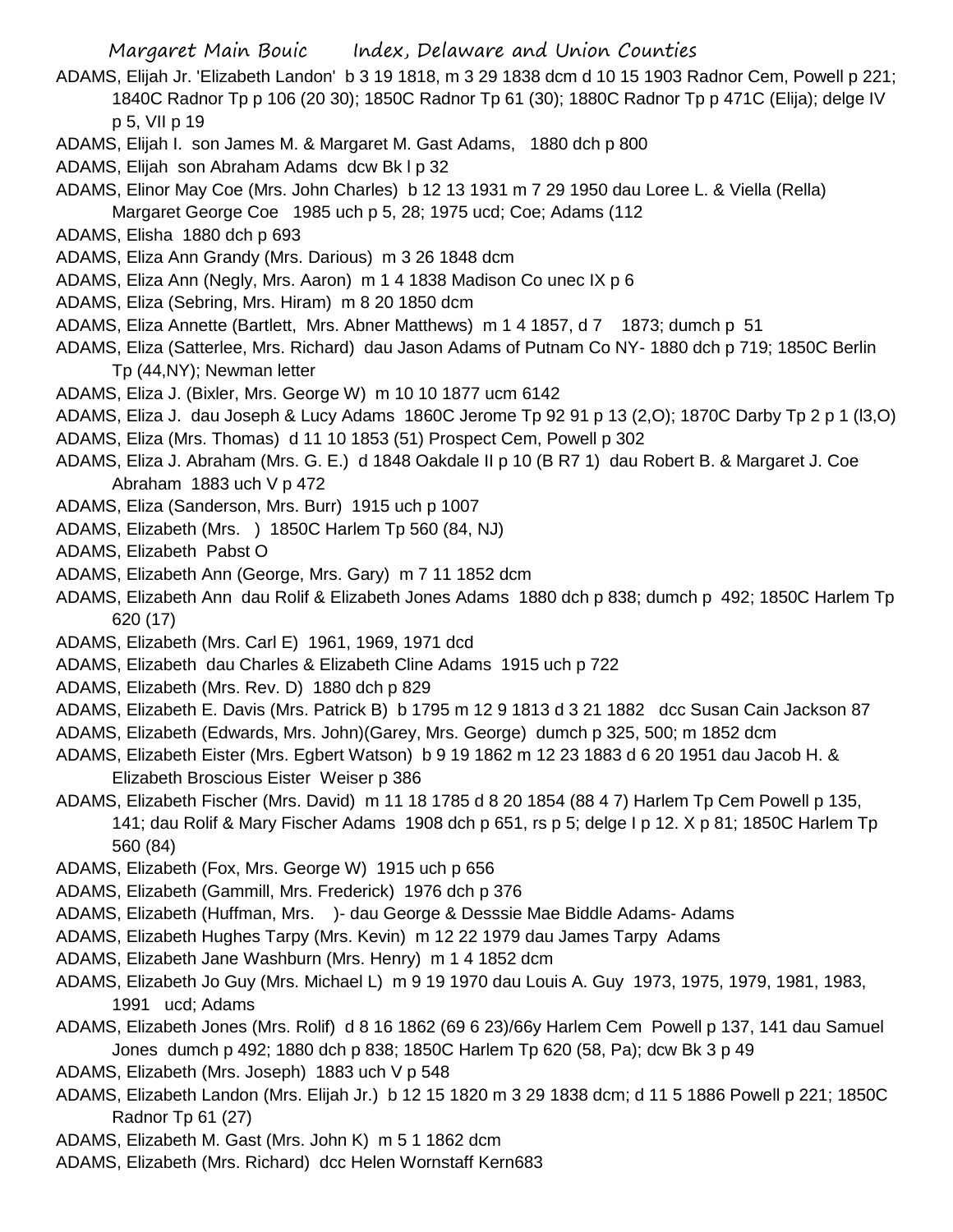ADAMS, Elijah Jr. 'Elizabeth Landon' b 3 19 1818, m 3 29 1838 dcm d 10 15 1903 Radnor Cem, Powell p 221; 1840C Radnor Tp p 106 (20 30); 1850C Radnor Tp 61 (30); 1880C Radnor Tp p 471C (Elija); delge IV p 5, VII p 19

ADAMS, Elijah I. son James M. & Margaret M. Gast Adams, 1880 dch p 800

ADAMS, Elijah son Abraham Adams dcw Bk l p 32

ADAMS, Elinor May Coe (Mrs. John Charles) b 12 13 1931 m 7 29 1950 dau Loree L. & Viella (Rella) Margaret George Coe 1985 uch p 5, 28; 1975 ucd; Coe; Adams (112

ADAMS, Elisha 1880 dch p 693

ADAMS, Eliza Ann Grandy (Mrs. Darious) m 3 26 1848 dcm

ADAMS, Eliza Ann (Negly, Mrs. Aaron) m 1 4 1838 Madison Co unec IX p 6

ADAMS, Eliza (Sebring, Mrs. Hiram) m 8 20 1850 dcm

ADAMS, Eliza Annette (Bartlett, Mrs. Abner Matthews) m 1 4 1857, d 7 1873; dumch p 51

ADAMS, Eliza (Satterlee, Mrs. Richard) dau Jason Adams of Putnam Co NY- 1880 dch p 719; 1850C Berlin Tp (44,NY); Newman letter

ADAMS, Eliza J. (Bixler, Mrs. George W) m 10 10 1877 ucm 6142

ADAMS, Eliza J. dau Joseph & Lucy Adams 1860C Jerome Tp 92 91 p 13 (2,O); 1870C Darby Tp 2 p 1 (l3,O)

ADAMS, Eliza (Mrs. Thomas) d 11 10 1853 (51) Prospect Cem, Powell p 302

ADAMS, Eliza J. Abraham (Mrs. G. E.) d 1848 Oakdale II p 10 (B R7 1) dau Robert B. & Margaret J. Coe Abraham 1883 uch V p 472

ADAMS, Eliza (Sanderson, Mrs. Burr) 1915 uch p 1007

ADAMS, Elizabeth (Mrs. ) 1850C Harlem Tp 560 (84, NJ)

ADAMS, Elizabeth Pabst O

ADAMS, Elizabeth Ann (George, Mrs. Gary) m 7 11 1852 dcm

ADAMS, Elizabeth Ann dau Rolif & Elizabeth Jones Adams 1880 dch p 838; dumch p 492; 1850C Harlem Tp 620 (17)

ADAMS, Elizabeth (Mrs. Carl E) 1961, 1969, 1971 dcd

ADAMS, Elizabeth dau Charles & Elizabeth Cline Adams 1915 uch p 722

ADAMS, Elizabeth (Mrs. Rev. D) 1880 dch p 829

ADAMS, Elizabeth E. Davis (Mrs. Patrick B) b 1795 m 12 9 1813 d 3 21 1882 dcc Susan Cain Jackson 87

ADAMS, Elizabeth (Edwards, Mrs. John)(Garey, Mrs. George) dumch p 325, 500; m 1852 dcm

ADAMS, Elizabeth Eister (Mrs. Egbert Watson) b 9 19 1862 m 12 23 1883 d 6 20 1951 dau Jacob H. & Elizabeth Broscious Eister Weiser p 386

ADAMS, Elizabeth Fischer (Mrs. David) m 11 18 1785 d 8 20 1854 (88 4 7) Harlem Tp Cem Powell p 135, 141; dau Rolif & Mary Fischer Adams 1908 dch p 651, rs p 5; delge I p 12. X p 81; 1850C Harlem Tp 560 (84)

ADAMS, Elizabeth (Fox, Mrs. George W) 1915 uch p 656

ADAMS, Elizabeth (Gammill, Mrs. Frederick) 1976 dch p 376

ADAMS, Elizabeth (Huffman, Mrs. )- dau George & Desssie Mae Biddle Adams- Adams

ADAMS, Elizabeth Hughes Tarpy (Mrs. Kevin) m 12 22 1979 dau James Tarpy Adams

ADAMS, Elizabeth Jane Washburn (Mrs. Henry) m 1 4 1852 dcm

ADAMS, Elizabeth Jo Guy (Mrs. Michael L) m 9 19 1970 dau Louis A. Guy 1973, 1975, 1979, 1981, 1983, 1991 ucd; Adams

ADAMS, Elizabeth Jones (Mrs. Rolif) d 8 16 1862 (69 6 23)/66y Harlem Cem Powell p 137, 141 dau Samuel Jones dumch p 492; 1880 dch p 838; 1850C Harlem Tp 620 (58, Pa); dcw Bk 3 p 49

ADAMS, Elizabeth (Mrs. Joseph) 1883 uch V p 548

ADAMS, Elizabeth Landon (Mrs. Elijah Jr.) b 12 15 1820 m 3 29 1838 dcm; d 11 5 1886 Powell p 221; 1850C Radnor Tp 61 (27)

ADAMS, Elizabeth M. Gast (Mrs. John K) m 5 1 1862 dcm

ADAMS, Elizabeth (Mrs. Richard) dcc Helen Wornstaff Kern683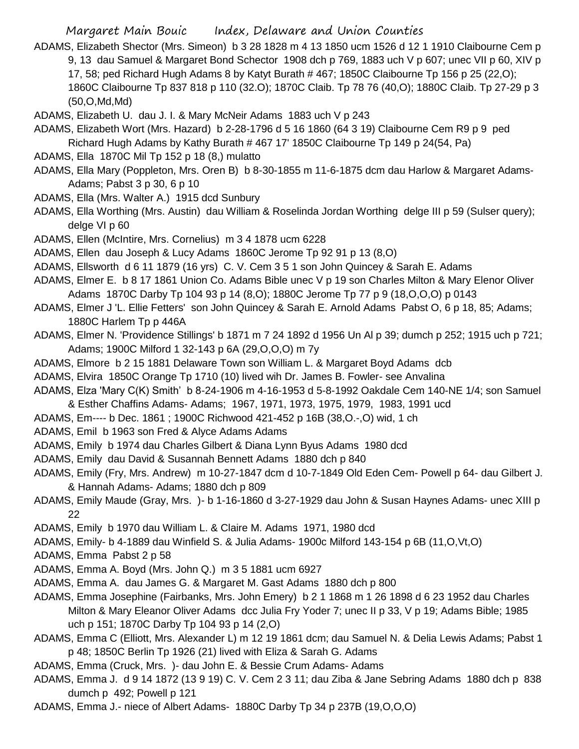ADAMS, Elizabeth Shector (Mrs. Simeon) b 3 28 1828 m 4 13 1850 ucm 1526 d 12 1 1910 Claibourne Cem p 9, 13 dau Samuel & Margaret Bond Schector 1908 dch p 769, 1883 uch V p 607; unec VII p 60, XIV p 17, 58; ped Richard Hugh Adams 8 by Katyt Burath # 467; 1850C Claibourne Tp 156 p 25 (22,O); 1860C Claibourne Tp 837 818 p 110 (32.O); 1870C Claib. Tp 78 76 (40,O); 1880C Claib. Tp 27-29 p 3 (50,O,Md,Md)

ADAMS, Elizabeth U. dau J. I. & Mary McNeir Adams 1883 uch V p 243

ADAMS, Elizabeth Wort (Mrs. Hazard) b 2-28-1796 d 5 16 1860 (64 3 19) Claibourne Cem R9 p 9 ped Richard Hugh Adams by Kathy Burath # 467 17' 1850C Claibourne Tp 149 p 24(54, Pa)

ADAMS, Ella 1870C Mil Tp 152 p 18 (8,) mulatto

ADAMS, Ella Mary (Poppleton, Mrs. Oren B) b 8-30-1855 m 11-6-1875 dcm dau Harlow & Margaret Adams-Adams; Pabst 3 p 30, 6 p 10

ADAMS, Ella (Mrs. Walter A.) 1915 dcd Sunbury

ADAMS, Ella Worthing (Mrs. Austin) dau William & Roselinda Jordan Worthing delge III p 59 (Sulser query); delge VI p 60

ADAMS, Ellen (McIntire, Mrs. Cornelius) m 3 4 1878 ucm 6228

ADAMS, Ellen dau Joseph & Lucy Adams 1860C Jerome Tp 92 91 p 13 (8,O)

ADAMS, Ellsworth d 6 11 1879 (16 yrs) C. V. Cem 3 5 1 son John Quincey & Sarah E. Adams

ADAMS, Elmer E. b 8 17 1861 Union Co. Adams Bible unec V p 19 son Charles Milton & Mary Elenor Oliver Adams 1870C Darby Tp 104 93 p 14 (8,O); 1880C Jerome Tp 77 p 9 (18,O,O,O) p 0143

ADAMS, Elmer J 'L. Ellie Fetters' son John Quincey & Sarah E. Arnold Adams Pabst O, 6 p 18, 85; Adams; 1880C Harlem Tp p 446A

ADAMS, Elmer N. 'Providence Stillings' b 1871 m 7 24 1892 d 1956 Un Al p 39; dumch p 252; 1915 uch p 721; Adams; 1900C Milford 1 32-143 p 6A (29,O,O,O) m 7y

ADAMS, Elmore b 2 15 1881 Delaware Town son William L. & Margaret Boyd Adams dcb

ADAMS, Elvira 1850C Orange Tp 1710 (10) lived wih Dr. James B. Fowler- see Anvalina

ADAMS, Elza 'Mary C(K) Smith' b 8-24-1906 m 4-16-1953 d 5-8-1992 Oakdale Cem 140-NE 1/4; son Samuel & Esther Chaffins Adams- Adams; 1967, 1971, 1973, 1975, 1979, 1983, 1991 ucd

ADAMS, Em---- b Dec. 1861 ; 1900C Richwood 421-452 p 16B (38,O.-,O) wid, 1 ch

ADAMS, Emil b 1963 son Fred & Alyce Adams Adams

ADAMS, Emily b 1974 dau Charles Gilbert & Diana Lynn Byus Adams 1980 dcd

ADAMS, Emily dau David & Susannah Bennett Adams 1880 dch p 840

ADAMS, Emily (Fry, Mrs. Andrew) m 10-27-1847 dcm d 10-7-1849 Old Eden Cem- Powell p 64- dau Gilbert J. & Hannah Adams- Adams; 1880 dch p 809

ADAMS, Emily Maude (Gray, Mrs. )- b 1-16-1860 d 3-27-1929 dau John & Susan Haynes Adams- unec XIII p 22

ADAMS, Emily b 1970 dau William L. & Claire M. Adams 1971, 1980 dcd

ADAMS, Emily- b 4-1889 dau Winfield S. & Julia Adams- 1900c Milford 143-154 p 6B (11,O,Vt,O)

ADAMS, Emma Pabst 2 p 58

ADAMS, Emma A. Boyd (Mrs. John Q.) m 3 5 1881 ucm 6927

ADAMS, Emma A. dau James G. & Margaret M. Gast Adams 1880 dch p 800

ADAMS, Emma Josephine (Fairbanks, Mrs. John Emery) b 2 1 1868 m 1 26 1898 d 6 23 1952 dau Charles Milton & Mary Eleanor Oliver Adams dcc Julia Fry Yoder 7; unec II p 33, V p 19; Adams Bible; 1985 uch p 151; 1870C Darby Tp 104 93 p 14 (2,O)

ADAMS, Emma C (Elliott, Mrs. Alexander L) m 12 19 1861 dcm; dau Samuel N. & Delia Lewis Adams; Pabst 1 p 48; 1850C Berlin Tp 1926 (21) lived with Eliza & Sarah G. Adams

ADAMS, Emma (Cruck, Mrs. )- dau John E. & Bessie Crum Adams- Adams

ADAMS, Emma J. d 9 14 1872 (13 9 19) C. V. Cem 2 3 11; dau Ziba & Jane Sebring Adams 1880 dch p 838 dumch p 492; Powell p 121

ADAMS, Emma J.- niece of Albert Adams- 1880C Darby Tp 34 p 237B (19,O,O,O)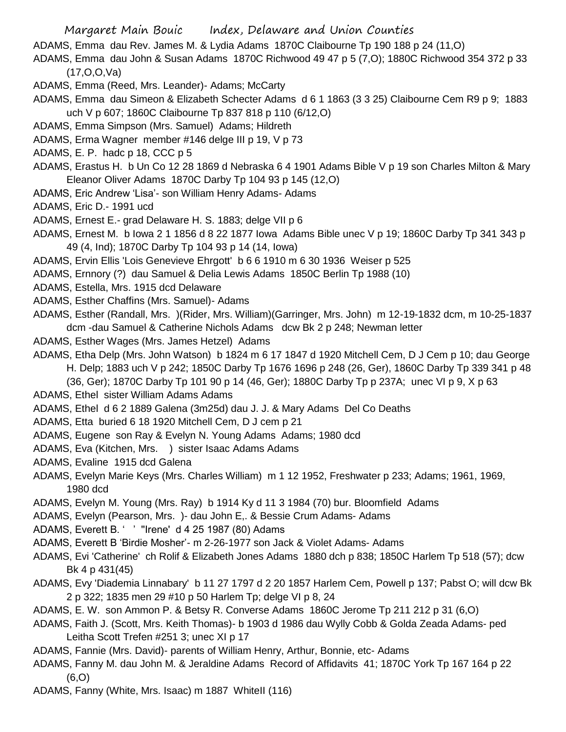ADAMS, Emma dau Rev. James M. & Lydia Adams 1870C Claibourne Tp 190 188 p 24 (11,O)

ADAMS, Emma dau John & Susan Adams 1870C Richwood 49 47 p 5 (7,O); 1880C Richwood 354 372 p 33 (17,O,O,Va)

ADAMS, Emma (Reed, Mrs. Leander)- Adams; McCarty

ADAMS, Emma dau Simeon & Elizabeth Schecter Adams d 6 1 1863 (3 3 25) Claibourne Cem R9 p 9; 1883 uch V p 607; 1860C Claibourne Tp 837 818 p 110 (6/12,O)

ADAMS, Emma Simpson (Mrs. Samuel) Adams; Hildreth

ADAMS, Erma Wagner member #146 delge III p 19, V p 73

ADAMS, E. P. hadc p 18, CCC p 5

ADAMS, Erastus H. b Un Co 12 28 1869 d Nebraska 6 4 1901 Adams Bible V p 19 son Charles Milton & Mary Eleanor Oliver Adams 1870C Darby Tp 104 93 p 145 (12,O)

ADAMS, Eric Andrew 'Lisa'- son William Henry Adams- Adams

ADAMS, Eric D.- 1991 ucd

ADAMS, Ernest E.- grad Delaware H. S. 1883; delge VII p 6

ADAMS, Ernest M. b Iowa 2 1 1856 d 8 22 1877 Iowa Adams Bible unec V p 19; 1860C Darby Tp 341 343 p 49 (4, Ind); 1870C Darby Tp 104 93 p 14 (14, Iowa)

ADAMS, Ervin Ellis 'Lois Genevieve Ehrgott' b 6 6 1910 m 6 30 1936 Weiser p 525

ADAMS, Ernnory (?) dau Samuel & Delia Lewis Adams 1850C Berlin Tp 1988 (10)

ADAMS, Estella, Mrs. 1915 dcd Delaware

ADAMS, Esther Chaffins (Mrs. Samuel)- Adams

ADAMS, Esther (Randall, Mrs. )(Rider, Mrs. William)(Garringer, Mrs. John) m 12-19-1832 dcm, m 10-25-1837 dcm -dau Samuel & Catherine Nichols Adams dcw Bk 2 p 248; Newman letter

ADAMS, Esther Wages (Mrs. James Hetzel) Adams

ADAMS, Etha Delp (Mrs. John Watson) b 1824 m 6 17 1847 d 1920 Mitchell Cem, D J Cem p 10; dau George H. Delp; 1883 uch V p 242; 1850C Darby Tp 1676 1696 p 248 (26, Ger), 1860C Darby Tp 339 341 p 48 (36, Ger); 1870C Darby Tp 101 90 p 14 (46, Ger); 1880C Darby Tp p 237A; unec VI p 9, X p 63

ADAMS, Ethel sister William Adams Adams

ADAMS, Ethel d 6 2 1889 Galena (3m25d) dau J. J. & Mary Adams Del Co Deaths

ADAMS, Etta buried 6 18 1920 Mitchell Cem, D J cem p 21

ADAMS, Eugene son Ray & Evelyn N. Young Adams Adams; 1980 dcd

ADAMS, Eva (Kitchen, Mrs. ) sister Isaac Adams Adams

ADAMS, Evaline 1915 dcd Galena

ADAMS, Evelyn Marie Keys (Mrs. Charles William) m 1 12 1952, Freshwater p 233; Adams; 1961, 1969, 1980 dcd

ADAMS, Evelyn M. Young (Mrs. Ray) b 1914 Ky d 11 3 1984 (70) bur. Bloomfield Adams

ADAMS, Evelyn (Pearson, Mrs. )- dau John E,. & Bessie Crum Adams- Adams

ADAMS, Everett B. ' ' "Irene' d 4 25 1987 (80) Adams

ADAMS, Everett B 'Birdie Mosher'- m 2-26-1977 son Jack & Violet Adams- Adams

ADAMS, Evi 'Catherine' ch Rolif & Elizabeth Jones Adams 1880 dch p 838; 1850C Harlem Tp 518 (57); dcw Bk 4 p 431(45)

ADAMS, Evy 'Diademia Linnabary' b 11 27 1797 d 2 20 1857 Harlem Cem, Powell p 137; Pabst O; will dcw Bk 2 p 322; 1835 men 29 #10 p 50 Harlem Tp; delge VI p 8, 24

ADAMS, E. W. son Ammon P. & Betsy R. Converse Adams 1860C Jerome Tp 211 212 p 31 (6,O)

ADAMS, Faith J. (Scott, Mrs. Keith Thomas)- b 1903 d 1986 dau Wylly Cobb & Golda Zeada Adams- ped Leitha Scott Trefen #251 3; unec XI p 17

ADAMS, Fannie (Mrs. David)- parents of William Henry, Arthur, Bonnie, etc- Adams

ADAMS, Fanny M. dau John M. & Jeraldine Adams Record of Affidavits 41; 1870C York Tp 167 164 p 22 (6,O)

ADAMS, Fanny (White, Mrs. Isaac) m 1887 WhiteII (116)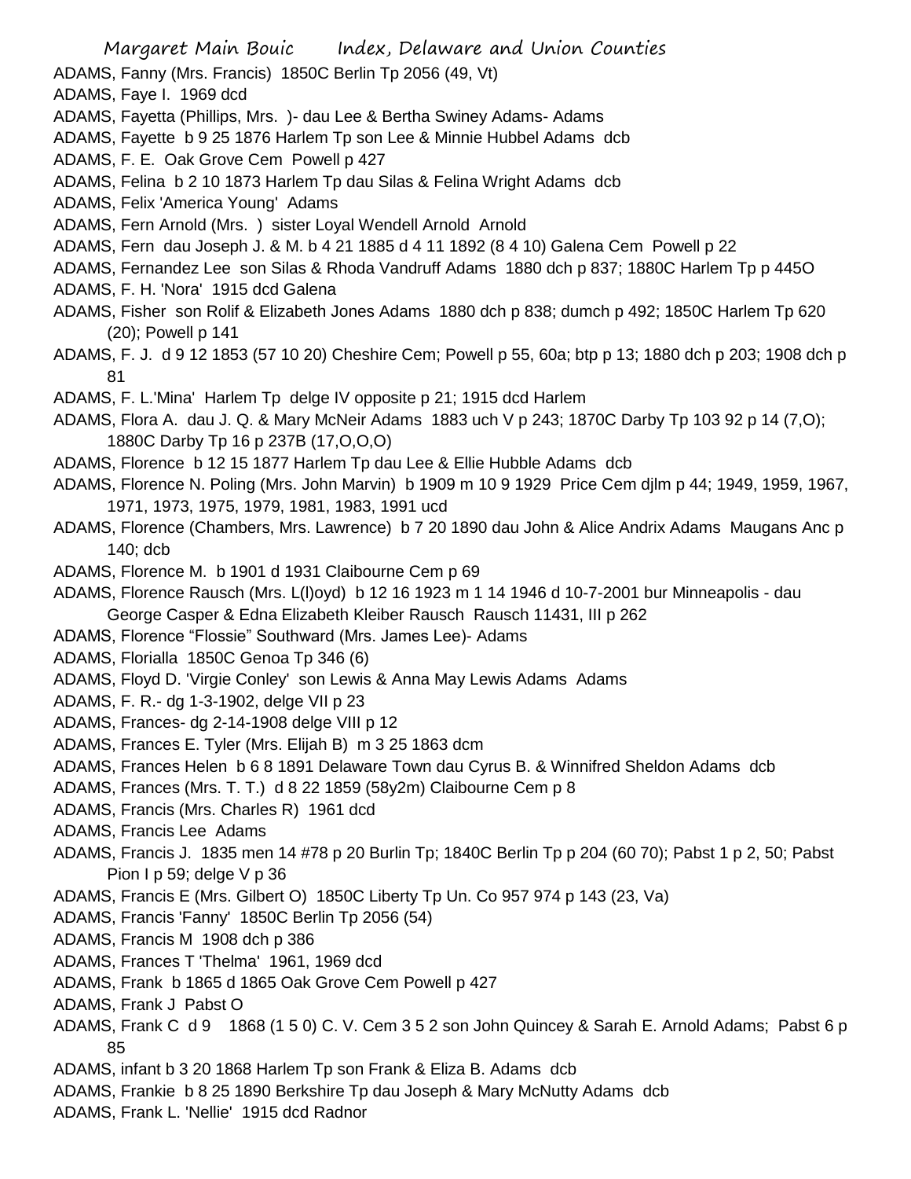ADAMS, Fanny (Mrs. Francis) 1850C Berlin Tp 2056 (49, Vt)

ADAMS, Faye I. 1969 dcd

ADAMS, Fayetta (Phillips, Mrs. )- dau Lee & Bertha Swiney Adams- Adams

ADAMS, Fayette b 9 25 1876 Harlem Tp son Lee & Minnie Hubbel Adams dcb

ADAMS, F. E. Oak Grove Cem Powell p 427

ADAMS, Felina b 2 10 1873 Harlem Tp dau Silas & Felina Wright Adams dcb

ADAMS, Felix 'America Young' Adams

ADAMS, Fern Arnold (Mrs. ) sister Loyal Wendell Arnold Arnold

ADAMS, Fern dau Joseph J. & M. b 4 21 1885 d 4 11 1892 (8 4 10) Galena Cem Powell p 22

ADAMS, Fernandez Lee son Silas & Rhoda Vandruff Adams 1880 dch p 837; 1880C Harlem Tp p 445O

ADAMS, F. H. 'Nora' 1915 dcd Galena

ADAMS, Fisher son Rolif & Elizabeth Jones Adams 1880 dch p 838; dumch p 492; 1850C Harlem Tp 620 (20); Powell p 141

ADAMS, F. J. d 9 12 1853 (57 10 20) Cheshire Cem; Powell p 55, 60a; btp p 13; 1880 dch p 203; 1908 dch p 81

ADAMS, F. L.'Mina' Harlem Tp delge IV opposite p 21; 1915 dcd Harlem

ADAMS, Flora A. dau J. Q. & Mary McNeir Adams 1883 uch V p 243; 1870C Darby Tp 103 92 p 14 (7,O); 1880C Darby Tp 16 p 237B (17,O,O,O)

ADAMS, Florence b 12 15 1877 Harlem Tp dau Lee & Ellie Hubble Adams dcb

ADAMS, Florence N. Poling (Mrs. John Marvin) b 1909 m 10 9 1929 Price Cem djlm p 44; 1949, 1959, 1967, 1971, 1973, 1975, 1979, 1981, 1983, 1991 ucd

ADAMS, Florence (Chambers, Mrs. Lawrence) b 7 20 1890 dau John & Alice Andrix Adams Maugans Anc p 140; dcb

ADAMS, Florence M. b 1901 d 1931 Claibourne Cem p 69

ADAMS, Florence Rausch (Mrs. L(l)oyd) b 12 16 1923 m 1 14 1946 d 10-7-2001 bur Minneapolis - dau George Casper & Edna Elizabeth Kleiber Rausch Rausch 11431, III p 262

ADAMS, Florence "Flossie" Southward (Mrs. James Lee)- Adams

ADAMS, Florialla 1850C Genoa Tp 346 (6)

ADAMS, Floyd D. 'Virgie Conley' son Lewis & Anna May Lewis Adams Adams

ADAMS, F. R.- dg 1-3-1902, delge VII p 23

ADAMS, Frances- dg 2-14-1908 delge VIII p 12

ADAMS, Frances E. Tyler (Mrs. Elijah B) m 3 25 1863 dcm

ADAMS, Frances Helen b 6 8 1891 Delaware Town dau Cyrus B. & Winnifred Sheldon Adams dcb

ADAMS, Frances (Mrs. T. T.) d 8 22 1859 (58y2m) Claibourne Cem p 8

ADAMS, Francis (Mrs. Charles R) 1961 dcd

ADAMS, Francis Lee Adams

ADAMS, Francis J. 1835 men 14 #78 p 20 Burlin Tp; 1840C Berlin Tp p 204 (60 70); Pabst 1 p 2, 50; Pabst Pion I p 59; delge V p 36

ADAMS, Francis E (Mrs. Gilbert O) 1850C Liberty Tp Un. Co 957 974 p 143 (23, Va)

ADAMS, Francis 'Fanny' 1850C Berlin Tp 2056 (54)

ADAMS, Francis M 1908 dch p 386

ADAMS, Frances T 'Thelma' 1961, 1969 dcd

ADAMS, Frank b 1865 d 1865 Oak Grove Cem Powell p 427

ADAMS, Frank J Pabst O

ADAMS, Frank C d 9 1868 (1 5 0) C. V. Cem 3 5 2 son John Quincey & Sarah E. Arnold Adams; Pabst 6 p 85

ADAMS, infant b 3 20 1868 Harlem Tp son Frank & Eliza B. Adams dcb

ADAMS, Frankie b 8 25 1890 Berkshire Tp dau Joseph & Mary McNutty Adams dcb

ADAMS, Frank L. 'Nellie' 1915 dcd Radnor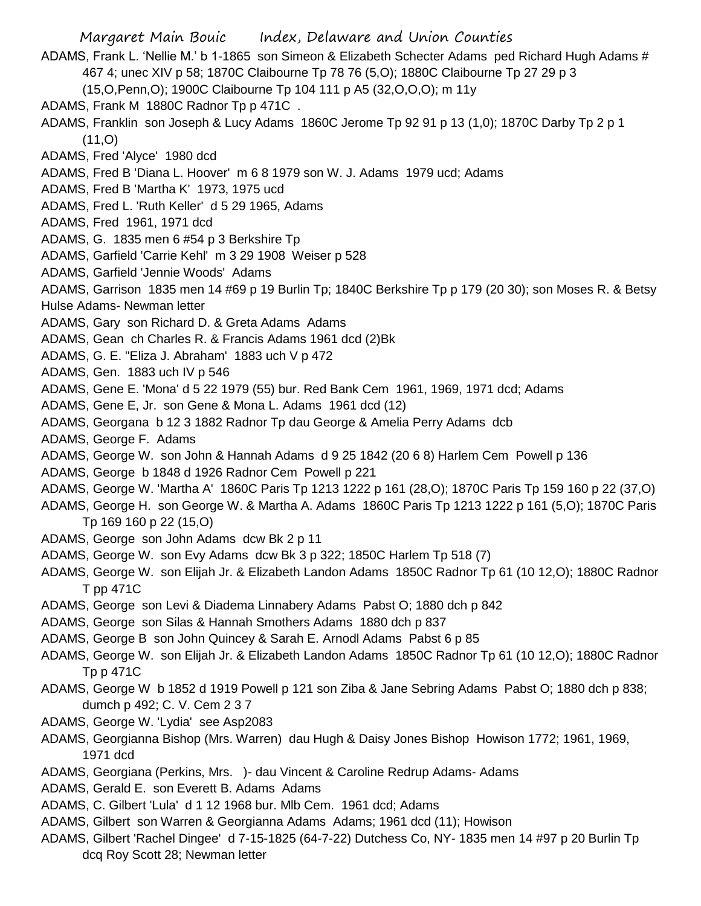ADAMS, Frank L. 'Nellie M.' b 1-1865 son Simeon & Elizabeth Schecter Adams ped Richard Hugh Adams # 467 4; unec XIV p 58; 1870C Claibourne Tp 78 76 (5,O); 1880C Claibourne Tp 27 29 p 3 (15,O,Penn,O); 1900C Claibourne Tp 104 111 p A5 (32,O,O,O); m 11y

ADAMS, Frank M 1880C Radnor Tp p 471C .

ADAMS, Franklin son Joseph & Lucy Adams 1860C Jerome Tp 92 91 p 13 (1,0); 1870C Darby Tp 2 p 1 (11,O)

ADAMS, Fred 'Alyce' 1980 dcd

ADAMS, Fred B 'Diana L. Hoover' m 6 8 1979 son W. J. Adams 1979 ucd; Adams

ADAMS, Fred B 'Martha K' 1973, 1975 ucd

ADAMS, Fred L. 'Ruth Keller' d 5 29 1965, Adams

ADAMS, Fred 1961, 1971 dcd

ADAMS, G. 1835 men 6 #54 p 3 Berkshire Tp

ADAMS, Garfield 'Carrie Kehl' m 3 29 1908 Weiser p 528

ADAMS, Garfield 'Jennie Woods' Adams

ADAMS, Garrison 1835 men 14 #69 p 19 Burlin Tp; 1840C Berkshire Tp p 179 (20 30); son Moses R. & Betsy Hulse Adams- Newman letter

ADAMS, Gary son Richard D. & Greta Adams Adams

ADAMS, Gean ch Charles R. & Francis Adams 1961 dcd (2)Bk

ADAMS, G. E. "Eliza J. Abraham' 1883 uch V p 472

ADAMS, Gen. 1883 uch IV p 546

ADAMS, Gene E. 'Mona' d 5 22 1979 (55) bur. Red Bank Cem 1961, 1969, 1971 dcd; Adams

ADAMS, Gene E, Jr. son Gene & Mona L. Adams 1961 dcd (12)

ADAMS, Georgana b 12 3 1882 Radnor Tp dau George & Amelia Perry Adams dcb

ADAMS, George F. Adams

ADAMS, George W. son John & Hannah Adams d 9 25 1842 (20 6 8) Harlem Cem Powell p 136

ADAMS, George b 1848 d 1926 Radnor Cem Powell p 221

ADAMS, George W. 'Martha A' 1860C Paris Tp 1213 1222 p 161 (28,O); 1870C Paris Tp 159 160 p 22 (37,O)

ADAMS, George H. son George W. & Martha A. Adams 1860C Paris Tp 1213 1222 p 161 (5,O); 1870C Paris Tp 169 160 p 22 (15,O)

ADAMS, George son John Adams dcw Bk 2 p 11

ADAMS, George W. son Evy Adams dcw Bk 3 p 322; 1850C Harlem Tp 518 (7)

ADAMS, George W. son Elijah Jr. & Elizabeth Landon Adams 1850C Radnor Tp 61 (10 12,O); 1880C Radnor T pp 471C

ADAMS, George son Levi & Diadema Linnabery Adams Pabst O; 1880 dch p 842

ADAMS, George son Silas & Hannah Smothers Adams 1880 dch p 837

ADAMS, George B son John Quincey & Sarah E. Arnodl Adams Pabst 6 p 85

ADAMS, George W. son Elijah Jr. & Elizabeth Landon Adams 1850C Radnor Tp 61 (10 12,O); 1880C Radnor Tp p 471C

ADAMS, George W b 1852 d 1919 Powell p 121 son Ziba & Jane Sebring Adams Pabst O; 1880 dch p 838; dumch p 492; C. V. Cem 2 3 7

ADAMS, George W. 'Lydia' see Asp2083

ADAMS, Georgianna Bishop (Mrs. Warren) dau Hugh & Daisy Jones Bishop Howison 1772; 1961, 1969, 1971 dcd

ADAMS, Georgiana (Perkins, Mrs. )- dau Vincent & Caroline Redrup Adams- Adams

ADAMS, Gerald E. son Everett B. Adams Adams

ADAMS, C. Gilbert 'Lula' d 1 12 1968 bur. Mlb Cem. 1961 dcd; Adams

ADAMS, Gilbert son Warren & Georgianna Adams Adams; 1961 dcd (11); Howison

ADAMS, Gilbert 'Rachel Dingee' d 7-15-1825 (64-7-22) Dutchess Co, NY- 1835 men 14 #97 p 20 Burlin Tp dcq Roy Scott 28; Newman letter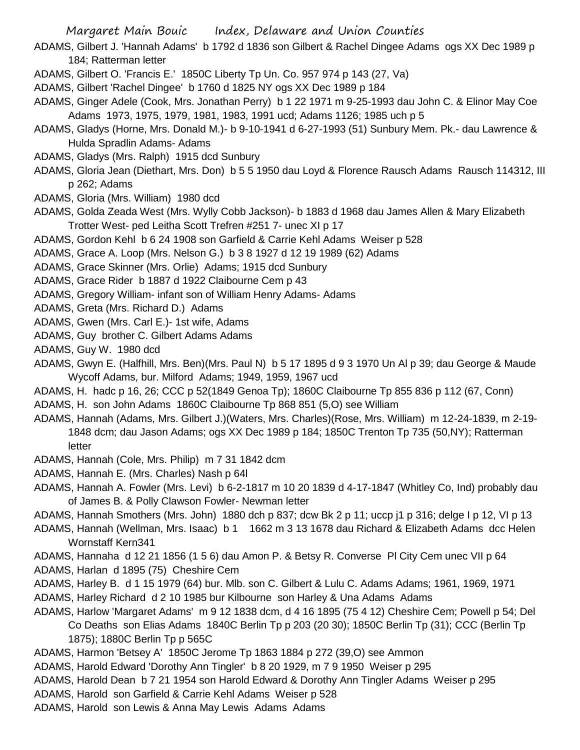ADAMS, Gilbert J. 'Hannah Adams' b 1792 d 1836 son Gilbert & Rachel Dingee Adams ogs XX Dec 1989 p 184; Ratterman letter

ADAMS, Gilbert O. 'Francis E.' 1850C Liberty Tp Un. Co. 957 974 p 143 (27, Va)

ADAMS, Gilbert 'Rachel Dingee' b 1760 d 1825 NY ogs XX Dec 1989 p 184

ADAMS, Ginger Adele (Cook, Mrs. Jonathan Perry) b 1 22 1971 m 9-25-1993 dau John C. & Elinor May Coe Adams 1973, 1975, 1979, 1981, 1983, 1991 ucd; Adams 1126; 1985 uch p 5

ADAMS, Gladys (Horne, Mrs. Donald M.)- b 9-10-1941 d 6-27-1993 (51) Sunbury Mem. Pk.- dau Lawrence & Hulda Spradlin Adams- Adams

ADAMS, Gladys (Mrs. Ralph) 1915 dcd Sunbury

ADAMS, Gloria Jean (Diethart, Mrs. Don) b 5 5 1950 dau Loyd & Florence Rausch Adams Rausch 114312, III p 262; Adams

ADAMS, Gloria (Mrs. William) 1980 dcd

ADAMS, Golda Zeada West (Mrs. Wylly Cobb Jackson)- b 1883 d 1968 dau James Allen & Mary Elizabeth Trotter West- ped Leitha Scott Trefren #251 7- unec XI p 17

ADAMS, Gordon Kehl b 6 24 1908 son Garfield & Carrie Kehl Adams Weiser p 528

ADAMS, Grace A. Loop (Mrs. Nelson G.) b 3 8 1927 d 12 19 1989 (62) Adams

ADAMS, Grace Skinner (Mrs. Orlie) Adams; 1915 dcd Sunbury

ADAMS, Grace Rider b 1887 d 1922 Claibourne Cem p 43

ADAMS, Gregory William- infant son of William Henry Adams- Adams

ADAMS, Greta (Mrs. Richard D.) Adams

ADAMS, Gwen (Mrs. Carl E.)- 1st wife, Adams

ADAMS, Guy brother C. Gilbert Adams Adams

ADAMS, Guy W. 1980 dcd

ADAMS, Gwyn E. (Halfhill, Mrs. Ben)(Mrs. Paul N) b 5 17 1895 d 9 3 1970 Un Al p 39; dau George & Maude Wycoff Adams, bur. Milford Adams; 1949, 1959, 1967 ucd

ADAMS, H. hadc p 16, 26; CCC p 52(1849 Genoa Tp); 1860C Claibourne Tp 855 836 p 112 (67, Conn)

ADAMS, H. son John Adams 1860C Claibourne Tp 868 851 (5,O) see William

ADAMS, Hannah (Adams, Mrs. Gilbert J.)(Waters, Mrs. Charles)(Rose, Mrs. William) m 12-24-1839, m 2-19-1848 dcm; dau Jason Adams; ogs XX Dec 1989 p 184; 1850C Trenton Tp 735 (50,NY); Ratterman letter

ADAMS, Hannah (Cole, Mrs. Philip) m 7 31 1842 dcm

ADAMS, Hannah E. (Mrs. Charles) Nash p 64l

ADAMS, Hannah A. Fowler (Mrs. Levi) b 6-2-1817 m 10 20 1839 d 4-17-1847 (Whitley Co, Ind) probably dau of James B. & Polly Clawson Fowler- Newman letter

ADAMS, Hannah Smothers (Mrs. John) 1880 dch p 837; dcw Bk 2 p 11; uccp j1 p 316; delge I p 12, VI p 13

ADAMS, Hannah (Wellman, Mrs. Isaac) b 1 1662 m 3 13 1678 dau Richard & Elizabeth Adams dcc Helen Wornstaff Kern341

ADAMS, Hannaha d 12 21 1856 (1 5 6) dau Amon P. & Betsy R. Converse Pl City Cem unec VII p 64

ADAMS, Harlan d 1895 (75) Cheshire Cem

ADAMS, Harley B. d 1 15 1979 (64) bur. Mlb. son C. Gilbert & Lulu C. Adams Adams; 1961, 1969, 1971

ADAMS, Harley Richard d 2 10 1985 bur Kilbourne son Harley & Una Adams Adams

ADAMS, Harlow 'Margaret Adams' m 9 12 1838 dcm, d 4 16 1895 (75 4 12) Cheshire Cem; Powell p 54; Del Co Deaths son Elias Adams 1840C Berlin Tp p 203 (20 30); 1850C Berlin Tp (31); CCC (Berlin Tp 1875); 1880C Berlin Tp p 565C

ADAMS, Harmon 'Betsey A' 1850C Jerome Tp 1863 1884 p 272 (39,O) see Ammon

ADAMS, Harold Edward 'Dorothy Ann Tingler' b 8 20 1929, m 7 9 1950 Weiser p 295

ADAMS, Harold Dean b 7 21 1954 son Harold Edward & Dorothy Ann Tingler Adams Weiser p 295

ADAMS, Harold son Garfield & Carrie Kehl Adams Weiser p 528

ADAMS, Harold son Lewis & Anna May Lewis Adams Adams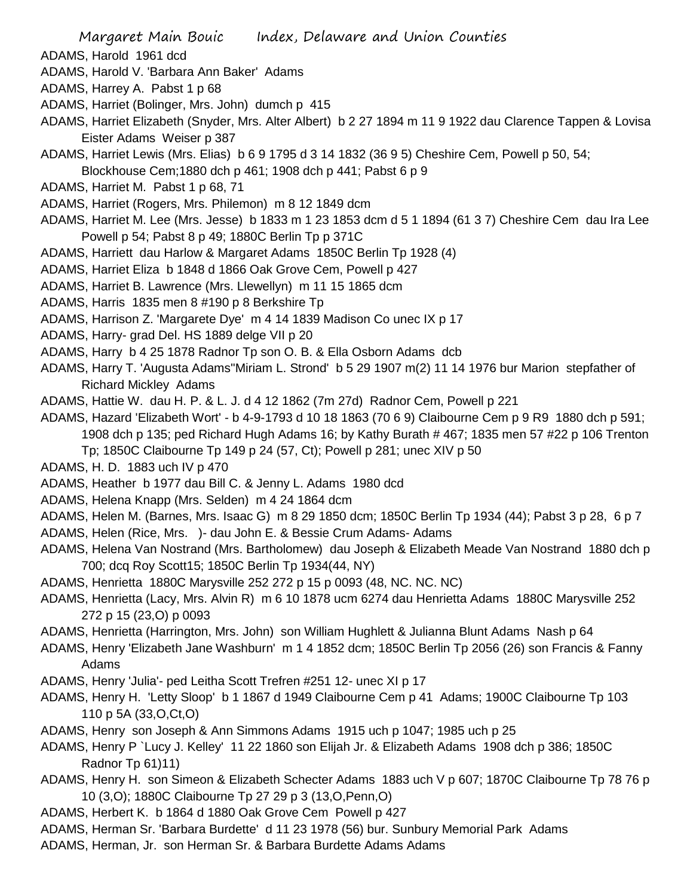ADAMS, Harold 1961 dcd

ADAMS, Harold V. 'Barbara Ann Baker' Adams

ADAMS, Harrey A. Pabst 1 p 68

ADAMS, Harriet (Bolinger, Mrs. John) dumch p 415

ADAMS, Harriet Elizabeth (Snyder, Mrs. Alter Albert) b 2 27 1894 m 11 9 1922 dau Clarence Tappen & Lovisa Eister Adams Weiser p 387

ADAMS, Harriet Lewis (Mrs. Elias) b 6 9 1795 d 3 14 1832 (36 9 5) Cheshire Cem, Powell p 50, 54; Blockhouse Cem;1880 dch p 461; 1908 dch p 441; Pabst 6 p 9

ADAMS, Harriet M. Pabst 1 p 68, 71

ADAMS, Harriet (Rogers, Mrs. Philemon) m 8 12 1849 dcm

ADAMS, Harriet M. Lee (Mrs. Jesse) b 1833 m 1 23 1853 dcm d 5 1 1894 (61 3 7) Cheshire Cem dau Ira Lee Powell p 54; Pabst 8 p 49; 1880C Berlin Tp p 371C

ADAMS, Harriett dau Harlow & Margaret Adams 1850C Berlin Tp 1928 (4)

ADAMS, Harriet Eliza b 1848 d 1866 Oak Grove Cem, Powell p 427

ADAMS, Harriet B. Lawrence (Mrs. Llewellyn) m 11 15 1865 dcm

ADAMS, Harris 1835 men 8 #190 p 8 Berkshire Tp

ADAMS, Harrison Z. 'Margarete Dye' m 4 14 1839 Madison Co unec IX p 17

ADAMS, Harry- grad Del. HS 1889 delge VII p 20

ADAMS, Harry b 4 25 1878 Radnor Tp son O. B. & Ella Osborn Adams dcb

ADAMS, Harry T. 'Augusta Adams''Miriam L. Strond' b 5 29 1907 m(2) 11 14 1976 bur Marion stepfather of Richard Mickley Adams

ADAMS, Hattie W. dau H. P. & L. J. d 4 12 1862 (7m 27d) Radnor Cem, Powell p 221

ADAMS, Hazard 'Elizabeth Wort' - b 4-9-1793 d 10 18 1863 (70 6 9) Claibourne Cem p 9 R9 1880 dch p 591; 1908 dch p 135; ped Richard Hugh Adams 16; by Kathy Burath # 467; 1835 men 57 #22 p 106 Trenton Tp; 1850C Claibourne Tp 149 p 24 (57, Ct); Powell p 281; unec XIV p 50

ADAMS, H. D. 1883 uch IV p 470

ADAMS, Heather b 1977 dau Bill C. & Jenny L. Adams 1980 dcd

ADAMS, Helena Knapp (Mrs. Selden) m 4 24 1864 dcm

ADAMS, Helen M. (Barnes, Mrs. Isaac G) m 8 29 1850 dcm; 1850C Berlin Tp 1934 (44); Pabst 3 p 28, 6 p 7

ADAMS, Helen (Rice, Mrs. )- dau John E. & Bessie Crum Adams- Adams

ADAMS, Helena Van Nostrand (Mrs. Bartholomew) dau Joseph & Elizabeth Meade Van Nostrand 1880 dch p 700; dcq Roy Scott15; 1850C Berlin Tp 1934(44, NY)

ADAMS, Henrietta 1880C Marysville 252 272 p 15 p 0093 (48, NC. NC. NC)

ADAMS, Henrietta (Lacy, Mrs. Alvin R) m 6 10 1878 ucm 6274 dau Henrietta Adams 1880C Marysville 252 272 p 15 (23,O) p 0093

ADAMS, Henrietta (Harrington, Mrs. John) son William Hughlett & Julianna Blunt Adams Nash p 64

ADAMS, Henry 'Elizabeth Jane Washburn' m 1 4 1852 dcm; 1850C Berlin Tp 2056 (26) son Francis & Fanny Adams

ADAMS, Henry 'Julia'- ped Leitha Scott Trefren #251 12- unec XI p 17

ADAMS, Henry H. 'Letty Sloop' b 1 1867 d 1949 Claibourne Cem p 41 Adams; 1900C Claibourne Tp 103 110 p 5A (33,O,Ct,O)

ADAMS, Henry son Joseph & Ann Simmons Adams 1915 uch p 1047; 1985 uch p 25

ADAMS, Henry P `Lucy J. Kelley' 11 22 1860 son Elijah Jr. & Elizabeth Adams 1908 dch p 386; 1850C Radnor Tp 61)11)

ADAMS, Henry H. son Simeon & Elizabeth Schecter Adams 1883 uch V p 607; 1870C Claibourne Tp 78 76 p 10 (3,O); 1880C Claibourne Tp 27 29 p 3 (13,O,Penn,O)

ADAMS, Herbert K. b 1864 d 1880 Oak Grove Cem Powell p 427

ADAMS, Herman Sr. 'Barbara Burdette' d 11 23 1978 (56) bur. Sunbury Memorial Park Adams

ADAMS, Herman, Jr. son Herman Sr. & Barbara Burdette Adams Adams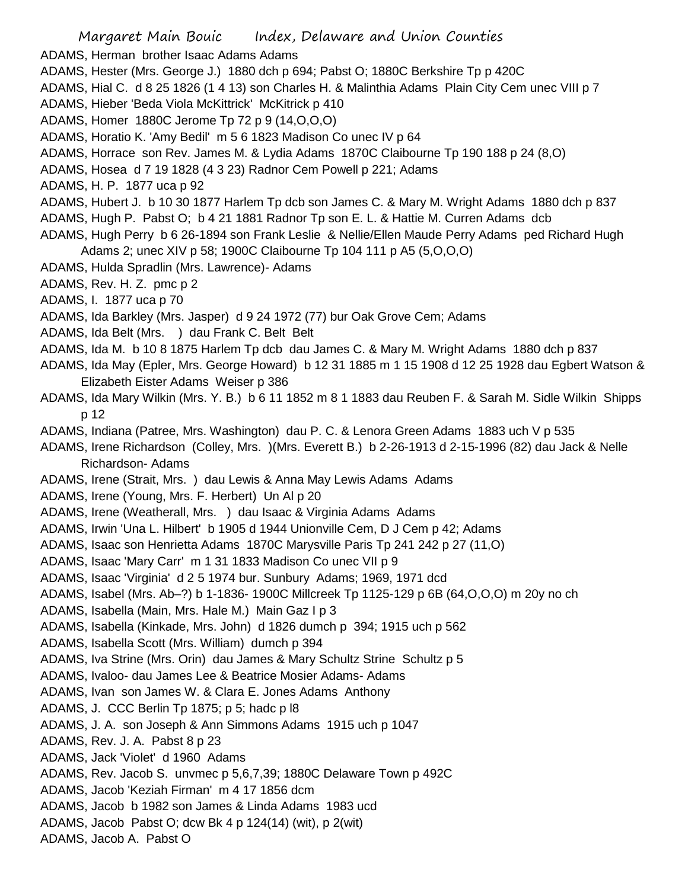ADAMS, Herman brother Isaac Adams Adams
ADAMS, Hester (Mrs. George J.) 1880 dch p 694; Pabst O; 1880C Berkshire Tp p 420C
ADAMS, Hial C. d 8 25 1826 (1 4 13) son Charles H. & Malinthia Adams Plain City Cem unec VIII p 7
ADAMS, Hieber 'Beda Viola McKittrick' McKitrick p 410
ADAMS, Homer 1880C Jerome Tp 72 p 9 (14,O,O,O)
ADAMS, Horatio K. 'Amy Bedil' m 5 6 1823 Madison Co unec IV p 64
ADAMS, Horrace son Rev. James M. & Lydia Adams 1870C Claibourne Tp 190 188 p 24 (8,O)
ADAMS, Hosea d 7 19 1828 (4 3 23) Radnor Cem Powell p 221; Adams
ADAMS, H. P. 1877 uca p 92
ADAMS, Hubert J. b 10 30 1877 Harlem Tp dcb son James C. & Mary M. Wright Adams 1880 dch p 837
ADAMS, Hugh P. Pabst O; b 4 21 1881 Radnor Tp son E. L. & Hattie M. Curren Adams dcb
ADAMS, Hugh Perry b 6 26-1894 son Frank Leslie & Nellie/Ellen Maude Perry Adams ped Richard Hugh Adams 2; unec XIV p 58; 1900C Claibourne Tp 104 111 p A5 (5,O,O,O)
ADAMS, Hulda Spradlin (Mrs. Lawrence)- Adams
ADAMS, Rev. H. Z. pmc p 2
ADAMS, I. 1877 uca p 70
ADAMS, Ida Barkley (Mrs. Jasper) d 9 24 1972 (77) bur Oak Grove Cem; Adams
ADAMS, Ida Belt (Mrs. ) dau Frank C. Belt Belt
ADAMS, Ida M. b 10 8 1875 Harlem Tp dcb dau James C. & Mary M. Wright Adams 1880 dch p 837
ADAMS, Ida May (Epler, Mrs. George Howard) b 12 31 1885 m 1 15 1908 d 12 25 1928 dau Egbert Watson & Elizabeth Eister Adams Weiser p 386
ADAMS, Ida Mary Wilkin (Mrs. Y. B.) b 6 11 1852 m 8 1 1883 dau Reuben F. & Sarah M. Sidle Wilkin Shipps p 12
ADAMS, Indiana (Patree, Mrs. Washington) dau P. C. & Lenora Green Adams 1883 uch V p 535
ADAMS, Irene Richardson (Colley, Mrs. )(Mrs. Everett B.) b 2-26-1913 d 2-15-1996 (82) dau Jack & Nelle Richardson- Adams
ADAMS, Irene (Strait, Mrs. ) dau Lewis & Anna May Lewis Adams Adams
ADAMS, Irene (Young, Mrs. F. Herbert) Un Al p 20
ADAMS, Irene (Weatherall, Mrs. ) dau Isaac & Virginia Adams Adams
ADAMS, Irwin 'Una L. Hilbert' b 1905 d 1944 Unionville Cem, D J Cem p 42; Adams
ADAMS, Isaac son Henrietta Adams 1870C Marysville Paris Tp 241 242 p 27 (11,O)
ADAMS, Isaac 'Mary Carr' m 1 31 1833 Madison Co unec VII p 9
ADAMS, Isaac 'Virginia' d 2 5 1974 bur. Sunbury Adams; 1969, 1971 dcd
ADAMS, Isabel (Mrs. Ab–?) b 1-1836- 1900C Millcreek Tp 1125-129 p 6B (64,O,O,O) m 20y no ch
ADAMS, Isabella (Main, Mrs. Hale M.) Main Gaz I p 3
ADAMS, Isabella (Kinkade, Mrs. John) d 1826 dumch p 394; 1915 uch p 562
ADAMS, Isabella Scott (Mrs. William) dumch p 394
ADAMS, Iva Strine (Mrs. Orin) dau James & Mary Schultz Strine Schultz p 5
ADAMS, Ivaloo- dau James Lee & Beatrice Mosier Adams- Adams
ADAMS, Ivan son James W. & Clara E. Jones Adams Anthony
ADAMS, J. CCC Berlin Tp 1875; p 5; hadc p l8
ADAMS, J. A. son Joseph & Ann Simmons Adams 1915 uch p 1047
ADAMS, Rev. J. A. Pabst 8 p 23
ADAMS, Jack 'Violet' d 1960 Adams
ADAMS, Rev. Jacob S. unvmec p 5,6,7,39; 1880C Delaware Town p 492C
ADAMS, Jacob 'Keziah Firman' m 4 17 1856 dcm
ADAMS, Jacob b 1982 son James & Linda Adams 1983 ucd
ADAMS, Jacob Pabst O; dcw Bk 4 p 124(14) (wit), p 2(wit)
ADAMS, Jacob A. Pabst O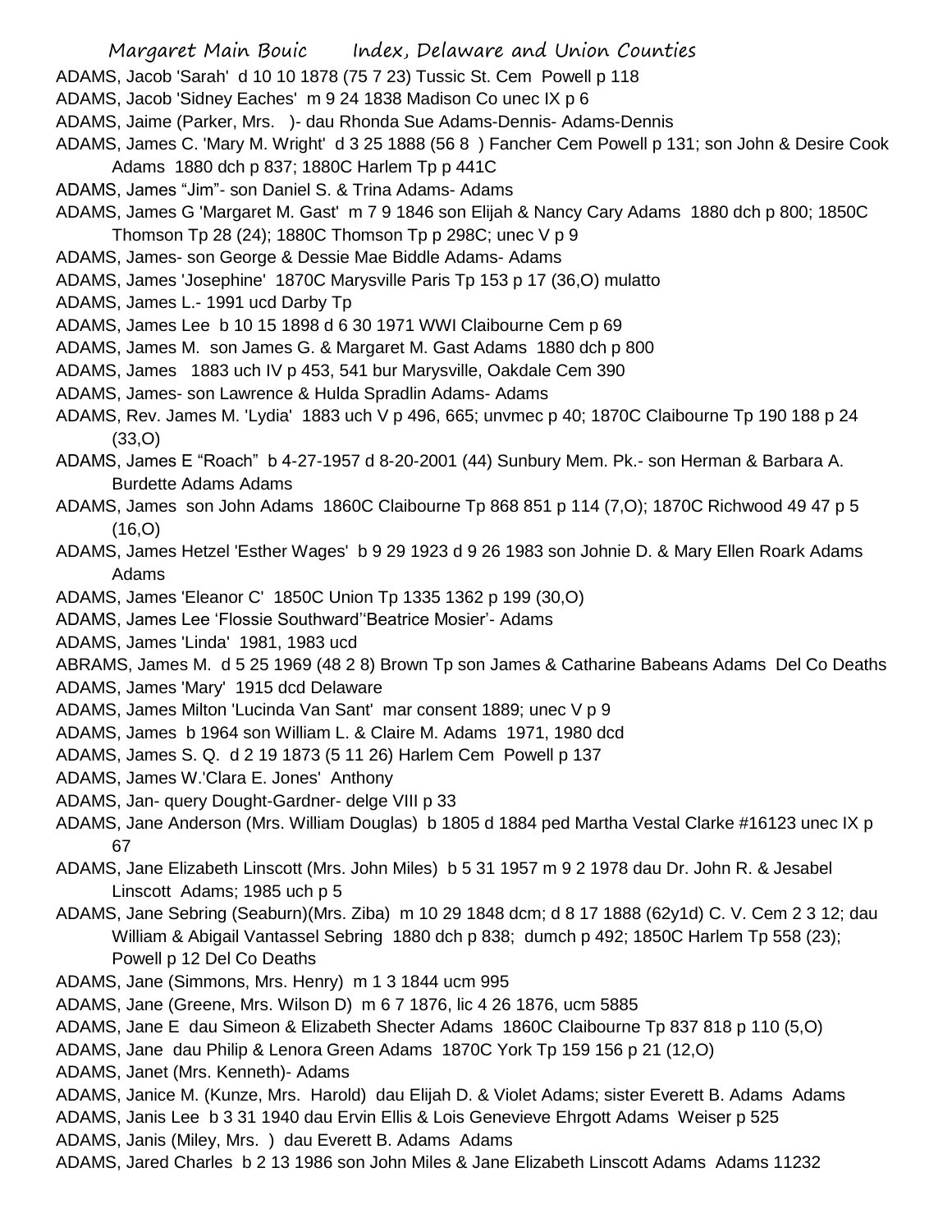ADAMS, Jacob 'Sarah' d 10 10 1878 (75 7 23) Tussic St. Cem Powell p 118

ADAMS, Jacob 'Sidney Eaches' m 9 24 1838 Madison Co unec IX p 6

ADAMS, Jaime (Parker, Mrs. )- dau Rhonda Sue Adams-Dennis- Adams-Dennis

ADAMS, James C. 'Mary M. Wright' d 3 25 1888 (56 8 ) Fancher Cem Powell p 131; son John & Desire Cook Adams 1880 dch p 837; 1880C Harlem Tp p 441C

ADAMS, James "Jim"- son Daniel S. & Trina Adams- Adams

ADAMS, James G 'Margaret M. Gast' m 7 9 1846 son Elijah & Nancy Cary Adams 1880 dch p 800; 1850C Thomson Tp 28 (24); 1880C Thomson Tp p 298C; unec V p 9

ADAMS, James- son George & Dessie Mae Biddle Adams- Adams

ADAMS, James 'Josephine' 1870C Marysville Paris Tp 153 p 17 (36,O) mulatto

ADAMS, James L.- 1991 ucd Darby Tp

ADAMS, James Lee b 10 15 1898 d 6 30 1971 WWI Claibourne Cem p 69

ADAMS, James M. son James G. & Margaret M. Gast Adams 1880 dch p 800

ADAMS, James 1883 uch IV p 453, 541 bur Marysville, Oakdale Cem 390

ADAMS, James- son Lawrence & Hulda Spradlin Adams- Adams

ADAMS, Rev. James M. 'Lydia' 1883 uch V p 496, 665; unvmec p 40; 1870C Claibourne Tp 190 188 p 24 (33,O)

ADAMS, James E "Roach" b 4-27-1957 d 8-20-2001 (44) Sunbury Mem. Pk.- son Herman & Barbara A. Burdette Adams Adams

ADAMS, James son John Adams 1860C Claibourne Tp 868 851 p 114 (7,O); 1870C Richwood 49 47 p 5 (16,O)

ADAMS, James Hetzel 'Esther Wages' b 9 29 1923 d 9 26 1983 son Johnie D. & Mary Ellen Roark Adams Adams

ADAMS, James 'Eleanor C' 1850C Union Tp 1335 1362 p 199 (30,O)

ADAMS, James Lee 'Flossie Southward''Beatrice Mosier'- Adams

ADAMS, James 'Linda' 1981, 1983 ucd

ABRAMS, James M. d 5 25 1969 (48 2 8) Brown Tp son James & Catharine Babeans Adams Del Co Deaths

ADAMS, James 'Mary' 1915 dcd Delaware

ADAMS, James Milton 'Lucinda Van Sant' mar consent 1889; unec V p 9

ADAMS, James b 1964 son William L. & Claire M. Adams 1971, 1980 dcd

ADAMS, James S. Q. d 2 19 1873 (5 11 26) Harlem Cem Powell p 137

ADAMS, James W.'Clara E. Jones' Anthony

ADAMS, Jan- query Dought-Gardner- delge VIII p 33

ADAMS, Jane Anderson (Mrs. William Douglas) b 1805 d 1884 ped Martha Vestal Clarke #16123 unec IX p 67

ADAMS, Jane Elizabeth Linscott (Mrs. John Miles) b 5 31 1957 m 9 2 1978 dau Dr. John R. & Jesabel Linscott Adams; 1985 uch p 5

ADAMS, Jane Sebring (Seaburn)(Mrs. Ziba) m 10 29 1848 dcm; d 8 17 1888 (62y1d) C. V. Cem 2 3 12; dau William & Abigail Vantassel Sebring 1880 dch p 838; dumch p 492; 1850C Harlem Tp 558 (23); Powell p 12 Del Co Deaths

ADAMS, Jane (Simmons, Mrs. Henry) m 1 3 1844 ucm 995

ADAMS, Jane (Greene, Mrs. Wilson D) m 6 7 1876, lic 4 26 1876, ucm 5885

ADAMS, Jane E dau Simeon & Elizabeth Shecter Adams 1860C Claibourne Tp 837 818 p 110 (5,O)

ADAMS, Jane dau Philip & Lenora Green Adams 1870C York Tp 159 156 p 21 (12,O)

ADAMS, Janet (Mrs. Kenneth)- Adams

ADAMS, Janice M. (Kunze, Mrs. Harold) dau Elijah D. & Violet Adams; sister Everett B. Adams Adams

ADAMS, Janis Lee b 3 31 1940 dau Ervin Ellis & Lois Genevieve Ehrgott Adams Weiser p 525

ADAMS, Janis (Miley, Mrs. ) dau Everett B. Adams Adams

ADAMS, Jared Charles b 2 13 1986 son John Miles & Jane Elizabeth Linscott Adams Adams 11232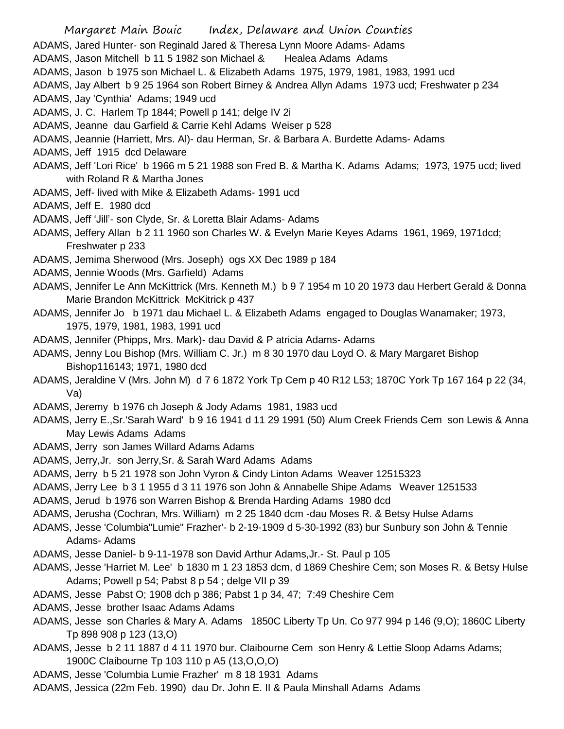ADAMS, Jared Hunter- son Reginald Jared & Theresa Lynn Moore Adams- Adams

ADAMS, Jason Mitchell b 11 5 1982 son Michael & Healea Adams Adams

ADAMS, Jason b 1975 son Michael L. & Elizabeth Adams 1975, 1979, 1981, 1983, 1991 ucd

ADAMS, Jay Albert b 9 25 1964 son Robert Birney & Andrea Allyn Adams 1973 ucd; Freshwater p 234

ADAMS, Jay 'Cynthia' Adams; 1949 ucd

ADAMS, J. C. Harlem Tp 1844; Powell p 141; delge IV 2i

ADAMS, Jeanne dau Garfield & Carrie Kehl Adams Weiser p 528

ADAMS, Jeannie (Harriett, Mrs. Al)- dau Herman, Sr. & Barbara A. Burdette Adams- Adams

ADAMS, Jeff 1915 dcd Delaware

ADAMS, Jeff 'Lori Rice' b 1966 m 5 21 1988 son Fred B. & Martha K. Adams Adams; 1973, 1975 ucd; lived with Roland R & Martha Jones

ADAMS, Jeff- lived with Mike & Elizabeth Adams- 1991 ucd

ADAMS, Jeff E. 1980 dcd

ADAMS, Jeff 'Jill'- son Clyde, Sr. & Loretta Blair Adams- Adams

ADAMS, Jeffery Allan b 2 11 1960 son Charles W. & Evelyn Marie Keyes Adams 1961, 1969, 1971dcd; Freshwater p 233

ADAMS, Jemima Sherwood (Mrs. Joseph) ogs XX Dec 1989 p 184

ADAMS, Jennie Woods (Mrs. Garfield) Adams

ADAMS, Jennifer Le Ann McKittrick (Mrs. Kenneth M.) b 9 7 1954 m 10 20 1973 dau Herbert Gerald & Donna Marie Brandon McKittrick McKitrick p 437

ADAMS, Jennifer Jo b 1971 dau Michael L. & Elizabeth Adams engaged to Douglas Wanamaker; 1973, 1975, 1979, 1981, 1983, 1991 ucd

ADAMS, Jennifer (Phipps, Mrs. Mark)- dau David & P atricia Adams- Adams

ADAMS, Jenny Lou Bishop (Mrs. William C. Jr.) m 8 30 1970 dau Loyd O. & Mary Margaret Bishop Bishop116143; 1971, 1980 dcd

ADAMS, Jeraldine V (Mrs. John M) d 7 6 1872 York Tp Cem p 40 R12 L53; 1870C York Tp 167 164 p 22 (34, Va)

ADAMS, Jeremy b 1976 ch Joseph & Jody Adams 1981, 1983 ucd

ADAMS, Jerry E.,Sr.'Sarah Ward' b 9 16 1941 d 11 29 1991 (50) Alum Creek Friends Cem son Lewis & Anna May Lewis Adams Adams

ADAMS, Jerry son James Willard Adams Adams

ADAMS, Jerry,Jr. son Jerry,Sr. & Sarah Ward Adams Adams

ADAMS, Jerry b 5 21 1978 son John Vyron & Cindy Linton Adams Weaver 12515323

ADAMS, Jerry Lee b 3 1 1955 d 3 11 1976 son John & Annabelle Shipe Adams Weaver 1251533

ADAMS, Jerud b 1976 son Warren Bishop & Brenda Harding Adams 1980 dcd

ADAMS, Jerusha (Cochran, Mrs. William) m 2 25 1840 dcm -dau Moses R. & Betsy Hulse Adams

ADAMS, Jesse 'Columbia"Lumie" Frazher'- b 2-19-1909 d 5-30-1992 (83) bur Sunbury son John & Tennie Adams- Adams

ADAMS, Jesse Daniel- b 9-11-1978 son David Arthur Adams,Jr.- St. Paul p 105

ADAMS, Jesse 'Harriet M. Lee' b 1830 m 1 23 1853 dcm, d 1869 Cheshire Cem; son Moses R. & Betsy Hulse Adams; Powell p 54; Pabst 8 p 54 ; delge VII p 39

ADAMS, Jesse Pabst O; 1908 dch p 386; Pabst 1 p 34, 47; 7:49 Cheshire Cem

ADAMS, Jesse brother Isaac Adams Adams

ADAMS, Jesse son Charles & Mary A. Adams 1850C Liberty Tp Un. Co 977 994 p 146 (9,O); 1860C Liberty Tp 898 908 p 123 (13,O)

ADAMS, Jesse b 2 11 1887 d 4 11 1970 bur. Claibourne Cem son Henry & Lettie Sloop Adams Adams; 1900C Claibourne Tp 103 110 p A5 (13,O,O,O)

ADAMS, Jesse 'Columbia Lumie Frazher' m 8 18 1931 Adams

ADAMS, Jessica (22m Feb. 1990) dau Dr. John E. II & Paula Minshall Adams Adams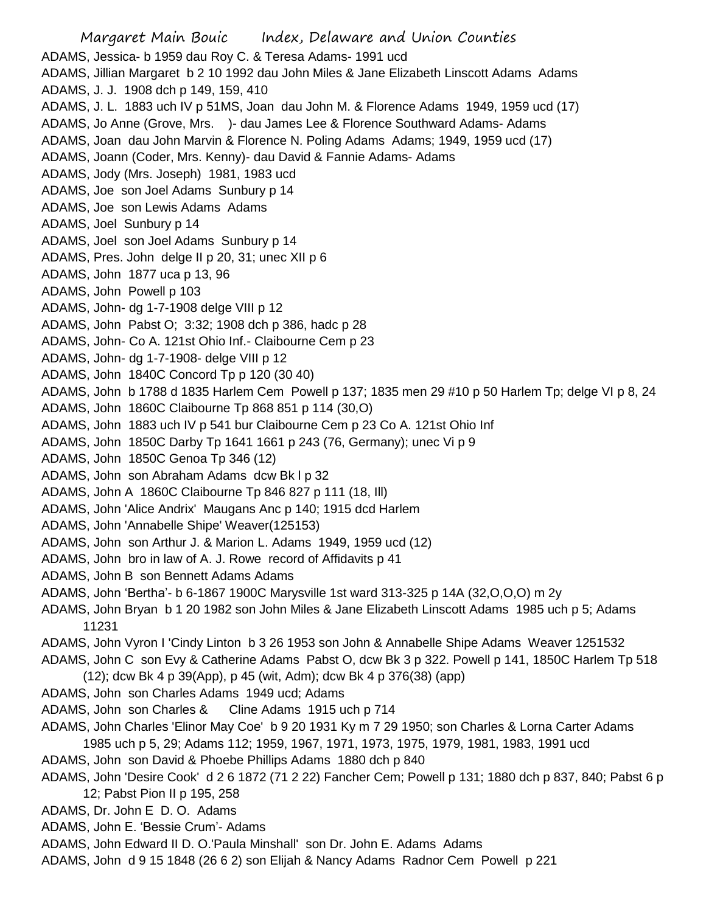ADAMS, Jessica- b 1959 dau Roy C. & Teresa Adams- 1991 ucd

ADAMS, Jillian Margaret b 2 10 1992 dau John Miles & Jane Elizabeth Linscott Adams Adams

ADAMS, J. J. 1908 dch p 149, 159, 410

ADAMS, J. L. 1883 uch IV p 51MS, Joan dau John M. & Florence Adams 1949, 1959 ucd (17)

ADAMS, Jo Anne (Grove, Mrs. )- dau James Lee & Florence Southward Adams- Adams

ADAMS, Joan dau John Marvin & Florence N. Poling Adams Adams; 1949, 1959 ucd (17)

ADAMS, Joann (Coder, Mrs. Kenny)- dau David & Fannie Adams- Adams

ADAMS, Jody (Mrs. Joseph) 1981, 1983 ucd

ADAMS, Joe son Joel Adams Sunbury p 14

ADAMS, Joe son Lewis Adams Adams

ADAMS, Joel Sunbury p 14

ADAMS, Joel son Joel Adams Sunbury p 14

ADAMS, Pres. John delge II p 20, 31; unec XII p 6

ADAMS, John 1877 uca p 13, 96

ADAMS, John Powell p 103

ADAMS, John- dg 1-7-1908 delge VIII p 12

ADAMS, John Pabst O; 3:32; 1908 dch p 386, hadc p 28

ADAMS, John- Co A. 121st Ohio Inf.- Claibourne Cem p 23

ADAMS, John- dg 1-7-1908- delge VIII p 12

ADAMS, John 1840C Concord Tp p 120 (30 40)

ADAMS, John b 1788 d 1835 Harlem Cem Powell p 137; 1835 men 29 #10 p 50 Harlem Tp; delge VI p 8, 24

ADAMS, John 1860C Claibourne Tp 868 851 p 114 (30,O)

ADAMS, John 1883 uch IV p 541 bur Claibourne Cem p 23 Co A. 121st Ohio Inf

ADAMS, John 1850C Darby Tp 1641 1661 p 243 (76, Germany); unec Vi p 9

ADAMS, John 1850C Genoa Tp 346 (12)

ADAMS, John son Abraham Adams dcw Bk l p 32

ADAMS, John A 1860C Claibourne Tp 846 827 p 111 (18, Ill)

ADAMS, John 'Alice Andrix' Maugans Anc p 140; 1915 dcd Harlem

ADAMS, John 'Annabelle Shipe' Weaver(125153)

ADAMS, John son Arthur J. & Marion L. Adams 1949, 1959 ucd (12)

ADAMS, John bro in law of A. J. Rowe record of Affidavits p 41

ADAMS, John B son Bennett Adams Adams

ADAMS, John 'Bertha'- b 6-1867 1900C Marysville 1st ward 313-325 p 14A (32,O,O,O) m 2y

ADAMS, John Bryan b 1 20 1982 son John Miles & Jane Elizabeth Linscott Adams 1985 uch p 5; Adams 11231

ADAMS, John Vyron I 'Cindy Linton b 3 26 1953 son John & Annabelle Shipe Adams Weaver 1251532

ADAMS, John C son Evy & Catherine Adams Pabst O, dcw Bk 3 p 322. Powell p 141, 1850C Harlem Tp 518 (12); dcw Bk 4 p 39(App), p 45 (wit, Adm); dcw Bk 4 p 376(38) (app)

ADAMS, John son Charles Adams 1949 ucd; Adams

ADAMS, John son Charles & Cline Adams 1915 uch p 714

ADAMS, John Charles 'Elinor May Coe' b 9 20 1931 Ky m 7 29 1950; son Charles & Lorna Carter Adams 1985 uch p 5, 29; Adams 112; 1959, 1967, 1971, 1973, 1975, 1979, 1981, 1983, 1991 ucd

ADAMS, John son David & Phoebe Phillips Adams 1880 dch p 840

ADAMS, John 'Desire Cook' d 2 6 1872 (71 2 22) Fancher Cem; Powell p 131; 1880 dch p 837, 840; Pabst 6 p 12; Pabst Pion II p 195, 258

ADAMS, Dr. John E D. O. Adams

ADAMS, John E. 'Bessie Crum'- Adams

ADAMS, John Edward II D. O.'Paula Minshall' son Dr. John E. Adams Adams

ADAMS, John d 9 15 1848 (26 6 2) son Elijah & Nancy Adams Radnor Cem Powell p 221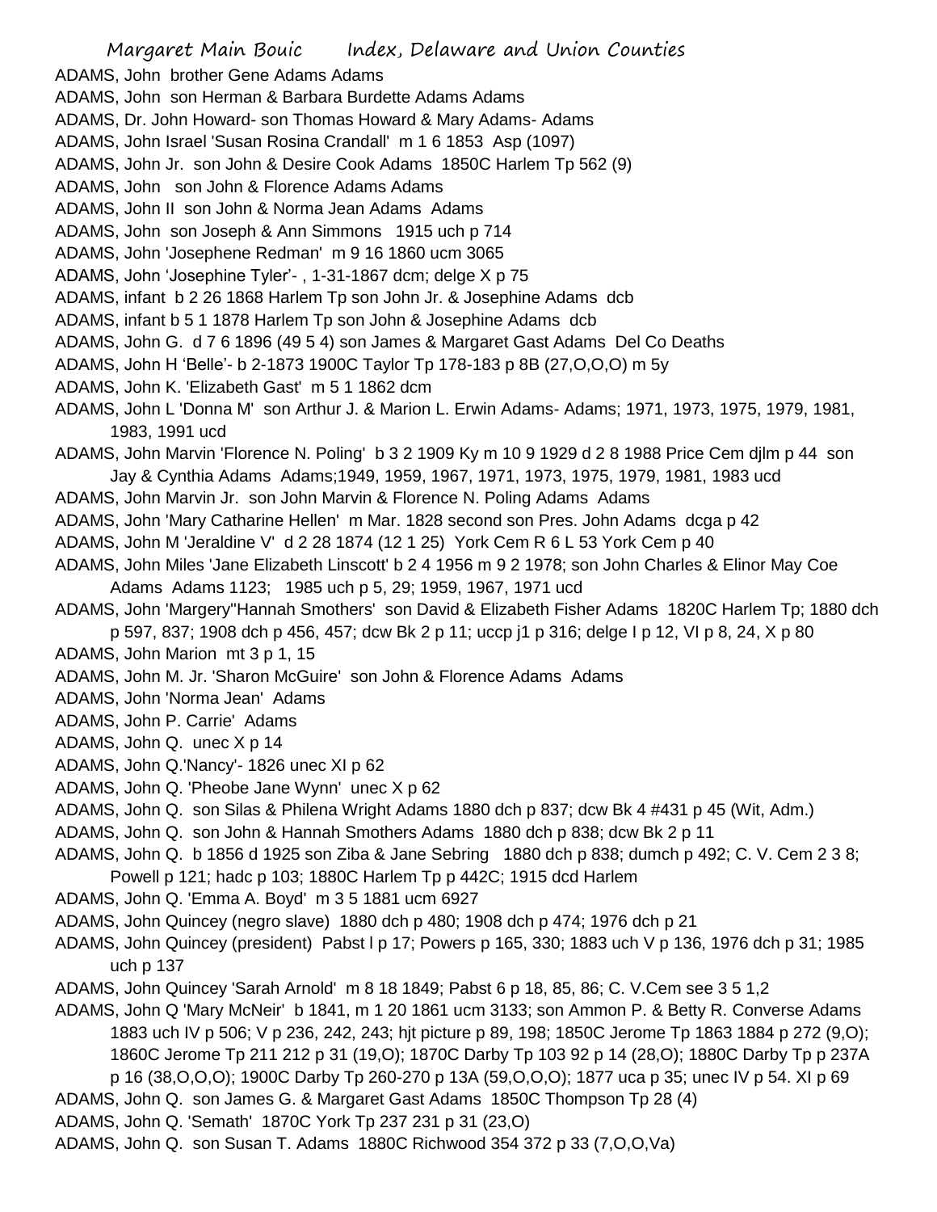ADAMS, John brother Gene Adams Adams

ADAMS, John son Herman & Barbara Burdette Adams Adams

ADAMS, Dr. John Howard- son Thomas Howard & Mary Adams- Adams

ADAMS, John Israel 'Susan Rosina Crandall' m 1 6 1853 Asp (1097)

ADAMS, John Jr. son John & Desire Cook Adams 1850C Harlem Tp 562 (9)

ADAMS, John son John & Florence Adams Adams

ADAMS, John II son John & Norma Jean Adams Adams

ADAMS, John son Joseph & Ann Simmons 1915 uch p 714

ADAMS, John 'Josephene Redman' m 9 16 1860 ucm 3065

ADAMS, John 'Josephine Tyler'- , 1-31-1867 dcm; delge X p 75

ADAMS, infant b 2 26 1868 Harlem Tp son John Jr. & Josephine Adams dcb

ADAMS, infant b 5 1 1878 Harlem Tp son John & Josephine Adams dcb

ADAMS, John G. d 7 6 1896 (49 5 4) son James & Margaret Gast Adams Del Co Deaths

ADAMS, John H 'Belle'- b 2-1873 1900C Taylor Tp 178-183 p 8B (27,O,O,O) m 5y

ADAMS, John K. 'Elizabeth Gast' m 5 1 1862 dcm

ADAMS, John L 'Donna M' son Arthur J. & Marion L. Erwin Adams- Adams; 1971, 1973, 1975, 1979, 1981, 1983, 1991 ucd

ADAMS, John Marvin 'Florence N. Poling' b 3 2 1909 Ky m 10 9 1929 d 2 8 1988 Price Cem djlm p 44 son Jay & Cynthia Adams Adams;1949, 1959, 1967, 1971, 1973, 1975, 1979, 1981, 1983 ucd

ADAMS, John Marvin Jr. son John Marvin & Florence N. Poling Adams Adams

ADAMS, John 'Mary Catharine Hellen' m Mar. 1828 second son Pres. John Adams dcga p 42

ADAMS, John M 'Jeraldine V' d 2 28 1874 (12 1 25) York Cem R 6 L 53 York Cem p 40

ADAMS, John Miles 'Jane Elizabeth Linscott' b 2 4 1956 m 9 2 1978; son John Charles & Elinor May Coe Adams Adams 1123; 1985 uch p 5, 29; 1959, 1967, 1971 ucd

ADAMS, John 'Margery''Hannah Smothers' son David & Elizabeth Fisher Adams 1820C Harlem Tp; 1880 dch p 597, 837; 1908 dch p 456, 457; dcw Bk 2 p 11; uccp j1 p 316; delge I p 12, VI p 8, 24, X p 80

ADAMS, John Marion mt 3 p 1, 15

ADAMS, John M. Jr. 'Sharon McGuire' son John & Florence Adams Adams

ADAMS, John 'Norma Jean' Adams

ADAMS, John P. Carrie' Adams

ADAMS, John Q. unec X p 14

ADAMS, John Q.'Nancy'- 1826 unec XI p 62

ADAMS, John Q. 'Pheobe Jane Wynn' unec X p 62

ADAMS, John Q. son Silas & Philena Wright Adams 1880 dch p 837; dcw Bk 4 #431 p 45 (Wit, Adm.)

ADAMS, John Q. son John & Hannah Smothers Adams 1880 dch p 838; dcw Bk 2 p 11

ADAMS, John Q. b 1856 d 1925 son Ziba & Jane Sebring 1880 dch p 838; dumch p 492; C. V. Cem 2 3 8; Powell p 121; hadc p 103; 1880C Harlem Tp p 442C; 1915 dcd Harlem

ADAMS, John Q. 'Emma A. Boyd' m 3 5 1881 ucm 6927

ADAMS, John Quincey (negro slave) 1880 dch p 480; 1908 dch p 474; 1976 dch p 21

ADAMS, John Quincey (president) Pabst l p 17; Powers p 165, 330; 1883 uch V p 136, 1976 dch p 31; 1985 uch p 137

ADAMS, John Quincey 'Sarah Arnold' m 8 18 1849; Pabst 6 p 18, 85, 86; C. V.Cem see 3 5 1,2

ADAMS, John Q 'Mary McNeir' b 1841, m 1 20 1861 ucm 3133; son Ammon P. & Betty R. Converse Adams 1883 uch IV p 506; V p 236, 242, 243; hjt picture p 89, 198; 1850C Jerome Tp 1863 1884 p 272 (9,O); 1860C Jerome Tp 211 212 p 31 (19,O); 1870C Darby Tp 103 92 p 14 (28,O); 1880C Darby Tp p 237A p 16 (38,O,O,O); 1900C Darby Tp 260-270 p 13A (59,O,O,O); 1877 uca p 35; unec IV p 54. XI p 69

ADAMS, John Q. son James G. & Margaret Gast Adams 1850C Thompson Tp 28 (4)

ADAMS, John Q. 'Semath' 1870C York Tp 237 231 p 31 (23,O)

ADAMS, John Q. son Susan T. Adams 1880C Richwood 354 372 p 33 (7,O,O,Va)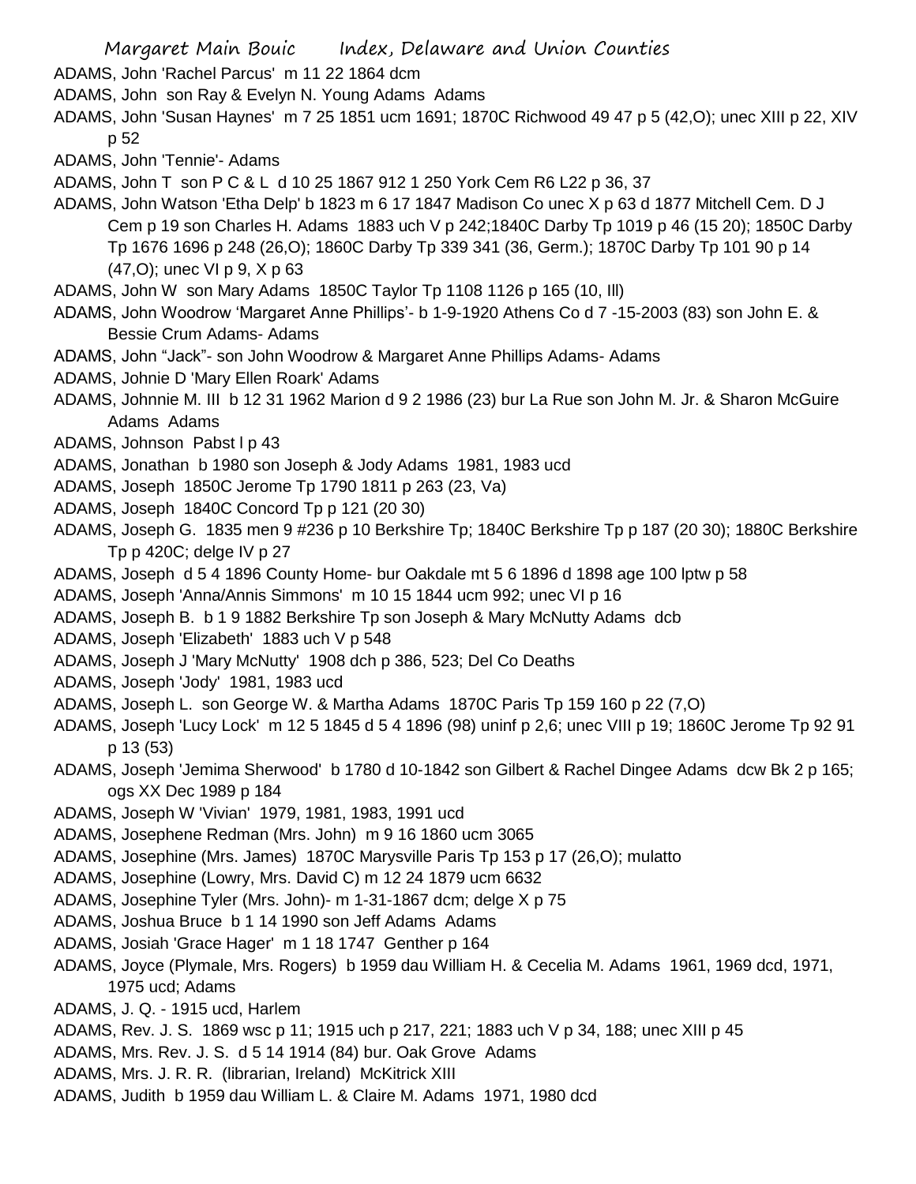ADAMS, John 'Rachel Parcus' m 11 22 1864 dcm

ADAMS, John son Ray & Evelyn N. Young Adams Adams

ADAMS, John 'Susan Haynes' m 7 25 1851 ucm 1691; 1870C Richwood 49 47 p 5 (42,O); unec XIII p 22, XIV p 52

ADAMS, John 'Tennie'- Adams

ADAMS, John T son P C & L d 10 25 1867 912 1 250 York Cem R6 L22 p 36, 37

ADAMS, John Watson 'Etha Delp' b 1823 m 6 17 1847 Madison Co unec X p 63 d 1877 Mitchell Cem. D J Cem p 19 son Charles H. Adams 1883 uch V p 242;1840C Darby Tp 1019 p 46 (15 20); 1850C Darby Tp 1676 1696 p 248 (26,O); 1860C Darby Tp 339 341 (36, Germ.); 1870C Darby Tp 101 90 p 14 (47,O); unec VI p 9, X p 63

ADAMS, John W son Mary Adams 1850C Taylor Tp 1108 1126 p 165 (10, Ill)

ADAMS, John Woodrow 'Margaret Anne Phillips'- b 1-9-1920 Athens Co d 7 -15-2003 (83) son John E. & Bessie Crum Adams- Adams

ADAMS, John "Jack"- son John Woodrow & Margaret Anne Phillips Adams- Adams

ADAMS, Johnie D 'Mary Ellen Roark' Adams

ADAMS, Johnnie M. III b 12 31 1962 Marion d 9 2 1986 (23) bur La Rue son John M. Jr. & Sharon McGuire Adams Adams

ADAMS, Johnson Pabst I p 43

ADAMS, Jonathan b 1980 son Joseph & Jody Adams 1981, 1983 ucd

ADAMS, Joseph 1850C Jerome Tp 1790 1811 p 263 (23, Va)

ADAMS, Joseph 1840C Concord Tp p 121 (20 30)

ADAMS, Joseph G. 1835 men 9 #236 p 10 Berkshire Tp; 1840C Berkshire Tp p 187 (20 30); 1880C Berkshire Tp p 420C; delge IV p 27

ADAMS, Joseph d 5 4 1896 County Home- bur Oakdale mt 5 6 1896 d 1898 age 100 lptw p 58

ADAMS, Joseph 'Anna/Annis Simmons' m 10 15 1844 ucm 992; unec VI p 16

ADAMS, Joseph B. b 1 9 1882 Berkshire Tp son Joseph & Mary McNutty Adams dcb

ADAMS, Joseph 'Elizabeth' 1883 uch V p 548

ADAMS, Joseph J 'Mary McNutty' 1908 dch p 386, 523; Del Co Deaths

ADAMS, Joseph 'Jody' 1981, 1983 ucd

ADAMS, Joseph L. son George W. & Martha Adams 1870C Paris Tp 159 160 p 22 (7,O)

ADAMS, Joseph 'Lucy Lock' m 12 5 1845 d 5 4 1896 (98) uninf p 2,6; unec VIII p 19; 1860C Jerome Tp 92 91 p 13 (53)

ADAMS, Joseph 'Jemima Sherwood' b 1780 d 10-1842 son Gilbert & Rachel Dingee Adams dcw Bk 2 p 165; ogs XX Dec 1989 p 184

ADAMS, Joseph W 'Vivian' 1979, 1981, 1983, 1991 ucd

ADAMS, Josephene Redman (Mrs. John) m 9 16 1860 ucm 3065

ADAMS, Josephine (Mrs. James) 1870C Marysville Paris Tp 153 p 17 (26,O); mulatto

ADAMS, Josephine (Lowry, Mrs. David C) m 12 24 1879 ucm 6632

ADAMS, Josephine Tyler (Mrs. John)- m 1-31-1867 dcm; delge X p 75

ADAMS, Joshua Bruce b 1 14 1990 son Jeff Adams Adams

ADAMS, Josiah 'Grace Hager' m 1 18 1747 Genther p 164

ADAMS, Joyce (Plymale, Mrs. Rogers) b 1959 dau William H. & Cecelia M. Adams 1961, 1969 dcd, 1971, 1975 ucd; Adams

ADAMS, J. Q. - 1915 ucd, Harlem

ADAMS, Rev. J. S. 1869 wsc p 11; 1915 uch p 217, 221; 1883 uch V p 34, 188; unec XIII p 45

ADAMS, Mrs. Rev. J. S. d 5 14 1914 (84) bur. Oak Grove Adams

ADAMS, Mrs. J. R. R. (librarian, Ireland) McKitrick XIII

ADAMS, Judith b 1959 dau William L. & Claire M. Adams 1971, 1980 dcd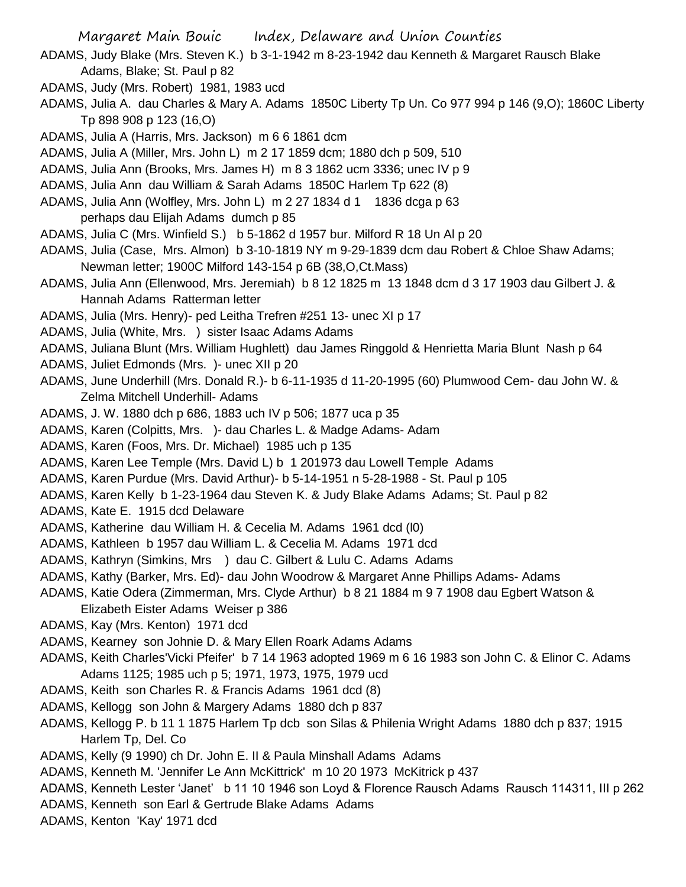ADAMS, Judy Blake (Mrs. Steven K.) b 3-1-1942 m 8-23-1942 dau Kenneth & Margaret Rausch Blake Adams, Blake; St. Paul p 82

ADAMS, Judy (Mrs. Robert) 1981, 1983 ucd

ADAMS, Julia A. dau Charles & Mary A. Adams 1850C Liberty Tp Un. Co 977 994 p 146 (9,O); 1860C Liberty Tp 898 908 p 123 (16,O)

ADAMS, Julia A (Harris, Mrs. Jackson) m 6 6 1861 dcm

ADAMS, Julia A (Miller, Mrs. John L) m 2 17 1859 dcm; 1880 dch p 509, 510

ADAMS, Julia Ann (Brooks, Mrs. James H) m 8 3 1862 ucm 3336; unec IV p 9

ADAMS, Julia Ann dau William & Sarah Adams 1850C Harlem Tp 622 (8)

ADAMS, Julia Ann (Wolfley, Mrs. John L) m 2 27 1834 d 1 1836 dcga p 63 perhaps dau Elijah Adams dumch p 85

ADAMS, Julia C (Mrs. Winfield S.) b 5-1862 d 1957 bur. Milford R 18 Un Al p 20

ADAMS, Julia (Case, Mrs. Almon) b 3-10-1819 NY m 9-29-1839 dcm dau Robert & Chloe Shaw Adams; Newman letter; 1900C Milford 143-154 p 6B (38,O,Ct.Mass)

ADAMS, Julia Ann (Ellenwood, Mrs. Jeremiah) b 8 12 1825 m 13 1848 dcm d 3 17 1903 dau Gilbert J. & Hannah Adams Ratterman letter

ADAMS, Julia (Mrs. Henry)- ped Leitha Trefren #251 13- unec XI p 17

ADAMS, Julia (White, Mrs. ) sister Isaac Adams Adams

ADAMS, Juliana Blunt (Mrs. William Hughlett) dau James Ringgold & Henrietta Maria Blunt Nash p 64

ADAMS, Juliet Edmonds (Mrs. )- unec XII p 20

ADAMS, June Underhill (Mrs. Donald R.)- b 6-11-1935 d 11-20-1995 (60) Plumwood Cem- dau John W. & Zelma Mitchell Underhill- Adams

ADAMS, J. W. 1880 dch p 686, 1883 uch IV p 506; 1877 uca p 35

ADAMS, Karen (Colpitts, Mrs. )- dau Charles L. & Madge Adams- Adam

ADAMS, Karen (Foos, Mrs. Dr. Michael) 1985 uch p 135

ADAMS, Karen Lee Temple (Mrs. David L) b 1 201973 dau Lowell Temple Adams

ADAMS, Karen Purdue (Mrs. David Arthur)- b 5-14-1951 n 5-28-1988 - St. Paul p 105

ADAMS, Karen Kelly b 1-23-1964 dau Steven K. & Judy Blake Adams Adams; St. Paul p 82

ADAMS, Kate E. 1915 dcd Delaware

ADAMS, Katherine dau William H. & Cecelia M. Adams 1961 dcd (l0)

ADAMS, Kathleen b 1957 dau William L. & Cecelia M. Adams 1971 dcd

ADAMS, Kathryn (Simkins, Mrs ) dau C. Gilbert & Lulu C. Adams Adams

ADAMS, Kathy (Barker, Mrs. Ed)- dau John Woodrow & Margaret Anne Phillips Adams- Adams

ADAMS, Katie Odera (Zimmerman, Mrs. Clyde Arthur) b 8 21 1884 m 9 7 1908 dau Egbert Watson & Elizabeth Eister Adams Weiser p 386

ADAMS, Kay (Mrs. Kenton) 1971 dcd

ADAMS, Kearney son Johnie D. & Mary Ellen Roark Adams Adams

ADAMS, Keith Charles'Vicki Pfeifer' b 7 14 1963 adopted 1969 m 6 16 1983 son John C. & Elinor C. Adams Adams 1125; 1985 uch p 5; 1971, 1973, 1975, 1979 ucd

ADAMS, Keith son Charles R. & Francis Adams 1961 dcd (8)

ADAMS, Kellogg son John & Margery Adams 1880 dch p 837

ADAMS, Kellogg P. b 11 1 1875 Harlem Tp dcb son Silas & Philenia Wright Adams 1880 dch p 837; 1915 Harlem Tp, Del. Co

ADAMS, Kelly (9 1990) ch Dr. John E. II & Paula Minshall Adams Adams

ADAMS, Kenneth M. 'Jennifer Le Ann McKittrick' m 10 20 1973 McKitrick p 437

ADAMS, Kenneth Lester 'Janet' b 11 10 1946 son Loyd & Florence Rausch Adams Rausch 114311, III p 262

ADAMS, Kenneth son Earl & Gertrude Blake Adams Adams

ADAMS, Kenton 'Kay' 1971 dcd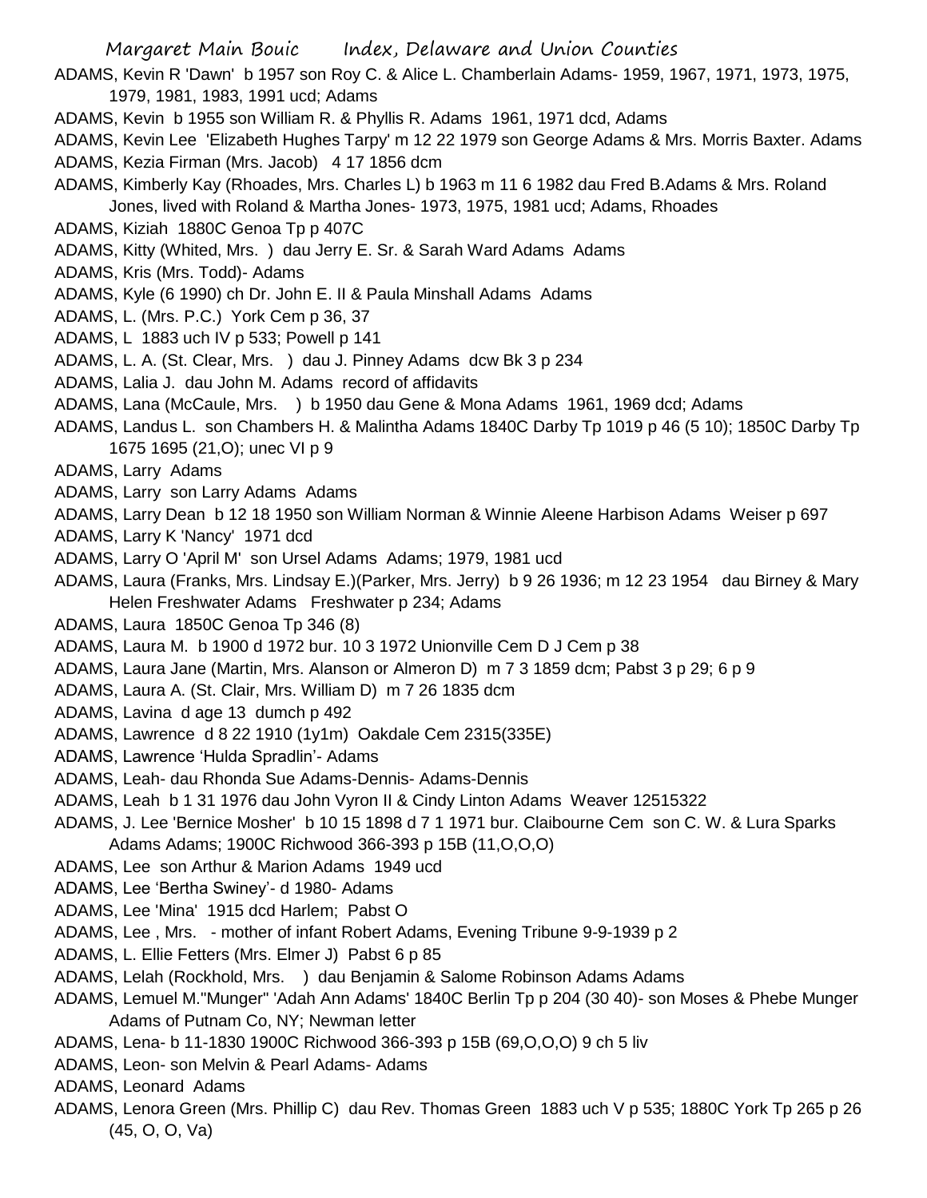ADAMS, Kevin R 'Dawn' b 1957 son Roy C. & Alice L. Chamberlain Adams- 1959, 1967, 1971, 1973, 1975, 1979, 1981, 1983, 1991 ucd; Adams

ADAMS, Kevin b 1955 son William R. & Phyllis R. Adams 1961, 1971 dcd, Adams

ADAMS, Kevin Lee 'Elizabeth Hughes Tarpy' m 12 22 1979 son George Adams & Mrs. Morris Baxter. Adams

ADAMS, Kezia Firman (Mrs. Jacob) 4 17 1856 dcm

ADAMS, Kimberly Kay (Rhoades, Mrs. Charles L) b 1963 m 11 6 1982 dau Fred B.Adams & Mrs. Roland Jones, lived with Roland & Martha Jones- 1973, 1975, 1981 ucd; Adams, Rhoades

ADAMS, Kiziah 1880C Genoa Tp p 407C

ADAMS, Kitty (Whited, Mrs. ) dau Jerry E. Sr. & Sarah Ward Adams Adams

ADAMS, Kris (Mrs. Todd)- Adams

ADAMS, Kyle (6 1990) ch Dr. John E. II & Paula Minshall Adams Adams

ADAMS, L. (Mrs. P.C.) York Cem p 36, 37

ADAMS, L 1883 uch IV p 533; Powell p 141

ADAMS, L. A. (St. Clear, Mrs. ) dau J. Pinney Adams dcw Bk 3 p 234

ADAMS, Lalia J. dau John M. Adams record of affidavits

ADAMS, Lana (McCaule, Mrs. ) b 1950 dau Gene & Mona Adams 1961, 1969 dcd; Adams

ADAMS, Landus L. son Chambers H. & Malintha Adams 1840C Darby Tp 1019 p 46 (5 10); 1850C Darby Tp 1675 1695 (21,O); unec VI p 9

ADAMS, Larry Adams

ADAMS, Larry son Larry Adams Adams

ADAMS, Larry Dean b 12 18 1950 son William Norman & Winnie Aleene Harbison Adams Weiser p 697

ADAMS, Larry K 'Nancy' 1971 dcd

ADAMS, Larry O 'April M' son Ursel Adams Adams; 1979, 1981 ucd

ADAMS, Laura (Franks, Mrs. Lindsay E.)(Parker, Mrs. Jerry) b 9 26 1936; m 12 23 1954 dau Birney & Mary Helen Freshwater Adams Freshwater p 234; Adams

ADAMS, Laura 1850C Genoa Tp 346 (8)

ADAMS, Laura M. b 1900 d 1972 bur. 10 3 1972 Unionville Cem D J Cem p 38

ADAMS, Laura Jane (Martin, Mrs. Alanson or Almeron D) m 7 3 1859 dcm; Pabst 3 p 29; 6 p 9

ADAMS, Laura A. (St. Clair, Mrs. William D) m 7 26 1835 dcm

ADAMS, Lavina d age 13 dumch p 492

ADAMS, Lawrence d 8 22 1910 (1y1m) Oakdale Cem 2315(335E)

ADAMS, Lawrence 'Hulda Spradlin'- Adams

ADAMS, Leah- dau Rhonda Sue Adams-Dennis- Adams-Dennis

ADAMS, Leah b 1 31 1976 dau John Vyron II & Cindy Linton Adams Weaver 12515322

ADAMS, J. Lee 'Bernice Mosher' b 10 15 1898 d 7 1 1971 bur. Claibourne Cem son C. W. & Lura Sparks Adams Adams; 1900C Richwood 366-393 p 15B (11,O,O,O)

ADAMS, Lee son Arthur & Marion Adams 1949 ucd

ADAMS, Lee 'Bertha Swiney'- d 1980- Adams

ADAMS, Lee 'Mina' 1915 dcd Harlem; Pabst O

ADAMS, Lee , Mrs. - mother of infant Robert Adams, Evening Tribune 9-9-1939 p 2

ADAMS, L. Ellie Fetters (Mrs. Elmer J) Pabst 6 p 85

ADAMS, Lelah (Rockhold, Mrs. ) dau Benjamin & Salome Robinson Adams Adams

ADAMS, Lemuel M."Munger" 'Adah Ann Adams' 1840C Berlin Tp p 204 (30 40)- son Moses & Phebe Munger Adams of Putnam Co, NY; Newman letter

ADAMS, Lena- b 11-1830 1900C Richwood 366-393 p 15B (69,O,O,O) 9 ch 5 liv

ADAMS, Leon- son Melvin & Pearl Adams- Adams

ADAMS, Leonard Adams

ADAMS, Lenora Green (Mrs. Phillip C) dau Rev. Thomas Green 1883 uch V p 535; 1880C York Tp 265 p 26 (45, O, O, Va)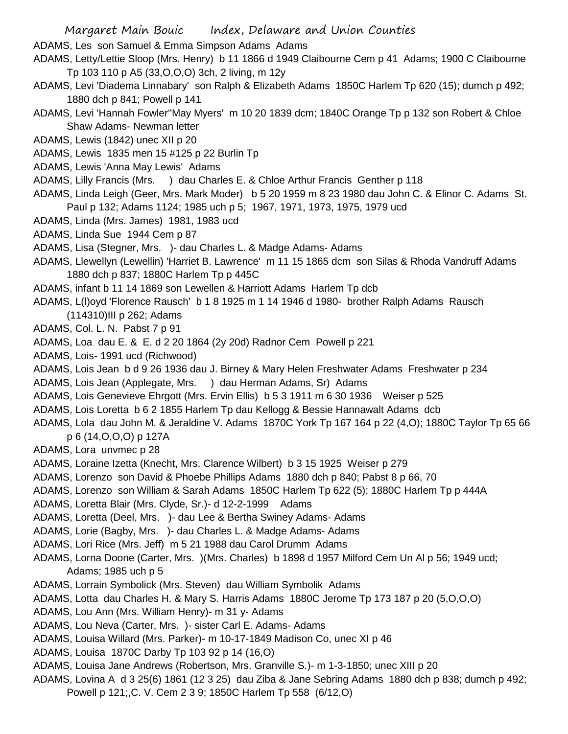ADAMS, Les son Samuel & Emma Simpson Adams Adams

ADAMS, Letty/Lettie Sloop (Mrs. Henry) b 11 1866 d 1949 Claibourne Cem p 41 Adams; 1900 C Claibourne Tp 103 110 p A5 (33,O,O,O) 3ch, 2 living, m 12y

ADAMS, Levi 'Diadema Linnabary' son Ralph & Elizabeth Adams 1850C Harlem Tp 620 (15); dumch p 492; 1880 dch p 841; Powell p 141

ADAMS, Levi 'Hannah Fowler''May Myers' m 10 20 1839 dcm; 1840C Orange Tp p 132 son Robert & Chloe Shaw Adams- Newman letter

ADAMS, Lewis (1842) unec XII p 20

ADAMS, Lewis 1835 men 15 #125 p 22 Burlin Tp

ADAMS, Lewis 'Anna May Lewis' Adams

ADAMS, Lilly Francis (Mrs. ) dau Charles E. & Chloe Arthur Francis Genther p 118

ADAMS, Linda Leigh (Geer, Mrs. Mark Moder) b 5 20 1959 m 8 23 1980 dau John C. & Elinor C. Adams St. Paul p 132; Adams 1124; 1985 uch p 5; 1967, 1971, 1973, 1975, 1979 ucd

ADAMS, Linda (Mrs. James) 1981, 1983 ucd

ADAMS, Linda Sue 1944 Cem p 87

ADAMS, Lisa (Stegner, Mrs. )- dau Charles L. & Madge Adams- Adams

ADAMS, Llewellyn (Lewellin) 'Harriet B. Lawrence' m 11 15 1865 dcm son Silas & Rhoda Vandruff Adams 1880 dch p 837; 1880C Harlem Tp p 445C

ADAMS, infant b 11 14 1869 son Lewellen & Harriott Adams Harlem Tp dcb

ADAMS, L(l)oyd 'Florence Rausch' b 1 8 1925 m 1 14 1946 d 1980- brother Ralph Adams Rausch (114310)III p 262; Adams

ADAMS, Col. L. N. Pabst 7 p 91

ADAMS, Loa dau E. & E. d 2 20 1864 (2y 20d) Radnor Cem Powell p 221

ADAMS, Lois- 1991 ucd (Richwood)

ADAMS, Lois Jean b d 9 26 1936 dau J. Birney & Mary Helen Freshwater Adams Freshwater p 234

ADAMS, Lois Jean (Applegate, Mrs. ) dau Herman Adams, Sr) Adams

ADAMS, Lois Genevieve Ehrgott (Mrs. Ervin Ellis) b 5 3 1911 m 6 30 1936 Weiser p 525

ADAMS, Lois Loretta b 6 2 1855 Harlem Tp dau Kellogg & Bessie Hannawalt Adams dcb

ADAMS, Lola dau John M. & Jeraldine V. Adams 1870C York Tp 167 164 p 22 (4,O); 1880C Taylor Tp 65 66 p 6 (14,O,O,O) p 127A

ADAMS, Lora unvmec p 28

ADAMS, Loraine Izetta (Knecht, Mrs. Clarence Wilbert) b 3 15 1925 Weiser p 279

ADAMS, Lorenzo son David & Phoebe Phillips Adams 1880 dch p 840; Pabst 8 p 66, 70

ADAMS, Lorenzo son William & Sarah Adams 1850C Harlem Tp 622 (5); 1880C Harlem Tp p 444A

ADAMS, Loretta Blair (Mrs. Clyde, Sr.)- d 12-2-1999 Adams

ADAMS, Loretta (Deel, Mrs. )- dau Lee & Bertha Swiney Adams- Adams

ADAMS, Lorie (Bagby, Mrs. )- dau Charles L. & Madge Adams- Adams

ADAMS, Lori Rice (Mrs. Jeff) m 5 21 1988 dau Carol Drumm Adams

ADAMS, Lorna Doone (Carter, Mrs. )(Mrs. Charles) b 1898 d 1957 Milford Cem Un Al p 56; 1949 ucd; Adams; 1985 uch p 5

ADAMS, Lorrain Symbolick (Mrs. Steven) dau William Symbolik Adams

ADAMS, Lotta dau Charles H. & Mary S. Harris Adams 1880C Jerome Tp 173 187 p 20 (5,O,O,O)

ADAMS, Lou Ann (Mrs. William Henry)- m 31 y- Adams

ADAMS, Lou Neva (Carter, Mrs. )- sister Carl E. Adams- Adams

ADAMS, Louisa Willard (Mrs. Parker)- m 10-17-1849 Madison Co, unec XI p 46

ADAMS, Louisa 1870C Darby Tp 103 92 p 14 (16,O)

ADAMS, Louisa Jane Andrews (Robertson, Mrs. Granville S.)- m 1-3-1850; unec XIII p 20

ADAMS, Lovina A d 3 25(6) 1861 (12 3 25) dau Ziba & Jane Sebring Adams 1880 dch p 838; dumch p 492; Powell p 121;,C. V. Cem 2 3 9; 1850C Harlem Tp 558 (6/12,O)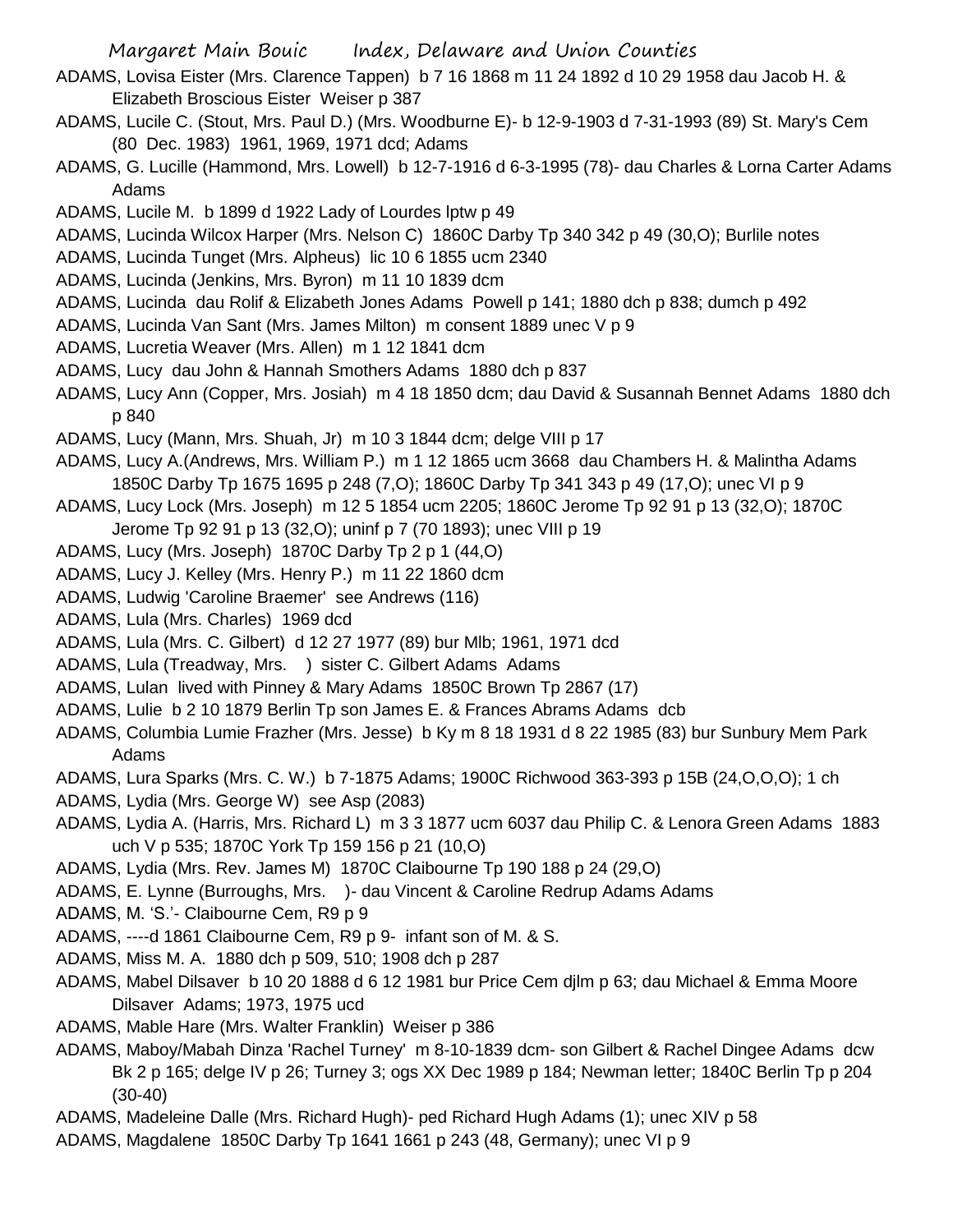ADAMS, Lovisa Eister (Mrs. Clarence Tappen) b 7 16 1868 m 11 24 1892 d 10 29 1958 dau Jacob H. & Elizabeth Broscious Eister Weiser p 387

ADAMS, Lucile C. (Stout, Mrs. Paul D.) (Mrs. Woodburne E)- b 12-9-1903 d 7-31-1993 (89) St. Mary's Cem (80 Dec. 1983) 1961, 1969, 1971 dcd; Adams

ADAMS, G. Lucille (Hammond, Mrs. Lowell) b 12-7-1916 d 6-3-1995 (78)- dau Charles & Lorna Carter Adams Adams

ADAMS, Lucile M. b 1899 d 1922 Lady of Lourdes lptw p 49

ADAMS, Lucinda Wilcox Harper (Mrs. Nelson C) 1860C Darby Tp 340 342 p 49 (30,O); Burlile notes

ADAMS, Lucinda Tunget (Mrs. Alpheus) lic 10 6 1855 ucm 2340

ADAMS, Lucinda (Jenkins, Mrs. Byron) m 11 10 1839 dcm

ADAMS, Lucinda dau Rolif & Elizabeth Jones Adams Powell p 141; 1880 dch p 838; dumch p 492

ADAMS, Lucinda Van Sant (Mrs. James Milton) m consent 1889 unec V p 9

ADAMS, Lucretia Weaver (Mrs. Allen) m 1 12 1841 dcm

ADAMS, Lucy dau John & Hannah Smothers Adams 1880 dch p 837

ADAMS, Lucy Ann (Copper, Mrs. Josiah) m 4 18 1850 dcm; dau David & Susannah Bennet Adams 1880 dch p 840

ADAMS, Lucy (Mann, Mrs. Shuah, Jr) m 10 3 1844 dcm; delge VIII p 17

ADAMS, Lucy A.(Andrews, Mrs. William P.) m 1 12 1865 ucm 3668 dau Chambers H. & Malintha Adams 1850C Darby Tp 1675 1695 p 248 (7,O); 1860C Darby Tp 341 343 p 49 (17,O); unec VI p 9

ADAMS, Lucy Lock (Mrs. Joseph) m 12 5 1854 ucm 2205; 1860C Jerome Tp 92 91 p 13 (32,O); 1870C Jerome Tp 92 91 p 13 (32,O); uninf p 7 (70 1893); unec VIII p 19

ADAMS, Lucy (Mrs. Joseph) 1870C Darby Tp 2 p 1 (44,O)

ADAMS, Lucy J. Kelley (Mrs. Henry P.) m 11 22 1860 dcm

ADAMS, Ludwig 'Caroline Braemer' see Andrews (116)

ADAMS, Lula (Mrs. Charles) 1969 dcd

ADAMS, Lula (Mrs. C. Gilbert) d 12 27 1977 (89) bur Mlb; 1961, 1971 dcd

ADAMS, Lula (Treadway, Mrs. ) sister C. Gilbert Adams Adams

ADAMS, Lulan lived with Pinney & Mary Adams 1850C Brown Tp 2867 (17)

ADAMS, Lulie b 2 10 1879 Berlin Tp son James E. & Frances Abrams Adams dcb

ADAMS, Columbia Lumie Frazher (Mrs. Jesse) b Ky m 8 18 1931 d 8 22 1985 (83) bur Sunbury Mem Park Adams

ADAMS, Lura Sparks (Mrs. C. W.) b 7-1875 Adams; 1900C Richwood 363-393 p 15B (24,O,O,O); 1 ch

ADAMS, Lydia (Mrs. George W) see Asp (2083)

ADAMS, Lydia A. (Harris, Mrs. Richard L) m 3 3 1877 ucm 6037 dau Philip C. & Lenora Green Adams 1883 uch V p 535; 1870C York Tp 159 156 p 21 (10,O)

ADAMS, Lydia (Mrs. Rev. James M) 1870C Claibourne Tp 190 188 p 24 (29,O)

ADAMS, E. Lynne (Burroughs, Mrs. )- dau Vincent & Caroline Redrup Adams Adams

ADAMS, M. 'S.'- Claibourne Cem, R9 p 9

ADAMS, ----d 1861 Claibourne Cem, R9 p 9- infant son of M. & S.

ADAMS, Miss M. A. 1880 dch p 509, 510; 1908 dch p 287

ADAMS, Mabel Dilsaver b 10 20 1888 d 6 12 1981 bur Price Cem djlm p 63; dau Michael & Emma Moore Dilsaver Adams; 1973, 1975 ucd

ADAMS, Mable Hare (Mrs. Walter Franklin) Weiser p 386

ADAMS, Maboy/Mabah Dinza 'Rachel Turney' m 8-10-1839 dcm- son Gilbert & Rachel Dingee Adams dcw Bk 2 p 165; delge IV p 26; Turney 3; ogs XX Dec 1989 p 184; Newman letter; 1840C Berlin Tp p 204 (30-40)

ADAMS, Madeleine Dalle (Mrs. Richard Hugh)- ped Richard Hugh Adams (1); unec XIV p 58

ADAMS, Magdalene 1850C Darby Tp 1641 1661 p 243 (48, Germany); unec VI p 9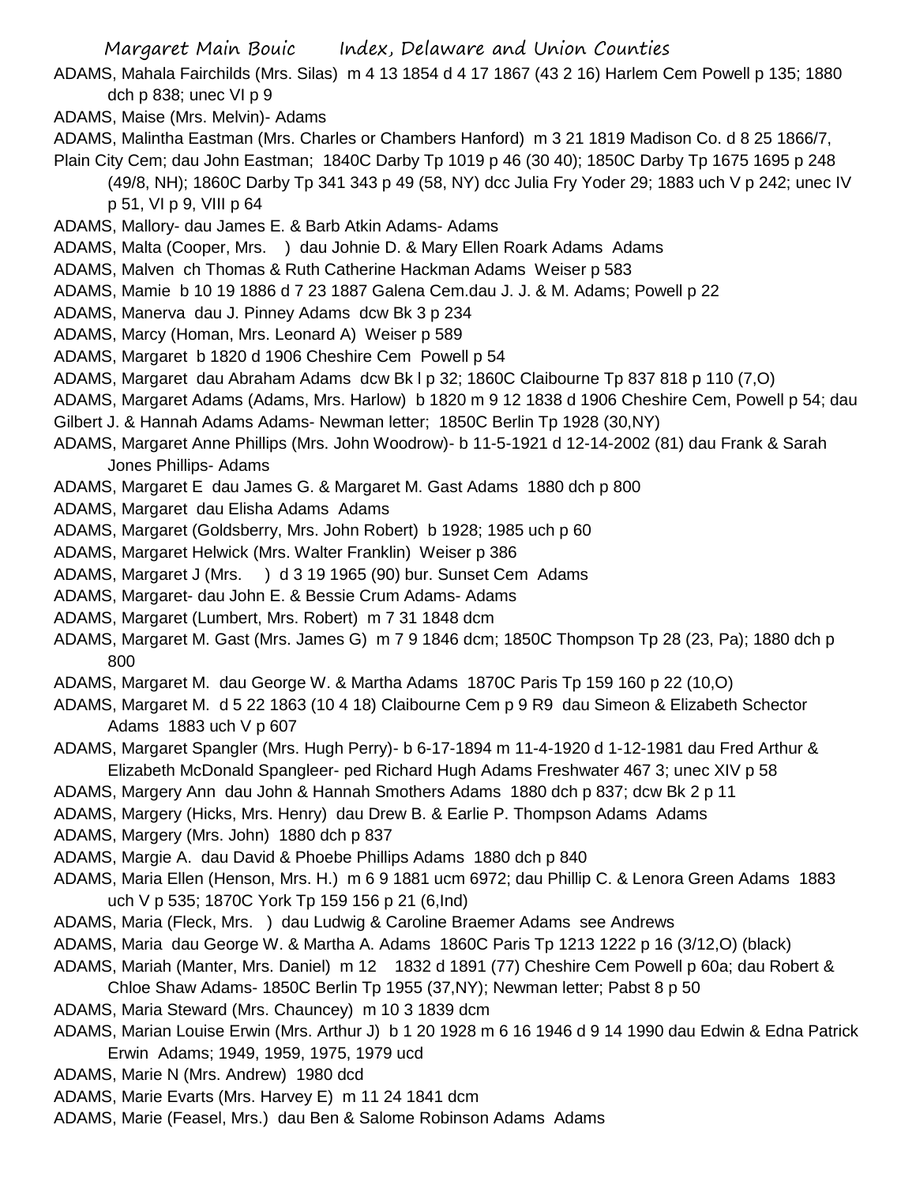ADAMS, Mahala Fairchilds (Mrs. Silas) m 4 13 1854 d 4 17 1867 (43 2 16) Harlem Cem Powell p 135; 1880 dch p 838; unec VI p 9

ADAMS, Maise (Mrs. Melvin)- Adams

ADAMS, Malintha Eastman (Mrs. Charles or Chambers Hanford) m 3 21 1819 Madison Co. d 8 25 1866/7, Plain City Cem; dau John Eastman; 1840C Darby Tp 1019 p 46 (30 40); 1850C Darby Tp 1675 1695 p 248 (49/8, NH); 1860C Darby Tp 341 343 p 49 (58, NY) dcc Julia Fry Yoder 29; 1883 uch V p 242; unec IV p 51, VI p 9, VIII p 64

ADAMS, Mallory- dau James E. & Barb Atkin Adams- Adams

ADAMS, Malta (Cooper, Mrs. ) dau Johnie D. & Mary Ellen Roark Adams Adams

ADAMS, Malven ch Thomas & Ruth Catherine Hackman Adams Weiser p 583

ADAMS, Mamie b 10 19 1886 d 7 23 1887 Galena Cem.dau J. J. & M. Adams; Powell p 22

ADAMS, Manerva dau J. Pinney Adams dcw Bk 3 p 234

ADAMS, Marcy (Homan, Mrs. Leonard A) Weiser p 589

ADAMS, Margaret b 1820 d 1906 Cheshire Cem Powell p 54

ADAMS, Margaret dau Abraham Adams dcw Bk l p 32; 1860C Claibourne Tp 837 818 p 110 (7,O)

ADAMS, Margaret Adams (Adams, Mrs. Harlow) b 1820 m 9 12 1838 d 1906 Cheshire Cem, Powell p 54; dau Gilbert J. & Hannah Adams Adams- Newman letter; 1850C Berlin Tp 1928 (30,NY)

ADAMS, Margaret Anne Phillips (Mrs. John Woodrow)- b 11-5-1921 d 12-14-2002 (81) dau Frank & Sarah Jones Phillips- Adams

ADAMS, Margaret E dau James G. & Margaret M. Gast Adams 1880 dch p 800

ADAMS, Margaret dau Elisha Adams Adams

ADAMS, Margaret (Goldsberry, Mrs. John Robert) b 1928; 1985 uch p 60

ADAMS, Margaret Helwick (Mrs. Walter Franklin) Weiser p 386

ADAMS, Margaret J (Mrs. ) d 3 19 1965 (90) bur. Sunset Cem Adams

ADAMS, Margaret- dau John E. & Bessie Crum Adams- Adams

ADAMS, Margaret (Lumbert, Mrs. Robert) m 7 31 1848 dcm

ADAMS, Margaret M. Gast (Mrs. James G) m 7 9 1846 dcm; 1850C Thompson Tp 28 (23, Pa); 1880 dch p 800

ADAMS, Margaret M. dau George W. & Martha Adams 1870C Paris Tp 159 160 p 22 (10,O)

ADAMS, Margaret M. d 5 22 1863 (10 4 18) Claibourne Cem p 9 R9 dau Simeon & Elizabeth Schector Adams 1883 uch V p 607

ADAMS, Margaret Spangler (Mrs. Hugh Perry)- b 6-17-1894 m 11-4-1920 d 1-12-1981 dau Fred Arthur & Elizabeth McDonald Spangleer- ped Richard Hugh Adams Freshwater 467 3; unec XIV p 58

ADAMS, Margery Ann dau John & Hannah Smothers Adams 1880 dch p 837; dcw Bk 2 p 11

ADAMS, Margery (Hicks, Mrs. Henry) dau Drew B. & Earlie P. Thompson Adams Adams

ADAMS, Margery (Mrs. John) 1880 dch p 837

ADAMS, Margie A. dau David & Phoebe Phillips Adams 1880 dch p 840

ADAMS, Maria Ellen (Henson, Mrs. H.) m 6 9 1881 ucm 6972; dau Phillip C. & Lenora Green Adams 1883 uch V p 535; 1870C York Tp 159 156 p 21 (6,Ind)

ADAMS, Maria (Fleck, Mrs. ) dau Ludwig & Caroline Braemer Adams see Andrews

ADAMS, Maria dau George W. & Martha A. Adams 1860C Paris Tp 1213 1222 p 16 (3/12,O) (black)

ADAMS, Mariah (Manter, Mrs. Daniel) m 12 1832 d 1891 (77) Cheshire Cem Powell p 60a; dau Robert & Chloe Shaw Adams- 1850C Berlin Tp 1955 (37,NY); Newman letter; Pabst 8 p 50

ADAMS, Maria Steward (Mrs. Chauncey) m 10 3 1839 dcm

ADAMS, Marian Louise Erwin (Mrs. Arthur J) b 1 20 1928 m 6 16 1946 d 9 14 1990 dau Edwin & Edna Patrick Erwin Adams; 1949, 1959, 1975, 1979 ucd

ADAMS, Marie N (Mrs. Andrew) 1980 dcd

ADAMS, Marie Evarts (Mrs. Harvey E) m 11 24 1841 dcm

ADAMS, Marie (Feasel, Mrs.) dau Ben & Salome Robinson Adams Adams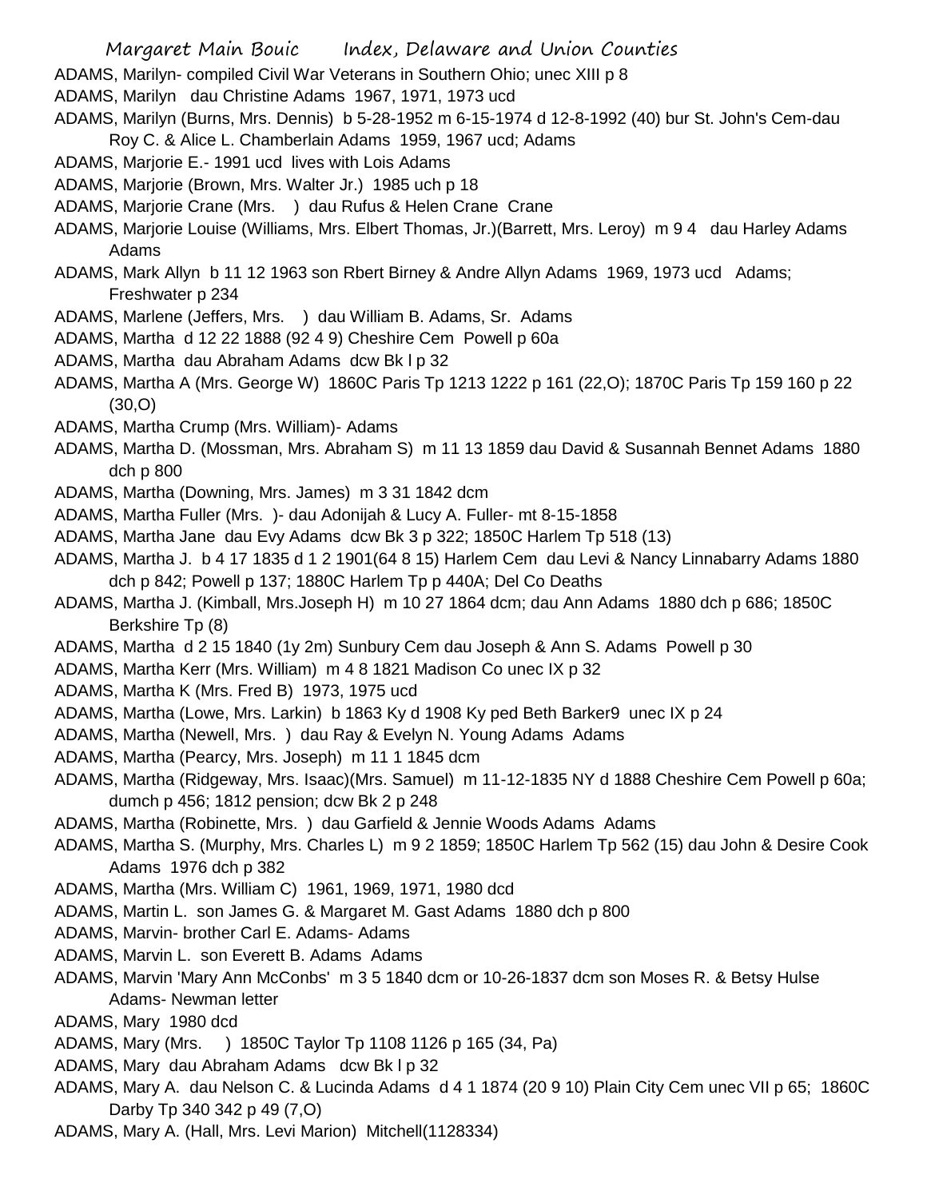ADAMS, Marilyn- compiled Civil War Veterans in Southern Ohio; unec XIII p 8

ADAMS, Marilyn dau Christine Adams 1967, 1971, 1973 ucd

ADAMS, Marilyn (Burns, Mrs. Dennis) b 5-28-1952 m 6-15-1974 d 12-8-1992 (40) bur St. John's Cem-dau Roy C. & Alice L. Chamberlain Adams 1959, 1967 ucd; Adams

ADAMS, Marjorie E.- 1991 ucd lives with Lois Adams

ADAMS, Marjorie (Brown, Mrs. Walter Jr.) 1985 uch p 18

ADAMS, Marjorie Crane (Mrs. ) dau Rufus & Helen Crane Crane

ADAMS, Marjorie Louise (Williams, Mrs. Elbert Thomas, Jr.)(Barrett, Mrs. Leroy) m 9 4 dau Harley Adams Adams

ADAMS, Mark Allyn b 11 12 1963 son Rbert Birney & Andre Allyn Adams 1969, 1973 ucd Adams; Freshwater p 234

ADAMS, Marlene (Jeffers, Mrs. ) dau William B. Adams, Sr. Adams

ADAMS, Martha d 12 22 1888 (92 4 9) Cheshire Cem Powell p 60a

ADAMS, Martha dau Abraham Adams dcw Bk l p 32

ADAMS, Martha A (Mrs. George W) 1860C Paris Tp 1213 1222 p 161 (22,O); 1870C Paris Tp 159 160 p 22 (30,O)

ADAMS, Martha Crump (Mrs. William)- Adams

ADAMS, Martha D. (Mossman, Mrs. Abraham S) m 11 13 1859 dau David & Susannah Bennet Adams 1880 dch p 800

ADAMS, Martha (Downing, Mrs. James) m 3 31 1842 dcm

ADAMS, Martha Fuller (Mrs. )- dau Adonijah & Lucy A. Fuller- mt 8-15-1858

ADAMS, Martha Jane dau Evy Adams dcw Bk 3 p 322; 1850C Harlem Tp 518 (13)

ADAMS, Martha J. b 4 17 1835 d 1 2 1901(64 8 15) Harlem Cem dau Levi & Nancy Linnabarry Adams 1880 dch p 842; Powell p 137; 1880C Harlem Tp p 440A; Del Co Deaths

ADAMS, Martha J. (Kimball, Mrs.Joseph H) m 10 27 1864 dcm; dau Ann Adams 1880 dch p 686; 1850C Berkshire Tp (8)

ADAMS, Martha d 2 15 1840 (1y 2m) Sunbury Cem dau Joseph & Ann S. Adams Powell p 30

ADAMS, Martha Kerr (Mrs. William) m 4 8 1821 Madison Co unec IX p 32

ADAMS, Martha K (Mrs. Fred B) 1973, 1975 ucd

ADAMS, Martha (Lowe, Mrs. Larkin) b 1863 Ky d 1908 Ky ped Beth Barker9 unec IX p 24

ADAMS, Martha (Newell, Mrs. ) dau Ray & Evelyn N. Young Adams Adams

ADAMS, Martha (Pearcy, Mrs. Joseph) m 11 1 1845 dcm

ADAMS, Martha (Ridgeway, Mrs. Isaac)(Mrs. Samuel) m 11-12-1835 NY d 1888 Cheshire Cem Powell p 60a; dumch p 456; 1812 pension; dcw Bk 2 p 248

ADAMS, Martha (Robinette, Mrs. ) dau Garfield & Jennie Woods Adams Adams

ADAMS, Martha S. (Murphy, Mrs. Charles L) m 9 2 1859; 1850C Harlem Tp 562 (15) dau John & Desire Cook Adams 1976 dch p 382

ADAMS, Martha (Mrs. William C) 1961, 1969, 1971, 1980 dcd

ADAMS, Martin L. son James G. & Margaret M. Gast Adams 1880 dch p 800

ADAMS, Marvin- brother Carl E. Adams- Adams

ADAMS, Marvin L. son Everett B. Adams Adams

ADAMS, Marvin 'Mary Ann McConbs' m 3 5 1840 dcm or 10-26-1837 dcm son Moses R. & Betsy Hulse Adams- Newman letter

ADAMS, Mary 1980 dcd

ADAMS, Mary (Mrs. ) 1850C Taylor Tp 1108 1126 p 165 (34, Pa)

ADAMS, Mary dau Abraham Adams dcw Bk l p 32

ADAMS, Mary A. dau Nelson C. & Lucinda Adams d 4 1 1874 (20 9 10) Plain City Cem unec VII p 65; 1860C Darby Tp 340 342 p 49 (7,O)

ADAMS, Mary A. (Hall, Mrs. Levi Marion) Mitchell(1128334)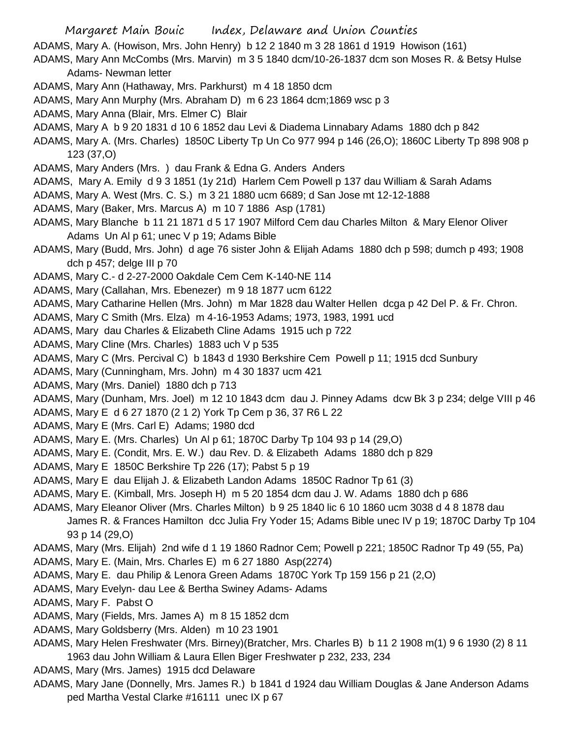ADAMS, Mary A. (Howison, Mrs. John Henry) b 12 2 1840 m 3 28 1861 d 1919 Howison (161)

ADAMS, Mary Ann McCombs (Mrs. Marvin) m 3 5 1840 dcm/10-26-1837 dcm son Moses R. & Betsy Hulse Adams- Newman letter

ADAMS, Mary Ann (Hathaway, Mrs. Parkhurst) m 4 18 1850 dcm

ADAMS, Mary Ann Murphy (Mrs. Abraham D) m 6 23 1864 dcm;1869 wsc p 3

ADAMS, Mary Anna (Blair, Mrs. Elmer C) Blair

ADAMS, Mary A b 9 20 1831 d 10 6 1852 dau Levi & Diadema Linnabary Adams 1880 dch p 842

ADAMS, Mary A. (Mrs. Charles) 1850C Liberty Tp Un Co 977 994 p 146 (26,O); 1860C Liberty Tp 898 908 p 123 (37,O)

ADAMS, Mary Anders (Mrs. ) dau Frank & Edna G. Anders Anders

ADAMS, Mary A. Emily d 9 3 1851 (1y 21d) Harlem Cem Powell p 137 dau William & Sarah Adams

ADAMS, Mary A. West (Mrs. C. S.) m 3 21 1880 ucm 6689; d San Jose mt 12-12-1888

ADAMS, Mary (Baker, Mrs. Marcus A) m 10 7 1886 Asp (1781)

ADAMS, Mary Blanche b 11 21 1871 d 5 17 1907 Milford Cem dau Charles Milton & Mary Elenor Oliver Adams Un Al p 61; unec V p 19; Adams Bible

ADAMS, Mary (Budd, Mrs. John) d age 76 sister John & Elijah Adams 1880 dch p 598; dumch p 493; 1908 dch p 457; delge III p 70

ADAMS, Mary C.- d 2-27-2000 Oakdale Cem Cem K-140-NE 114

ADAMS, Mary (Callahan, Mrs. Ebenezer) m 9 18 1877 ucm 6122

ADAMS, Mary Catharine Hellen (Mrs. John) m Mar 1828 dau Walter Hellen dcga p 42 Del P. & Fr. Chron.

ADAMS, Mary C Smith (Mrs. Elza) m 4-16-1953 Adams; 1973, 1983, 1991 ucd

ADAMS, Mary dau Charles & Elizabeth Cline Adams 1915 uch p 722

ADAMS, Mary Cline (Mrs. Charles) 1883 uch V p 535

ADAMS, Mary C (Mrs. Percival C) b 1843 d 1930 Berkshire Cem Powell p 11; 1915 dcd Sunbury

ADAMS, Mary (Cunningham, Mrs. John) m 4 30 1837 ucm 421

ADAMS, Mary (Mrs. Daniel) 1880 dch p 713

ADAMS, Mary (Dunham, Mrs. Joel) m 12 10 1843 dcm dau J. Pinney Adams dcw Bk 3 p 234; delge VIII p 46

ADAMS, Mary E d 6 27 1870 (2 1 2) York Tp Cem p 36, 37 R6 L 22

ADAMS, Mary E (Mrs. Carl E) Adams; 1980 dcd

ADAMS, Mary E. (Mrs. Charles) Un Al p 61; 1870C Darby Tp 104 93 p 14 (29,O)

ADAMS, Mary E. (Condit, Mrs. E. W.) dau Rev. D. & Elizabeth Adams 1880 dch p 829

ADAMS, Mary E 1850C Berkshire Tp 226 (17); Pabst 5 p 19

ADAMS, Mary E dau Elijah J. & Elizabeth Landon Adams 1850C Radnor Tp 61 (3)

ADAMS, Mary E. (Kimball, Mrs. Joseph H) m 5 20 1854 dcm dau J. W. Adams 1880 dch p 686

ADAMS, Mary Eleanor Oliver (Mrs. Charles Milton) b 9 25 1840 lic 6 10 1860 ucm 3038 d 4 8 1878 dau James R. & Frances Hamilton dcc Julia Fry Yoder 15; Adams Bible unec IV p 19; 1870C Darby Tp 104 93 p 14 (29,O)

ADAMS, Mary (Mrs. Elijah) 2nd wife d 1 19 1860 Radnor Cem; Powell p 221; 1850C Radnor Tp 49 (55, Pa)

ADAMS, Mary E. (Main, Mrs. Charles E) m 6 27 1880 Asp(2274)

ADAMS, Mary E. dau Philip & Lenora Green Adams 1870C York Tp 159 156 p 21 (2,O)

ADAMS, Mary Evelyn- dau Lee & Bertha Swiney Adams- Adams

ADAMS, Mary F. Pabst O

ADAMS, Mary (Fields, Mrs. James A) m 8 15 1852 dcm

ADAMS, Mary Goldsberry (Mrs. Alden) m 10 23 1901

ADAMS, Mary Helen Freshwater (Mrs. Birney)(Bratcher, Mrs. Charles B) b 11 2 1908 m(1) 9 6 1930 (2) 8 11 1963 dau John William & Laura Ellen Biger Freshwater p 232, 233, 234

ADAMS, Mary (Mrs. James) 1915 dcd Delaware

ADAMS, Mary Jane (Donnelly, Mrs. James R.) b 1841 d 1924 dau William Douglas & Jane Anderson Adams ped Martha Vestal Clarke #16111 unec IX p 67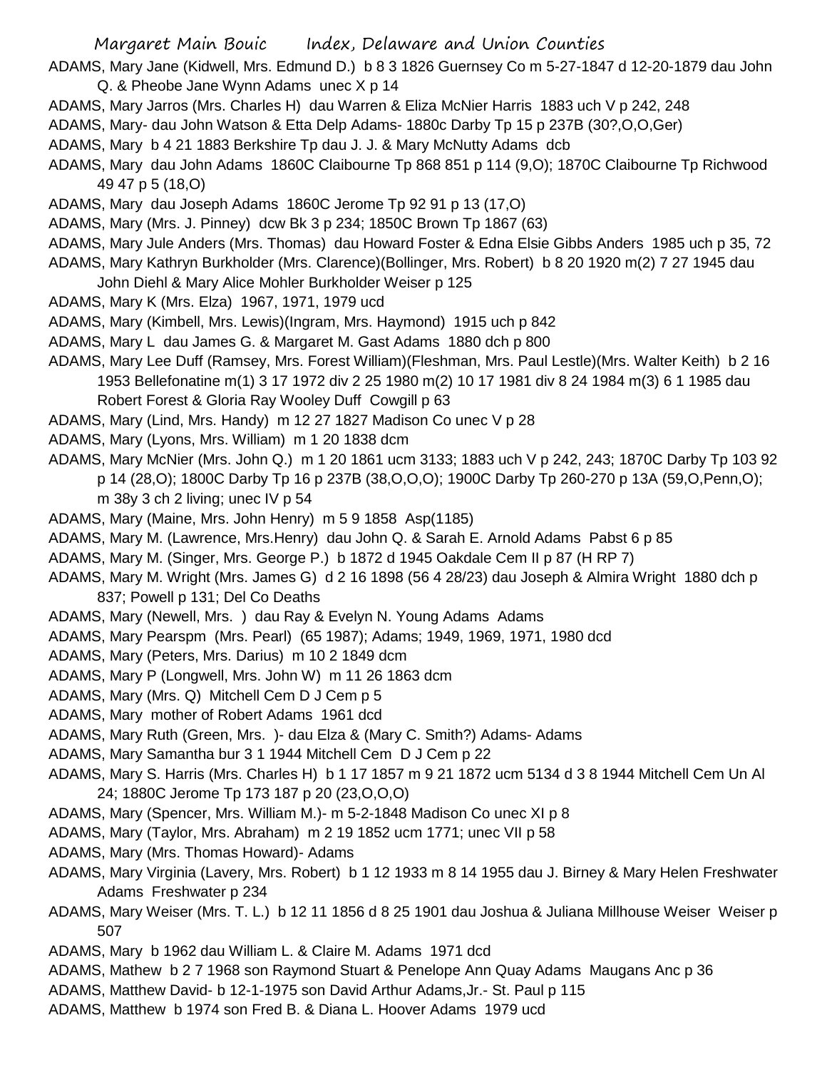ADAMS, Mary Jane (Kidwell, Mrs. Edmund D.) b 8 3 1826 Guernsey Co m 5-27-1847 d 12-20-1879 dau John Q. & Pheobe Jane Wynn Adams unec X p 14

ADAMS, Mary Jarros (Mrs. Charles H) dau Warren & Eliza McNier Harris 1883 uch V p 242, 248

ADAMS, Mary- dau John Watson & Etta Delp Adams- 1880c Darby Tp 15 p 237B (30?,O,O,Ger)

ADAMS, Mary b 4 21 1883 Berkshire Tp dau J. J. & Mary McNutty Adams dcb

ADAMS, Mary dau John Adams 1860C Claibourne Tp 868 851 p 114 (9,O); 1870C Claibourne Tp Richwood 49 47 p 5 (18,O)

ADAMS, Mary dau Joseph Adams 1860C Jerome Tp 92 91 p 13 (17,O)

ADAMS, Mary (Mrs. J. Pinney) dcw Bk 3 p 234; 1850C Brown Tp 1867 (63)

ADAMS, Mary Jule Anders (Mrs. Thomas) dau Howard Foster & Edna Elsie Gibbs Anders 1985 uch p 35, 72

ADAMS, Mary Kathryn Burkholder (Mrs. Clarence)(Bollinger, Mrs. Robert) b 8 20 1920 m(2) 7 27 1945 dau John Diehl & Mary Alice Mohler Burkholder Weiser p 125

ADAMS, Mary K (Mrs. Elza) 1967, 1971, 1979 ucd

ADAMS, Mary (Kimbell, Mrs. Lewis)(Ingram, Mrs. Haymond) 1915 uch p 842

ADAMS, Mary L dau James G. & Margaret M. Gast Adams 1880 dch p 800

ADAMS, Mary Lee Duff (Ramsey, Mrs. Forest William)(Fleshman, Mrs. Paul Lestle)(Mrs. Walter Keith) b 2 16 1953 Bellefonatine m(1) 3 17 1972 div 2 25 1980 m(2) 10 17 1981 div 8 24 1984 m(3) 6 1 1985 dau Robert Forest & Gloria Ray Wooley Duff Cowgill p 63

ADAMS, Mary (Lind, Mrs. Handy) m 12 27 1827 Madison Co unec V p 28

ADAMS, Mary (Lyons, Mrs. William) m 1 20 1838 dcm

ADAMS, Mary McNier (Mrs. John Q.) m 1 20 1861 ucm 3133; 1883 uch V p 242, 243; 1870C Darby Tp 103 92 p 14 (28,O); 1800C Darby Tp 16 p 237B (38,O,O,O); 1900C Darby Tp 260-270 p 13A (59,O,Penn,O); m 38y 3 ch 2 living; unec IV p 54

ADAMS, Mary (Maine, Mrs. John Henry) m 5 9 1858 Asp(1185)

ADAMS, Mary M. (Lawrence, Mrs.Henry) dau John Q. & Sarah E. Arnold Adams Pabst 6 p 85

ADAMS, Mary M. (Singer, Mrs. George P.) b 1872 d 1945 Oakdale Cem II p 87 (H RP 7)

ADAMS, Mary M. Wright (Mrs. James G) d 2 16 1898 (56 4 28/23) dau Joseph & Almira Wright 1880 dch p 837; Powell p 131; Del Co Deaths

ADAMS, Mary (Newell, Mrs. ) dau Ray & Evelyn N. Young Adams Adams

ADAMS, Mary Pearspm (Mrs. Pearl) (65 1987); Adams; 1949, 1969, 1971, 1980 dcd

ADAMS, Mary (Peters, Mrs. Darius) m 10 2 1849 dcm

ADAMS, Mary P (Longwell, Mrs. John W) m 11 26 1863 dcm

ADAMS, Mary (Mrs. Q) Mitchell Cem D J Cem p 5

ADAMS, Mary mother of Robert Adams 1961 dcd

ADAMS, Mary Ruth (Green, Mrs. )- dau Elza & (Mary C. Smith?) Adams- Adams

ADAMS, Mary Samantha bur 3 1 1944 Mitchell Cem D J Cem p 22

ADAMS, Mary S. Harris (Mrs. Charles H) b 1 17 1857 m 9 21 1872 ucm 5134 d 3 8 1944 Mitchell Cem Un Al 24; 1880C Jerome Tp 173 187 p 20 (23,O,O,O)

ADAMS, Mary (Spencer, Mrs. William M.)- m 5-2-1848 Madison Co unec XI p 8

ADAMS, Mary (Taylor, Mrs. Abraham) m 2 19 1852 ucm 1771; unec VII p 58

ADAMS, Mary (Mrs. Thomas Howard)- Adams

ADAMS, Mary Virginia (Lavery, Mrs. Robert) b 1 12 1933 m 8 14 1955 dau J. Birney & Mary Helen Freshwater Adams Freshwater p 234

ADAMS, Mary Weiser (Mrs. T. L.) b 12 11 1856 d 8 25 1901 dau Joshua & Juliana Millhouse Weiser Weiser p 507

ADAMS, Mary b 1962 dau William L. & Claire M. Adams 1971 dcd

ADAMS, Mathew b 2 7 1968 son Raymond Stuart & Penelope Ann Quay Adams Maugans Anc p 36

ADAMS, Matthew David- b 12-1-1975 son David Arthur Adams,Jr.- St. Paul p 115

ADAMS, Matthew b 1974 son Fred B. & Diana L. Hoover Adams 1979 ucd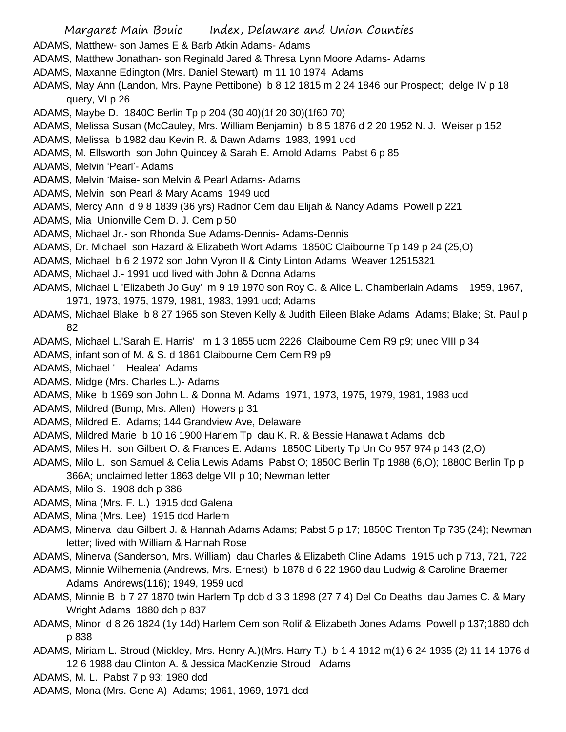ADAMS, Matthew- son James E & Barb Atkin Adams- Adams

ADAMS, Matthew Jonathan- son Reginald Jared & Thresa Lynn Moore Adams- Adams

ADAMS, Maxanne Edington (Mrs. Daniel Stewart) m 11 10 1974 Adams

ADAMS, May Ann (Landon, Mrs. Payne Pettibone) b 8 12 1815 m 2 24 1846 bur Prospect; delge IV p 18 query, VI p 26

ADAMS, Maybe D. 1840C Berlin Tp p 204 (30 40)(1f 20 30)(1f60 70)

ADAMS, Melissa Susan (McCauley, Mrs. William Benjamin) b 8 5 1876 d 2 20 1952 N. J. Weiser p 152

ADAMS, Melissa b 1982 dau Kevin R. & Dawn Adams 1983, 1991 ucd

ADAMS, M. Ellsworth son John Quincey & Sarah E. Arnold Adams Pabst 6 p 85

ADAMS, Melvin 'Pearl'- Adams

ADAMS, Melvin 'Maise- son Melvin & Pearl Adams- Adams

ADAMS, Melvin son Pearl & Mary Adams 1949 ucd

ADAMS, Mercy Ann d 9 8 1839 (36 yrs) Radnor Cem dau Elijah & Nancy Adams Powell p 221

ADAMS, Mia Unionville Cem D. J. Cem p 50

ADAMS, Michael Jr.- son Rhonda Sue Adams-Dennis- Adams-Dennis

ADAMS, Dr. Michael son Hazard & Elizabeth Wort Adams 1850C Claibourne Tp 149 p 24 (25,O)

ADAMS, Michael b 6 2 1972 son John Vyron II & Cinty Linton Adams Weaver 12515321

ADAMS, Michael J.- 1991 ucd lived with John & Donna Adams

ADAMS, Michael L 'Elizabeth Jo Guy' m 9 19 1970 son Roy C. & Alice L. Chamberlain Adams 1959, 1967, 1971, 1973, 1975, 1979, 1981, 1983, 1991 ucd; Adams

ADAMS, Michael Blake b 8 27 1965 son Steven Kelly & Judith Eileen Blake Adams Adams; Blake; St. Paul p 82

ADAMS, Michael L.'Sarah E. Harris' m 1 3 1855 ucm 2226 Claibourne Cem R9 p9; unec VIII p 34

ADAMS, infant son of M. & S. d 1861 Claibourne Cem Cem R9 p9

ADAMS, Michael ' Healea' Adams

ADAMS, Midge (Mrs. Charles L.)- Adams

ADAMS, Mike b 1969 son John L. & Donna M. Adams 1971, 1973, 1975, 1979, 1981, 1983 ucd

ADAMS, Mildred (Bump, Mrs. Allen) Howers p 31

ADAMS, Mildred E. Adams; 144 Grandview Ave, Delaware

ADAMS, Mildred Marie b 10 16 1900 Harlem Tp dau K. R. & Bessie Hanawalt Adams dcb

ADAMS, Miles H. son Gilbert O. & Frances E. Adams 1850C Liberty Tp Un Co 957 974 p 143 (2,O)

ADAMS, Milo L. son Samuel & Celia Lewis Adams Pabst O; 1850C Berlin Tp 1988 (6,O); 1880C Berlin Tp p 366A; unclaimed letter 1863 delge VII p 10; Newman letter

ADAMS, Milo S. 1908 dch p 386

ADAMS, Mina (Mrs. F. L.) 1915 dcd Galena

ADAMS, Mina (Mrs. Lee) 1915 dcd Harlem

ADAMS, Minerva dau Gilbert J. & Hannah Adams Adams; Pabst 5 p 17; 1850C Trenton Tp 735 (24); Newman letter; lived with William & Hannah Rose

ADAMS, Minerva (Sanderson, Mrs. William) dau Charles & Elizabeth Cline Adams 1915 uch p 713, 721, 722

ADAMS, Minnie Wilhemenia (Andrews, Mrs. Ernest) b 1878 d 6 22 1960 dau Ludwig & Caroline Braemer Adams Andrews(116); 1949, 1959 ucd

ADAMS, Minnie B b 7 27 1870 twin Harlem Tp dcb d 3 3 1898 (27 7 4) Del Co Deaths dau James C. & Mary Wright Adams 1880 dch p 837

ADAMS, Minor d 8 26 1824 (1y 14d) Harlem Cem son Rolif & Elizabeth Jones Adams Powell p 137;1880 dch p 838

ADAMS, Miriam L. Stroud (Mickley, Mrs. Henry A.)(Mrs. Harry T.) b 1 4 1912 m(1) 6 24 1935 (2) 11 14 1976 d 12 6 1988 dau Clinton A. & Jessica MacKenzie Stroud Adams

ADAMS, M. L. Pabst 7 p 93; 1980 dcd

ADAMS, Mona (Mrs. Gene A) Adams; 1961, 1969, 1971 dcd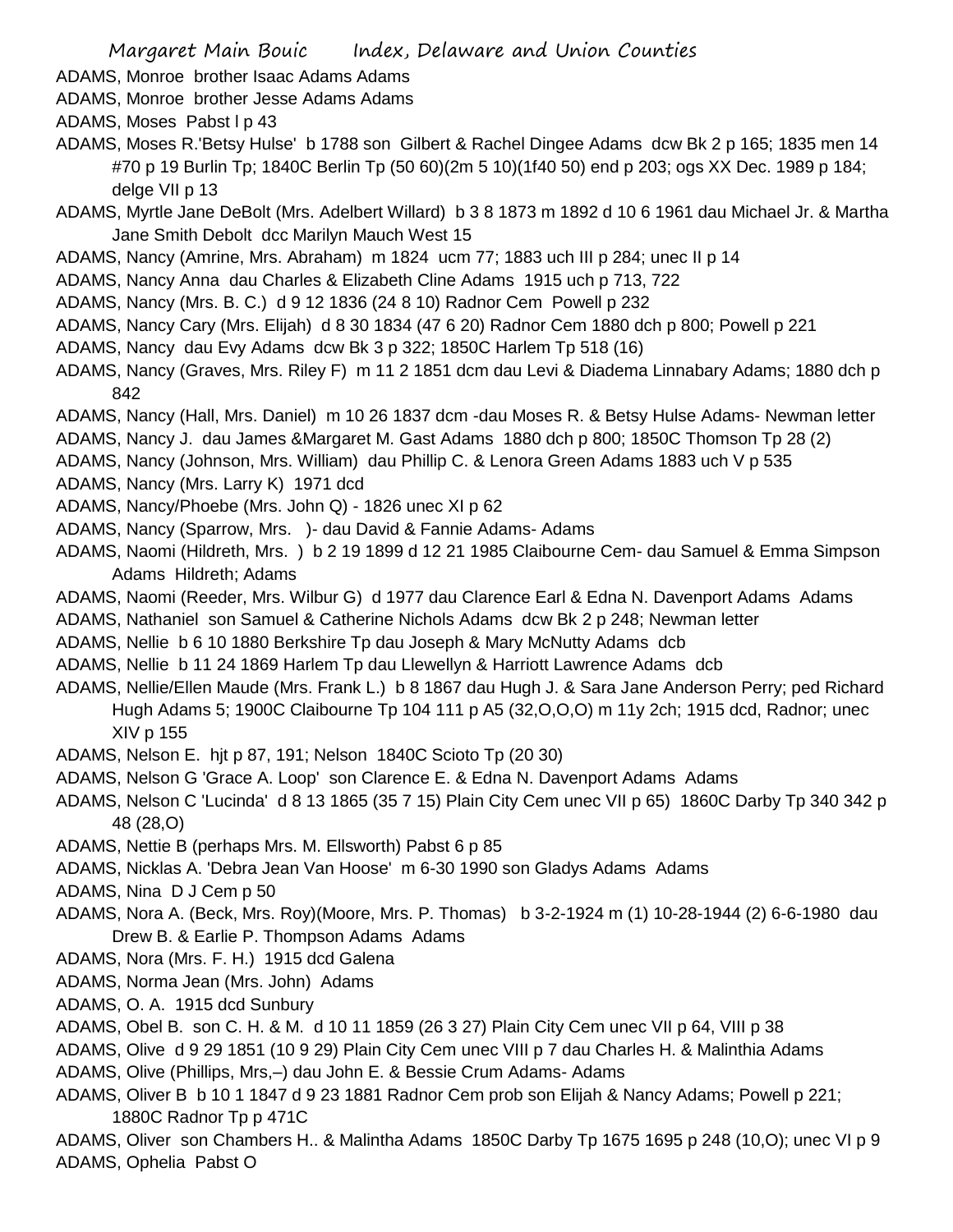ADAMS, Monroe brother Isaac Adams Adams

ADAMS, Monroe brother Jesse Adams Adams

ADAMS, Moses Pabst l p 43

ADAMS, Moses R.'Betsy Hulse' b 1788 son Gilbert & Rachel Dingee Adams dcw Bk 2 p 165; 1835 men 14 #70 p 19 Burlin Tp; 1840C Berlin Tp (50 60)(2m 5 10)(1f40 50) end p 203; ogs XX Dec. 1989 p 184; delge VII p 13

ADAMS, Myrtle Jane DeBolt (Mrs. Adelbert Willard) b 3 8 1873 m 1892 d 10 6 1961 dau Michael Jr. & Martha Jane Smith Debolt dcc Marilyn Mauch West 15

ADAMS, Nancy (Amrine, Mrs. Abraham) m 1824 ucm 77; 1883 uch III p 284; unec II p 14

ADAMS, Nancy Anna dau Charles & Elizabeth Cline Adams 1915 uch p 713, 722

ADAMS, Nancy (Mrs. B. C.) d 9 12 1836 (24 8 10) Radnor Cem Powell p 232

ADAMS, Nancy Cary (Mrs. Elijah) d 8 30 1834 (47 6 20) Radnor Cem 1880 dch p 800; Powell p 221

ADAMS, Nancy dau Evy Adams dcw Bk 3 p 322; 1850C Harlem Tp 518 (16)

ADAMS, Nancy (Graves, Mrs. Riley F) m 11 2 1851 dcm dau Levi & Diadema Linnabary Adams; 1880 dch p 842

ADAMS, Nancy (Hall, Mrs. Daniel) m 10 26 1837 dcm -dau Moses R. & Betsy Hulse Adams- Newman letter

ADAMS, Nancy J. dau James &Margaret M. Gast Adams 1880 dch p 800; 1850C Thomson Tp 28 (2)

ADAMS, Nancy (Johnson, Mrs. William) dau Phillip C. & Lenora Green Adams 1883 uch V p 535

ADAMS, Nancy (Mrs. Larry K) 1971 dcd

ADAMS, Nancy/Phoebe (Mrs. John Q) - 1826 unec XI p 62

ADAMS, Nancy (Sparrow, Mrs. )- dau David & Fannie Adams- Adams

ADAMS, Naomi (Hildreth, Mrs. ) b 2 19 1899 d 12 21 1985 Claibourne Cem- dau Samuel & Emma Simpson Adams Hildreth; Adams

ADAMS, Naomi (Reeder, Mrs. Wilbur G) d 1977 dau Clarence Earl & Edna N. Davenport Adams Adams

ADAMS, Nathaniel son Samuel & Catherine Nichols Adams dcw Bk 2 p 248; Newman letter

ADAMS, Nellie b 6 10 1880 Berkshire Tp dau Joseph & Mary McNutty Adams dcb

ADAMS, Nellie b 11 24 1869 Harlem Tp dau Llewellyn & Harriott Lawrence Adams dcb

ADAMS, Nellie/Ellen Maude (Mrs. Frank L.) b 8 1867 dau Hugh J. & Sara Jane Anderson Perry; ped Richard Hugh Adams 5; 1900C Claibourne Tp 104 111 p A5 (32,O,O,O) m 11y 2ch; 1915 dcd, Radnor; unec XIV p 155

ADAMS, Nelson E. hjt p 87, 191; Nelson 1840C Scioto Tp (20 30)

ADAMS, Nelson G 'Grace A. Loop' son Clarence E. & Edna N. Davenport Adams Adams

ADAMS, Nelson C 'Lucinda' d 8 13 1865 (35 7 15) Plain City Cem unec VII p 65) 1860C Darby Tp 340 342 p 48 (28,O)

ADAMS, Nettie B (perhaps Mrs. M. Ellsworth) Pabst 6 p 85

ADAMS, Nicklas A. 'Debra Jean Van Hoose' m 6-30 1990 son Gladys Adams Adams

ADAMS, Nina D J Cem p 50

ADAMS, Nora A. (Beck, Mrs. Roy)(Moore, Mrs. P. Thomas) b 3-2-1924 m (1) 10-28-1944 (2) 6-6-1980 dau Drew B. & Earlie P. Thompson Adams Adams

ADAMS, Nora (Mrs. F. H.) 1915 dcd Galena

ADAMS, Norma Jean (Mrs. John) Adams

ADAMS, O. A. 1915 dcd Sunbury

ADAMS, Obel B. son C. H. & M. d 10 11 1859 (26 3 27) Plain City Cem unec VII p 64, VIII p 38

ADAMS, Olive d 9 29 1851 (10 9 29) Plain City Cem unec VIII p 7 dau Charles H. & Malinthia Adams

ADAMS, Olive (Phillips, Mrs,–) dau John E. & Bessie Crum Adams- Adams

ADAMS, Oliver B b 10 1 1847 d 9 23 1881 Radnor Cem prob son Elijah & Nancy Adams; Powell p 221; 1880C Radnor Tp p 471C

ADAMS, Oliver son Chambers H.. & Malintha Adams 1850C Darby Tp 1675 1695 p 248 (10,O); unec VI p 9

ADAMS, Ophelia Pabst O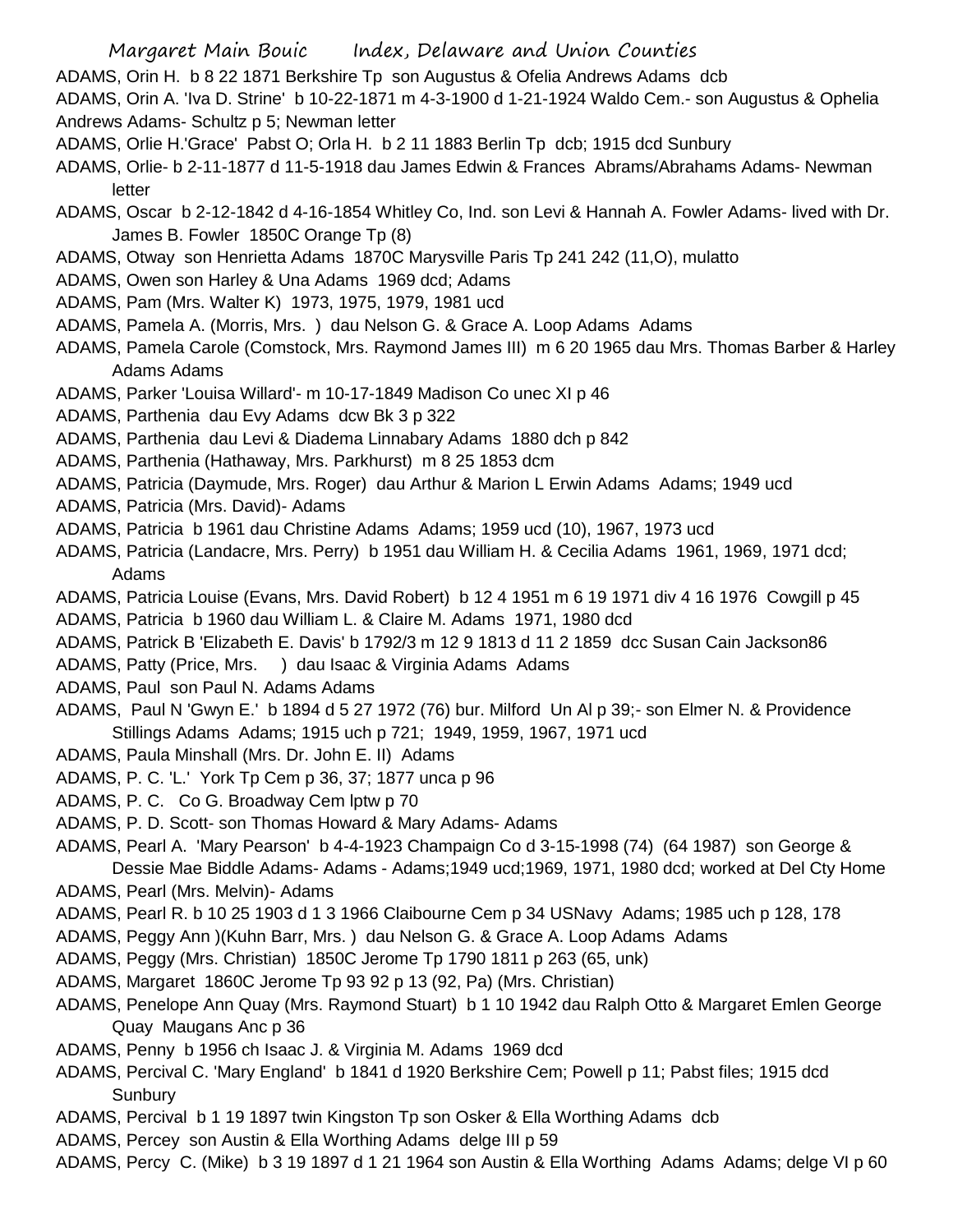ADAMS, Orin H. b 8 22 1871 Berkshire Tp son Augustus & Ofelia Andrews Adams dcb

ADAMS, Orin A. 'Iva D. Strine' b 10-22-1871 m 4-3-1900 d 1-21-1924 Waldo Cem.- son Augustus & Ophelia Andrews Adams- Schultz p 5; Newman letter

ADAMS, Orlie H.'Grace' Pabst O; Orla H. b 2 11 1883 Berlin Tp dcb; 1915 dcd Sunbury

ADAMS, Orlie- b 2-11-1877 d 11-5-1918 dau James Edwin & Frances Abrams/Abrahams Adams- Newman letter

ADAMS, Oscar b 2-12-1842 d 4-16-1854 Whitley Co, Ind. son Levi & Hannah A. Fowler Adams- lived with Dr. James B. Fowler 1850C Orange Tp (8)

ADAMS, Otway son Henrietta Adams 1870C Marysville Paris Tp 241 242 (11,O), mulatto

ADAMS, Owen son Harley & Una Adams 1969 dcd; Adams

ADAMS, Pam (Mrs. Walter K) 1973, 1975, 1979, 1981 ucd

ADAMS, Pamela A. (Morris, Mrs. ) dau Nelson G. & Grace A. Loop Adams Adams

ADAMS, Pamela Carole (Comstock, Mrs. Raymond James III) m 6 20 1965 dau Mrs. Thomas Barber & Harley Adams Adams

ADAMS, Parker 'Louisa Willard'- m 10-17-1849 Madison Co unec XI p 46

ADAMS, Parthenia dau Evy Adams dcw Bk 3 p 322

ADAMS, Parthenia dau Levi & Diadema Linnabary Adams 1880 dch p 842

ADAMS, Parthenia (Hathaway, Mrs. Parkhurst) m 8 25 1853 dcm

ADAMS, Patricia (Daymude, Mrs. Roger) dau Arthur & Marion L Erwin Adams Adams; 1949 ucd

ADAMS, Patricia (Mrs. David)- Adams

ADAMS, Patricia b 1961 dau Christine Adams Adams; 1959 ucd (10), 1967, 1973 ucd

ADAMS, Patricia (Landacre, Mrs. Perry) b 1951 dau William H. & Cecilia Adams 1961, 1969, 1971 dcd; Adams

ADAMS, Patricia Louise (Evans, Mrs. David Robert) b 12 4 1951 m 6 19 1971 div 4 16 1976 Cowgill p 45

ADAMS, Patricia b 1960 dau William L. & Claire M. Adams 1971, 1980 dcd

ADAMS, Patrick B 'Elizabeth E. Davis' b 1792/3 m 12 9 1813 d 11 2 1859 dcc Susan Cain Jackson86

ADAMS, Patty (Price, Mrs. ) dau Isaac & Virginia Adams Adams

ADAMS, Paul son Paul N. Adams Adams

ADAMS, Paul N 'Gwyn E.' b 1894 d 5 27 1972 (76) bur. Milford Un Al p 39;- son Elmer N. & Providence Stillings Adams Adams; 1915 uch p 721; 1949, 1959, 1967, 1971 ucd

ADAMS, Paula Minshall (Mrs. Dr. John E. II) Adams

ADAMS, P. C. 'L.' York Tp Cem p 36, 37; 1877 unca p 96

ADAMS, P. C. Co G. Broadway Cem lptw p 70

ADAMS, P. D. Scott- son Thomas Howard & Mary Adams- Adams

ADAMS, Pearl A. 'Mary Pearson' b 4-4-1923 Champaign Co d 3-15-1998 (74) (64 1987) son George & Dessie Mae Biddle Adams- Adams - Adams;1949 ucd;1969, 1971, 1980 dcd; worked at Del Cty Home

ADAMS, Pearl (Mrs. Melvin)- Adams

ADAMS, Pearl R. b 10 25 1903 d 1 3 1966 Claibourne Cem p 34 USNavy Adams; 1985 uch p 128, 178

ADAMS, Peggy Ann )(Kuhn Barr, Mrs. ) dau Nelson G. & Grace A. Loop Adams Adams

ADAMS, Peggy (Mrs. Christian) 1850C Jerome Tp 1790 1811 p 263 (65, unk)

ADAMS, Margaret 1860C Jerome Tp 93 92 p 13 (92, Pa) (Mrs. Christian)

ADAMS, Penelope Ann Quay (Mrs. Raymond Stuart) b 1 10 1942 dau Ralph Otto & Margaret Emlen George Quay Maugans Anc p 36

ADAMS, Penny b 1956 ch Isaac J. & Virginia M. Adams 1969 dcd

ADAMS, Percival C. 'Mary England' b 1841 d 1920 Berkshire Cem; Powell p 11; Pabst files; 1915 dcd Sunbury

ADAMS, Percival b 1 19 1897 twin Kingston Tp son Osker & Ella Worthing Adams dcb

ADAMS, Percey son Austin & Ella Worthing Adams delge III p 59

ADAMS, Percy C. (Mike) b 3 19 1897 d 1 21 1964 son Austin & Ella Worthing Adams Adams; delge VI p 60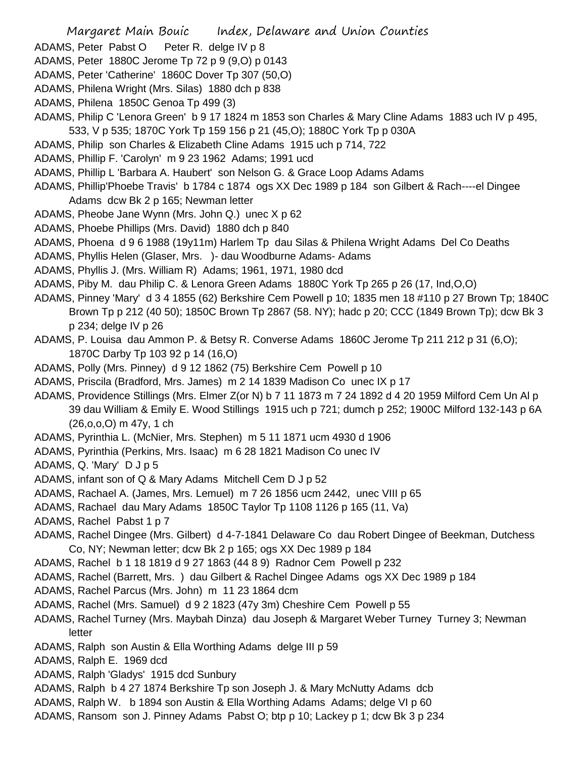ADAMS, Peter Pabst O Peter R. delge IV p 8

ADAMS, Peter 1880C Jerome Tp 72 p 9 (9,O) p 0143

ADAMS, Peter 'Catherine' 1860C Dover Tp 307 (50,O)

ADAMS, Philena Wright (Mrs. Silas) 1880 dch p 838

ADAMS, Philena 1850C Genoa Tp 499 (3)

ADAMS, Philip C 'Lenora Green' b 9 17 1824 m 1853 son Charles & Mary Cline Adams 1883 uch IV p 495, 533, V p 535; 1870C York Tp 159 156 p 21 (45,O); 1880C York Tp p 030A

ADAMS, Philip son Charles & Elizabeth Cline Adams 1915 uch p 714, 722

ADAMS, Phillip F. 'Carolyn' m 9 23 1962 Adams; 1991 ucd

ADAMS, Phillip L 'Barbara A. Haubert' son Nelson G. & Grace Loop Adams Adams

ADAMS, Phillip'Phoebe Travis' b 1784 c 1874 ogs XX Dec 1989 p 184 son Gilbert & Rach----el Dingee Adams dcw Bk 2 p 165; Newman letter

ADAMS, Pheobe Jane Wynn (Mrs. John Q.) unec X p 62

ADAMS, Phoebe Phillips (Mrs. David) 1880 dch p 840

ADAMS, Phoena d 9 6 1988 (19y11m) Harlem Tp dau Silas & Philena Wright Adams Del Co Deaths

ADAMS, Phyllis Helen (Glaser, Mrs. )- dau Woodburne Adams- Adams

ADAMS, Phyllis J. (Mrs. William R) Adams; 1961, 1971, 1980 dcd

ADAMS, Piby M. dau Philip C. & Lenora Green Adams 1880C York Tp 265 p 26 (17, Ind,O,O)

ADAMS, Pinney 'Mary' d 3 4 1855 (62) Berkshire Cem Powell p 10; 1835 men 18 #110 p 27 Brown Tp; 1840C Brown Tp p 212 (40 50); 1850C Brown Tp 2867 (58. NY); hadc p 20; CCC (1849 Brown Tp); dcw Bk 3 p 234; delge IV p 26

ADAMS, P. Louisa dau Ammon P. & Betsy R. Converse Adams 1860C Jerome Tp 211 212 p 31 (6,O); 1870C Darby Tp 103 92 p 14 (16,O)

ADAMS, Polly (Mrs. Pinney) d 9 12 1862 (75) Berkshire Cem Powell p 10

ADAMS, Priscila (Bradford, Mrs. James) m 2 14 1839 Madison Co unec IX p 17

ADAMS, Providence Stillings (Mrs. Elmer Z(or N) b 7 11 1873 m 7 24 1892 d 4 20 1959 Milford Cem Un Al p 39 dau William & Emily E. Wood Stillings 1915 uch p 721; dumch p 252; 1900C Milford 132-143 p 6A (26,o,o,O) m 47y, 1 ch

ADAMS, Pyrinthia L. (McNier, Mrs. Stephen) m 5 11 1871 ucm 4930 d 1906

ADAMS, Pyrinthia (Perkins, Mrs. Isaac) m 6 28 1821 Madison Co unec IV

ADAMS, Q. 'Mary' D J p 5

ADAMS, infant son of Q & Mary Adams Mitchell Cem D J p 52

ADAMS, Rachael A. (James, Mrs. Lemuel) m 7 26 1856 ucm 2442, unec VIII p 65

ADAMS, Rachael dau Mary Adams 1850C Taylor Tp 1108 1126 p 165 (11, Va)

ADAMS, Rachel Pabst 1 p 7

ADAMS, Rachel Dingee (Mrs. Gilbert) d 4-7-1841 Delaware Co dau Robert Dingee of Beekman, Dutchess Co, NY; Newman letter; dcw Bk 2 p 165; ogs XX Dec 1989 p 184

ADAMS, Rachel b 1 18 1819 d 9 27 1863 (44 8 9) Radnor Cem Powell p 232

ADAMS, Rachel (Barrett, Mrs. ) dau Gilbert & Rachel Dingee Adams ogs XX Dec 1989 p 184

ADAMS, Rachel Parcus (Mrs. John) m 11 23 1864 dcm

ADAMS, Rachel (Mrs. Samuel) d 9 2 1823 (47y 3m) Cheshire Cem Powell p 55

ADAMS, Rachel Turney (Mrs. Maybah Dinza) dau Joseph & Margaret Weber Turney Turney 3; Newman letter

ADAMS, Ralph son Austin & Ella Worthing Adams delge III p 59

ADAMS, Ralph E. 1969 dcd

ADAMS, Ralph 'Gladys' 1915 dcd Sunbury

ADAMS, Ralph b 4 27 1874 Berkshire Tp son Joseph J. & Mary McNutty Adams dcb

ADAMS, Ralph W. b 1894 son Austin & Ella Worthing Adams Adams; delge VI p 60

ADAMS, Ransom son J. Pinney Adams Pabst O; btp p 10; Lackey p 1; dcw Bk 3 p 234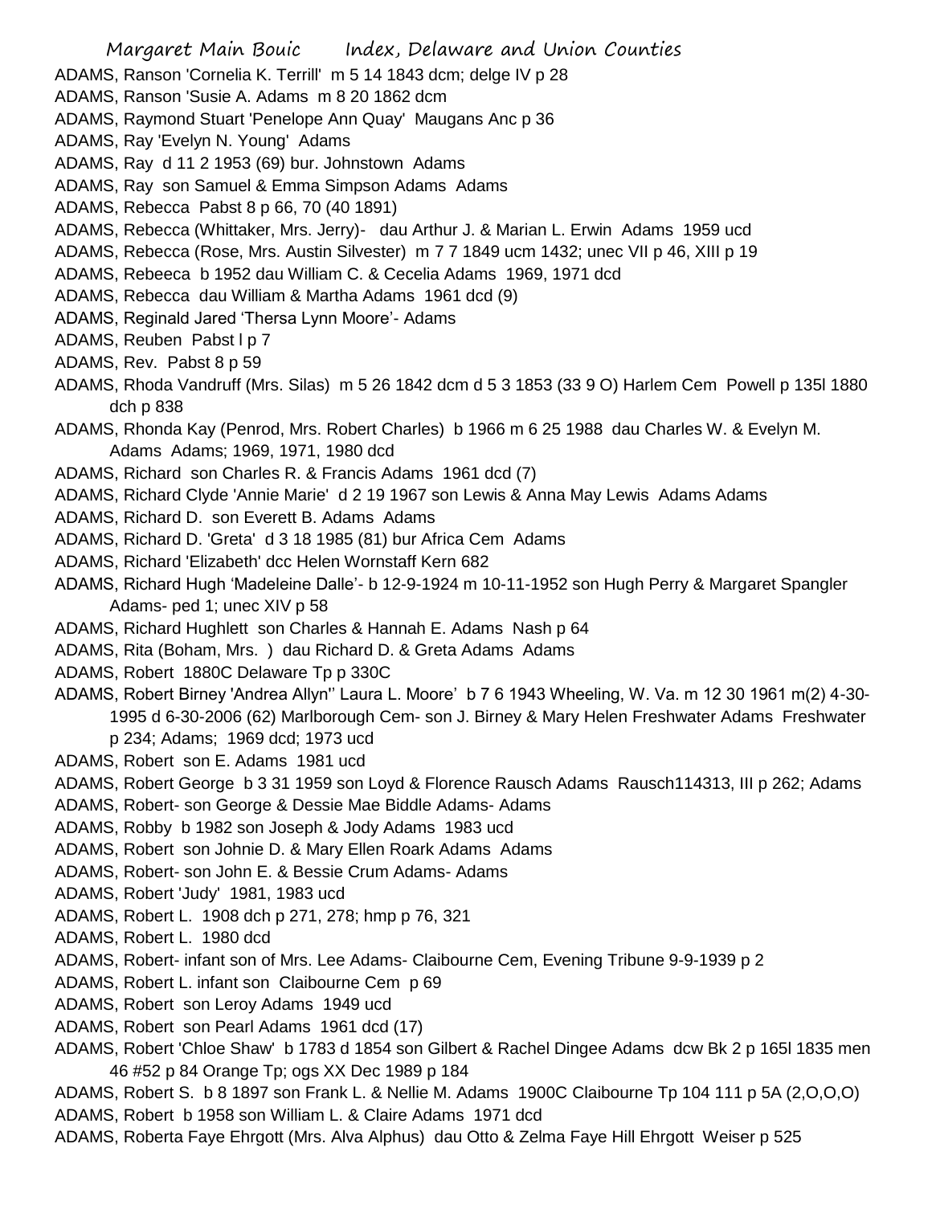ADAMS, Ranson 'Cornelia K. Terrill' m 5 14 1843 dcm; delge IV p 28

ADAMS, Ranson 'Susie A. Adams m 8 20 1862 dcm

ADAMS, Raymond Stuart 'Penelope Ann Quay' Maugans Anc p 36

ADAMS, Ray 'Evelyn N. Young' Adams

ADAMS, Ray d 11 2 1953 (69) bur. Johnstown Adams

ADAMS, Ray son Samuel & Emma Simpson Adams Adams

ADAMS, Rebecca Pabst 8 p 66, 70 (40 1891)

ADAMS, Rebecca (Whittaker, Mrs. Jerry)- dau Arthur J. & Marian L. Erwin Adams 1959 ucd

ADAMS, Rebecca (Rose, Mrs. Austin Silvester) m 7 7 1849 ucm 1432; unec VII p 46, XIII p 19

ADAMS, Rebeeca b 1952 dau William C. & Cecelia Adams 1969, 1971 dcd

ADAMS, Rebecca dau William & Martha Adams 1961 dcd (9)

ADAMS, Reginald Jared 'Thersa Lynn Moore'- Adams

ADAMS, Reuben Pabst l p 7

ADAMS, Rev. Pabst 8 p 59

ADAMS, Rhoda Vandruff (Mrs. Silas) m 5 26 1842 dcm d 5 3 1853 (33 9 O) Harlem Cem Powell p 135l 1880 dch p 838

ADAMS, Rhonda Kay (Penrod, Mrs. Robert Charles) b 1966 m 6 25 1988 dau Charles W. & Evelyn M. Adams Adams; 1969, 1971, 1980 dcd

ADAMS, Richard son Charles R. & Francis Adams 1961 dcd (7)

ADAMS, Richard Clyde 'Annie Marie' d 2 19 1967 son Lewis & Anna May Lewis Adams Adams

ADAMS, Richard D. son Everett B. Adams Adams

ADAMS, Richard D. 'Greta' d 3 18 1985 (81) bur Africa Cem Adams

ADAMS, Richard 'Elizabeth' dcc Helen Wornstaff Kern 682

ADAMS, Richard Hugh 'Madeleine Dalle'- b 12-9-1924 m 10-11-1952 son Hugh Perry & Margaret Spangler Adams- ped 1; unec XIV p 58

ADAMS, Richard Hughlett son Charles & Hannah E. Adams Nash p 64

ADAMS, Rita (Boham, Mrs. ) dau Richard D. & Greta Adams Adams

ADAMS, Robert 1880C Delaware Tp p 330C

ADAMS, Robert Birney 'Andrea Allyn'' Laura L. Moore' b 7 6 1943 Wheeling, W. Va. m 12 30 1961 m(2) 4-30-1995 d 6-30-2006 (62) Marlborough Cem- son J. Birney & Mary Helen Freshwater Adams Freshwater p 234; Adams; 1969 dcd; 1973 ucd

ADAMS, Robert son E. Adams 1981 ucd

ADAMS, Robert George b 3 31 1959 son Loyd & Florence Rausch Adams Rausch114313, III p 262; Adams

ADAMS, Robert- son George & Dessie Mae Biddle Adams- Adams

ADAMS, Robby b 1982 son Joseph & Jody Adams 1983 ucd

ADAMS, Robert son Johnie D. & Mary Ellen Roark Adams Adams

ADAMS, Robert- son John E. & Bessie Crum Adams- Adams

ADAMS, Robert 'Judy' 1981, 1983 ucd

ADAMS, Robert L. 1908 dch p 271, 278; hmp p 76, 321

ADAMS, Robert L. 1980 dcd

ADAMS, Robert- infant son of Mrs. Lee Adams- Claibourne Cem, Evening Tribune 9-9-1939 p 2

ADAMS, Robert L. infant son Claibourne Cem p 69

ADAMS, Robert son Leroy Adams 1949 ucd

ADAMS, Robert son Pearl Adams 1961 dcd (17)

ADAMS, Robert 'Chloe Shaw' b 1783 d 1854 son Gilbert & Rachel Dingee Adams dcw Bk 2 p 165l 1835 men 46 #52 p 84 Orange Tp; ogs XX Dec 1989 p 184

ADAMS, Robert S. b 8 1897 son Frank L. & Nellie M. Adams 1900C Claibourne Tp 104 111 p 5A (2,O,O,O)

ADAMS, Robert b 1958 son William L. & Claire Adams 1971 dcd

ADAMS, Roberta Faye Ehrgott (Mrs. Alva Alphus) dau Otto & Zelma Faye Hill Ehrgott Weiser p 525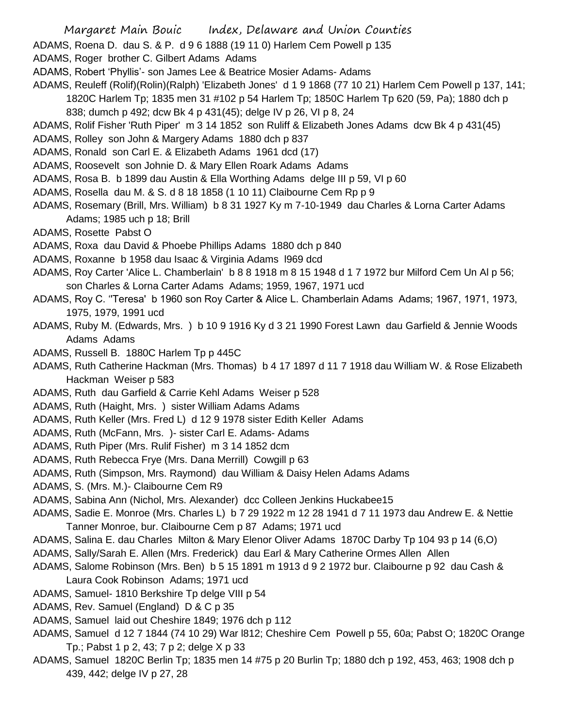ADAMS, Roena D. dau S. & P. d 9 6 1888 (19 11 0) Harlem Cem Powell p 135

ADAMS, Roger brother C. Gilbert Adams Adams

ADAMS, Robert 'Phyllis'- son James Lee & Beatrice Mosier Adams- Adams

ADAMS, Reuleff (Rolif)(Rolin)(Ralph) 'Elizabeth Jones' d 1 9 1868 (77 10 21) Harlem Cem Powell p 137, 141; 1820C Harlem Tp; 1835 men 31 #102 p 54 Harlem Tp; 1850C Harlem Tp 620 (59, Pa); 1880 dch p 838; dumch p 492; dcw Bk 4 p 431(45); delge IV p 26, VI p 8, 24

ADAMS, Rolif Fisher 'Ruth Piper' m 3 14 1852 son Ruliff & Elizabeth Jones Adams dcw Bk 4 p 431(45)

ADAMS, Rolley son John & Margery Adams 1880 dch p 837

ADAMS, Ronald son Carl E. & Elizabeth Adams 1961 dcd (17)

ADAMS, Roosevelt son Johnie D. & Mary Ellen Roark Adams Adams

ADAMS, Rosa B. b 1899 dau Austin & Ella Worthing Adams delge III p 59, VI p 60

ADAMS, Rosella dau M. & S. d 8 18 1858 (1 10 11) Claibourne Cem Rp p 9

ADAMS, Rosemary (Brill, Mrs. William) b 8 31 1927 Ky m 7-10-1949 dau Charles & Lorna Carter Adams Adams; 1985 uch p 18; Brill

ADAMS, Rosette Pabst O

ADAMS, Roxa dau David & Phoebe Phillips Adams 1880 dch p 840

ADAMS, Roxanne b 1958 dau Isaac & Virginia Adams l969 dcd

ADAMS, Roy Carter 'Alice L. Chamberlain' b 8 8 1918 m 8 15 1948 d 1 7 1972 bur Milford Cem Un Al p 56; son Charles & Lorna Carter Adams Adams; 1959, 1967, 1971 ucd

ADAMS, Roy C. "Teresa' b 1960 son Roy Carter & Alice L. Chamberlain Adams Adams; 1967, 1971, 1973, 1975, 1979, 1991 ucd

ADAMS, Ruby M. (Edwards, Mrs. ) b 10 9 1916 Ky d 3 21 1990 Forest Lawn dau Garfield & Jennie Woods Adams Adams

ADAMS, Russell B. 1880C Harlem Tp p 445C

ADAMS, Ruth Catherine Hackman (Mrs. Thomas) b 4 17 1897 d 11 7 1918 dau William W. & Rose Elizabeth Hackman Weiser p 583

ADAMS, Ruth dau Garfield & Carrie Kehl Adams Weiser p 528

ADAMS, Ruth (Haight, Mrs. ) sister William Adams Adams

ADAMS, Ruth Keller (Mrs. Fred L) d 12 9 1978 sister Edith Keller Adams

ADAMS, Ruth (McFann, Mrs. )- sister Carl E. Adams- Adams

ADAMS, Ruth Piper (Mrs. Rulif Fisher) m 3 14 1852 dcm

ADAMS, Ruth Rebecca Frye (Mrs. Dana Merrill) Cowgill p 63

ADAMS, Ruth (Simpson, Mrs. Raymond) dau William & Daisy Helen Adams Adams

ADAMS, S. (Mrs. M.)- Claibourne Cem R9

ADAMS, Sabina Ann (Nichol, Mrs. Alexander) dcc Colleen Jenkins Huckabee15

ADAMS, Sadie E. Monroe (Mrs. Charles L) b 7 29 1922 m 12 28 1941 d 7 11 1973 dau Andrew E. & Nettie Tanner Monroe, bur. Claibourne Cem p 87 Adams; 1971 ucd

ADAMS, Salina E. dau Charles Milton & Mary Elenor Oliver Adams 1870C Darby Tp 104 93 p 14 (6,O)

ADAMS, Sally/Sarah E. Allen (Mrs. Frederick) dau Earl & Mary Catherine Ormes Allen Allen

ADAMS, Salome Robinson (Mrs. Ben) b 5 15 1891 m 1913 d 9 2 1972 bur. Claibourne p 92 dau Cash & Laura Cook Robinson Adams; 1971 ucd

ADAMS, Samuel- 1810 Berkshire Tp delge VIII p 54

ADAMS, Rev. Samuel (England) D & C p 35

ADAMS, Samuel laid out Cheshire 1849; 1976 dch p 112

ADAMS, Samuel d 12 7 1844 (74 10 29) War l812; Cheshire Cem Powell p 55, 60a; Pabst O; 1820C Orange Tp.; Pabst 1 p 2, 43; 7 p 2; delge X p 33

ADAMS, Samuel 1820C Berlin Tp; 1835 men 14 #75 p 20 Burlin Tp; 1880 dch p 192, 453, 463; 1908 dch p 439, 442; delge IV p 27, 28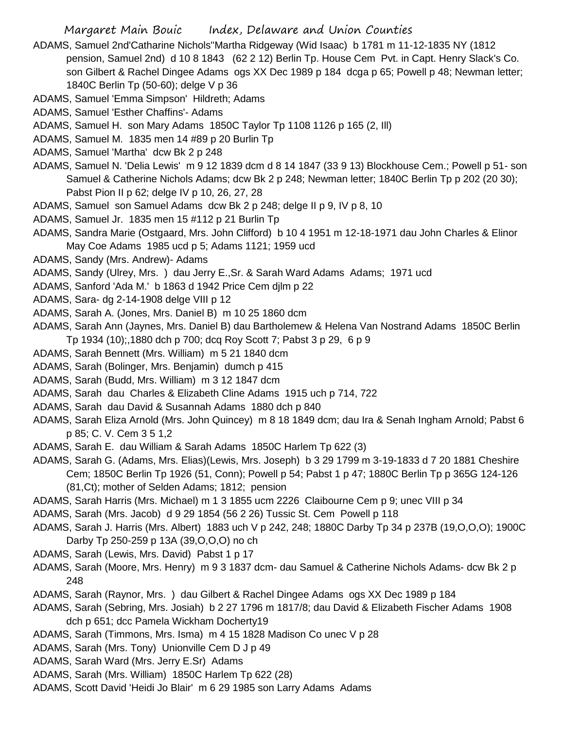ADAMS, Samuel 2nd'Catharine Nichols"Martha Ridgeway (Wid Isaac) b 1781 m 11-12-1835 NY (1812 pension, Samuel 2nd) d 10 8 1843 (62 2 12) Berlin Tp. House Cem Pvt. in Capt. Henry Slack's Co. son Gilbert & Rachel Dingee Adams ogs XX Dec 1989 p 184 dcga p 65; Powell p 48; Newman letter; 1840C Berlin Tp (50-60); delge V p 36

ADAMS, Samuel 'Emma Simpson' Hildreth; Adams

ADAMS, Samuel 'Esther Chaffins'- Adams

ADAMS, Samuel H. son Mary Adams 1850C Taylor Tp 1108 1126 p 165 (2, Ill)

ADAMS, Samuel M. 1835 men 14 #89 p 20 Burlin Tp

ADAMS, Samuel 'Martha' dcw Bk 2 p 248

ADAMS, Samuel N. 'Delia Lewis' m 9 12 1839 dcm d 8 14 1847 (33 9 13) Blockhouse Cem.; Powell p 51- son Samuel & Catherine Nichols Adams; dcw Bk 2 p 248; Newman letter; 1840C Berlin Tp p 202 (20 30); Pabst Pion II p 62; delge IV p 10, 26, 27, 28

ADAMS, Samuel son Samuel Adams dcw Bk 2 p 248; delge II p 9, IV p 8, 10

ADAMS, Samuel Jr. 1835 men 15 #112 p 21 Burlin Tp

ADAMS, Sandra Marie (Ostgaard, Mrs. John Clifford) b 10 4 1951 m 12-18-1971 dau John Charles & Elinor May Coe Adams 1985 ucd p 5; Adams 1121; 1959 ucd

ADAMS, Sandy (Mrs. Andrew)- Adams

ADAMS, Sandy (Ulrey, Mrs. ) dau Jerry E.,Sr. & Sarah Ward Adams Adams; 1971 ucd

ADAMS, Sanford 'Ada M.' b 1863 d 1942 Price Cem djlm p 22

ADAMS, Sara- dg 2-14-1908 delge VIII p 12

ADAMS, Sarah A. (Jones, Mrs. Daniel B) m 10 25 1860 dcm

ADAMS, Sarah Ann (Jaynes, Mrs. Daniel B) dau Bartholemew & Helena Van Nostrand Adams 1850C Berlin Tp 1934 (10);,1880 dch p 700; dcq Roy Scott 7; Pabst 3 p 29, 6 p 9

ADAMS, Sarah Bennett (Mrs. William) m 5 21 1840 dcm

ADAMS, Sarah (Bolinger, Mrs. Benjamin) dumch p 415

ADAMS, Sarah (Budd, Mrs. William) m 3 12 1847 dcm

ADAMS, Sarah dau Charles & Elizabeth Cline Adams 1915 uch p 714, 722

ADAMS, Sarah dau David & Susannah Adams 1880 dch p 840

ADAMS, Sarah Eliza Arnold (Mrs. John Quincey) m 8 18 1849 dcm; dau Ira & Senah Ingham Arnold; Pabst 6 p 85; C. V. Cem 3 5 1,2

ADAMS, Sarah E. dau William & Sarah Adams 1850C Harlem Tp 622 (3)

ADAMS, Sarah G. (Adams, Mrs. Elias)(Lewis, Mrs. Joseph) b 3 29 1799 m 3-19-1833 d 7 20 1881 Cheshire Cem; 1850C Berlin Tp 1926 (51, Conn); Powell p 54; Pabst 1 p 47; 1880C Berlin Tp p 365G 124-126 (81,Ct); mother of Selden Adams; 1812; pension

ADAMS, Sarah Harris (Mrs. Michael) m 1 3 1855 ucm 2226 Claibourne Cem p 9; unec VIII p 34

ADAMS, Sarah (Mrs. Jacob) d 9 29 1854 (56 2 26) Tussic St. Cem Powell p 118

ADAMS, Sarah J. Harris (Mrs. Albert) 1883 uch V p 242, 248; 1880C Darby Tp 34 p 237B (19,O,O,O); 1900C Darby Tp 250-259 p 13A (39,O,O,O) no ch

ADAMS, Sarah (Lewis, Mrs. David) Pabst 1 p 17

ADAMS, Sarah (Moore, Mrs. Henry) m 9 3 1837 dcm- dau Samuel & Catherine Nichols Adams- dcw Bk 2 p 248

ADAMS, Sarah (Raynor, Mrs. ) dau Gilbert & Rachel Dingee Adams ogs XX Dec 1989 p 184

ADAMS, Sarah (Sebring, Mrs. Josiah) b 2 27 1796 m 1817/8; dau David & Elizabeth Fischer Adams 1908 dch p 651; dcc Pamela Wickham Docherty19

ADAMS, Sarah (Timmons, Mrs. Isma) m 4 15 1828 Madison Co unec V p 28

ADAMS, Sarah (Mrs. Tony) Unionville Cem D J p 49

ADAMS, Sarah Ward (Mrs. Jerry E.Sr) Adams

ADAMS, Sarah (Mrs. William) 1850C Harlem Tp 622 (28)

ADAMS, Scott David 'Heidi Jo Blair' m 6 29 1985 son Larry Adams Adams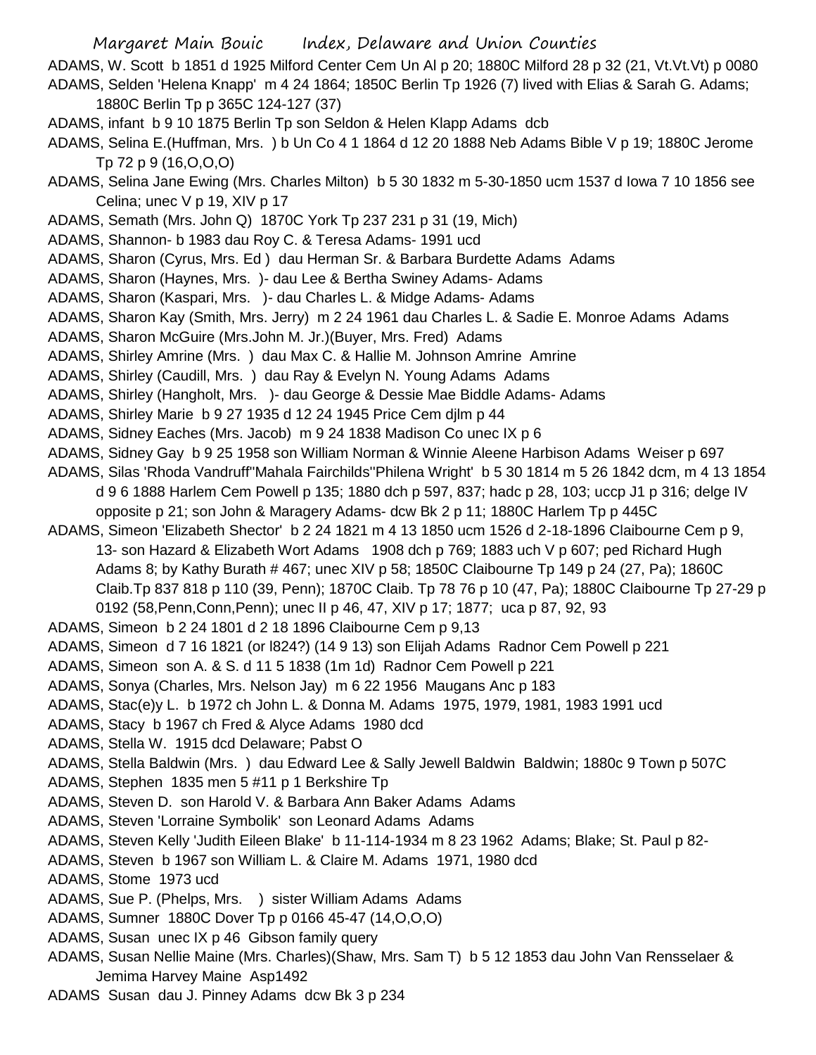ADAMS, W. Scott b 1851 d 1925 Milford Center Cem Un Al p 20; 1880C Milford 28 p 32 (21, Vt.Vt.Vt) p 0080

ADAMS, Selden 'Helena Knapp' m 4 24 1864; 1850C Berlin Tp 1926 (7) lived with Elias & Sarah G. Adams; 1880C Berlin Tp p 365C 124-127 (37)

ADAMS, infant b 9 10 1875 Berlin Tp son Seldon & Helen Klapp Adams dcb

ADAMS, Selina E.(Huffman, Mrs. ) b Un Co 4 1 1864 d 12 20 1888 Neb Adams Bible V p 19; 1880C Jerome Tp 72 p 9 (16,O,O,O)

ADAMS, Selina Jane Ewing (Mrs. Charles Milton) b 5 30 1832 m 5-30-1850 ucm 1537 d Iowa 7 10 1856 see Celina; unec V p 19, XIV p 17

ADAMS, Semath (Mrs. John Q) 1870C York Tp 237 231 p 31 (19, Mich)

ADAMS, Shannon- b 1983 dau Roy C. & Teresa Adams- 1991 ucd

ADAMS, Sharon (Cyrus, Mrs. Ed ) dau Herman Sr. & Barbara Burdette Adams Adams

ADAMS, Sharon (Haynes, Mrs. )- dau Lee & Bertha Swiney Adams- Adams

ADAMS, Sharon (Kaspari, Mrs. )- dau Charles L. & Midge Adams- Adams

ADAMS, Sharon Kay (Smith, Mrs. Jerry) m 2 24 1961 dau Charles L. & Sadie E. Monroe Adams Adams

ADAMS, Sharon McGuire (Mrs.John M. Jr.)(Buyer, Mrs. Fred) Adams

ADAMS, Shirley Amrine (Mrs. ) dau Max C. & Hallie M. Johnson Amrine Amrine

ADAMS, Shirley (Caudill, Mrs. ) dau Ray & Evelyn N. Young Adams Adams

ADAMS, Shirley (Hangholt, Mrs. )- dau George & Dessie Mae Biddle Adams- Adams

ADAMS, Shirley Marie b 9 27 1935 d 12 24 1945 Price Cem djlm p 44

ADAMS, Sidney Eaches (Mrs. Jacob) m 9 24 1838 Madison Co unec IX p 6

ADAMS, Sidney Gay b 9 25 1958 son William Norman & Winnie Aleene Harbison Adams Weiser p 697

ADAMS, Silas 'Rhoda Vandruff''Mahala Fairchilds''Philena Wright' b 5 30 1814 m 5 26 1842 dcm, m 4 13 1854 d 9 6 1888 Harlem Cem Powell p 135; 1880 dch p 597, 837; hadc p 28, 103; uccp J1 p 316; delge IV opposite p 21; son John & Maragery Adams- dcw Bk 2 p 11; 1880C Harlem Tp p 445C

ADAMS, Simeon 'Elizabeth Shector' b 2 24 1821 m 4 13 1850 ucm 1526 d 2-18-1896 Claibourne Cem p 9, 13- son Hazard & Elizabeth Wort Adams 1908 dch p 769; 1883 uch V p 607; ped Richard Hugh Adams 8; by Kathy Burath # 467; unec XIV p 58; 1850C Claibourne Tp 149 p 24 (27, Pa); 1860C Claib.Tp 837 818 p 110 (39, Penn); 1870C Claib. Tp 78 76 p 10 (47, Pa); 1880C Claibourne Tp 27-29 p 0192 (58,Penn,Conn,Penn); unec II p 46, 47, XIV p 17; 1877; uca p 87, 92, 93

ADAMS, Simeon b 2 24 1801 d 2 18 1896 Claibourne Cem p 9,13

ADAMS, Simeon d 7 16 1821 (or l824?) (14 9 13) son Elijah Adams Radnor Cem Powell p 221

ADAMS, Simeon son A. & S. d 11 5 1838 (1m 1d) Radnor Cem Powell p 221

ADAMS, Sonya (Charles, Mrs. Nelson Jay) m 6 22 1956 Maugans Anc p 183

ADAMS, Stac(e)y L. b 1972 ch John L. & Donna M. Adams 1975, 1979, 1981, 1983 1991 ucd

ADAMS, Stacy b 1967 ch Fred & Alyce Adams 1980 dcd

ADAMS, Stella W. 1915 dcd Delaware; Pabst O

ADAMS, Stella Baldwin (Mrs. ) dau Edward Lee & Sally Jewell Baldwin Baldwin; 1880c 9 Town p 507C

ADAMS, Stephen 1835 men 5 #11 p 1 Berkshire Tp

ADAMS, Steven D. son Harold V. & Barbara Ann Baker Adams Adams

ADAMS, Steven 'Lorraine Symbolik' son Leonard Adams Adams

ADAMS, Steven Kelly 'Judith Eileen Blake' b 11-114-1934 m 8 23 1962 Adams; Blake; St. Paul p 82-

ADAMS, Steven b 1967 son William L. & Claire M. Adams 1971, 1980 dcd

ADAMS, Stome 1973 ucd

ADAMS, Sue P. (Phelps, Mrs. ) sister William Adams Adams

ADAMS, Sumner 1880C Dover Tp p 0166 45-47 (14,O,O,O)

ADAMS, Susan unec IX p 46 Gibson family query

ADAMS, Susan Nellie Maine (Mrs. Charles)(Shaw, Mrs. Sam T) b 5 12 1853 dau John Van Rensselaer & Jemima Harvey Maine Asp1492

ADAMS Susan dau J. Pinney Adams dcw Bk 3 p 234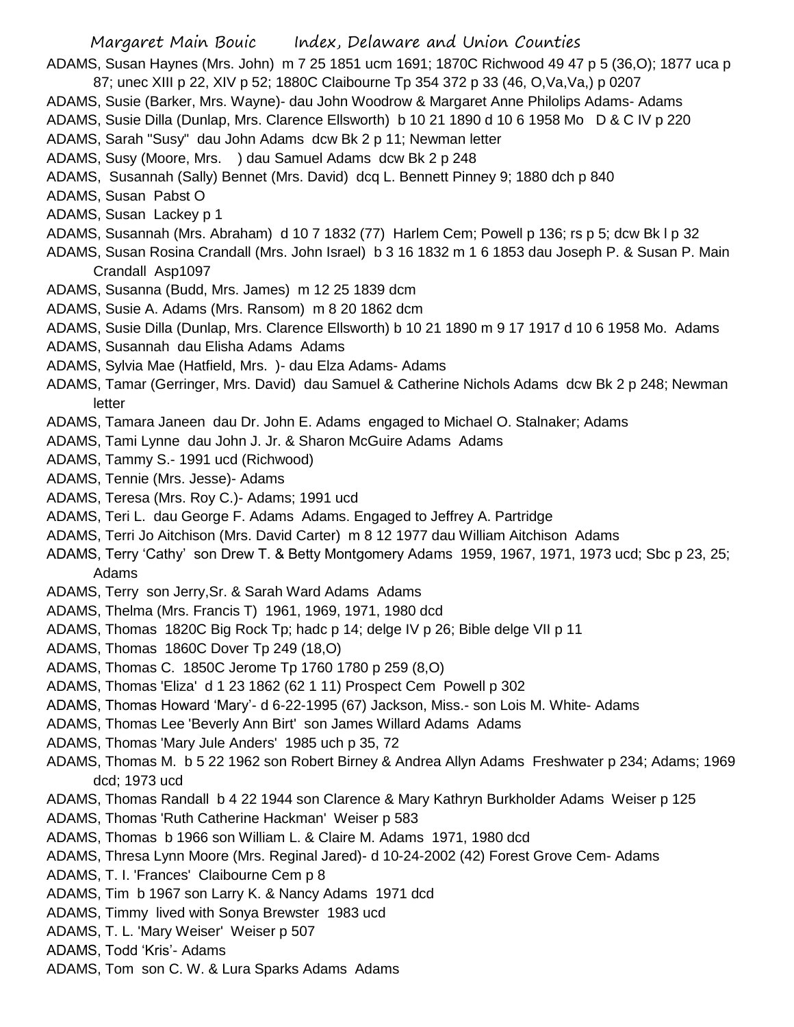ADAMS, Susan Haynes (Mrs. John) m 7 25 1851 ucm 1691; 1870C Richwood 49 47 p 5 (36,O); 1877 uca p 87; unec XIII p 22, XIV p 52; 1880C Claibourne Tp 354 372 p 33 (46, O,Va,Va,) p 0207

ADAMS, Susie (Barker, Mrs. Wayne)- dau John Woodrow & Margaret Anne Philolips Adams- Adams

ADAMS, Susie Dilla (Dunlap, Mrs. Clarence Ellsworth) b 10 21 1890 d 10 6 1958 Mo D & C IV p 220

ADAMS, Sarah "Susy" dau John Adams dcw Bk 2 p 11; Newman letter

ADAMS, Susy (Moore, Mrs. ) dau Samuel Adams dcw Bk 2 p 248

ADAMS, Susannah (Sally) Bennet (Mrs. David) dcq L. Bennett Pinney 9; 1880 dch p 840

ADAMS, Susan Pabst O

ADAMS, Susan Lackey p 1

ADAMS, Susannah (Mrs. Abraham) d 10 7 1832 (77) Harlem Cem; Powell p 136; rs p 5; dcw Bk l p 32

ADAMS, Susan Rosina Crandall (Mrs. John Israel) b 3 16 1832 m 1 6 1853 dau Joseph P. & Susan P. Main Crandall Asp1097

ADAMS, Susanna (Budd, Mrs. James) m 12 25 1839 dcm

ADAMS, Susie A. Adams (Mrs. Ransom) m 8 20 1862 dcm

ADAMS, Susie Dilla (Dunlap, Mrs. Clarence Ellsworth) b 10 21 1890 m 9 17 1917 d 10 6 1958 Mo. Adams

ADAMS, Susannah dau Elisha Adams Adams

ADAMS, Sylvia Mae (Hatfield, Mrs. )- dau Elza Adams- Adams

ADAMS, Tamar (Gerringer, Mrs. David) dau Samuel & Catherine Nichols Adams dcw Bk 2 p 248; Newman letter

ADAMS, Tamara Janeen dau Dr. John E. Adams engaged to Michael O. Stalnaker; Adams

ADAMS, Tami Lynne dau John J. Jr. & Sharon McGuire Adams Adams

ADAMS, Tammy S.- 1991 ucd (Richwood)

ADAMS, Tennie (Mrs. Jesse)- Adams

ADAMS, Teresa (Mrs. Roy C.)- Adams; 1991 ucd

ADAMS, Teri L. dau George F. Adams Adams. Engaged to Jeffrey A. Partridge

ADAMS, Terri Jo Aitchison (Mrs. David Carter) m 8 12 1977 dau William Aitchison Adams

ADAMS, Terry 'Cathy' son Drew T. & Betty Montgomery Adams 1959, 1967, 1971, 1973 ucd; Sbc p 23, 25; Adams

ADAMS, Terry son Jerry,Sr. & Sarah Ward Adams Adams

ADAMS, Thelma (Mrs. Francis T) 1961, 1969, 1971, 1980 dcd

ADAMS, Thomas 1820C Big Rock Tp; hadc p 14; delge IV p 26; Bible delge VII p 11

ADAMS, Thomas 1860C Dover Tp 249 (18,O)

ADAMS, Thomas C. 1850C Jerome Tp 1760 1780 p 259 (8,O)

ADAMS, Thomas 'Eliza' d 1 23 1862 (62 1 11) Prospect Cem Powell p 302

ADAMS, Thomas Howard 'Mary'- d 6-22-1995 (67) Jackson, Miss.- son Lois M. White- Adams

ADAMS, Thomas Lee 'Beverly Ann Birt' son James Willard Adams Adams

ADAMS, Thomas 'Mary Jule Anders' 1985 uch p 35, 72

ADAMS, Thomas M. b 5 22 1962 son Robert Birney & Andrea Allyn Adams Freshwater p 234; Adams; 1969 dcd; 1973 ucd

ADAMS, Thomas Randall b 4 22 1944 son Clarence & Mary Kathryn Burkholder Adams Weiser p 125

ADAMS, Thomas 'Ruth Catherine Hackman' Weiser p 583

ADAMS, Thomas b 1966 son William L. & Claire M. Adams 1971, 1980 dcd

ADAMS, Thresa Lynn Moore (Mrs. Reginal Jared)- d 10-24-2002 (42) Forest Grove Cem- Adams

ADAMS, T. I. 'Frances' Claibourne Cem p 8

ADAMS, Tim b 1967 son Larry K. & Nancy Adams 1971 dcd

ADAMS, Timmy lived with Sonya Brewster 1983 ucd

ADAMS, T. L. 'Mary Weiser' Weiser p 507

ADAMS, Todd 'Kris'- Adams

ADAMS, Tom son C. W. & Lura Sparks Adams Adams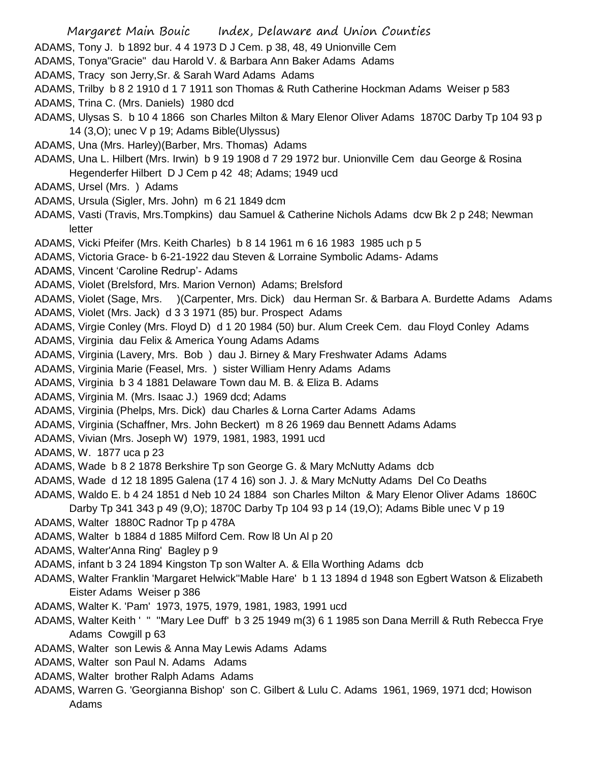ADAMS, Tony J. b 1892 bur. 4 4 1973 D J Cem. p. 38, 48, 49 Unionville Cem

ADAMS, Tonya"Gracie" dau Harold V. & Barbara Ann Baker Adams Adams

ADAMS, Tracy son Jerry,Sr. & Sarah Ward Adams Adams

ADAMS, Trilby b 8 2 1910 d 1 7 1911 son Thomas & Ruth Catherine Hockman Adams Weiser p 583

ADAMS, Trina C. (Mrs. Daniels) 1980 dcd

ADAMS, Ulysas S. b 10 4 1866 son Charles Milton & Mary Elenor Oliver Adams 1870C Darby Tp 104 93 p 14 (3,O); unec V p 19; Adams Bible(Ulyssus)

ADAMS, Una (Mrs. Harley)(Barber, Mrs. Thomas) Adams

ADAMS, Una L. Hilbert (Mrs. Irwin) b 9 19 1908 d 7 29 1972 bur. Unionville Cem dau George & Rosina Hegenderfer Hilbert D J Cem p 42 48; Adams; 1949 ucd

ADAMS, Ursel (Mrs. ) Adams

ADAMS, Ursula (Sigler, Mrs. John) m 6 21 1849 dcm

ADAMS, Vasti (Travis, Mrs.Tompkins) dau Samuel & Catherine Nichols Adams dcw Bk 2 p 248; Newman letter

ADAMS, Vicki Pfeifer (Mrs. Keith Charles) b 8 14 1961 m 6 16 1983 1985 uch p 5

ADAMS, Victoria Grace- b 6-21-1922 dau Steven & Lorraine Symbolic Adams- Adams

ADAMS, Vincent 'Caroline Redrup'- Adams

ADAMS, Violet (Brelsford, Mrs. Marion Vernon) Adams; Brelsford

ADAMS, Violet (Sage, Mrs. )(Carpenter, Mrs. Dick) dau Herman Sr. & Barbara A. Burdette Adams Adams

ADAMS, Violet (Mrs. Jack) d 3 3 1971 (85) bur. Prospect Adams

ADAMS, Virgie Conley (Mrs. Floyd D) d 1 20 1984 (50) bur. Alum Creek Cem. dau Floyd Conley Adams

ADAMS, Virginia dau Felix & America Young Adams Adams

ADAMS, Virginia (Lavery, Mrs. Bob ) dau J. Birney & Mary Freshwater Adams Adams

ADAMS, Virginia Marie (Feasel, Mrs. ) sister William Henry Adams Adams

ADAMS, Virginia b 3 4 1881 Delaware Town dau M. B. & Eliza B. Adams

ADAMS, Virginia M. (Mrs. Isaac J.) 1969 dcd; Adams

ADAMS, Virginia (Phelps, Mrs. Dick) dau Charles & Lorna Carter Adams Adams

ADAMS, Virginia (Schaffner, Mrs. John Beckert) m 8 26 1969 dau Bennett Adams Adams

ADAMS, Vivian (Mrs. Joseph W) 1979, 1981, 1983, 1991 ucd

ADAMS, W. 1877 uca p 23

ADAMS, Wade b 8 2 1878 Berkshire Tp son George G. & Mary McNutty Adams dcb

ADAMS, Wade d 12 18 1895 Galena (17 4 16) son J. J. & Mary McNutty Adams Del Co Deaths

ADAMS, Waldo E. b 4 24 1851 d Neb 10 24 1884 son Charles Milton & Mary Elenor Oliver Adams 1860C Darby Tp 341 343 p 49 (9,O); 1870C Darby Tp 104 93 p 14 (19,O); Adams Bible unec V p 19

ADAMS, Walter 1880C Radnor Tp p 478A

ADAMS, Walter b 1884 d 1885 Milford Cem. Row l8 Un Al p 20

ADAMS, Walter'Anna Ring' Bagley p 9

ADAMS, infant b 3 24 1894 Kingston Tp son Walter A. & Ella Worthing Adams dcb

ADAMS, Walter Franklin 'Margaret Helwick''Mable Hare' b 1 13 1894 d 1948 son Egbert Watson & Elizabeth Eister Adams Weiser p 386

ADAMS, Walter K. 'Pam' 1973, 1975, 1979, 1981, 1983, 1991 ucd

ADAMS, Walter Keith ' " ''Mary Lee Duff' b 3 25 1949 m(3) 6 1 1985 son Dana Merrill & Ruth Rebecca Frye Adams Cowgill p 63

ADAMS, Walter son Lewis & Anna May Lewis Adams Adams

ADAMS, Walter son Paul N. Adams Adams

ADAMS, Walter brother Ralph Adams Adams

ADAMS, Warren G. 'Georgianna Bishop' son C. Gilbert & Lulu C. Adams 1961, 1969, 1971 dcd; Howison Adams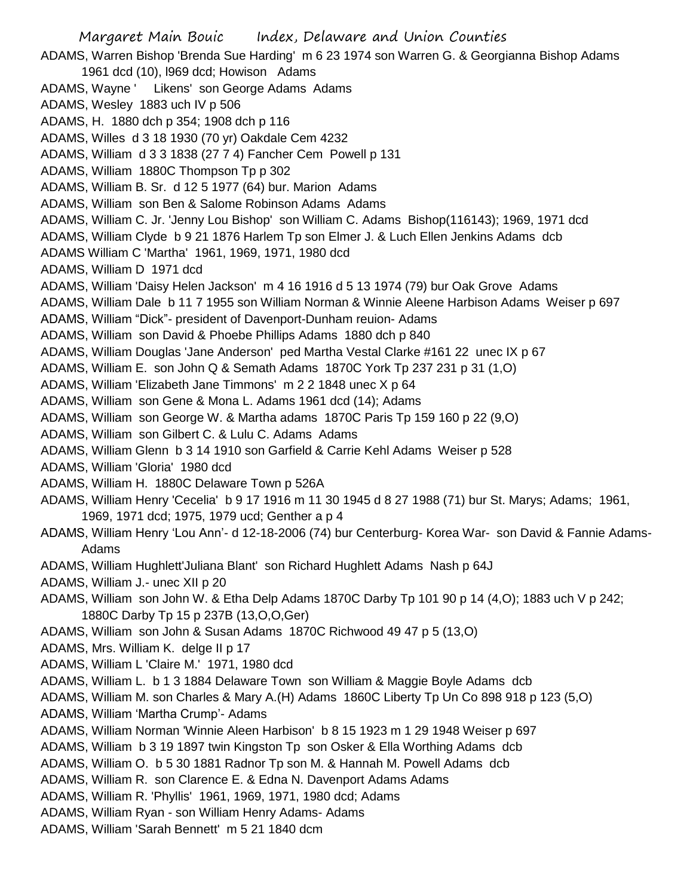ADAMS, Warren Bishop 'Brenda Sue Harding' m 6 23 1974 son Warren G. & Georgianna Bishop Adams 1961 dcd (10), l969 dcd; Howison Adams

ADAMS, Wayne ' Likens' son George Adams Adams

ADAMS, Wesley 1883 uch IV p 506

ADAMS, H. 1880 dch p 354; 1908 dch p 116

ADAMS, Willes d 3 18 1930 (70 yr) Oakdale Cem 4232

ADAMS, William d 3 3 1838 (27 7 4) Fancher Cem Powell p 131

ADAMS, William 1880C Thompson Tp p 302

ADAMS, William B. Sr. d 12 5 1977 (64) bur. Marion Adams

ADAMS, William son Ben & Salome Robinson Adams Adams

ADAMS, William C. Jr. 'Jenny Lou Bishop' son William C. Adams Bishop(116143); 1969, 1971 dcd

ADAMS, William Clyde b 9 21 1876 Harlem Tp son Elmer J. & Luch Ellen Jenkins Adams dcb

ADAMS William C 'Martha' 1961, 1969, 1971, 1980 dcd

ADAMS, William D 1971 dcd

ADAMS, William 'Daisy Helen Jackson' m 4 16 1916 d 5 13 1974 (79) bur Oak Grove Adams

ADAMS, William Dale b 11 7 1955 son William Norman & Winnie Aleene Harbison Adams Weiser p 697

ADAMS, William "Dick"- president of Davenport-Dunham reuion- Adams

ADAMS, William son David & Phoebe Phillips Adams 1880 dch p 840

ADAMS, William Douglas 'Jane Anderson' ped Martha Vestal Clarke #161 22 unec IX p 67

ADAMS, William E. son John Q & Semath Adams 1870C York Tp 237 231 p 31 (1,O)

ADAMS, William 'Elizabeth Jane Timmons' m 2 2 1848 unec X p 64

ADAMS, William son Gene & Mona L. Adams 1961 dcd (14); Adams

ADAMS, William son George W. & Martha adams 1870C Paris Tp 159 160 p 22 (9,O)

ADAMS, William son Gilbert C. & Lulu C. Adams Adams

ADAMS, William Glenn b 3 14 1910 son Garfield & Carrie Kehl Adams Weiser p 528

ADAMS, William 'Gloria' 1980 dcd

ADAMS, William H. 1880C Delaware Town p 526A

ADAMS, William Henry 'Cecelia' b 9 17 1916 m 11 30 1945 d 8 27 1988 (71) bur St. Marys; Adams; 1961, 1969, 1971 dcd; 1975, 1979 ucd; Genther a p 4

ADAMS, William Henry 'Lou Ann'- d 12-18-2006 (74) bur Centerburg- Korea War- son David & Fannie Adams- Adams

ADAMS, William Hughlett'Juliana Blant' son Richard Hughlett Adams Nash p 64J

ADAMS, William J.- unec XII p 20

ADAMS, William son John W. & Etha Delp Adams 1870C Darby Tp 101 90 p 14 (4,O); 1883 uch V p 242; 1880C Darby Tp 15 p 237B (13,O,O,Ger)

ADAMS, William son John & Susan Adams 1870C Richwood 49 47 p 5 (13,O)

ADAMS, Mrs. William K. delge II p 17

ADAMS, William L 'Claire M.' 1971, 1980 dcd

ADAMS, William L. b 1 3 1884 Delaware Town son William & Maggie Boyle Adams dcb

ADAMS, William M. son Charles & Mary A.(H) Adams 1860C Liberty Tp Un Co 898 918 p 123 (5,O)

ADAMS, William 'Martha Crump'- Adams

ADAMS, William Norman 'Winnie Aleen Harbison' b 8 15 1923 m 1 29 1948 Weiser p 697

ADAMS, William b 3 19 1897 twin Kingston Tp son Osker & Ella Worthing Adams dcb

ADAMS, William O. b 5 30 1881 Radnor Tp son M. & Hannah M. Powell Adams dcb

ADAMS, William R. son Clarence E. & Edna N. Davenport Adams Adams

ADAMS, William R. 'Phyllis' 1961, 1969, 1971, 1980 dcd; Adams

ADAMS, William Ryan - son William Henry Adams- Adams

ADAMS, William 'Sarah Bennett' m 5 21 1840 dcm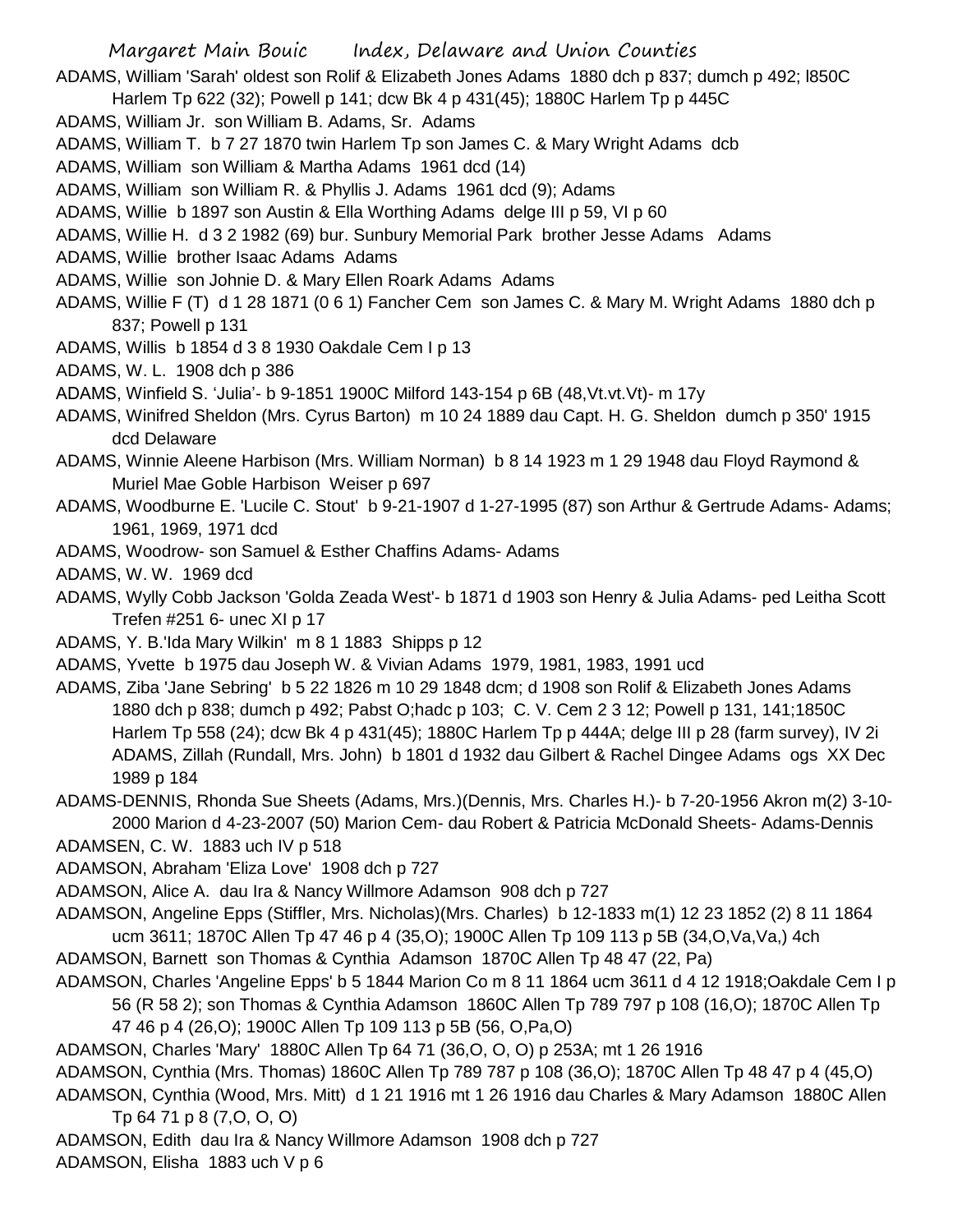ADAMS, William 'Sarah' oldest son Rolif & Elizabeth Jones Adams 1880 dch p 837; dumch p 492; l850C Harlem Tp 622 (32); Powell p 141; dcw Bk 4 p 431(45); 1880C Harlem Tp p 445C

ADAMS, William Jr. son William B. Adams, Sr. Adams

ADAMS, William T. b 7 27 1870 twin Harlem Tp son James C. & Mary Wright Adams dcb

ADAMS, William son William & Martha Adams 1961 dcd (14)

ADAMS, William son William R. & Phyllis J. Adams 1961 dcd (9); Adams

ADAMS, Willie b 1897 son Austin & Ella Worthing Adams delge III p 59, VI p 60

ADAMS, Willie H. d 3 2 1982 (69) bur. Sunbury Memorial Park brother Jesse Adams Adams

ADAMS, Willie brother Isaac Adams Adams

ADAMS, Willie son Johnie D. & Mary Ellen Roark Adams Adams

ADAMS, Willie F (T) d 1 28 1871 (0 6 1) Fancher Cem son James C. & Mary M. Wright Adams 1880 dch p 837; Powell p 131

ADAMS, Willis b 1854 d 3 8 1930 Oakdale Cem I p 13

ADAMS, W. L. 1908 dch p 386

ADAMS, Winfield S. 'Julia'- b 9-1851 1900C Milford 143-154 p 6B (48,Vt.vt.Vt)- m 17y

ADAMS, Winifred Sheldon (Mrs. Cyrus Barton) m 10 24 1889 dau Capt. H. G. Sheldon dumch p 350' 1915 dcd Delaware

ADAMS, Winnie Aleene Harbison (Mrs. William Norman) b 8 14 1923 m 1 29 1948 dau Floyd Raymond & Muriel Mae Goble Harbison Weiser p 697

ADAMS, Woodburne E. 'Lucile C. Stout' b 9-21-1907 d 1-27-1995 (87) son Arthur & Gertrude Adams- Adams; 1961, 1969, 1971 dcd

ADAMS, Woodrow- son Samuel & Esther Chaffins Adams- Adams

ADAMS, W. W. 1969 dcd

ADAMS, Wylly Cobb Jackson 'Golda Zeada West'- b 1871 d 1903 son Henry & Julia Adams- ped Leitha Scott Trefen #251 6- unec XI p 17

ADAMS, Y. B.'Ida Mary Wilkin' m 8 1 1883 Shipps p 12

ADAMS, Yvette b 1975 dau Joseph W. & Vivian Adams 1979, 1981, 1983, 1991 ucd

ADAMS, Ziba 'Jane Sebring' b 5 22 1826 m 10 29 1848 dcm; d 1908 son Rolif & Elizabeth Jones Adams 1880 dch p 838; dumch p 492; Pabst O;hadc p 103; C. V. Cem 2 3 12; Powell p 131, 141;1850C Harlem Tp 558 (24); dcw Bk 4 p 431(45); 1880C Harlem Tp p 444A; delge III p 28 (farm survey), IV 2i

ADAMS, Zillah (Rundall, Mrs. John) b 1801 d 1932 dau Gilbert & Rachel Dingee Adams ogs XX Dec 1989 p 184

ADAMS-DENNIS, Rhonda Sue Sheets (Adams, Mrs.)(Dennis, Mrs. Charles H.)- b 7-20-1956 Akron m(2) 3-10-2000 Marion d 4-23-2007 (50) Marion Cem- dau Robert & Patricia McDonald Sheets- Adams-Dennis

ADAMSEN, C. W. 1883 uch IV p 518

ADAMSON, Abraham 'Eliza Love' 1908 dch p 727

ADAMSON, Alice A. dau Ira & Nancy Willmore Adamson 908 dch p 727

ADAMSON, Angeline Epps (Stiffler, Mrs. Nicholas)(Mrs. Charles) b 12-1833 m(1) 12 23 1852 (2) 8 11 1864 ucm 3611; 1870C Allen Tp 47 46 p 4 (35,O); 1900C Allen Tp 109 113 p 5B (34,O,Va,Va,) 4ch

ADAMSON, Barnett son Thomas & Cynthia Adamson 1870C Allen Tp 48 47 (22, Pa)

ADAMSON, Charles 'Angeline Epps' b 5 1844 Marion Co m 8 11 1864 ucm 3611 d 4 12 1918;Oakdale Cem I p 56 (R 58 2); son Thomas & Cynthia Adamson 1860C Allen Tp 789 797 p 108 (16,O); 1870C Allen Tp 47 46 p 4 (26,O); 1900C Allen Tp 109 113 p 5B (56, O,Pa,O)

ADAMSON, Charles 'Mary' 1880C Allen Tp 64 71 (36,O, O, O) p 253A; mt 1 26 1916

ADAMSON, Cynthia (Mrs. Thomas) 1860C Allen Tp 789 787 p 108 (36,O); 1870C Allen Tp 48 47 p 4 (45,O)

ADAMSON, Cynthia (Wood, Mrs. Mitt) d 1 21 1916 mt 1 26 1916 dau Charles & Mary Adamson 1880C Allen Tp 64 71 p 8 (7,O, O, O)

ADAMSON, Edith dau Ira & Nancy Willmore Adamson 1908 dch p 727

ADAMSON, Elisha 1883 uch V p 6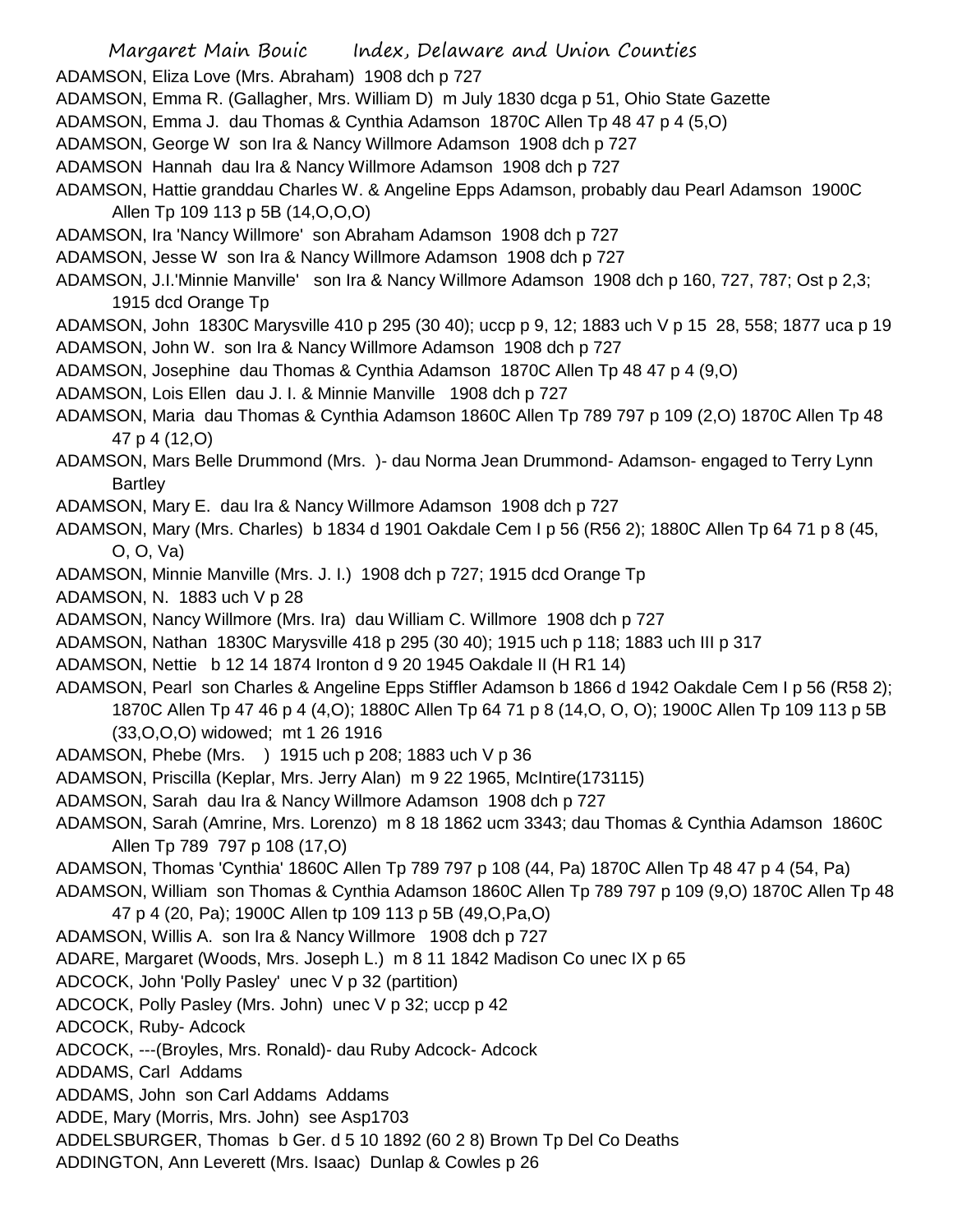ADAMSON, Eliza Love (Mrs. Abraham) 1908 dch p 727

ADAMSON, Emma R. (Gallagher, Mrs. William D) m July 1830 dcga p 51, Ohio State Gazette

ADAMSON, Emma J. dau Thomas & Cynthia Adamson 1870C Allen Tp 48 47 p 4 (5,O)

ADAMSON, George W son Ira & Nancy Willmore Adamson 1908 dch p 727

ADAMSON Hannah dau Ira & Nancy Willmore Adamson 1908 dch p 727

ADAMSON, Hattie granddau Charles W. & Angeline Epps Adamson, probably dau Pearl Adamson 1900C Allen Tp 109 113 p 5B (14,O,O,O)

ADAMSON, Ira 'Nancy Willmore' son Abraham Adamson 1908 dch p 727

ADAMSON, Jesse W son Ira & Nancy Willmore Adamson 1908 dch p 727

ADAMSON, J.I.'Minnie Manville' son Ira & Nancy Willmore Adamson 1908 dch p 160, 727, 787; Ost p 2,3; 1915 dcd Orange Tp

ADAMSON, John 1830C Marysville 410 p 295 (30 40); uccp p 9, 12; 1883 uch V p 15 28, 558; 1877 uca p 19

ADAMSON, John W. son Ira & Nancy Willmore Adamson 1908 dch p 727

ADAMSON, Josephine dau Thomas & Cynthia Adamson 1870C Allen Tp 48 47 p 4 (9,O)

ADAMSON, Lois Ellen dau J. I. & Minnie Manville 1908 dch p 727

ADAMSON, Maria dau Thomas & Cynthia Adamson 1860C Allen Tp 789 797 p 109 (2,O) 1870C Allen Tp 48 47 p 4 (12,O)

ADAMSON, Mars Belle Drummond (Mrs. )- dau Norma Jean Drummond- Adamson- engaged to Terry Lynn Bartley

ADAMSON, Mary E. dau Ira & Nancy Willmore Adamson 1908 dch p 727

ADAMSON, Mary (Mrs. Charles) b 1834 d 1901 Oakdale Cem I p 56 (R56 2); 1880C Allen Tp 64 71 p 8 (45, O, O, Va)

ADAMSON, Minnie Manville (Mrs. J. I.) 1908 dch p 727; 1915 dcd Orange Tp

ADAMSON, N. 1883 uch V p 28

ADAMSON, Nancy Willmore (Mrs. Ira) dau William C. Willmore 1908 dch p 727

ADAMSON, Nathan 1830C Marysville 418 p 295 (30 40); 1915 uch p 118; 1883 uch III p 317

ADAMSON, Nettie b 12 14 1874 Ironton d 9 20 1945 Oakdale II (H R1 14)

ADAMSON, Pearl son Charles & Angeline Epps Stiffler Adamson b 1866 d 1942 Oakdale Cem I p 56 (R58 2); 1870C Allen Tp 47 46 p 4 (4,O); 1880C Allen Tp 64 71 p 8 (14,O, O, O); 1900C Allen Tp 109 113 p 5B (33,O,O,O) widowed; mt 1 26 1916

ADAMSON, Phebe (Mrs. ) 1915 uch p 208; 1883 uch V p 36

ADAMSON, Priscilla (Keplar, Mrs. Jerry Alan) m 9 22 1965, McIntire(173115)

ADAMSON, Sarah dau Ira & Nancy Willmore Adamson 1908 dch p 727

ADAMSON, Sarah (Amrine, Mrs. Lorenzo) m 8 18 1862 ucm 3343; dau Thomas & Cynthia Adamson 1860C Allen Tp 789 797 p 108 (17,O)

ADAMSON, Thomas 'Cynthia' 1860C Allen Tp 789 797 p 108 (44, Pa) 1870C Allen Tp 48 47 p 4 (54, Pa)

ADAMSON, William son Thomas & Cynthia Adamson 1860C Allen Tp 789 797 p 109 (9,O) 1870C Allen Tp 48 47 p 4 (20, Pa); 1900C Allen tp 109 113 p 5B (49,O,Pa,O)

ADAMSON, Willis A. son Ira & Nancy Willmore 1908 dch p 727

ADARE, Margaret (Woods, Mrs. Joseph L.) m 8 11 1842 Madison Co unec IX p 65

ADCOCK, John 'Polly Pasley' unec V p 32 (partition)

ADCOCK, Polly Pasley (Mrs. John) unec V p 32; uccp p 42

ADCOCK, Ruby- Adcock

ADCOCK, ---(Broyles, Mrs. Ronald)- dau Ruby Adcock- Adcock

ADDAMS, Carl Addams

ADDAMS, John son Carl Addams Addams

ADDE, Mary (Morris, Mrs. John) see Asp1703

ADDELSBURGER, Thomas b Ger. d 5 10 1892 (60 2 8) Brown Tp Del Co Deaths

ADDINGTON, Ann Leverett (Mrs. Isaac) Dunlap & Cowles p 26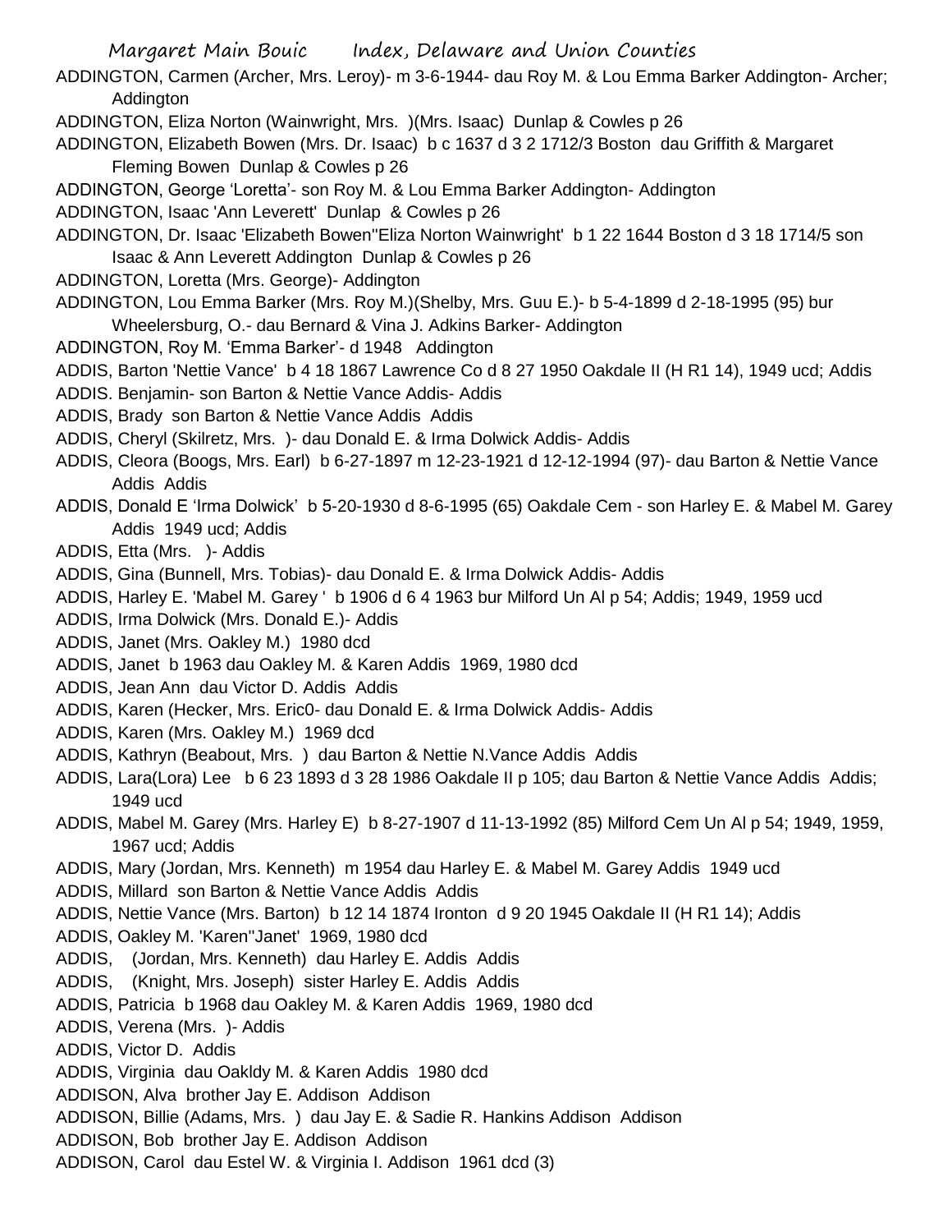ADDINGTON, Carmen (Archer, Mrs. Leroy)- m 3-6-1944- dau Roy M. & Lou Emma Barker Addington- Archer; Addington

ADDINGTON, Eliza Norton (Wainwright, Mrs. )(Mrs. Isaac) Dunlap & Cowles p 26

ADDINGTON, Elizabeth Bowen (Mrs. Dr. Isaac) b c 1637 d 3 2 1712/3 Boston dau Griffith & Margaret Fleming Bowen Dunlap & Cowles p 26

ADDINGTON, George 'Loretta'- son Roy M. & Lou Emma Barker Addington- Addington

ADDINGTON, Isaac 'Ann Leverett' Dunlap & Cowles p 26

ADDINGTON, Dr. Isaac 'Elizabeth Bowen''Eliza Norton Wainwright' b 1 22 1644 Boston d 3 18 1714/5 son Isaac & Ann Leverett Addington Dunlap & Cowles p 26

ADDINGTON, Loretta (Mrs. George)- Addington

ADDINGTON, Lou Emma Barker (Mrs. Roy M.)(Shelby, Mrs. Guu E.)- b 5-4-1899 d 2-18-1995 (95) bur Wheelersburg, O.- dau Bernard & Vina J. Adkins Barker- Addington

ADDINGTON, Roy M. 'Emma Barker'- d 1948 Addington

ADDIS, Barton 'Nettie Vance' b 4 18 1867 Lawrence Co d 8 27 1950 Oakdale II (H R1 14), 1949 ucd; Addis

ADDIS. Benjamin- son Barton & Nettie Vance Addis- Addis

ADDIS, Brady son Barton & Nettie Vance Addis Addis

ADDIS, Cheryl (Skilretz, Mrs. )- dau Donald E. & Irma Dolwick Addis- Addis

ADDIS, Cleora (Boogs, Mrs. Earl) b 6-27-1897 m 12-23-1921 d 12-12-1994 (97)- dau Barton & Nettie Vance Addis Addis

ADDIS, Donald E 'Irma Dolwick' b 5-20-1930 d 8-6-1995 (65) Oakdale Cem - son Harley E. & Mabel M. Garey Addis 1949 ucd; Addis

ADDIS, Etta (Mrs. )- Addis

ADDIS, Gina (Bunnell, Mrs. Tobias)- dau Donald E. & Irma Dolwick Addis- Addis

ADDIS, Harley E. 'Mabel M. Garey ' b 1906 d 6 4 1963 bur Milford Un Al p 54; Addis; 1949, 1959 ucd

ADDIS, Irma Dolwick (Mrs. Donald E.)- Addis

ADDIS, Janet (Mrs. Oakley M.) 1980 dcd

ADDIS, Janet b 1963 dau Oakley M. & Karen Addis 1969, 1980 dcd

ADDIS, Jean Ann dau Victor D. Addis Addis

ADDIS, Karen (Hecker, Mrs. Eric0- dau Donald E. & Irma Dolwick Addis- Addis

ADDIS, Karen (Mrs. Oakley M.) 1969 dcd

ADDIS, Kathryn (Beabout, Mrs. ) dau Barton & Nettie N.Vance Addis Addis

ADDIS, Lara(Lora) Lee b 6 23 1893 d 3 28 1986 Oakdale II p 105; dau Barton & Nettie Vance Addis Addis; 1949 ucd

ADDIS, Mabel M. Garey (Mrs. Harley E) b 8-27-1907 d 11-13-1992 (85) Milford Cem Un Al p 54; 1949, 1959, 1967 ucd; Addis

ADDIS, Mary (Jordan, Mrs. Kenneth) m 1954 dau Harley E. & Mabel M. Garey Addis 1949 ucd

ADDIS, Millard son Barton & Nettie Vance Addis Addis

ADDIS, Nettie Vance (Mrs. Barton) b 12 14 1874 Ironton d 9 20 1945 Oakdale II (H R1 14); Addis

ADDIS, Oakley M. 'Karen''Janet' 1969, 1980 dcd

ADDIS, (Jordan, Mrs. Kenneth) dau Harley E. Addis Addis

ADDIS, (Knight, Mrs. Joseph) sister Harley E. Addis Addis

ADDIS, Patricia b 1968 dau Oakley M. & Karen Addis 1969, 1980 dcd

ADDIS, Verena (Mrs. )- Addis

ADDIS, Victor D. Addis

ADDIS, Virginia dau Oakldy M. & Karen Addis 1980 dcd

ADDISON, Alva brother Jay E. Addison Addison

ADDISON, Billie (Adams, Mrs. ) dau Jay E. & Sadie R. Hankins Addison Addison

ADDISON, Bob brother Jay E. Addison Addison

ADDISON, Carol dau Estel W. & Virginia I. Addison 1961 dcd (3)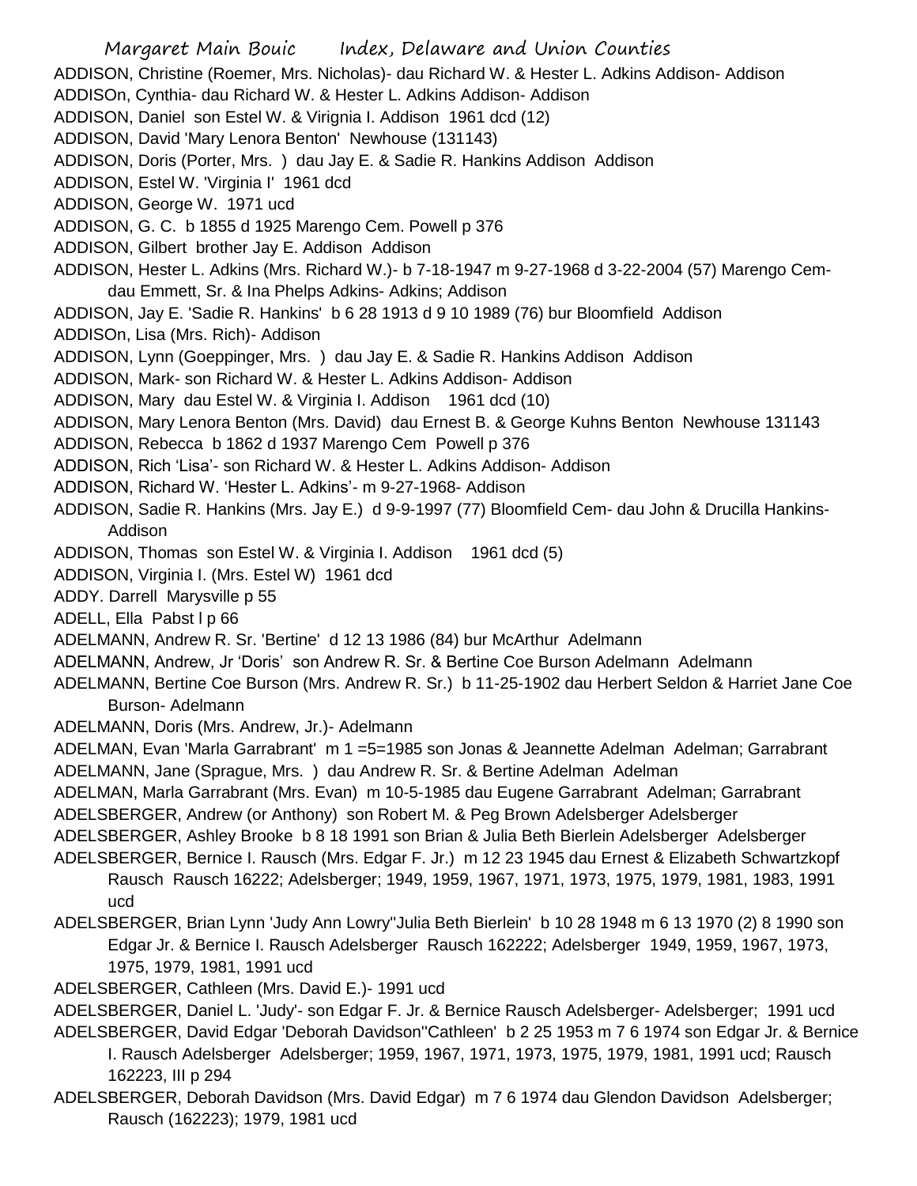ADDISON, Christine (Roemer, Mrs. Nicholas)- dau Richard W. & Hester L. Adkins Addison- Addison

ADDISOn, Cynthia- dau Richard W. & Hester L. Adkins Addison- Addison

ADDISON, Daniel son Estel W. & Virignia I. Addison 1961 dcd (12)

ADDISON, David 'Mary Lenora Benton' Newhouse (131143)

ADDISON, Doris (Porter, Mrs. ) dau Jay E. & Sadie R. Hankins Addison Addison

ADDISON, Estel W. 'Virginia I' 1961 dcd

ADDISON, George W. 1971 ucd

ADDISON, G. C. b 1855 d 1925 Marengo Cem. Powell p 376

ADDISON, Gilbert brother Jay E. Addison Addison

ADDISON, Hester L. Adkins (Mrs. Richard W.)- b 7-18-1947 m 9-27-1968 d 3-22-2004 (57) Marengo Cem- dau Emmett, Sr. & Ina Phelps Adkins- Adkins; Addison

ADDISON, Jay E. 'Sadie R. Hankins' b 6 28 1913 d 9 10 1989 (76) bur Bloomfield Addison

ADDISOn, Lisa (Mrs. Rich)- Addison

ADDISON, Lynn (Goeppinger, Mrs. ) dau Jay E. & Sadie R. Hankins Addison Addison

ADDISON, Mark- son Richard W. & Hester L. Adkins Addison- Addison

ADDISON, Mary dau Estel W. & Virginia I. Addison 1961 dcd (10)

ADDISON, Mary Lenora Benton (Mrs. David) dau Ernest B. & George Kuhns Benton Newhouse 131143

ADDISON, Rebecca b 1862 d 1937 Marengo Cem Powell p 376

ADDISON, Rich 'Lisa'- son Richard W. & Hester L. Adkins Addison- Addison

ADDISON, Richard W. 'Hester L. Adkins'- m 9-27-1968- Addison

ADDISON, Sadie R. Hankins (Mrs. Jay E.) d 9-9-1997 (77) Bloomfield Cem- dau John & Drucilla Hankins- Addison

ADDISON, Thomas son Estel W. & Virginia I. Addison 1961 dcd (5)

ADDISON, Virginia I. (Mrs. Estel W) 1961 dcd

ADDY. Darrell Marysville p 55

ADELL, Ella Pabst I p 66

ADELMANN, Andrew R. Sr. 'Bertine' d 12 13 1986 (84) bur McArthur Adelmann

ADELMANN, Andrew, Jr 'Doris' son Andrew R. Sr. & Bertine Coe Burson Adelmann Adelmann

ADELMANN, Bertine Coe Burson (Mrs. Andrew R. Sr.) b 11-25-1902 dau Herbert Seldon & Harriet Jane Coe Burson- Adelmann

ADELMANN, Doris (Mrs. Andrew, Jr.)- Adelmann

ADELMAN, Evan 'Marla Garrabrant' m 1 =5=1985 son Jonas & Jeannette Adelman Adelman; Garrabrant

ADELMANN, Jane (Sprague, Mrs. ) dau Andrew R. Sr. & Bertine Adelman Adelman

ADELMAN, Marla Garrabrant (Mrs. Evan) m 10-5-1985 dau Eugene Garrabrant Adelman; Garrabrant

ADELSBERGER, Andrew (or Anthony) son Robert M. & Peg Brown Adelsberger Adelsberger

ADELSBERGER, Ashley Brooke b 8 18 1991 son Brian & Julia Beth Bierlein Adelsberger Adelsberger

ADELSBERGER, Bernice I. Rausch (Mrs. Edgar F. Jr.) m 12 23 1945 dau Ernest & Elizabeth Schwartzkopf Rausch Rausch 16222; Adelsberger; 1949, 1959, 1967, 1971, 1973, 1975, 1979, 1981, 1983, 1991 ucd

ADELSBERGER, Brian Lynn 'Judy Ann Lowry''Julia Beth Bierlein' b 10 28 1948 m 6 13 1970 (2) 8 1990 son Edgar Jr. & Bernice I. Rausch Adelsberger Rausch 162222; Adelsberger 1949, 1959, 1967, 1973, 1975, 1979, 1981, 1991 ucd

ADELSBERGER, Cathleen (Mrs. David E.)- 1991 ucd

ADELSBERGER, Daniel L. 'Judy'- son Edgar F. Jr. & Bernice Rausch Adelsberger- Adelsberger; 1991 ucd

ADELSBERGER, David Edgar 'Deborah Davidson''Cathleen' b 2 25 1953 m 7 6 1974 son Edgar Jr. & Bernice I. Rausch Adelsberger Adelsberger; 1959, 1967, 1971, 1973, 1975, 1979, 1981, 1991 ucd; Rausch 162223, III p 294

ADELSBERGER, Deborah Davidson (Mrs. David Edgar) m 7 6 1974 dau Glendon Davidson Adelsberger; Rausch (162223); 1979, 1981 ucd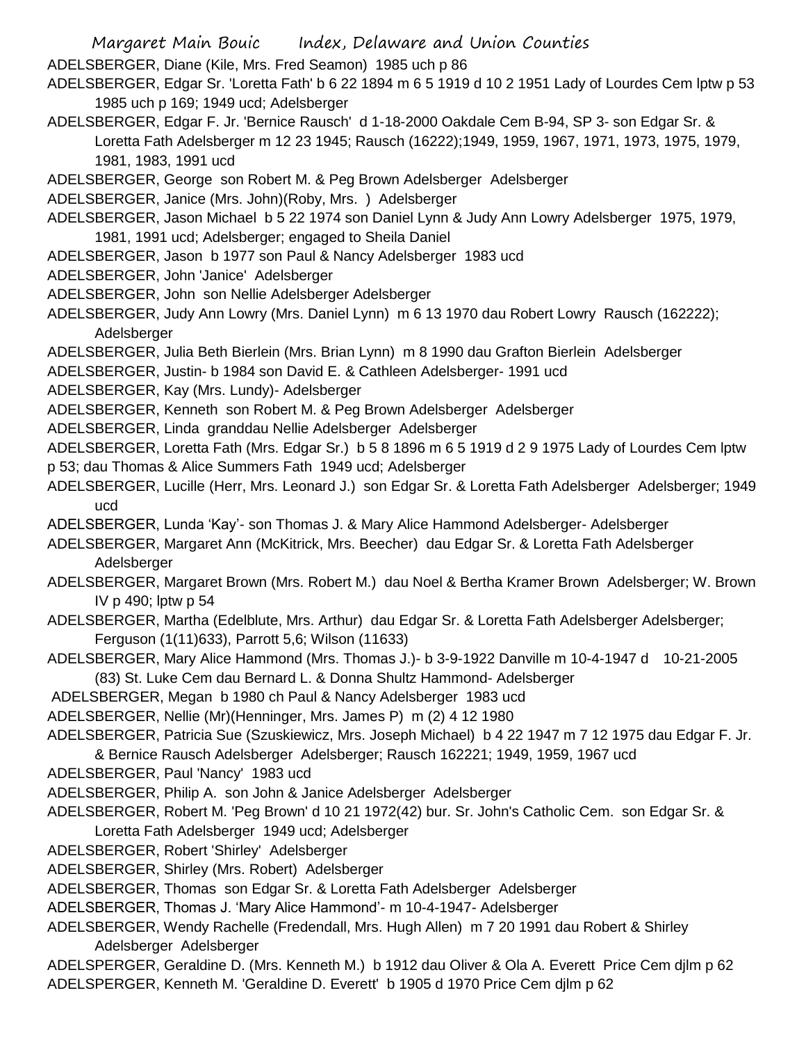ADELSBERGER, Diane (Kile, Mrs. Fred Seamon) 1985 uch p 86

ADELSBERGER, Edgar Sr. 'Loretta Fath' b 6 22 1894 m 6 5 1919 d 10 2 1951 Lady of Lourdes Cem lptw p 53 1985 uch p 169; 1949 ucd; Adelsberger

ADELSBERGER, Edgar F. Jr. 'Bernice Rausch' d 1-18-2000 Oakdale Cem B-94, SP 3- son Edgar Sr. & Loretta Fath Adelsberger m 12 23 1945; Rausch (16222);1949, 1959, 1967, 1971, 1973, 1975, 1979, 1981, 1983, 1991 ucd

ADELSBERGER, George son Robert M. & Peg Brown Adelsberger Adelsberger

ADELSBERGER, Janice (Mrs. John)(Roby, Mrs. ) Adelsberger

ADELSBERGER, Jason Michael b 5 22 1974 son Daniel Lynn & Judy Ann Lowry Adelsberger 1975, 1979, 1981, 1991 ucd; Adelsberger; engaged to Sheila Daniel

ADELSBERGER, Jason b 1977 son Paul & Nancy Adelsberger 1983 ucd

ADELSBERGER, John 'Janice' Adelsberger

ADELSBERGER, John son Nellie Adelsberger Adelsberger

ADELSBERGER, Judy Ann Lowry (Mrs. Daniel Lynn) m 6 13 1970 dau Robert Lowry Rausch (162222); Adelsberger

ADELSBERGER, Julia Beth Bierlein (Mrs. Brian Lynn) m 8 1990 dau Grafton Bierlein Adelsberger

ADELSBERGER, Justin- b 1984 son David E. & Cathleen Adelsberger- 1991 ucd

ADELSBERGER, Kay (Mrs. Lundy)- Adelsberger

ADELSBERGER, Kenneth son Robert M. & Peg Brown Adelsberger Adelsberger

ADELSBERGER, Linda granddau Nellie Adelsberger Adelsberger

ADELSBERGER, Loretta Fath (Mrs. Edgar Sr.) b 5 8 1896 m 6 5 1919 d 2 9 1975 Lady of Lourdes Cem lptw p 53; dau Thomas & Alice Summers Fath 1949 ucd; Adelsberger

ADELSBERGER, Lucille (Herr, Mrs. Leonard J.) son Edgar Sr. & Loretta Fath Adelsberger Adelsberger; 1949 ucd

ADELSBERGER, Lunda 'Kay'- son Thomas J. & Mary Alice Hammond Adelsberger- Adelsberger

ADELSBERGER, Margaret Ann (McKitrick, Mrs. Beecher) dau Edgar Sr. & Loretta Fath Adelsberger Adelsberger

ADELSBERGER, Margaret Brown (Mrs. Robert M.) dau Noel & Bertha Kramer Brown Adelsberger; W. Brown IV p 490; lptw p 54

ADELSBERGER, Martha (Edelblute, Mrs. Arthur) dau Edgar Sr. & Loretta Fath Adelsberger Adelsberger; Ferguson (1(11)633), Parrott 5,6; Wilson (11633)

ADELSBERGER, Mary Alice Hammond (Mrs. Thomas J.)- b 3-9-1922 Danville m 10-4-1947 d 10-21-2005 (83) St. Luke Cem dau Bernard L. & Donna Shultz Hammond- Adelsberger

ADELSBERGER, Megan b 1980 ch Paul & Nancy Adelsberger 1983 ucd

ADELSBERGER, Nellie (Mr)(Henninger, Mrs. James P) m (2) 4 12 1980

ADELSBERGER, Patricia Sue (Szuskiewicz, Mrs. Joseph Michael) b 4 22 1947 m 7 12 1975 dau Edgar F. Jr. & Bernice Rausch Adelsberger Adelsberger; Rausch 162221; 1949, 1959, 1967 ucd

ADELSBERGER, Paul 'Nancy' 1983 ucd

ADELSBERGER, Philip A. son John & Janice Adelsberger Adelsberger

ADELSBERGER, Robert M. 'Peg Brown' d 10 21 1972(42) bur. Sr. John's Catholic Cem. son Edgar Sr. & Loretta Fath Adelsberger 1949 ucd; Adelsberger

ADELSBERGER, Robert 'Shirley' Adelsberger

ADELSBERGER, Shirley (Mrs. Robert) Adelsberger

ADELSBERGER, Thomas son Edgar Sr. & Loretta Fath Adelsberger Adelsberger

ADELSBERGER, Thomas J. 'Mary Alice Hammond'- m 10-4-1947- Adelsberger

ADELSBERGER, Wendy Rachelle (Fredendall, Mrs. Hugh Allen) m 7 20 1991 dau Robert & Shirley Adelsberger Adelsberger

ADELSPERGER, Geraldine D. (Mrs. Kenneth M.) b 1912 dau Oliver & Ola A. Everett Price Cem djlm p 62

ADELSPERGER, Kenneth M. 'Geraldine D. Everett' b 1905 d 1970 Price Cem djlm p 62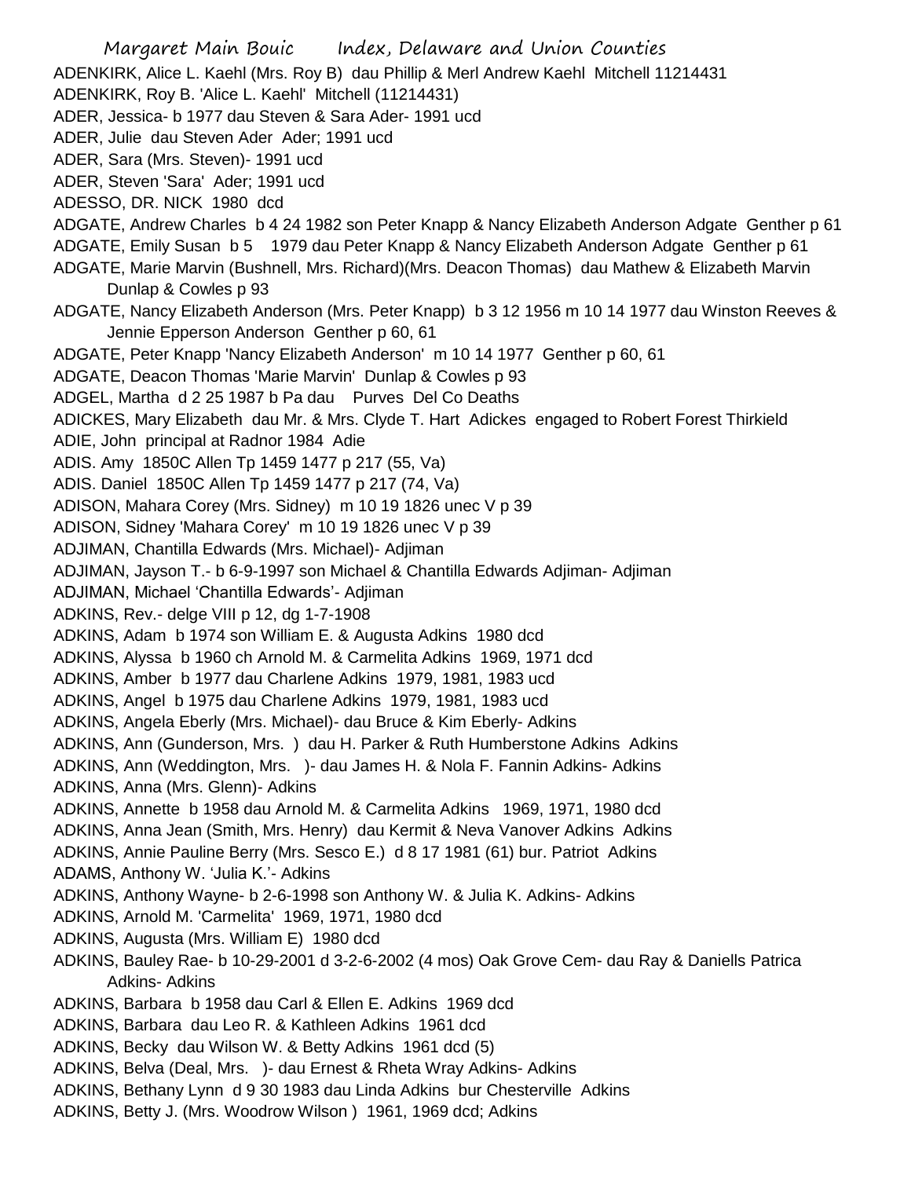ADENKIRK, Alice L. Kaehl (Mrs. Roy B) dau Phillip & Merl Andrew Kaehl Mitchell 11214431
ADENKIRK, Roy B. 'Alice L. Kaehl' Mitchell (11214431)
ADER, Jessica- b 1977 dau Steven & Sara Ader- 1991 ucd
ADER, Julie dau Steven Ader Ader; 1991 ucd
ADER, Sara (Mrs. Steven)- 1991 ucd
ADER, Steven 'Sara' Ader; 1991 ucd
ADESSO, DR. NICK 1980 dcd
ADGATE, Andrew Charles b 4 24 1982 son Peter Knapp & Nancy Elizabeth Anderson Adgate Genther p 61
ADGATE, Emily Susan b 5 1979 dau Peter Knapp & Nancy Elizabeth Anderson Adgate Genther p 61
ADGATE, Marie Marvin (Bushnell, Mrs. Richard)(Mrs. Deacon Thomas) dau Mathew & Elizabeth Marvin Dunlap & Cowles p 93
ADGATE, Nancy Elizabeth Anderson (Mrs. Peter Knapp) b 3 12 1956 m 10 14 1977 dau Winston Reeves & Jennie Epperson Anderson Genther p 60, 61
ADGATE, Peter Knapp 'Nancy Elizabeth Anderson' m 10 14 1977 Genther p 60, 61
ADGATE, Deacon Thomas 'Marie Marvin' Dunlap & Cowles p 93
ADGEL, Martha d 2 25 1987 b Pa dau Purves Del Co Deaths
ADICKES, Mary Elizabeth dau Mr. & Mrs. Clyde T. Hart Adickes engaged to Robert Forest Thirkield
ADIE, John principal at Radnor 1984 Adie
ADIS. Amy 1850C Allen Tp 1459 1477 p 217 (55, Va)
ADIS. Daniel 1850C Allen Tp 1459 1477 p 217 (74, Va)
ADISON, Mahara Corey (Mrs. Sidney) m 10 19 1826 unec V p 39
ADISON, Sidney 'Mahara Corey' m 10 19 1826 unec V p 39
ADJIMAN, Chantilla Edwards (Mrs. Michael)- Adjiman
ADJIMAN, Jayson T.- b 6-9-1997 son Michael & Chantilla Edwards Adjiman- Adjiman
ADJIMAN, Michael 'Chantilla Edwards'- Adjiman
ADKINS, Rev.- delge VIII p 12, dg 1-7-1908
ADKINS, Adam b 1974 son William E. & Augusta Adkins 1980 dcd
ADKINS, Alyssa b 1960 ch Arnold M. & Carmelita Adkins 1969, 1971 dcd
ADKINS, Amber b 1977 dau Charlene Adkins 1979, 1981, 1983 ucd
ADKINS, Angel b 1975 dau Charlene Adkins 1979, 1981, 1983 ucd
ADKINS, Angela Eberly (Mrs. Michael)- dau Bruce & Kim Eberly- Adkins
ADKINS, Ann (Gunderson, Mrs. ) dau H. Parker & Ruth Humberstone Adkins Adkins
ADKINS, Ann (Weddington, Mrs. )- dau James H. & Nola F. Fannin Adkins- Adkins
ADKINS, Anna (Mrs. Glenn)- Adkins
ADKINS, Annette b 1958 dau Arnold M. & Carmelita Adkins 1969, 1971, 1980 dcd
ADKINS, Anna Jean (Smith, Mrs. Henry) dau Kermit & Neva Vanover Adkins Adkins
ADKINS, Annie Pauline Berry (Mrs. Sesco E.) d 8 17 1981 (61) bur. Patriot Adkins
ADAMS, Anthony W. 'Julia K.'- Adkins
ADKINS, Anthony Wayne- b 2-6-1998 son Anthony W. & Julia K. Adkins- Adkins
ADKINS, Arnold M. 'Carmelita' 1969, 1971, 1980 dcd
ADKINS, Augusta (Mrs. William E) 1980 dcd
ADKINS, Bauley Rae- b 10-29-2001 d 3-2-6-2002 (4 mos) Oak Grove Cem- dau Ray & Daniells Patrica Adkins- Adkins
ADKINS, Barbara b 1958 dau Carl & Ellen E. Adkins 1969 dcd
ADKINS, Barbara dau Leo R. & Kathleen Adkins 1961 dcd
ADKINS, Becky dau Wilson W. & Betty Adkins 1961 dcd (5)
ADKINS, Belva (Deal, Mrs. )- dau Ernest & Rheta Wray Adkins- Adkins
ADKINS, Bethany Lynn d 9 30 1983 dau Linda Adkins bur Chesterville Adkins
ADKINS, Betty J. (Mrs. Woodrow Wilson ) 1961, 1969 dcd; Adkins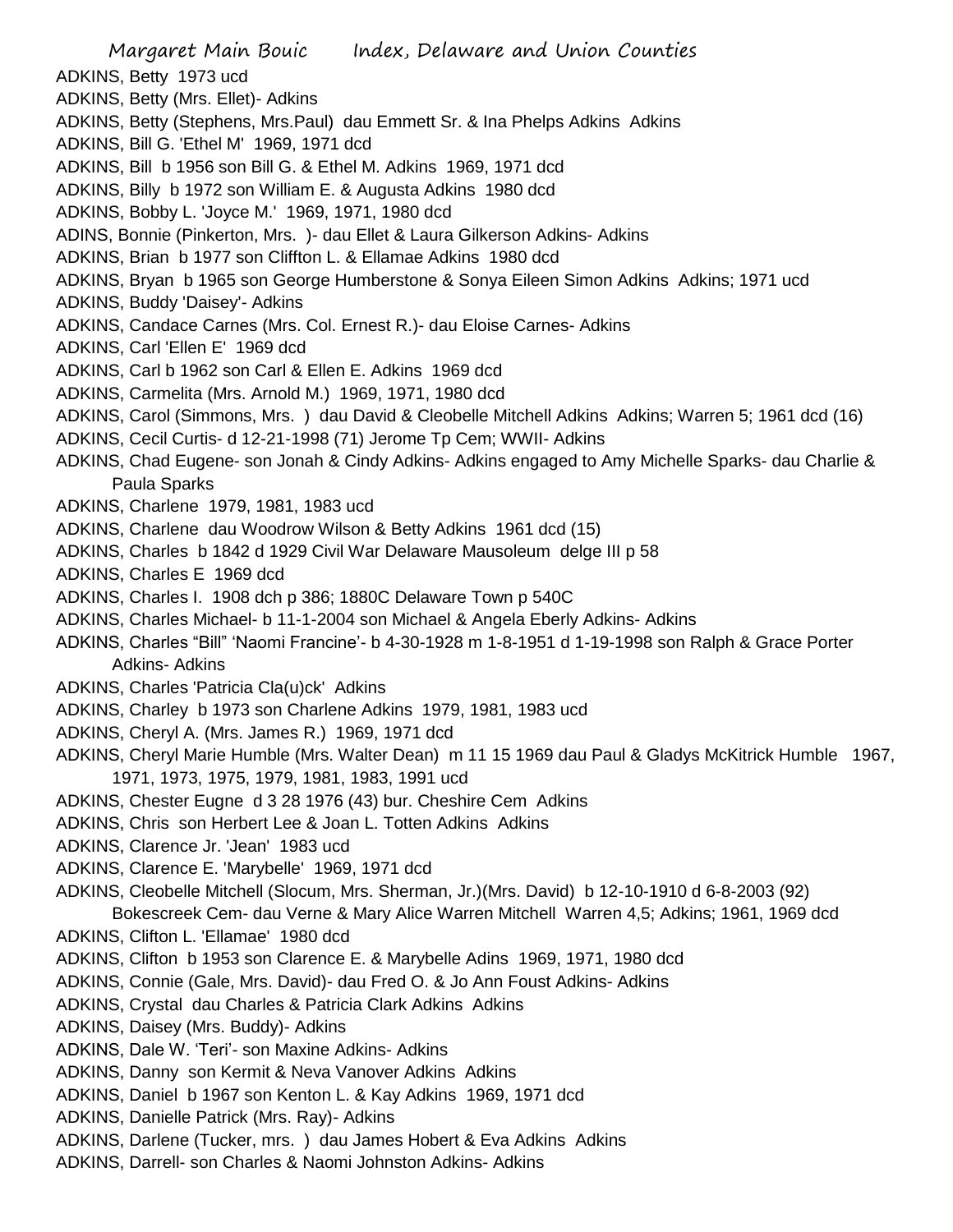ADKINS, Betty 1973 ucd
ADKINS, Betty (Mrs. Ellet)- Adkins
ADKINS, Betty (Stephens, Mrs.Paul) dau Emmett Sr. & Ina Phelps Adkins Adkins
ADKINS, Bill G. 'Ethel M' 1969, 1971 dcd
ADKINS, Bill b 1956 son Bill G. & Ethel M. Adkins 1969, 1971 dcd
ADKINS, Billy b 1972 son William E. & Augusta Adkins 1980 dcd
ADKINS, Bobby L. 'Joyce M.' 1969, 1971, 1980 dcd
ADINS, Bonnie (Pinkerton, Mrs. )- dau Ellet & Laura Gilkerson Adkins- Adkins
ADKINS, Brian b 1977 son Cliffton L. & Ellamae Adkins 1980 dcd
ADKINS, Bryan b 1965 son George Humberstone & Sonya Eileen Simon Adkins Adkins; 1971 ucd
ADKINS, Buddy 'Daisey'- Adkins
ADKINS, Candace Carnes (Mrs. Col. Ernest R.)- dau Eloise Carnes- Adkins
ADKINS, Carl 'Ellen E' 1969 dcd
ADKINS, Carl b 1962 son Carl & Ellen E. Adkins 1969 dcd
ADKINS, Carmelita (Mrs. Arnold M.) 1969, 1971, 1980 dcd
ADKINS, Carol (Simmons, Mrs. ) dau David & Cleobelle Mitchell Adkins Adkins; Warren 5; 1961 dcd (16)
ADKINS, Cecil Curtis- d 12-21-1998 (71) Jerome Tp Cem; WWII- Adkins
ADKINS, Chad Eugene- son Jonah & Cindy Adkins- Adkins engaged to Amy Michelle Sparks- dau Charlie & Paula Sparks
ADKINS, Charlene 1979, 1981, 1983 ucd
ADKINS, Charlene dau Woodrow Wilson & Betty Adkins 1961 dcd (15)
ADKINS, Charles b 1842 d 1929 Civil War Delaware Mausoleum delge III p 58
ADKINS, Charles E 1969 dcd
ADKINS, Charles I. 1908 dch p 386; 1880C Delaware Town p 540C
ADKINS, Charles Michael- b 11-1-2004 son Michael & Angela Eberly Adkins- Adkins
ADKINS, Charles “Bill” ‘Naomi Francine’- b 4-30-1928 m 1-8-1951 d 1-19-1998 son Ralph & Grace Porter Adkins- Adkins
ADKINS, Charles 'Patricia Cla(u)ck' Adkins
ADKINS, Charley b 1973 son Charlene Adkins 1979, 1981, 1983 ucd
ADKINS, Cheryl A. (Mrs. James R.) 1969, 1971 dcd
ADKINS, Cheryl Marie Humble (Mrs. Walter Dean) m 11 15 1969 dau Paul & Gladys McKitrick Humble 1967, 1971, 1973, 1975, 1979, 1981, 1983, 1991 ucd
ADKINS, Chester Eugne d 3 28 1976 (43) bur. Cheshire Cem Adkins
ADKINS, Chris son Herbert Lee & Joan L. Totten Adkins Adkins
ADKINS, Clarence Jr. 'Jean' 1983 ucd
ADKINS, Clarence E. 'Marybelle' 1969, 1971 dcd
ADKINS, Cleobelle Mitchell (Slocum, Mrs. Sherman, Jr.)(Mrs. David) b 12-10-1910 d 6-8-2003 (92) Bokescreek Cem- dau Verne & Mary Alice Warren Mitchell Warren 4,5; Adkins; 1961, 1969 dcd
ADKINS, Clifton L. 'Ellamae' 1980 dcd
ADKINS, Clifton b 1953 son Clarence E. & Marybelle Adins 1969, 1971, 1980 dcd
ADKINS, Connie (Gale, Mrs. David)- dau Fred O. & Jo Ann Foust Adkins- Adkins
ADKINS, Crystal dau Charles & Patricia Clark Adkins Adkins
ADKINS, Daisey (Mrs. Buddy)- Adkins
ADKINS, Dale W. ‘Teri’- son Maxine Adkins- Adkins
ADKINS, Danny son Kermit & Neva Vanover Adkins Adkins
ADKINS, Daniel b 1967 son Kenton L. & Kay Adkins 1969, 1971 dcd
ADKINS, Danielle Patrick (Mrs. Ray)- Adkins
ADKINS, Darlene (Tucker, mrs. ) dau James Hobert & Eva Adkins Adkins
ADKINS, Darrell- son Charles & Naomi Johnston Adkins- Adkins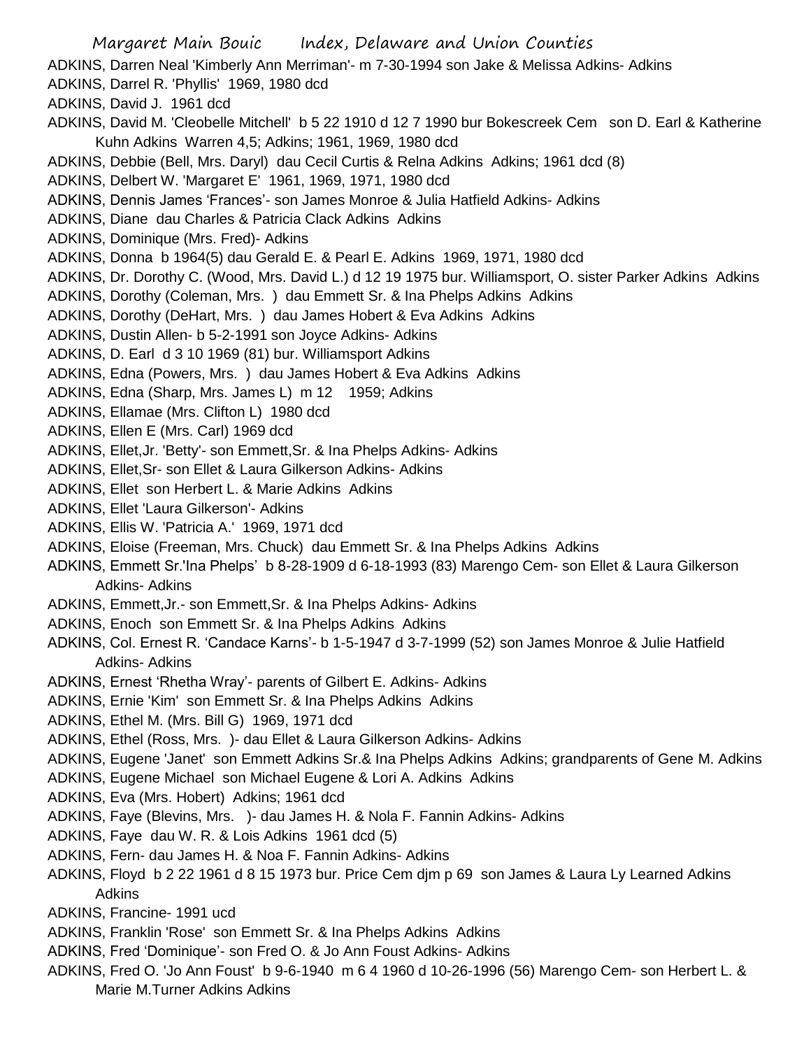ADKINS, Darren Neal 'Kimberly Ann Merriman'- m 7-30-1994 son Jake & Melissa Adkins- Adkins

ADKINS, Darrel R. 'Phyllis' 1969, 1980 dcd

ADKINS, David J. 1961 dcd

ADKINS, David M. 'Cleobelle Mitchell' b 5 22 1910 d 12 7 1990 bur Bokescreek Cem son D. Earl & Katherine Kuhn Adkins Warren 4,5; Adkins; 1961, 1969, 1980 dcd

ADKINS, Debbie (Bell, Mrs. Daryl) dau Cecil Curtis & Relna Adkins Adkins; 1961 dcd (8)

ADKINS, Delbert W. 'Margaret E' 1961, 1969, 1971, 1980 dcd

ADKINS, Dennis James 'Frances'- son James Monroe & Julia Hatfield Adkins- Adkins

ADKINS, Diane dau Charles & Patricia Clack Adkins Adkins

ADKINS, Dominique (Mrs. Fred)- Adkins

ADKINS, Donna b 1964(5) dau Gerald E. & Pearl E. Adkins 1969, 1971, 1980 dcd

ADKINS, Dr. Dorothy C. (Wood, Mrs. David L.) d 12 19 1975 bur. Williamsport, O. sister Parker Adkins Adkins

ADKINS, Dorothy (Coleman, Mrs. ) dau Emmett Sr. & Ina Phelps Adkins Adkins

ADKINS, Dorothy (DeHart, Mrs. ) dau James Hobert & Eva Adkins Adkins

ADKINS, Dustin Allen- b 5-2-1991 son Joyce Adkins- Adkins

ADKINS, D. Earl d 3 10 1969 (81) bur. Williamsport Adkins

ADKINS, Edna (Powers, Mrs. ) dau James Hobert & Eva Adkins Adkins

ADKINS, Edna (Sharp, Mrs. James L) m 12 1959; Adkins

ADKINS, Ellamae (Mrs. Clifton L) 1980 dcd

ADKINS, Ellen E (Mrs. Carl) 1969 dcd

ADKINS, Ellet,Jr. 'Betty'- son Emmett,Sr. & Ina Phelps Adkins- Adkins

ADKINS, Ellet,Sr- son Ellet & Laura Gilkerson Adkins- Adkins

ADKINS, Ellet son Herbert L. & Marie Adkins Adkins

ADKINS, Ellet 'Laura Gilkerson'- Adkins

ADKINS, Ellis W. 'Patricia A.' 1969, 1971 dcd

ADKINS, Eloise (Freeman, Mrs. Chuck) dau Emmett Sr. & Ina Phelps Adkins Adkins

ADKINS, Emmett Sr.'Ina Phelps' b 8-28-1909 d 6-18-1993 (83) Marengo Cem- son Ellet & Laura Gilkerson Adkins- Adkins

ADKINS, Emmett,Jr.- son Emmett,Sr. & Ina Phelps Adkins- Adkins

ADKINS, Enoch son Emmett Sr. & Ina Phelps Adkins Adkins

ADKINS, Col. Ernest R. 'Candace Karns'- b 1-5-1947 d 3-7-1999 (52) son James Monroe & Julie Hatfield Adkins- Adkins

ADKINS, Ernest 'Rhetha Wray'- parents of Gilbert E. Adkins- Adkins

ADKINS, Ernie 'Kim' son Emmett Sr. & Ina Phelps Adkins Adkins

ADKINS, Ethel M. (Mrs. Bill G) 1969, 1971 dcd

ADKINS, Ethel (Ross, Mrs. )- dau Ellet & Laura Gilkerson Adkins- Adkins

ADKINS, Eugene 'Janet' son Emmett Adkins Sr.& Ina Phelps Adkins Adkins; grandparents of Gene M. Adkins

ADKINS, Eugene Michael son Michael Eugene & Lori A. Adkins Adkins

ADKINS, Eva (Mrs. Hobert) Adkins; 1961 dcd

ADKINS, Faye (Blevins, Mrs. )- dau James H. & Nola F. Fannin Adkins- Adkins

ADKINS, Faye dau W. R. & Lois Adkins 1961 dcd (5)

ADKINS, Fern- dau James H. & Noa F. Fannin Adkins- Adkins

ADKINS, Floyd b 2 22 1961 d 8 15 1973 bur. Price Cem djm p 69 son James & Laura Ly Learned Adkins Adkins

ADKINS, Francine- 1991 ucd

ADKINS, Franklin 'Rose' son Emmett Sr. & Ina Phelps Adkins Adkins

ADKINS, Fred 'Dominique'- son Fred O. & Jo Ann Foust Adkins- Adkins

ADKINS, Fred O. 'Jo Ann Foust' b 9-6-1940 m 6 4 1960 d 10-26-1996 (56) Marengo Cem- son Herbert L. & Marie M.Turner Adkins Adkins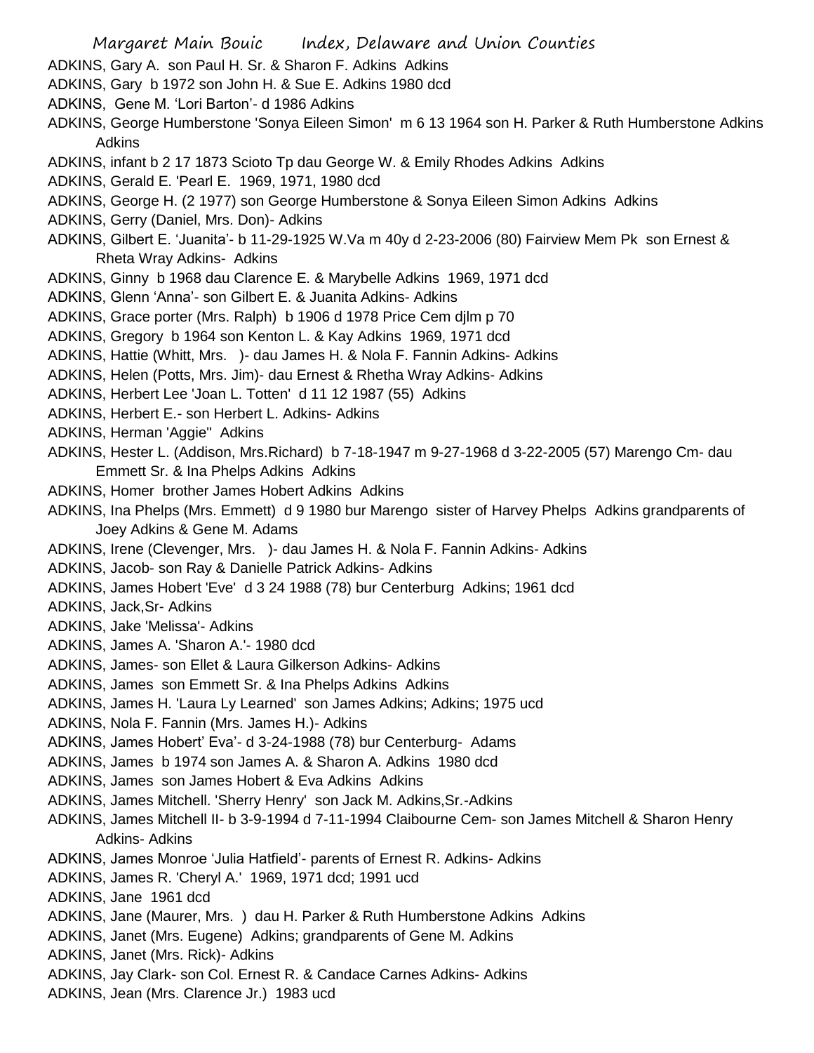ADKINS, Gary A. son Paul H. Sr. & Sharon F. Adkins Adkins
ADKINS, Gary b 1972 son John H. & Sue E. Adkins 1980 dcd
ADKINS, Gene M. 'Lori Barton'- d 1986 Adkins
ADKINS, George Humberstone 'Sonya Eileen Simon' m 6 13 1964 son H. Parker & Ruth Humberstone Adkins Adkins
ADKINS, infant b 2 17 1873 Scioto Tp dau George W. & Emily Rhodes Adkins Adkins
ADKINS, Gerald E. 'Pearl E. 1969, 1971, 1980 dcd
ADKINS, George H. (2 1977) son George Humberstone & Sonya Eileen Simon Adkins Adkins
ADKINS, Gerry (Daniel, Mrs. Don)- Adkins
ADKINS, Gilbert E. 'Juanita'- b 11-29-1925 W.Va m 40y d 2-23-2006 (80) Fairview Mem Pk son Ernest & Rheta Wray Adkins- Adkins
ADKINS, Ginny b 1968 dau Clarence E. & Marybelle Adkins 1969, 1971 dcd
ADKINS, Glenn 'Anna'- son Gilbert E. & Juanita Adkins- Adkins
ADKINS, Grace porter (Mrs. Ralph) b 1906 d 1978 Price Cem djlm p 70
ADKINS, Gregory b 1964 son Kenton L. & Kay Adkins 1969, 1971 dcd
ADKINS, Hattie (Whitt, Mrs. )- dau James H. & Nola F. Fannin Adkins- Adkins
ADKINS, Helen (Potts, Mrs. Jim)- dau Ernest & Rhetha Wray Adkins- Adkins
ADKINS, Herbert Lee 'Joan L. Totten' d 11 12 1987 (55) Adkins
ADKINS, Herbert E.- son Herbert L. Adkins- Adkins
ADKINS, Herman 'Aggie" Adkins
ADKINS, Hester L. (Addison, Mrs.Richard) b 7-18-1947 m 9-27-1968 d 3-22-2005 (57) Marengo Cm- dau Emmett Sr. & Ina Phelps Adkins Adkins
ADKINS, Homer brother James Hobert Adkins Adkins
ADKINS, Ina Phelps (Mrs. Emmett) d 9 1980 bur Marengo sister of Harvey Phelps Adkins grandparents of Joey Adkins & Gene M. Adams
ADKINS, Irene (Clevenger, Mrs. )- dau James H. & Nola F. Fannin Adkins- Adkins
ADKINS, Jacob- son Ray & Danielle Patrick Adkins- Adkins
ADKINS, James Hobert 'Eve' d 3 24 1988 (78) bur Centerburg Adkins; 1961 dcd
ADKINS, Jack,Sr- Adkins
ADKINS, Jake 'Melissa'- Adkins
ADKINS, James A. 'Sharon A.'- 1980 dcd
ADKINS, James- son Ellet & Laura Gilkerson Adkins- Adkins
ADKINS, James son Emmett Sr. & Ina Phelps Adkins Adkins
ADKINS, James H. 'Laura Ly Learned' son James Adkins; Adkins; 1975 ucd
ADKINS, Nola F. Fannin (Mrs. James H.)- Adkins
ADKINS, James Hobert' Eva'- d 3-24-1988 (78) bur Centerburg- Adams
ADKINS, James b 1974 son James A. & Sharon A. Adkins 1980 dcd
ADKINS, James son James Hobert & Eva Adkins Adkins
ADKINS, James Mitchell. 'Sherry Henry' son Jack M. Adkins,Sr.-Adkins
ADKINS, James Mitchell II- b 3-9-1994 d 7-11-1994 Claibourne Cem- son James Mitchell & Sharon Henry Adkins- Adkins
ADKINS, James Monroe 'Julia Hatfield'- parents of Ernest R. Adkins- Adkins
ADKINS, James R. 'Cheryl A.' 1969, 1971 dcd; 1991 ucd
ADKINS, Jane 1961 dcd
ADKINS, Jane (Maurer, Mrs. ) dau H. Parker & Ruth Humberstone Adkins Adkins
ADKINS, Janet (Mrs. Eugene) Adkins; grandparents of Gene M. Adkins
ADKINS, Janet (Mrs. Rick)- Adkins
ADKINS, Jay Clark- son Col. Ernest R. & Candace Carnes Adkins- Adkins
ADKINS, Jean (Mrs. Clarence Jr.) 1983 ucd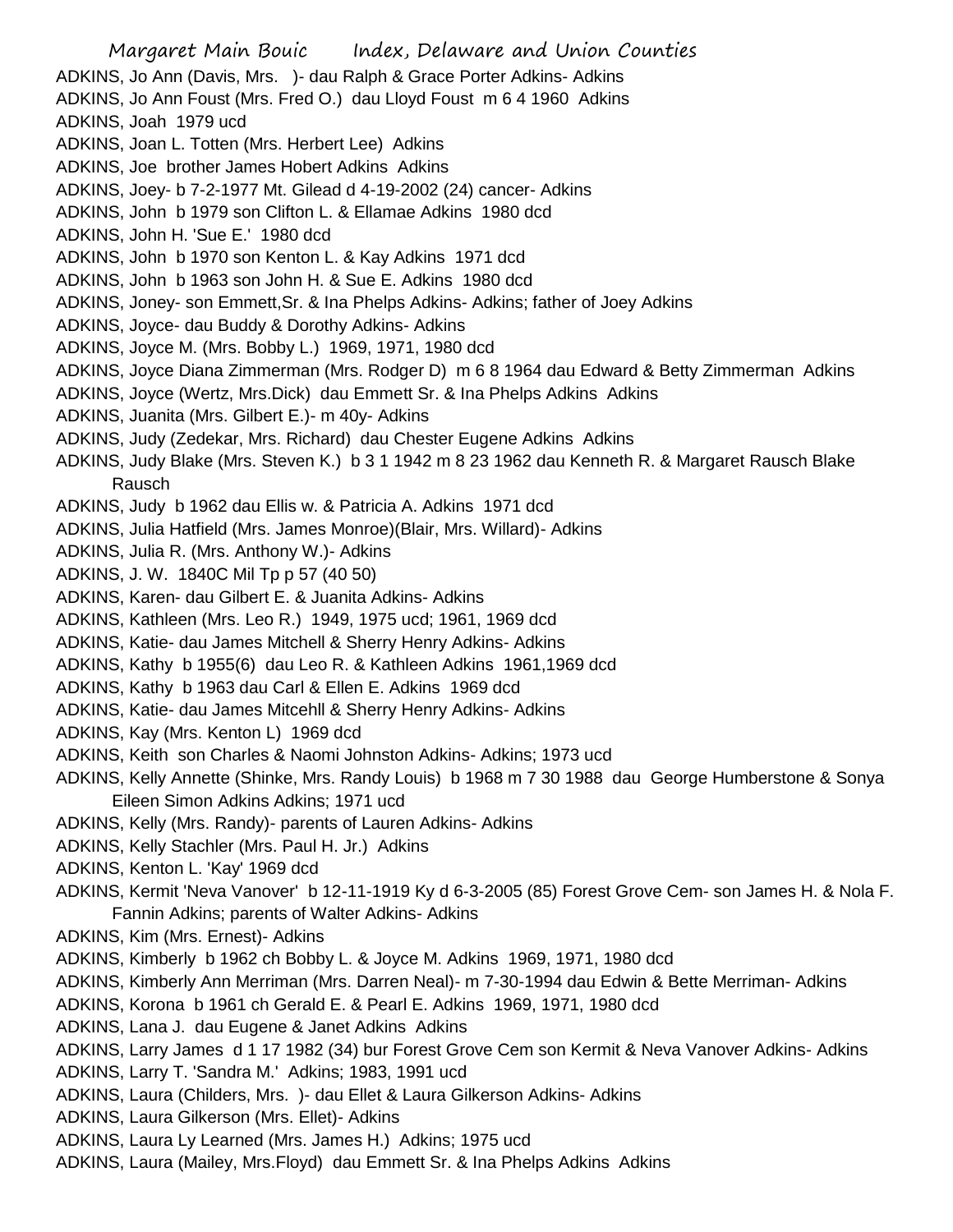ADKINS, Jo Ann (Davis, Mrs. )- dau Ralph & Grace Porter Adkins- Adkins
ADKINS, Jo Ann Foust (Mrs. Fred O.) dau Lloyd Foust m 6 4 1960 Adkins
ADKINS, Joah 1979 ucd
ADKINS, Joan L. Totten (Mrs. Herbert Lee) Adkins
ADKINS, Joe brother James Hobert Adkins Adkins
ADKINS, Joey- b 7-2-1977 Mt. Gilead d 4-19-2002 (24) cancer- Adkins
ADKINS, John b 1979 son Clifton L. & Ellamae Adkins 1980 dcd
ADKINS, John H. 'Sue E.' 1980 dcd
ADKINS, John b 1970 son Kenton L. & Kay Adkins 1971 dcd
ADKINS, John b 1963 son John H. & Sue E. Adkins 1980 dcd
ADKINS, Joney- son Emmett,Sr. & Ina Phelps Adkins- Adkins; father of Joey Adkins
ADKINS, Joyce- dau Buddy & Dorothy Adkins- Adkins
ADKINS, Joyce M. (Mrs. Bobby L.) 1969, 1971, 1980 dcd
ADKINS, Joyce Diana Zimmerman (Mrs. Rodger D) m 6 8 1964 dau Edward & Betty Zimmerman Adkins
ADKINS, Joyce (Wertz, Mrs.Dick) dau Emmett Sr. & Ina Phelps Adkins Adkins
ADKINS, Juanita (Mrs. Gilbert E.)- m 40y- Adkins
ADKINS, Judy (Zedekar, Mrs. Richard) dau Chester Eugene Adkins Adkins
ADKINS, Judy Blake (Mrs. Steven K.) b 3 1 1942 m 8 23 1962 dau Kenneth R. & Margaret Rausch Blake Rausch
ADKINS, Judy b 1962 dau Ellis w. & Patricia A. Adkins 1971 dcd
ADKINS, Julia Hatfield (Mrs. James Monroe)(Blair, Mrs. Willard)- Adkins
ADKINS, Julia R. (Mrs. Anthony W.)- Adkins
ADKINS, J. W. 1840C Mil Tp p 57 (40 50)
ADKINS, Karen- dau Gilbert E. & Juanita Adkins- Adkins
ADKINS, Kathleen (Mrs. Leo R.) 1949, 1975 ucd; 1961, 1969 dcd
ADKINS, Katie- dau James Mitchell & Sherry Henry Adkins- Adkins
ADKINS, Kathy b 1955(6) dau Leo R. & Kathleen Adkins 1961,1969 dcd
ADKINS, Kathy b 1963 dau Carl & Ellen E. Adkins 1969 dcd
ADKINS, Katie- dau James Mitcehll & Sherry Henry Adkins- Adkins
ADKINS, Kay (Mrs. Kenton L) 1969 dcd
ADKINS, Keith son Charles & Naomi Johnston Adkins- Adkins; 1973 ucd
ADKINS, Kelly Annette (Shinke, Mrs. Randy Louis) b 1968 m 7 30 1988 dau George Humberstone & Sonya Eileen Simon Adkins Adkins; 1971 ucd
ADKINS, Kelly (Mrs. Randy)- parents of Lauren Adkins- Adkins
ADKINS, Kelly Stachler (Mrs. Paul H. Jr.) Adkins
ADKINS, Kenton L. 'Kay' 1969 dcd
ADKINS, Kermit 'Neva Vanover' b 12-11-1919 Ky d 6-3-2005 (85) Forest Grove Cem- son James H. & Nola F. Fannin Adkins; parents of Walter Adkins- Adkins
ADKINS, Kim (Mrs. Ernest)- Adkins
ADKINS, Kimberly b 1962 ch Bobby L. & Joyce M. Adkins 1969, 1971, 1980 dcd
ADKINS, Kimberly Ann Merriman (Mrs. Darren Neal)- m 7-30-1994 dau Edwin & Bette Merriman- Adkins
ADKINS, Korona b 1961 ch Gerald E. & Pearl E. Adkins 1969, 1971, 1980 dcd
ADKINS, Lana J. dau Eugene & Janet Adkins Adkins
ADKINS, Larry James d 1 17 1982 (34) bur Forest Grove Cem son Kermit & Neva Vanover Adkins- Adkins
ADKINS, Larry T. 'Sandra M.' Adkins; 1983, 1991 ucd
ADKINS, Laura (Childers, Mrs. )- dau Ellet & Laura Gilkerson Adkins- Adkins
ADKINS, Laura Gilkerson (Mrs. Ellet)- Adkins
ADKINS, Laura Ly Learned (Mrs. James H.) Adkins; 1975 ucd
ADKINS, Laura (Mailey, Mrs.Floyd) dau Emmett Sr. & Ina Phelps Adkins Adkins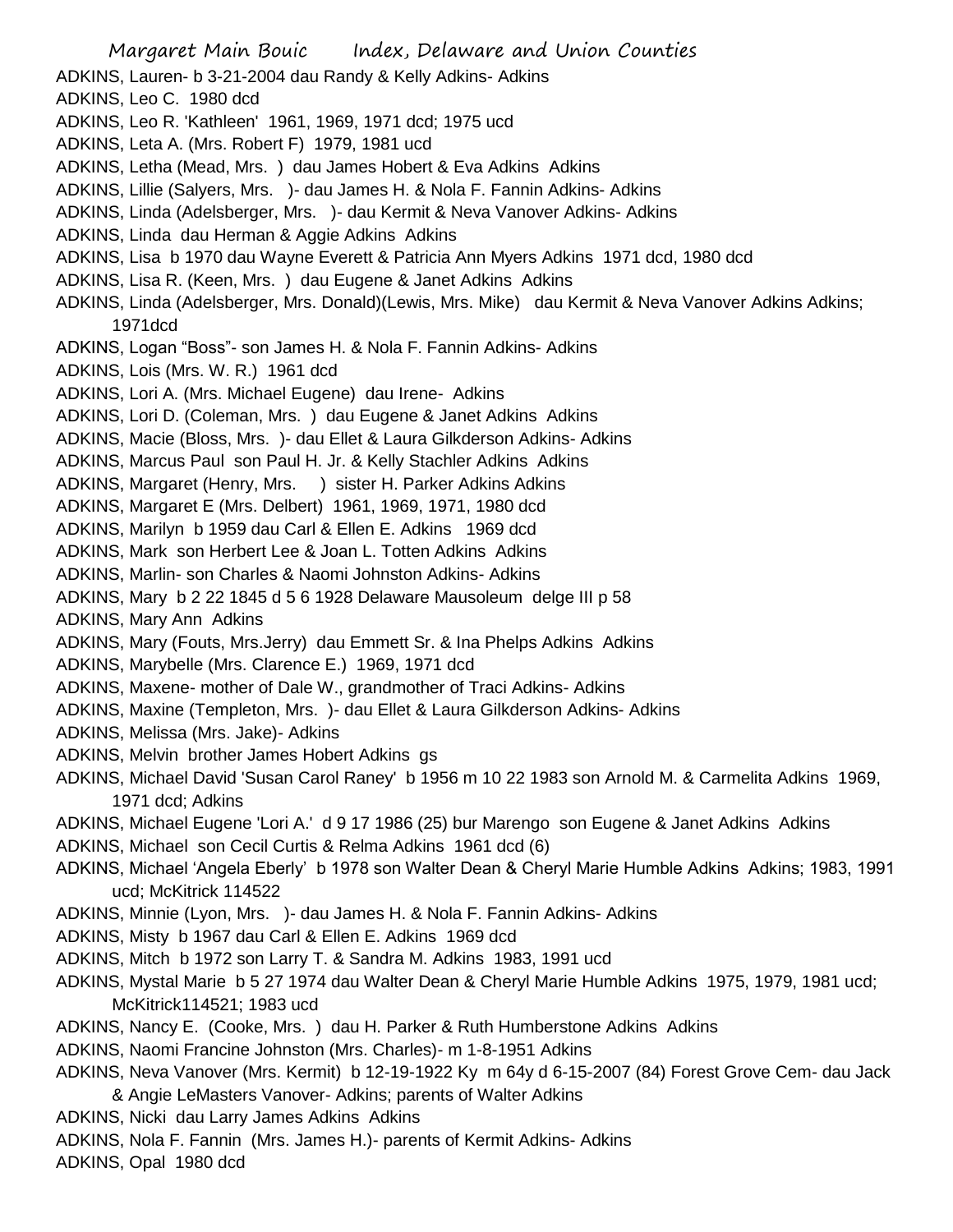ADKINS, Lauren- b 3-21-2004 dau Randy & Kelly Adkins- Adkins
ADKINS, Leo C. 1980 dcd
ADKINS, Leo R. 'Kathleen' 1961, 1969, 1971 dcd; 1975 ucd
ADKINS, Leta A. (Mrs. Robert F) 1979, 1981 ucd
ADKINS, Letha (Mead, Mrs. ) dau James Hobert & Eva Adkins Adkins
ADKINS, Lillie (Salyers, Mrs. )- dau James H. & Nola F. Fannin Adkins- Adkins
ADKINS, Linda (Adelsberger, Mrs. )- dau Kermit & Neva Vanover Adkins- Adkins
ADKINS, Linda dau Herman & Aggie Adkins Adkins
ADKINS, Lisa b 1970 dau Wayne Everett & Patricia Ann Myers Adkins 1971 dcd, 1980 dcd
ADKINS, Lisa R. (Keen, Mrs. ) dau Eugene & Janet Adkins Adkins
ADKINS, Linda (Adelsberger, Mrs. Donald)(Lewis, Mrs. Mike) dau Kermit & Neva Vanover Adkins Adkins; 1971dcd
ADKINS, Logan "Boss"- son James H. & Nola F. Fannin Adkins- Adkins
ADKINS, Lois (Mrs. W. R.) 1961 dcd
ADKINS, Lori A. (Mrs. Michael Eugene) dau Irene- Adkins
ADKINS, Lori D. (Coleman, Mrs. ) dau Eugene & Janet Adkins Adkins
ADKINS, Macie (Bloss, Mrs. )- dau Ellet & Laura Gilkderson Adkins- Adkins
ADKINS, Marcus Paul son Paul H. Jr. & Kelly Stachler Adkins Adkins
ADKINS, Margaret (Henry, Mrs. ) sister H. Parker Adkins Adkins
ADKINS, Margaret E (Mrs. Delbert) 1961, 1969, 1971, 1980 dcd
ADKINS, Marilyn b 1959 dau Carl & Ellen E. Adkins 1969 dcd
ADKINS, Mark son Herbert Lee & Joan L. Totten Adkins Adkins
ADKINS, Marlin- son Charles & Naomi Johnston Adkins- Adkins
ADKINS, Mary b 2 22 1845 d 5 6 1928 Delaware Mausoleum delge III p 58
ADKINS, Mary Ann Adkins
ADKINS, Mary (Fouts, Mrs.Jerry) dau Emmett Sr. & Ina Phelps Adkins Adkins
ADKINS, Marybelle (Mrs. Clarence E.) 1969, 1971 dcd
ADKINS, Maxene- mother of Dale W., grandmother of Traci Adkins- Adkins
ADKINS, Maxine (Templeton, Mrs. )- dau Ellet & Laura Gilkderson Adkins- Adkins
ADKINS, Melissa (Mrs. Jake)- Adkins
ADKINS, Melvin brother James Hobert Adkins gs
ADKINS, Michael David 'Susan Carol Raney' b 1956 m 10 22 1983 son Arnold M. & Carmelita Adkins 1969, 1971 dcd; Adkins
ADKINS, Michael Eugene 'Lori A.' d 9 17 1986 (25) bur Marengo son Eugene & Janet Adkins Adkins
ADKINS, Michael son Cecil Curtis & Relma Adkins 1961 dcd (6)
ADKINS, Michael 'Angela Eberly' b 1978 son Walter Dean & Cheryl Marie Humble Adkins Adkins; 1983, 1991 ucd; McKitrick 114522
ADKINS, Minnie (Lyon, Mrs. )- dau James H. & Nola F. Fannin Adkins- Adkins
ADKINS, Misty b 1967 dau Carl & Ellen E. Adkins 1969 dcd
ADKINS, Mitch b 1972 son Larry T. & Sandra M. Adkins 1983, 1991 ucd
ADKINS, Mystal Marie b 5 27 1974 dau Walter Dean & Cheryl Marie Humble Adkins 1975, 1979, 1981 ucd; McKitrick114521; 1983 ucd
ADKINS, Nancy E. (Cooke, Mrs. ) dau H. Parker & Ruth Humberstone Adkins Adkins
ADKINS, Naomi Francine Johnston (Mrs. Charles)- m 1-8-1951 Adkins
ADKINS, Neva Vanover (Mrs. Kermit) b 12-19-1922 Ky m 64y d 6-15-2007 (84) Forest Grove Cem- dau Jack & Angie LeMasters Vanover- Adkins; parents of Walter Adkins
ADKINS, Nicki dau Larry James Adkins Adkins
ADKINS, Nola F. Fannin (Mrs. James H.)- parents of Kermit Adkins- Adkins
ADKINS, Opal 1980 dcd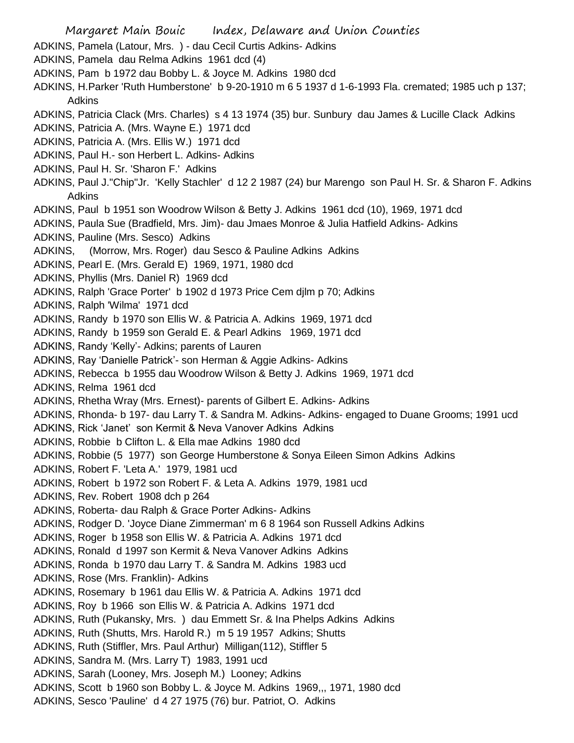ADKINS, Pamela (Latour, Mrs. ) - dau Cecil Curtis Adkins- Adkins
ADKINS, Pamela dau Relma Adkins 1961 dcd (4)
ADKINS, Pam b 1972 dau Bobby L. & Joyce M. Adkins 1980 dcd
ADKINS, H.Parker 'Ruth Humberstone' b 9-20-1910 m 6 5 1937 d 1-6-1993 Fla. cremated; 1985 uch p 137; Adkins
ADKINS, Patricia Clack (Mrs. Charles) s 4 13 1974 (35) bur. Sunbury dau James & Lucille Clack Adkins
ADKINS, Patricia A. (Mrs. Wayne E.) 1971 dcd
ADKINS, Patricia A. (Mrs. Ellis W.) 1971 dcd
ADKINS, Paul H.- son Herbert L. Adkins- Adkins
ADKINS, Paul H. Sr. 'Sharon F.' Adkins
ADKINS, Paul J."Chip"Jr. 'Kelly Stachler' d 12 2 1987 (24) bur Marengo son Paul H. Sr. & Sharon F. Adkins Adkins
ADKINS, Paul b 1951 son Woodrow Wilson & Betty J. Adkins 1961 dcd (10), 1969, 1971 dcd
ADKINS, Paula Sue (Bradfield, Mrs. Jim)- dau Jmaes Monroe & Julia Hatfield Adkins- Adkins
ADKINS, Pauline (Mrs. Sesco) Adkins
ADKINS, (Morrow, Mrs. Roger) dau Sesco & Pauline Adkins Adkins
ADKINS, Pearl E. (Mrs. Gerald E) 1969, 1971, 1980 dcd
ADKINS, Phyllis (Mrs. Daniel R) 1969 dcd
ADKINS, Ralph 'Grace Porter' b 1902 d 1973 Price Cem djlm p 70; Adkins
ADKINS, Ralph 'Wilma' 1971 dcd
ADKINS, Randy b 1970 son Ellis W. & Patricia A. Adkins 1969, 1971 dcd
ADKINS, Randy b 1959 son Gerald E. & Pearl Adkins 1969, 1971 dcd
ADKINS, Randy 'Kelly'- Adkins; parents of Lauren
ADKINS, Ray 'Danielle Patrick'- son Herman & Aggie Adkins- Adkins
ADKINS, Rebecca b 1955 dau Woodrow Wilson & Betty J. Adkins 1969, 1971 dcd
ADKINS, Relma 1961 dcd
ADKINS, Rhetha Wray (Mrs. Ernest)- parents of Gilbert E. Adkins- Adkins
ADKINS, Rhonda- b 197- dau Larry T. & Sandra M. Adkins- Adkins- engaged to Duane Grooms; 1991 ucd
ADKINS, Rick 'Janet' son Kermit & Neva Vanover Adkins Adkins
ADKINS, Robbie b Clifton L. & Ella mae Adkins 1980 dcd
ADKINS, Robbie (5 1977) son George Humberstone & Sonya Eileen Simon Adkins Adkins
ADKINS, Robert F. 'Leta A.' 1979, 1981 ucd
ADKINS, Robert b 1972 son Robert F. & Leta A. Adkins 1979, 1981 ucd
ADKINS, Rev. Robert 1908 dch p 264
ADKINS, Roberta- dau Ralph & Grace Porter Adkins- Adkins
ADKINS, Rodger D. 'Joyce Diane Zimmerman' m 6 8 1964 son Russell Adkins Adkins
ADKINS, Roger b 1958 son Ellis W. & Patricia A. Adkins 1971 dcd
ADKINS, Ronald d 1997 son Kermit & Neva Vanover Adkins Adkins
ADKINS, Ronda b 1970 dau Larry T. & Sandra M. Adkins 1983 ucd
ADKINS, Rose (Mrs. Franklin)- Adkins
ADKINS, Rosemary b 1961 dau Ellis W. & Patricia A. Adkins 1971 dcd
ADKINS, Roy b 1966 son Ellis W. & Patricia A. Adkins 1971 dcd
ADKINS, Ruth (Pukansky, Mrs. ) dau Emmett Sr. & Ina Phelps Adkins Adkins
ADKINS, Ruth (Shutts, Mrs. Harold R.) m 5 19 1957 Adkins; Shutts
ADKINS, Ruth (Stiffler, Mrs. Paul Arthur) Milligan(112), Stiffler 5
ADKINS, Sandra M. (Mrs. Larry T) 1983, 1991 ucd
ADKINS, Sarah (Looney, Mrs. Joseph M.) Looney; Adkins
ADKINS, Scott b 1960 son Bobby L. & Joyce M. Adkins 1969,,, 1971, 1980 dcd
ADKINS, Sesco 'Pauline' d 4 27 1975 (76) bur. Patriot, O. Adkins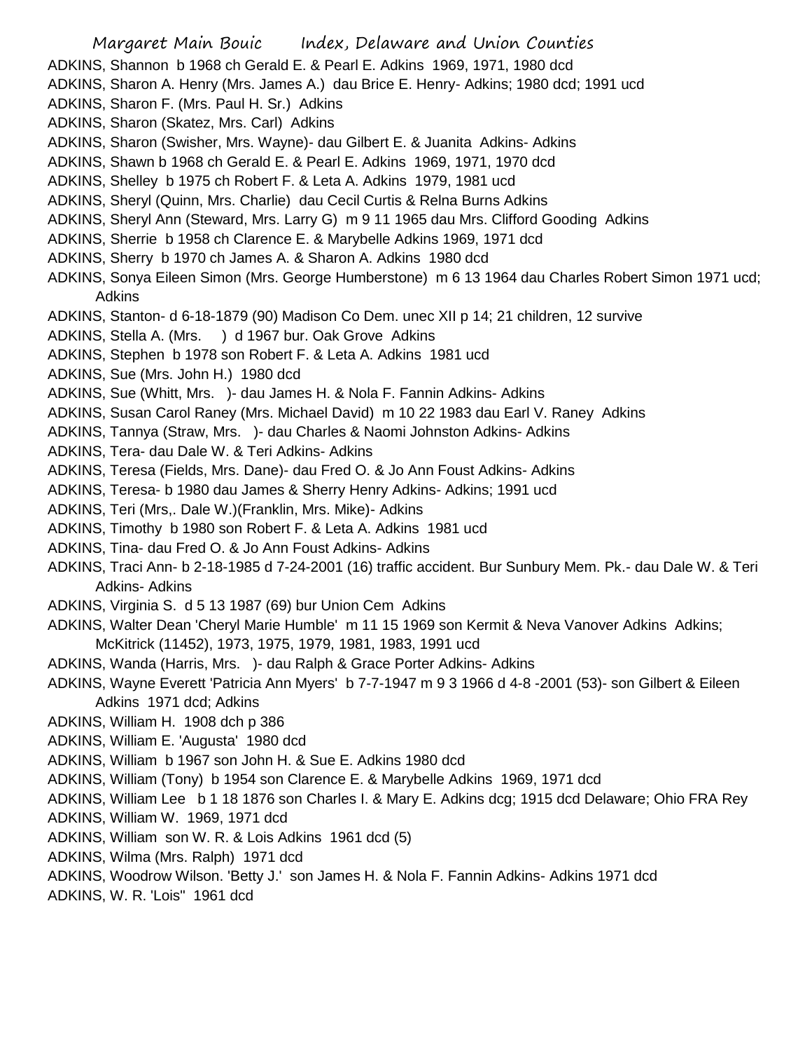ADKINS, Shannon b 1968 ch Gerald E. & Pearl E. Adkins 1969, 1971, 1980 dcd

ADKINS, Sharon A. Henry (Mrs. James A.) dau Brice E. Henry- Adkins; 1980 dcd; 1991 ucd

ADKINS, Sharon F. (Mrs. Paul H. Sr.) Adkins

ADKINS, Sharon (Skatez, Mrs. Carl) Adkins

ADKINS, Sharon (Swisher, Mrs. Wayne)- dau Gilbert E. & Juanita Adkins- Adkins

ADKINS, Shawn b 1968 ch Gerald E. & Pearl E. Adkins 1969, 1971, 1970 dcd

ADKINS, Shelley b 1975 ch Robert F. & Leta A. Adkins 1979, 1981 ucd

ADKINS, Sheryl (Quinn, Mrs. Charlie) dau Cecil Curtis & Relna Burns Adkins

ADKINS, Sheryl Ann (Steward, Mrs. Larry G) m 9 11 1965 dau Mrs. Clifford Gooding Adkins

ADKINS, Sherrie b 1958 ch Clarence E. & Marybelle Adkins 1969, 1971 dcd

ADKINS, Sherry b 1970 ch James A. & Sharon A. Adkins 1980 dcd

ADKINS, Sonya Eileen Simon (Mrs. George Humberstone) m 6 13 1964 dau Charles Robert Simon 1971 ucd; Adkins

ADKINS, Stanton- d 6-18-1879 (90) Madison Co Dem. unec XII p 14; 21 children, 12 survive

ADKINS, Stella A. (Mrs. ) d 1967 bur. Oak Grove Adkins

ADKINS, Stephen b 1978 son Robert F. & Leta A. Adkins 1981 ucd

ADKINS, Sue (Mrs. John H.) 1980 dcd

ADKINS, Sue (Whitt, Mrs. )- dau James H. & Nola F. Fannin Adkins- Adkins

ADKINS, Susan Carol Raney (Mrs. Michael David) m 10 22 1983 dau Earl V. Raney Adkins

ADKINS, Tannya (Straw, Mrs. )- dau Charles & Naomi Johnston Adkins- Adkins

ADKINS, Tera- dau Dale W. & Teri Adkins- Adkins

ADKINS, Teresa (Fields, Mrs. Dane)- dau Fred O. & Jo Ann Foust Adkins- Adkins

ADKINS, Teresa- b 1980 dau James & Sherry Henry Adkins- Adkins; 1991 ucd

ADKINS, Teri (Mrs,. Dale W.)(Franklin, Mrs. Mike)- Adkins

ADKINS, Timothy b 1980 son Robert F. & Leta A. Adkins 1981 ucd

ADKINS, Tina- dau Fred O. & Jo Ann Foust Adkins- Adkins

ADKINS, Traci Ann- b 2-18-1985 d 7-24-2001 (16) traffic accident. Bur Sunbury Mem. Pk.- dau Dale W. & Teri Adkins- Adkins

ADKINS, Virginia S. d 5 13 1987 (69) bur Union Cem Adkins

ADKINS, Walter Dean 'Cheryl Marie Humble' m 11 15 1969 son Kermit & Neva Vanover Adkins Adkins; McKitrick (11452), 1973, 1975, 1979, 1981, 1983, 1991 ucd

ADKINS, Wanda (Harris, Mrs. )- dau Ralph & Grace Porter Adkins- Adkins

ADKINS, Wayne Everett 'Patricia Ann Myers' b 7-7-1947 m 9 3 1966 d 4-8 -2001 (53)- son Gilbert & Eileen Adkins 1971 dcd; Adkins

ADKINS, William H. 1908 dch p 386

ADKINS, William E. 'Augusta' 1980 dcd

ADKINS, William b 1967 son John H. & Sue E. Adkins 1980 dcd

ADKINS, William (Tony) b 1954 son Clarence E. & Marybelle Adkins 1969, 1971 dcd

ADKINS, William Lee b 1 18 1876 son Charles I. & Mary E. Adkins dcg; 1915 dcd Delaware; Ohio FRA Rey

ADKINS, William W. 1969, 1971 dcd

ADKINS, William son W. R. & Lois Adkins 1961 dcd (5)

ADKINS, Wilma (Mrs. Ralph) 1971 dcd

ADKINS, Woodrow Wilson. 'Betty J.' son James H. & Nola F. Fannin Adkins- Adkins 1971 dcd

ADKINS, W. R. 'Lois" 1961 dcd